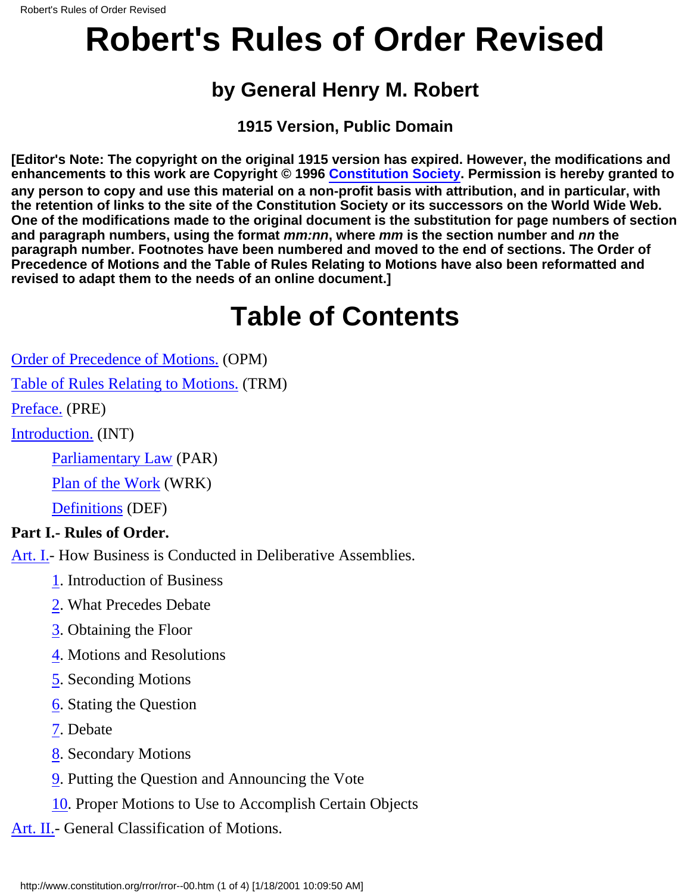# Robert's Rules of Order Revised

## by General Henry M. Robert

### 1915 Version, Public Domain

**[Editor's Note: The copyright on the original 1915 version has expired. However, the modifications and enhancements to this work are Copyright © 1996 Constitution Society. Permission is hereby granted to any person to copy and use this material on a non-profit basis with attribution, and in particular, with the retention of links to the site of the Constitution Society or its successors on the World Wide Web. One of the modifications made to the original document is the substitution for page numbers of section and paragraph numbers, using the format *mm:nn*, where *mm* is the section number and *nn* the paragraph number. Footnotes have been numbered and moved to the end of sections. The Order of Precedence of Motions and the Table of Rules Relating to Motions have also been reformatted and revised to adapt them to the needs of an online document.]**

# Table of Contents

Order of Precedence of Motions. (OPM)

Table of Rules Relating to Motions. (TRM)

Preface. (PRE)

Introduction. (INT)

- Parliamentary Law (PAR)
- Plan of the Work (WRK)
- Definitions (DEF)

**Part I.- Rules of Order.**

Art. I.- How Business is Conducted in Deliberative Assemblies.

- 1. Introduction of Business
- 2. What Precedes Debate
- 3. Obtaining the Floor
- 4. Motions and Resolutions
- 5. Seconding Motions
- 6. Stating the Question
- 7. Debate
- 8. Secondary Motions
- 9. Putting the Question and Announcing the Vote
- 10. Proper Motions to Use to Accomplish Certain Objects

Art. II.- General Classification of Motions.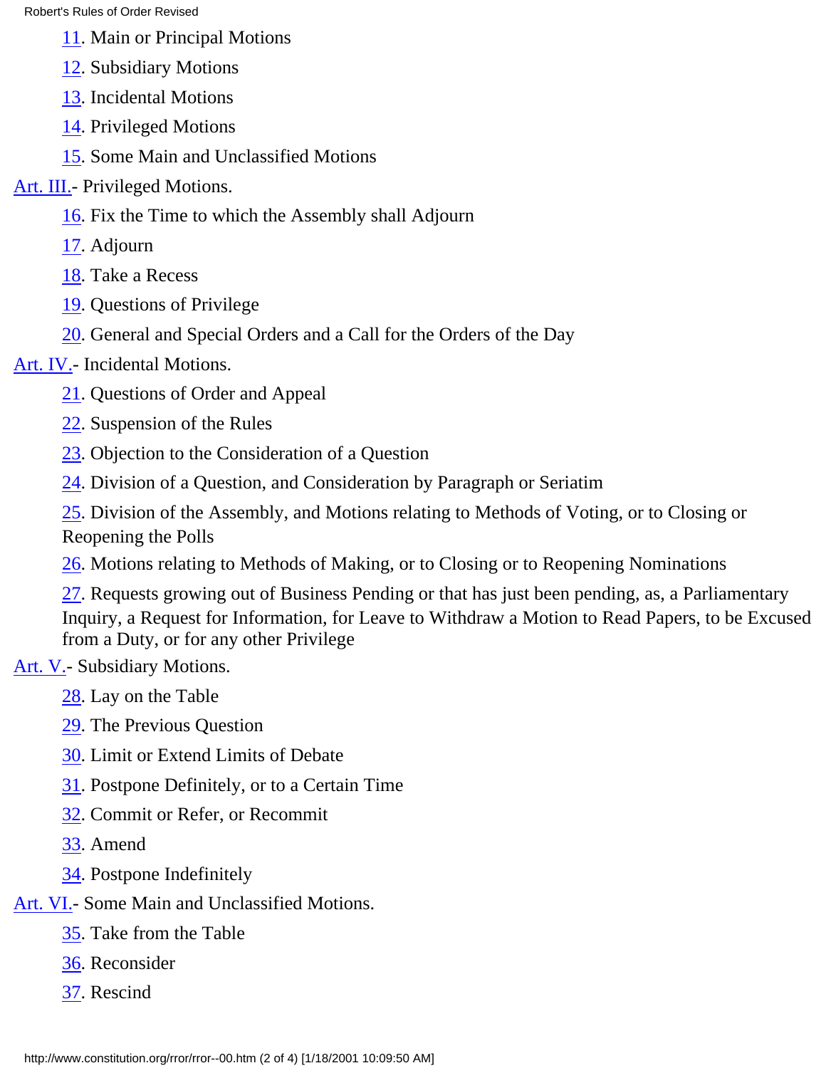- 11. Main or Principal Motions
- 12. Subsidiary Motions
- 13. Incidental Motions
- 14. Privileged Motions
- 15. Some Main and Unclassified Motions

Art. III.- Privileged Motions.

- 16. Fix the Time to which the Assembly shall Adjourn
- 17. Adjourn
- 18. Take a Recess
- 19. Questions of Privilege
- 20. General and Special Orders and a Call for the Orders of the Day

Art. IV.- Incidental Motions.

- 21. Questions of Order and Appeal
- 22. Suspension of the Rules
- 23. Objection to the Consideration of a Question
- 24. Division of a Question, and Consideration by Paragraph or Seriatim
- 25. Division of the Assembly, and Motions relating to Methods of Voting, or to Closing or Reopening the Polls
- 26. Motions relating to Methods of Making, or to Closing or to Reopening Nominations
- 27. Requests growing out of Business Pending or that has just been pending, as, a Parliamentary Inquiry, a Request for Information, for Leave to Withdraw a Motion to Read Papers, to be Excused from a Duty, or for any other Privilege

Art. V.- Subsidiary Motions.

- 28. Lay on the Table
- 29. The Previous Question
- 30. Limit or Extend Limits of Debate
- 31. Postpone Definitely, or to a Certain Time
- 32. Commit or Refer, or Recommit
- 33. Amend
- 34. Postpone Indefinitely

Art. VI.- Some Main and Unclassified Motions.

- 35. Take from the Table
- 36. Reconsider
- 37. Rescind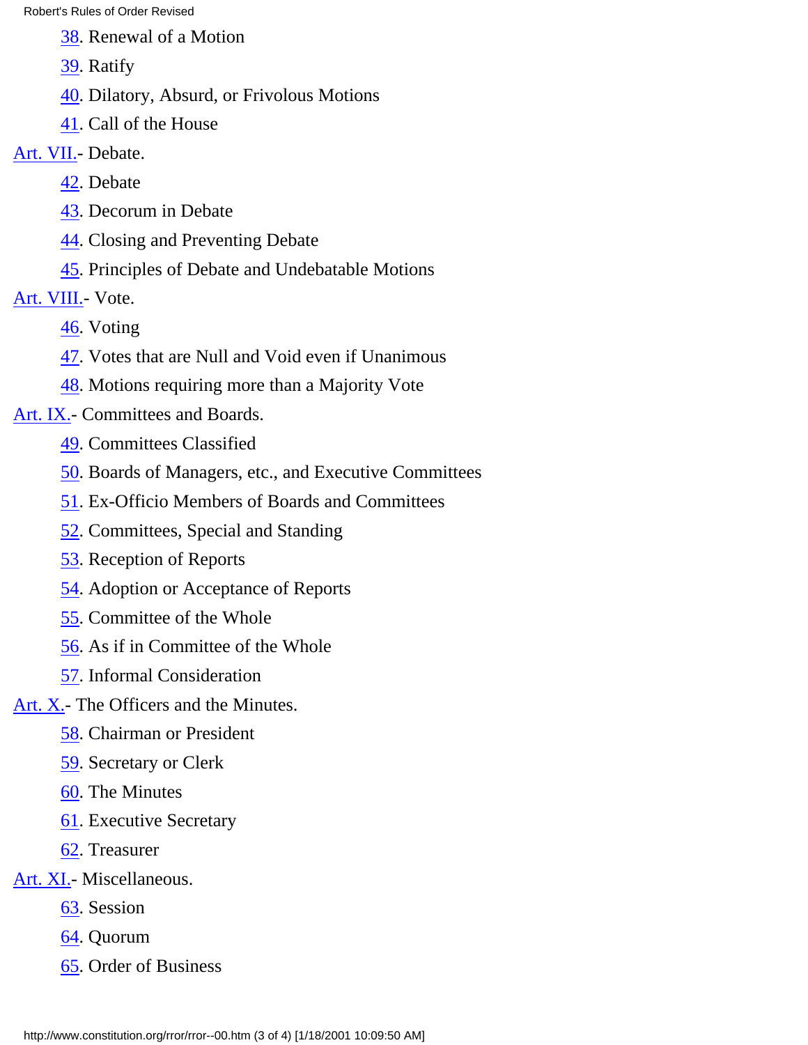38. Renewal of a Motion

39. Ratify

40. Dilatory, Absurd, or Frivolous Motions

41. Call of the House

Art. VII.- Debate.

42. Debate

43. Decorum in Debate

44. Closing and Preventing Debate

45. Principles of Debate and Undebatable Motions

Art. VIII.- Vote.

46. Voting

47. Votes that are Null and Void even if Unanimous

48. Motions requiring more than a Majority Vote

Art. IX.- Committees and Boards.

49. Committees Classified

50. Boards of Managers, etc., and Executive Committees

51. Ex-Officio Members of Boards and Committees

52. Committees, Special and Standing

53. Reception of Reports

54. Adoption or Acceptance of Reports

55. Committee of the Whole

56. As if in Committee of the Whole

57. Informal Consideration

Art. X.- The Officers and the Minutes.

58. Chairman or President

59. Secretary or Clerk

60. The Minutes

61. Executive Secretary

62. Treasurer

Art. XI.- Miscellaneous.

63. Session

64. Quorum

65. Order of Business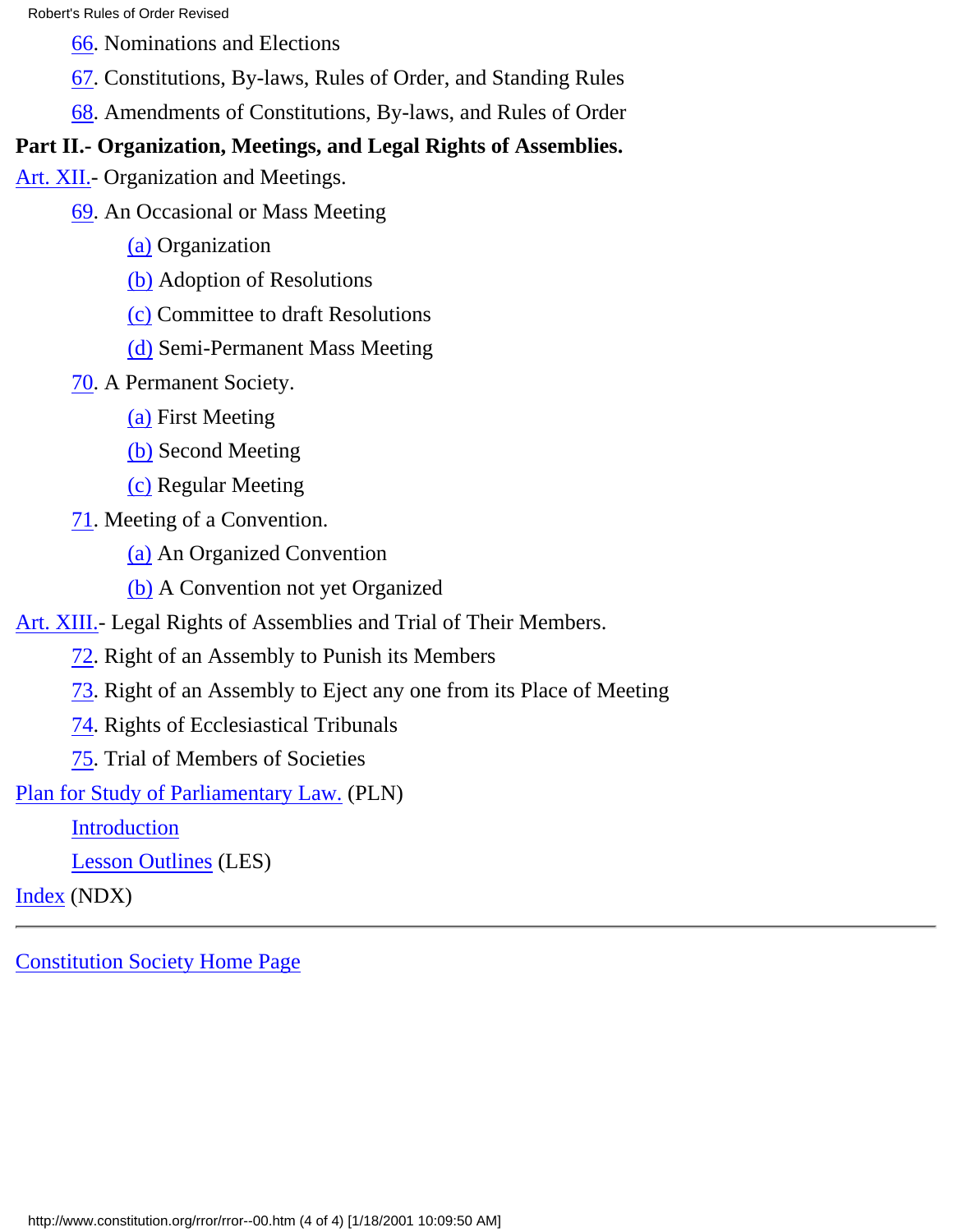66. Nominations and Elections

67. Constitutions, By-laws, Rules of Order, and Standing Rules

68. Amendments of Constitutions, By-laws, and Rules of Order

**Part II.- Organization, Meetings, and Legal Rights of Assemblies.**

Art. XII.- Organization and Meetings.

- 69. An Occasional or Mass Meeting
  - (a) Organization
  - (b) Adoption of Resolutions
  - (c) Committee to draft Resolutions
  - (d) Semi-Permanent Mass Meeting
- 70. A Permanent Society.
  - (a) First Meeting
  - (b) Second Meeting
  - (c) Regular Meeting
- 71. Meeting of a Convention.
  - (a) An Organized Convention
  - (b) A Convention not yet Organized

Art. XIII.- Legal Rights of Assemblies and Trial of Their Members.

- 72. Right of an Assembly to Punish its Members
- 73. Right of an Assembly to Eject any one from its Place of Meeting
- 74. Rights of Ecclesiastical Tribunals
- 75. Trial of Members of Societies

Plan for Study of Parliamentary Law. (PLN)

- Introduction
- Lesson Outlines (LES)

Index (NDX)

---

Constitution Society Home Page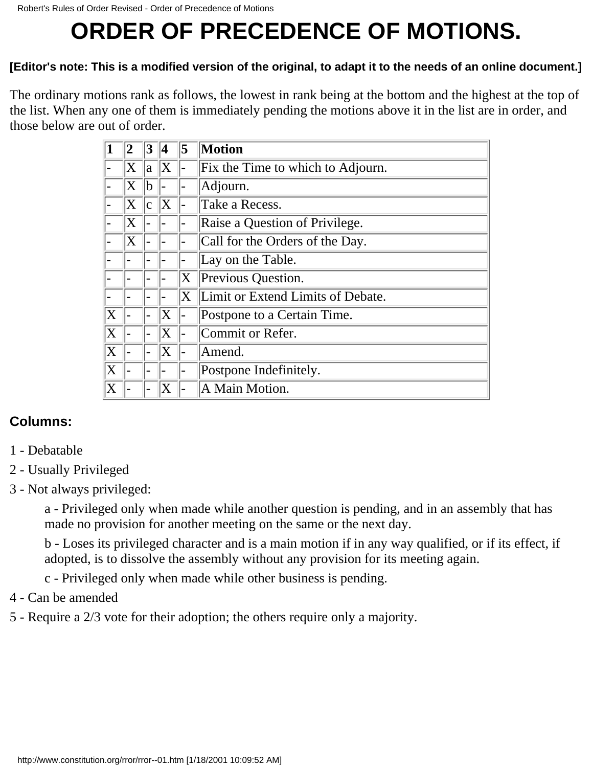# ORDER OF PRECEDENCE OF MOTIONS.

**[Editor's note: This is a modified version of the original, to adapt it to the needs of an online document.]**

The ordinary motions rank as follows, the lowest in rank being at the bottom and the highest at the top of the list. When any one of them is immediately pending the motions above it in the list are in order, and those below are out of order.

| 1 | 2 | 3 | 4 | 5 | Motion |
|---|---|---|---|---|---|
| - | X | a | X | - | Fix the Time to which to Adjourn. |
| - | X | b | - | - | Adjourn. |
| - | X | c | X | - | Take a Recess. |
| - | X | - | - | - | Raise a Question of Privilege. |
| - | X | - | - | - | Call for the Orders of the Day. |
| - | - | - | - | - | Lay on the Table. |
| - | - | - | - | X | Previous Question. |
| - | - | - | - | X | Limit or Extend Limits of Debate. |
| X | - | - | X | - | Postpone to a Certain Time. |
| X | - | - | X | - | Commit or Refer. |
| X | - | - | X | - | Amend. |
| X | - | - | - | - | Postpone Indefinitely. |
| X | - | - | X | - | A Main Motion. |

### Columns:

1 - Debatable

2 - Usually Privileged

3 - Not always privileged:

> a - Privileged only when made while another question is pending, and in an assembly that has made no provision for another meeting on the same or the next day.
>
> b - Loses its privileged character and is a main motion if in any way qualified, or if its effect, if adopted, is to dissolve the assembly without any provision for its meeting again.
>
> c - Privileged only when made while other business is pending.

4 - Can be amended

5 - Require a 2/3 vote for their adoption; the others require only a majority.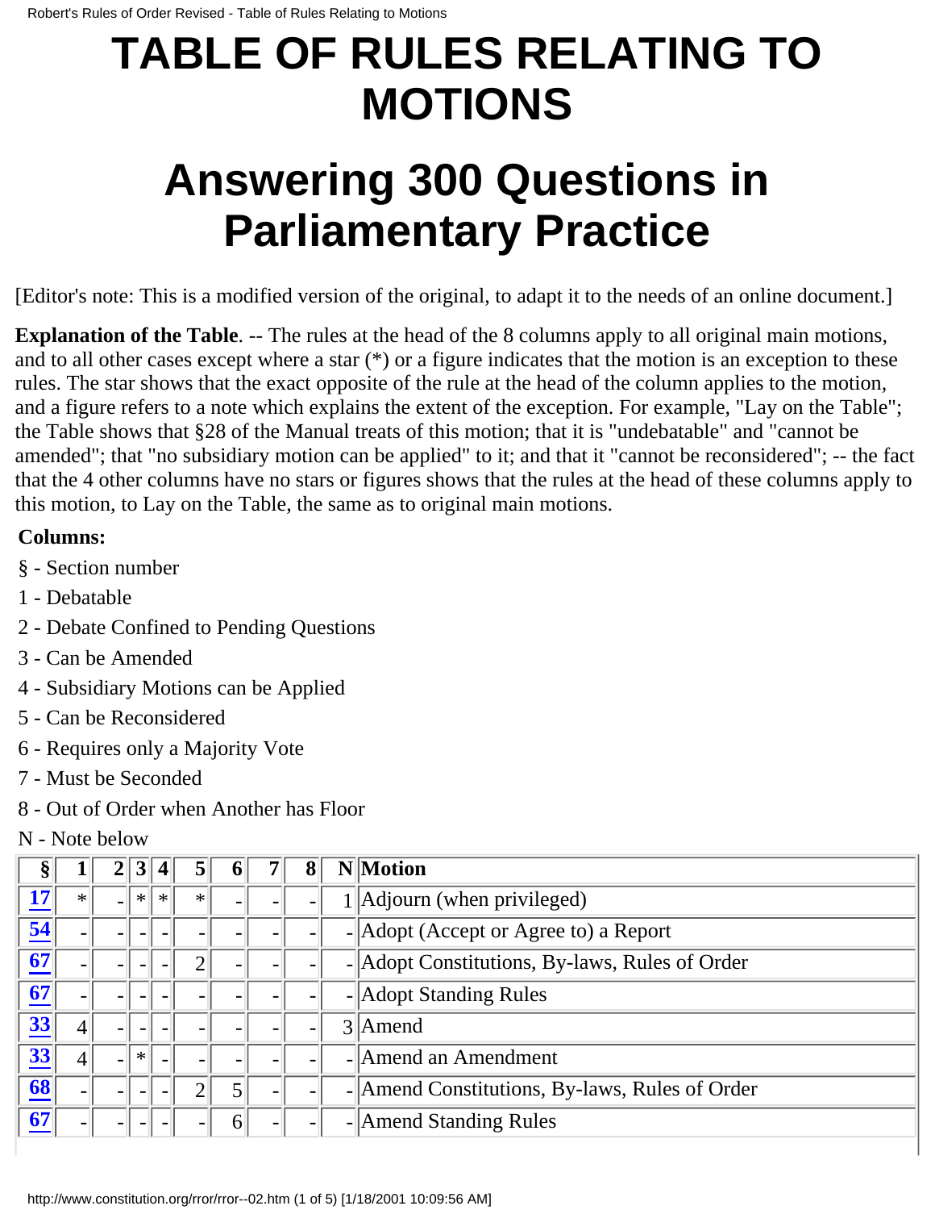# TABLE OF RULES RELATING TO MOTIONS

# Answering 300 Questions in Parliamentary Practice

[Editor's note: This is a modified version of the original, to adapt it to the needs of an online document.]

**Explanation of the Table**. -- The rules at the head of the 8 columns apply to all original main motions, and to all other cases except where a star (*) or a figure indicates that the motion is an exception to these rules. The star shows that the exact opposite of the rule at the head of the column applies to the motion, and a figure refers to a note which explains the extent of the exception. For example, "Lay on the Table"; the Table shows that §28 of the Manual treats of this motion; that it is "undebatable" and "cannot be amended"; that "no subsidiary motion can be applied" to it; and that it "cannot be reconsidered"; -- the fact that the 4 other columns have no stars or figures shows that the rules at the head of these columns apply to this motion, to Lay on the Table, the same as to original main motions.

**Columns:**

§ - Section number

1 - Debatable

2 - Debate Confined to Pending Questions

3 - Can be Amended

4 - Subsidiary Motions can be Applied

5 - Can be Reconsidered

6 - Requires only a Majority Vote

7 - Must be Seconded

8 - Out of Order when Another has Floor

N - Note below

| § | 1 | 2 | 3 | 4 | 5 | 6 | 7 | 8 | N | Motion |
|---|---|---|---|---|---|---|---|---|---|---|
| 17 | * | - | * | * | * | - | - | - | 1 | Adjourn (when privileged) |
| 54 | - | - | - | - | - | - | - | - | - | Adopt (Accept or Agree to) a Report |
| 67 | - | - | - | - | 2 | - | - | - | - | Adopt Constitutions, By-laws, Rules of Order |
| 67 | - | - | - | - | - | - | - | - | - | Adopt Standing Rules |
| 33 | 4 | - | - | - | - | - | - | - | 3 | Amend |
| 33 | 4 | - | * | - | - | - | - | - | - | Amend an Amendment |
| 68 | - | - | - | - | 2 | 5 | - | - | - | Amend Constitutions, By-laws, Rules of Order |
| 67 | - | - | - | - | - | 6 | - | - | - | Amend Standing Rules |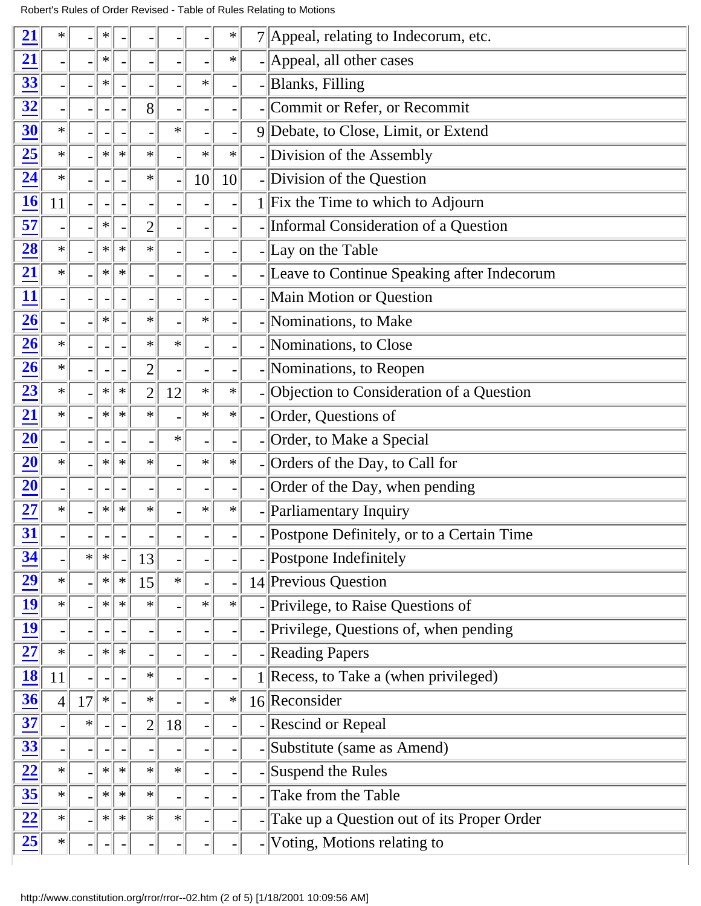| | | | | | | | | | | |
|---|---|---|---|---|---|---|---|---|---|---|
| 21 | * | - | * | - | - | - | - | * | 7 | Appeal, relating to Indecorum, etc. |
| 21 | - | - | * | - | - | - | - | * | - | Appeal, all other cases |
| 33 | - | - | * | - | - | - | * | - | - | Blanks, Filling |
| 32 | - | - | - | - | 8 | - | - | - | - | Commit or Refer, or Recommit |
| 30 | * | - | - | - | - | * | - | - | 9 | Debate, to Close, Limit, or Extend |
| 25 | * | - | * | * | * | - | * | * | - | Division of the Assembly |
| 24 | * | - | - | - | * | - | 10 | 10 | - | Division of the Question |
| 16 | 11 | - | - | - | - | - | - | - | 1 | Fix the Time to which to Adjourn |
| 57 | - | - | * | - | 2 | - | - | - | - | Informal Consideration of a Question |
| 28 | * | - | * | * | * | - | - | - | - | Lay on the Table |
| 21 | * | - | * | * | - | - | - | - | - | Leave to Continue Speaking after Indecorum |
| 11 | - | - | - | - | - | - | - | - | - | Main Motion or Question |
| 26 | - | - | * | - | * | - | * | - | - | Nominations, to Make |
| 26 | * | - | - | - | * | * | - | - | - | Nominations, to Close |
| 26 | * | - | - | - | 2 | - | - | - | - | Nominations, to Reopen |
| 23 | * | - | * | * | 2 | 12 | * | * | - | Objection to Consideration of a Question |
| 21 | * | - | * | * | * | - | * | * | - | Order, Questions of |
| 20 | - | - | - | - | - | * | - | - | - | Order, to Make a Special |
| 20 | * | - | * | * | * | - | * | * | - | Orders of the Day, to Call for |
| 20 | - | - | - | - | - | - | - | - | - | Order of the Day, when pending |
| 27 | * | - | * | * | * | - | * | * | - | Parliamentary Inquiry |
| 31 | - | - | - | - | - | - | - | - | - | Postpone Definitely, or to a Certain Time |
| 34 | - | * | * | - | 13 | - | - | - | - | Postpone Indefinitely |
| 29 | * | - | * | * | 15 | * | - | - | 14 | Previous Question |
| 19 | * | - | * | * | * | - | * | * | - | Privilege, to Raise Questions of |
| 19 | - | - | - | - | - | - | - | - | - | Privilege, Questions of, when pending |
| 27 | * | - | * | * | - | - | - | - | - | Reading Papers |
| 18 | 11 | - | - | - | * | - | - | - | 1 | Recess, to Take a (when privileged) |
| 36 | 4 | 17 | * | - | * | - | - | * | 16 | Reconsider |
| 37 | - | * | - | - | 2 | 18 | - | - | - | Rescind or Repeal |
| 33 | - | - | - | - | - | - | - | - | - | Substitute (same as Amend) |
| 22 | * | - | * | * | * | * | - | - | - | Suspend the Rules |
| 35 | * | - | * | * | * | - | - | - | - | Take from the Table |
| 22 | * | - | * | * | * | * | - | - | - | Take up a Question out of its Proper Order |
| 25 | * | - | - | - | - | - | - | - | - | Voting, Motions relating to |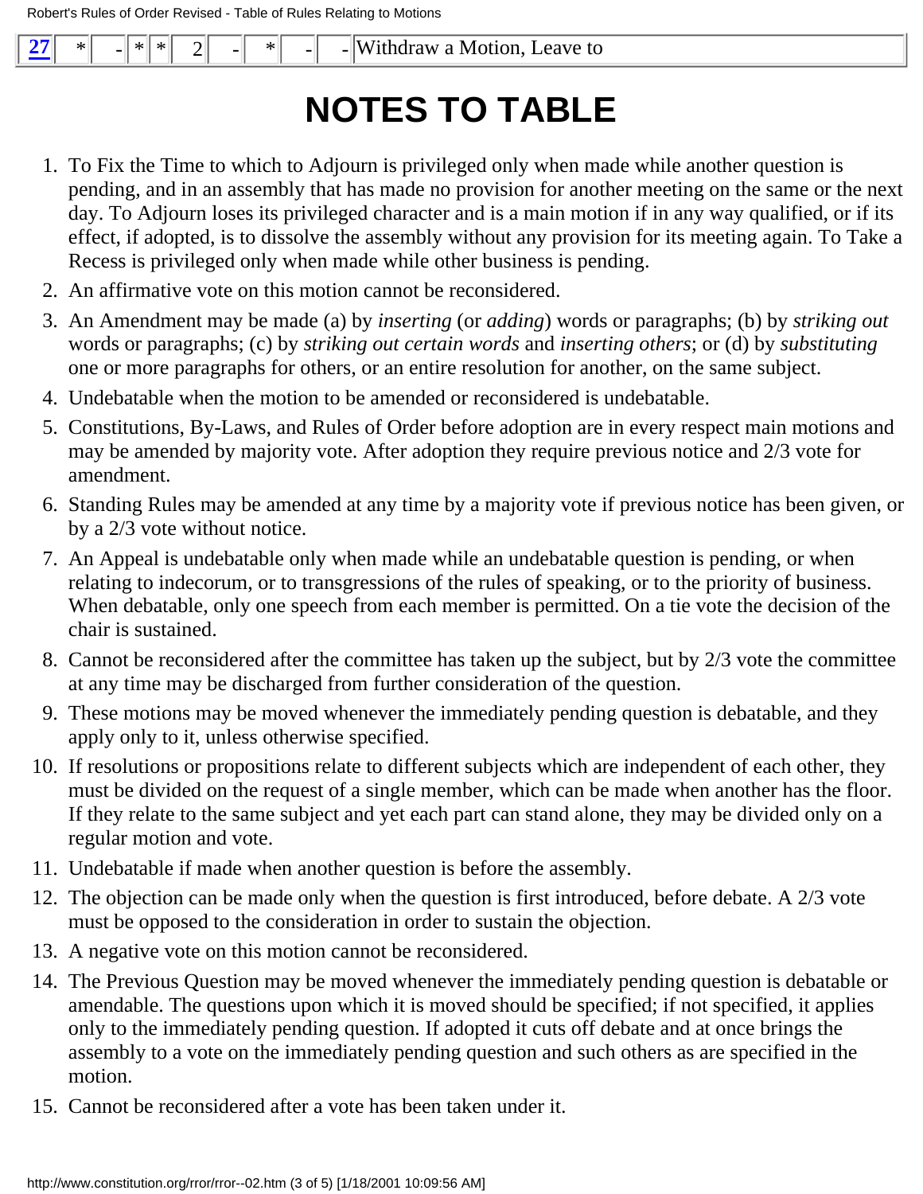| [27] | * | - | * | * | 2 | - | * | - | - | Withdraw a Motion, Leave to |
|---|---|---|---|---|---|---|---|---|---|---|

# NOTES TO TABLE

1. To Fix the Time to which to Adjourn is privileged only when made while another question is pending, and in an assembly that has made no provision for another meeting on the same or the next day. To Adjourn loses its privileged character and is a main motion if in any way qualified, or if its effect, if adopted, is to dissolve the assembly without any provision for its meeting again. To Take a Recess is privileged only when made while other business is pending.
2. An affirmative vote on this motion cannot be reconsidered.
3. An Amendment may be made (a) by *inserting* (or *adding*) words or paragraphs; (b) by *striking out* words or paragraphs; (c) by *striking out certain words* and *inserting others*; or (d) by *substituting* one or more paragraphs for others, or an entire resolution for another, on the same subject.
4. Undebatable when the motion to be amended or reconsidered is undebatable.
5. Constitutions, By-Laws, and Rules of Order before adoption are in every respect main motions and may be amended by majority vote. After adoption they require previous notice and 2/3 vote for amendment.
6. Standing Rules may be amended at any time by a majority vote if previous notice has been given, or by a 2/3 vote without notice.
7. An Appeal is undebatable only when made while an undebatable question is pending, or when relating to indecorum, or to transgressions of the rules of speaking, or to the priority of business. When debatable, only one speech from each member is permitted. On a tie vote the decision of the chair is sustained.
8. Cannot be reconsidered after the committee has taken up the subject, but by 2/3 vote the committee at any time may be discharged from further consideration of the question.
9. These motions may be moved whenever the immediately pending question is debatable, and they apply only to it, unless otherwise specified.
10. If resolutions or propositions relate to different subjects which are independent of each other, they must be divided on the request of a single member, which can be made when another has the floor. If they relate to the same subject and yet each part can stand alone, they may be divided only on a regular motion and vote.
11. Undebatable if made when another question is before the assembly.
12. The objection can be made only when the question is first introduced, before debate. A 2/3 vote must be opposed to the consideration in order to sustain the objection.
13. A negative vote on this motion cannot be reconsidered.
14. The Previous Question may be moved whenever the immediately pending question is debatable or amendable. The questions upon which it is moved should be specified; if not specified, it applies only to the immediately pending question. If adopted it cuts off debate and at once brings the assembly to a vote on the immediately pending question and such others as are specified in the motion.
15. Cannot be reconsidered after a vote has been taken under it.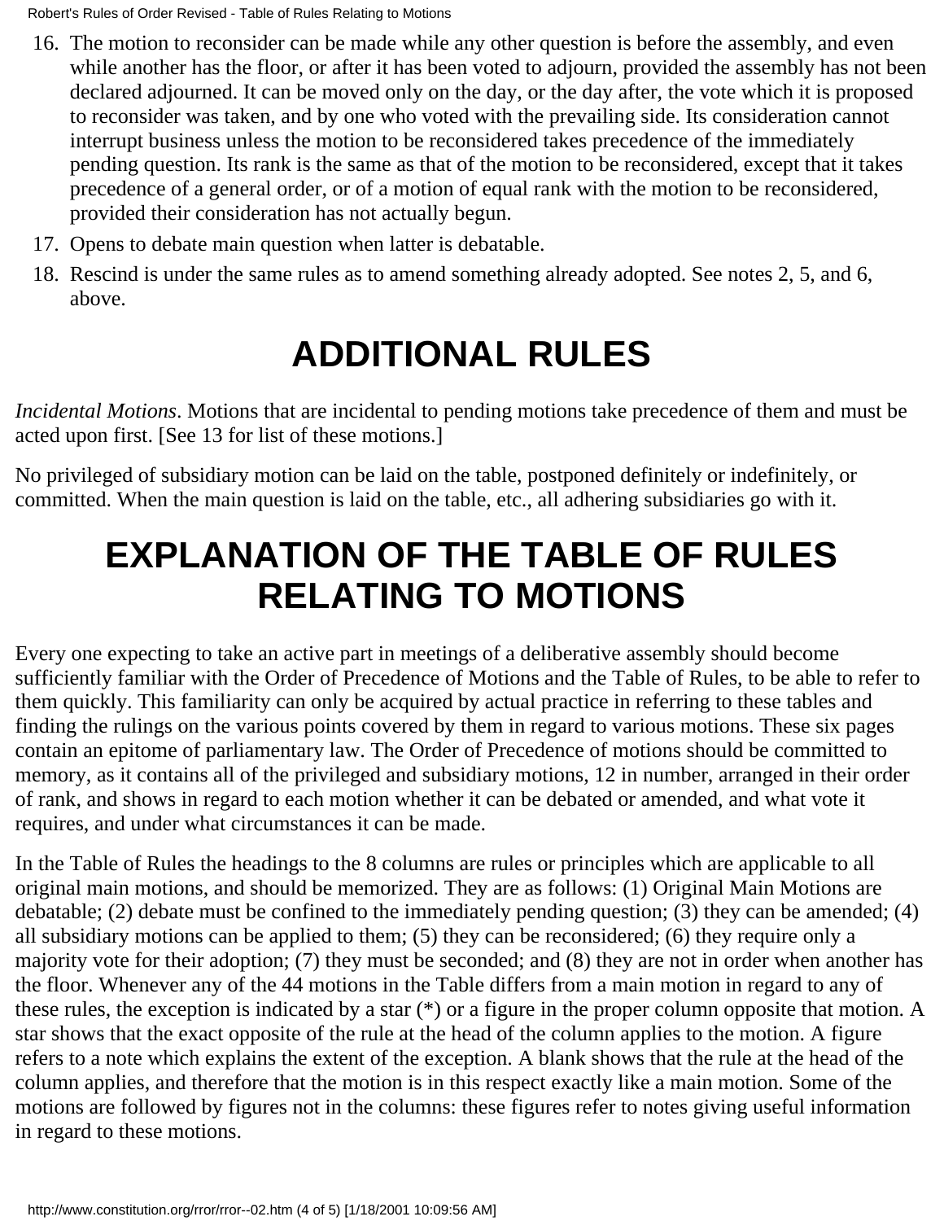16. The motion to reconsider can be made while any other question is before the assembly, and even while another has the floor, or after it has been voted to adjourn, provided the assembly has not been declared adjourned. It can be moved only on the day, or the day after, the vote which it is proposed to reconsider was taken, and by one who voted with the prevailing side. Its consideration cannot interrupt business unless the motion to be reconsidered takes precedence of the immediately pending question. Its rank is the same as that of the motion to be reconsidered, except that it takes precedence of a general order, or of a motion of equal rank with the motion to be reconsidered, provided their consideration has not actually begun.
17. Opens to debate main question when latter is debatable.
18. Rescind is under the same rules as to amend something already adopted. See notes 2, 5, and 6, above.

# ADDITIONAL RULES

*Incidental Motions*. Motions that are incidental to pending motions take precedence of them and must be acted upon first. [See 13 for list of these motions.]

No privileged of subsidiary motion can be laid on the table, postponed definitely or indefinitely, or committed. When the main question is laid on the table, etc., all adhering subsidiaries go with it.

# EXPLANATION OF THE TABLE OF RULES RELATING TO MOTIONS

Every one expecting to take an active part in meetings of a deliberative assembly should become sufficiently familiar with the Order of Precedence of Motions and the Table of Rules, to be able to refer to them quickly. This familiarity can only be acquired by actual practice in referring to these tables and finding the rulings on the various points covered by them in regard to various motions. These six pages contain an epitome of parliamentary law. The Order of Precedence of motions should be committed to memory, as it contains all of the privileged and subsidiary motions, 12 in number, arranged in their order of rank, and shows in regard to each motion whether it can be debated or amended, and what vote it requires, and under what circumstances it can be made.

In the Table of Rules the headings to the 8 columns are rules or principles which are applicable to all original main motions, and should be memorized. They are as follows: (1) Original Main Motions are debatable; (2) debate must be confined to the immediately pending question; (3) they can be amended; (4) all subsidiary motions can be applied to them; (5) they can be reconsidered; (6) they require only a majority vote for their adoption; (7) they must be seconded; and (8) they are not in order when another has the floor. Whenever any of the 44 motions in the Table differs from a main motion in regard to any of these rules, the exception is indicated by a star (*) or a figure in the proper column opposite that motion. A star shows that the exact opposite of the rule at the head of the column applies to the motion. A figure refers to a note which explains the extent of the exception. A blank shows that the rule at the head of the column applies, and therefore that the motion is in this respect exactly like a main motion. Some of the motions are followed by figures not in the columns: these figures refer to notes giving useful information in regard to these motions.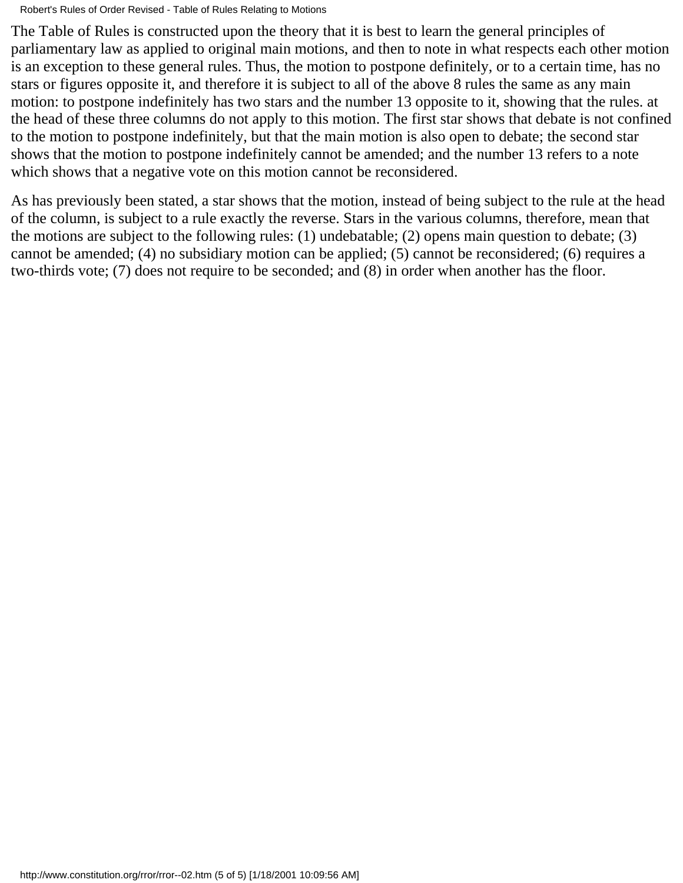The Table of Rules is constructed upon the theory that it is best to learn the general principles of parliamentary law as applied to original main motions, and then to note in what respects each other motion is an exception to these general rules. Thus, the motion to postpone definitely, or to a certain time, has no stars or figures opposite it, and therefore it is subject to all of the above 8 rules the same as any main motion: to postpone indefinitely has two stars and the number 13 opposite to it, showing that the rules. at the head of these three columns do not apply to this motion. The first star shows that debate is not confined to the motion to postpone indefinitely, but that the main motion is also open to debate; the second star shows that the motion to postpone indefinitely cannot be amended; and the number 13 refers to a note which shows that a negative vote on this motion cannot be reconsidered.

As has previously been stated, a star shows that the motion, instead of being subject to the rule at the head of the column, is subject to a rule exactly the reverse. Stars in the various columns, therefore, mean that the motions are subject to the following rules: (1) undebatable; (2) opens main question to debate; (3) cannot be amended; (4) no subsidiary motion can be applied; (5) cannot be reconsidered; (6) requires a two-thirds vote; (7) does not require to be seconded; and (8) in order when another has the floor.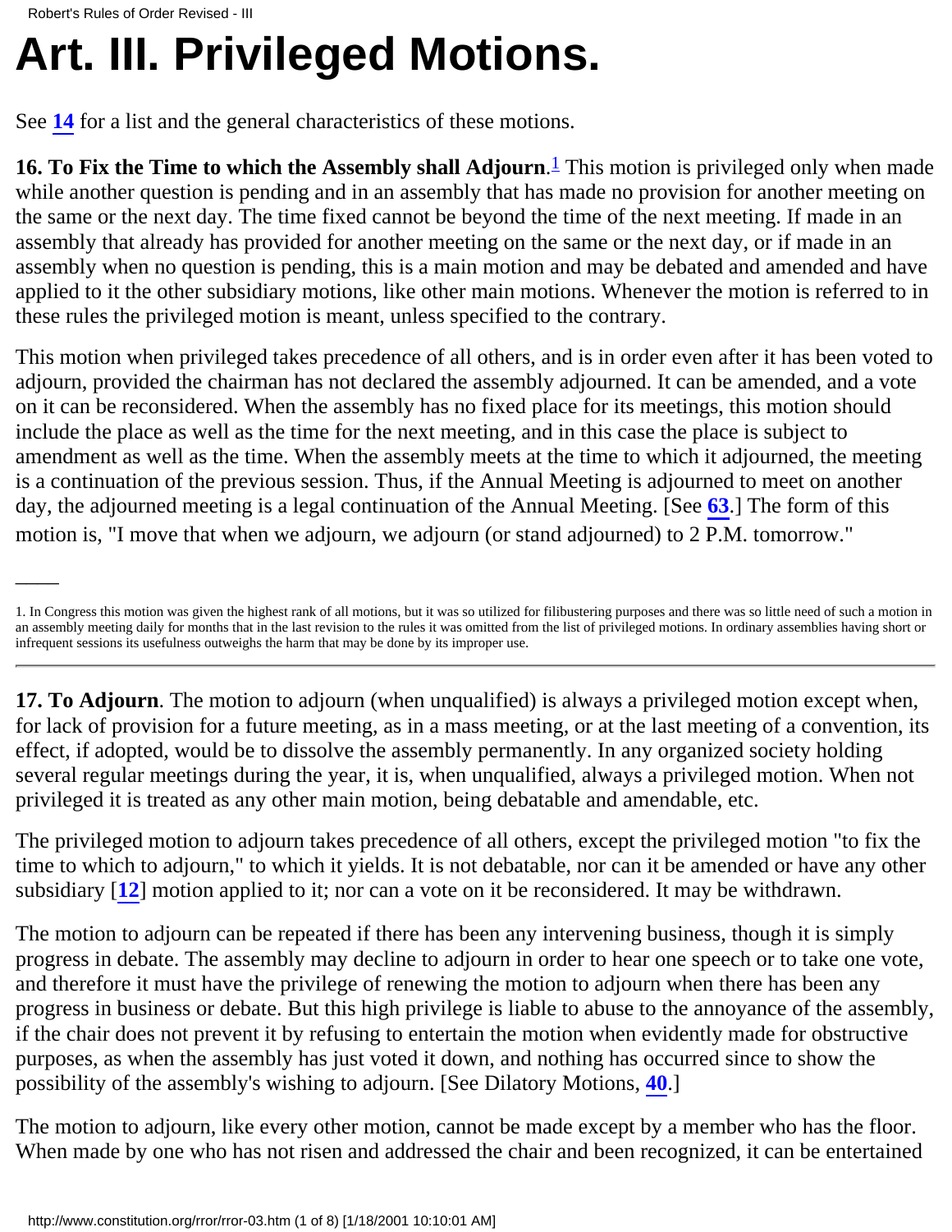# Art. III. Privileged Motions.

See **14** for a list and the general characteristics of these motions.

**16. To Fix the Time to which the Assembly shall Adjourn**.[1] This motion is privileged only when made while another question is pending and in an assembly that has made no provision for another meeting on the same or the next day. The time fixed cannot be beyond the time of the next meeting. If made in an assembly that already has provided for another meeting on the same or the next day, or if made in an assembly when no question is pending, this is a main motion and may be debated and amended and have applied to it the other subsidiary motions, like other main motions. Whenever the motion is referred to in these rules the privileged motion is meant, unless specified to the contrary.

This motion when privileged takes precedence of all others, and is in order even after it has been voted to adjourn, provided the chairman has not declared the assembly adjourned. It can be amended, and a vote on it can be reconsidered. When the assembly has no fixed place for its meetings, this motion should include the place as well as the time for the next meeting, and in this case the place is subject to amendment as well as the time. When the assembly meets at the time to which it adjourned, the meeting is a continuation of the previous session. Thus, if the Annual Meeting is adjourned to meet on another day, the adjourned meeting is a legal continuation of the Annual Meeting. [See **63**.] The form of this motion is, "I move that when we adjourn, we adjourn (or stand adjourned) to 2 P.M. tomorrow."

---

1. In Congress this motion was given the highest rank of all motions, but it was so utilized for filibustering purposes and there was so little need of such a motion in an assembly meeting daily for months that in the last revision to the rules it was omitted from the list of privileged motions. In ordinary assemblies having short or infrequent sessions its usefulness outweighs the harm that may be done by its improper use.

---

**17. To Adjourn**. The motion to adjourn (when unqualified) is always a privileged motion except when, for lack of provision for a future meeting, as in a mass meeting, or at the last meeting of a convention, its effect, if adopted, would be to dissolve the assembly permanently. In any organized society holding several regular meetings during the year, it is, when unqualified, always a privileged motion. When not privileged it is treated as any other main motion, being debatable and amendable, etc.

The privileged motion to adjourn takes precedence of all others, except the privileged motion "to fix the time to which to adjourn," to which it yields. It is not debatable, nor can it be amended or have any other subsidiary [**12**] motion applied to it; nor can a vote on it be reconsidered. It may be withdrawn.

The motion to adjourn can be repeated if there has been any intervening business, though it is simply progress in debate. The assembly may decline to adjourn in order to hear one speech or to take one vote, and therefore it must have the privilege of renewing the motion to adjourn when there has been any progress in business or debate. But this high privilege is liable to abuse to the annoyance of the assembly, if the chair does not prevent it by refusing to entertain the motion when evidently made for obstructive purposes, as when the assembly has just voted it down, and nothing has occurred since to show the possibility of the assembly's wishing to adjourn. [See Dilatory Motions, **40**.]

The motion to adjourn, like every other motion, cannot be made except by a member who has the floor. When made by one who has not risen and addressed the chair and been recognized, it can be entertained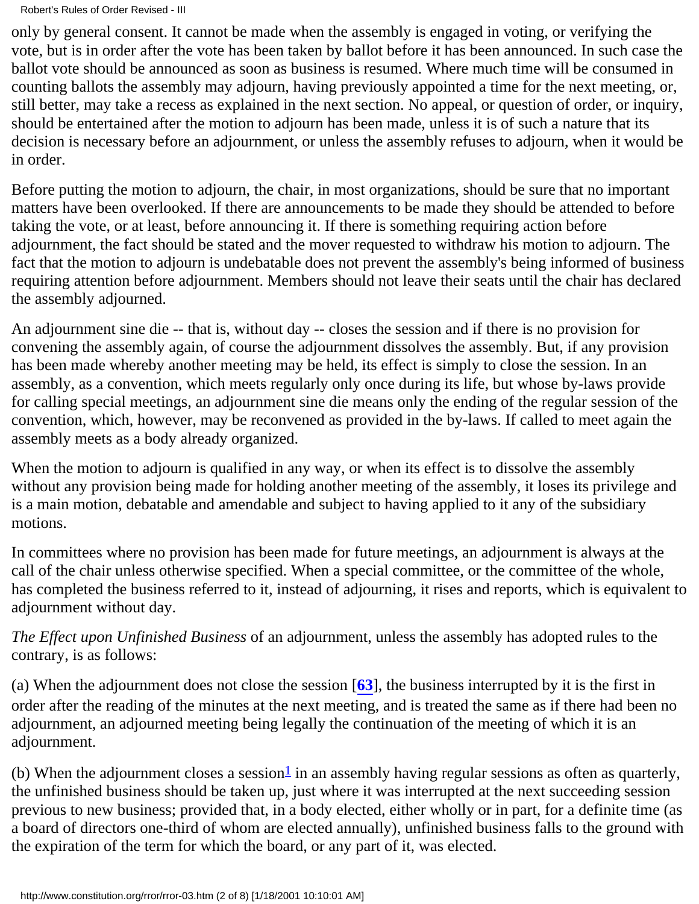only by general consent. It cannot be made when the assembly is engaged in voting, or verifying the vote, but is in order after the vote has been taken by ballot before it has been announced. In such case the ballot vote should be announced as soon as business is resumed. Where much time will be consumed in counting ballots the assembly may adjourn, having previously appointed a time for the next meeting, or, still better, may take a recess as explained in the next section. No appeal, or question of order, or inquiry, should be entertained after the motion to adjourn has been made, unless it is of such a nature that its decision is necessary before an adjournment, or unless the assembly refuses to adjourn, when it would be in order.

Before putting the motion to adjourn, the chair, in most organizations, should be sure that no important matters have been overlooked. If there are announcements to be made they should be attended to before taking the vote, or at least, before announcing it. If there is something requiring action before adjournment, the fact should be stated and the mover requested to withdraw his motion to adjourn. The fact that the motion to adjourn is undebatable does not prevent the assembly's being informed of business requiring attention before adjournment. Members should not leave their seats until the chair has declared the assembly adjourned.

An adjournment sine die -- that is, without day -- closes the session and if there is no provision for convening the assembly again, of course the adjournment dissolves the assembly. But, if any provision has been made whereby another meeting may be held, its effect is simply to close the session. In an assembly, as a convention, which meets regularly only once during its life, but whose by-laws provide for calling special meetings, an adjournment sine die means only the ending of the regular session of the convention, which, however, may be reconvened as provided in the by-laws. If called to meet again the assembly meets as a body already organized.

When the motion to adjourn is qualified in any way, or when its effect is to dissolve the assembly without any provision being made for holding another meeting of the assembly, it loses its privilege and is a main motion, debatable and amendable and subject to having applied to it any of the subsidiary motions.

In committees where no provision has been made for future meetings, an adjournment is always at the call of the chair unless otherwise specified. When a special committee, or the committee of the whole, has completed the business referred to it, instead of adjourning, it rises and reports, which is equivalent to adjournment without day.

*The Effect upon Unfinished Business* of an adjournment, unless the assembly has adopted rules to the contrary, is as follows:

(a) When the adjournment does not close the session [**63**], the business interrupted by it is the first in order after the reading of the minutes at the next meeting, and is treated the same as if there had been no adjournment, an adjourned meeting being legally the continuation of the meeting of which it is an adjournment.

(b) When the adjournment closes a session[1] in an assembly having regular sessions as often as quarterly, the unfinished business should be taken up, just where it was interrupted at the next succeeding session previous to new business; provided that, in a body elected, either wholly or in part, for a definite time (as a board of directors one-third of whom are elected annually), unfinished business falls to the ground with the expiration of the term for which the board, or any part of it, was elected.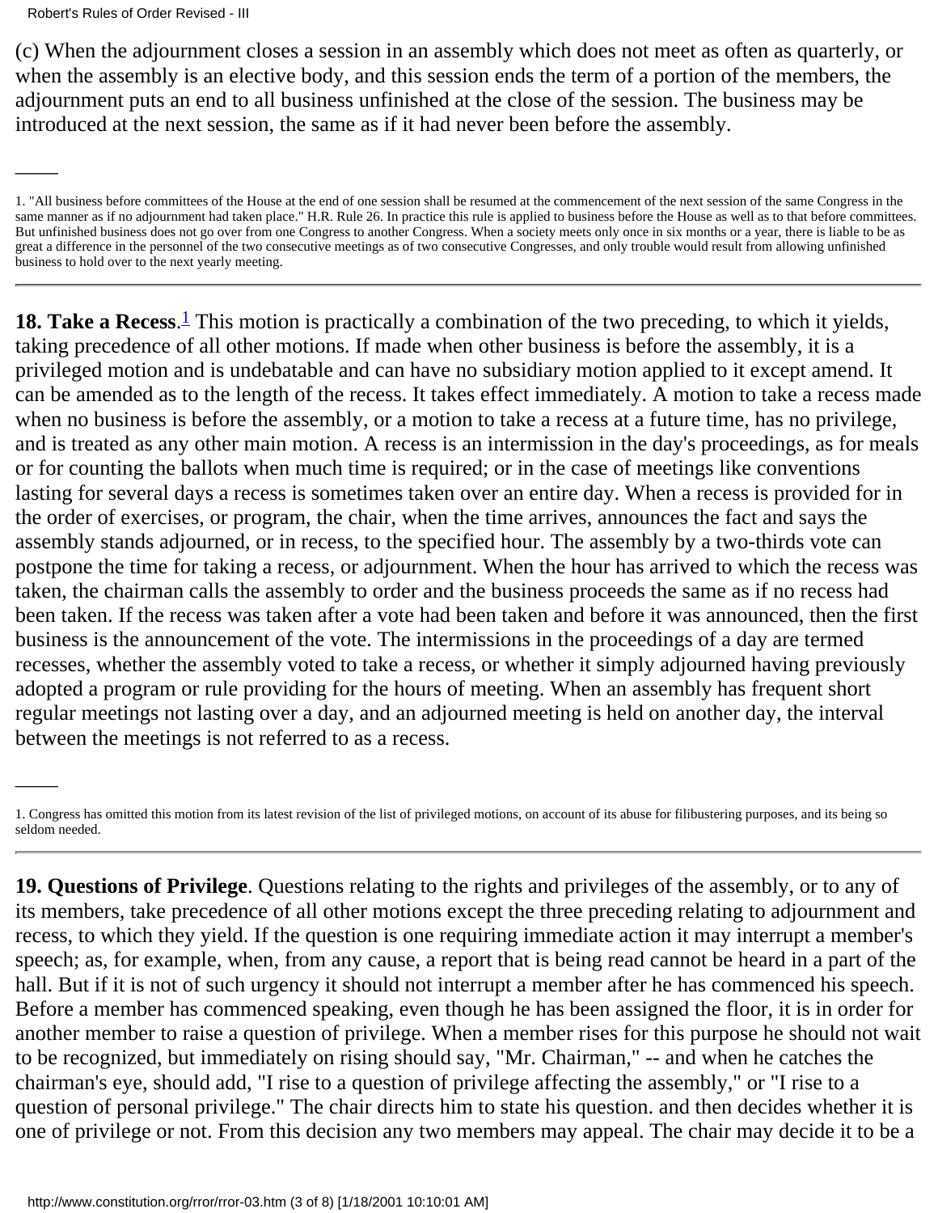(c) When the adjournment closes a session in an assembly which does not meet as often as quarterly, or when the assembly is an elective body, and this session ends the term of a portion of the members, the adjournment puts an end to all business unfinished at the close of the session. The business may be introduced at the next session, the same as if it had never been before the assembly.

---

1. "All business before committees of the House at the end of one session shall be resumed at the commencement of the next session of the same Congress in the same manner as if no adjournment had taken place." H.R. Rule 26. In practice this rule is applied to business before the House as well as to that before committees. But unfinished business does not go over from one Congress to another Congress. When a society meets only once in six months or a year, there is liable to be as great a difference in the personnel of the two consecutive meetings as of two consecutive Congresses, and only trouble would result from allowing unfinished business to hold over to the next yearly meeting.

---

**18. Take a Recess**.[1] This motion is practically a combination of the two preceding, to which it yields, taking precedence of all other motions. If made when other business is before the assembly, it is a privileged motion and is undebatable and can have no subsidiary motion applied to it except amend. It can be amended as to the length of the recess. It takes effect immediately. A motion to take a recess made when no business is before the assembly, or a motion to take a recess at a future time, has no privilege, and is treated as any other main motion. A recess is an intermission in the day's proceedings, as for meals or for counting the ballots when much time is required; or in the case of meetings like conventions lasting for several days a recess is sometimes taken over an entire day. When a recess is provided for in the order of exercises, or program, the chair, when the time arrives, announces the fact and says the assembly stands adjourned, or in recess, to the specified hour. The assembly by a two-thirds vote can postpone the time for taking a recess, or adjournment. When the hour has arrived to which the recess was taken, the chairman calls the assembly to order and the business proceeds the same as if no recess had been taken. If the recess was taken after a vote had been taken and before it was announced, then the first business is the announcement of the vote. The intermissions in the proceedings of a day are termed recesses, whether the assembly voted to take a recess, or whether it simply adjourned having previously adopted a program or rule providing for the hours of meeting. When an assembly has frequent short regular meetings not lasting over a day, and an adjourned meeting is held on another day, the interval between the meetings is not referred to as a recess.

---

1. Congress has omitted this motion from its latest revision of the list of privileged motions, on account of its abuse for filibustering purposes, and its being so seldom needed.

---

**19. Questions of Privilege**. Questions relating to the rights and privileges of the assembly, or to any of its members, take precedence of all other motions except the three preceding relating to adjournment and recess, to which they yield. If the question is one requiring immediate action it may interrupt a member's speech; as, for example, when, from any cause, a report that is being read cannot be heard in a part of the hall. But if it is not of such urgency it should not interrupt a member after he has commenced his speech. Before a member has commenced speaking, even though he has been assigned the floor, it is in order for another member to raise a question of privilege. When a member rises for this purpose he should not wait to be recognized, but immediately on rising should say, "Mr. Chairman," -- and when he catches the chairman's eye, should add, "I rise to a question of privilege affecting the assembly," or "I rise to a question of personal privilege." The chair directs him to state his question. and then decides whether it is one of privilege or not. From this decision any two members may appeal. The chair may decide it to be a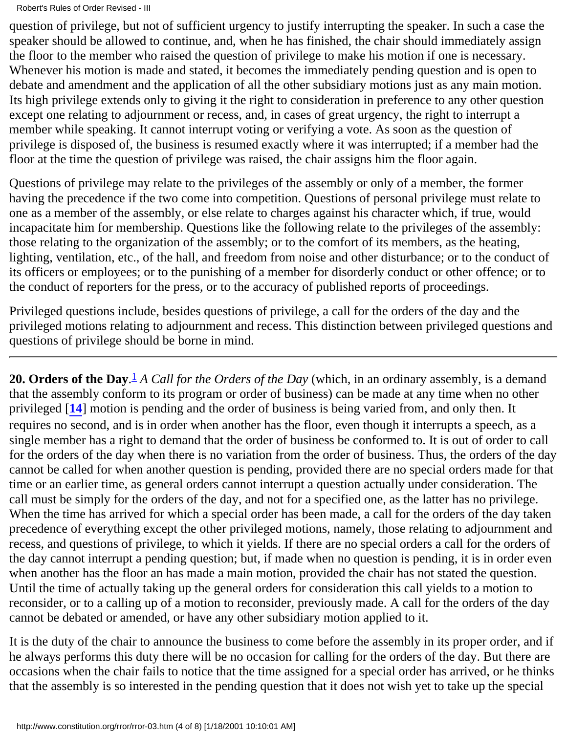question of privilege, but not of sufficient urgency to justify interrupting the speaker. In such a case the speaker should be allowed to continue, and, when he has finished, the chair should immediately assign the floor to the member who raised the question of privilege to make his motion if one is necessary. Whenever his motion is made and stated, it becomes the immediately pending question and is open to debate and amendment and the application of all the other subsidiary motions just as any main motion. Its high privilege extends only to giving it the right to consideration in preference to any other question except one relating to adjournment or recess, and, in cases of great urgency, the right to interrupt a member while speaking. It cannot interrupt voting or verifying a vote. As soon as the question of privilege is disposed of, the business is resumed exactly where it was interrupted; if a member had the floor at the time the question of privilege was raised, the chair assigns him the floor again.

Questions of privilege may relate to the privileges of the assembly or only of a member, the former having the precedence if the two come into competition. Questions of personal privilege must relate to one as a member of the assembly, or else relate to charges against his character which, if true, would incapacitate him for membership. Questions like the following relate to the privileges of the assembly: those relating to the organization of the assembly; or to the comfort of its members, as the heating, lighting, ventilation, etc., of the hall, and freedom from noise and other disturbance; or to the conduct of its officers or employees; or to the punishing of a member for disorderly conduct or other offence; or to the conduct of reporters for the press, or to the accuracy of published reports of proceedings.

Privileged questions include, besides questions of privilege, a call for the orders of the day and the privileged motions relating to adjournment and recess. This distinction between privileged questions and questions of privilege should be borne in mind.

---

**20. Orders of the Day**.[1] *A Call for the Orders of the Day* (which, in an ordinary assembly, is a demand that the assembly conform to its program or order of business) can be made at any time when no other privileged [**14**] motion is pending and the order of business is being varied from, and only then. It requires no second, and is in order when another has the floor, even though it interrupts a speech, as a single member has a right to demand that the order of business be conformed to. It is out of order to call for the orders of the day when there is no variation from the order of business. Thus, the orders of the day cannot be called for when another question is pending, provided there are no special orders made for that time or an earlier time, as general orders cannot interrupt a question actually under consideration. The call must be simply for the orders of the day, and not for a specified one, as the latter has no privilege. When the time has arrived for which a special order has been made, a call for the orders of the day taken precedence of everything except the other privileged motions, namely, those relating to adjournment and recess, and questions of privilege, to which it yields. If there are no special orders a call for the orders of the day cannot interrupt a pending question; but, if made when no question is pending, it is in order even when another has the floor an has made a main motion, provided the chair has not stated the question. Until the time of actually taking up the general orders for consideration this call yields to a motion to reconsider, or to a calling up of a motion to reconsider, previously made. A call for the orders of the day cannot be debated or amended, or have any other subsidiary motion applied to it.

It is the duty of the chair to announce the business to come before the assembly in its proper order, and if he always performs this duty there will be no occasion for calling for the orders of the day. But there are occasions when the chair fails to notice that the time assigned for a special order has arrived, or he thinks that the assembly is so interested in the pending question that it does not wish yet to take up the special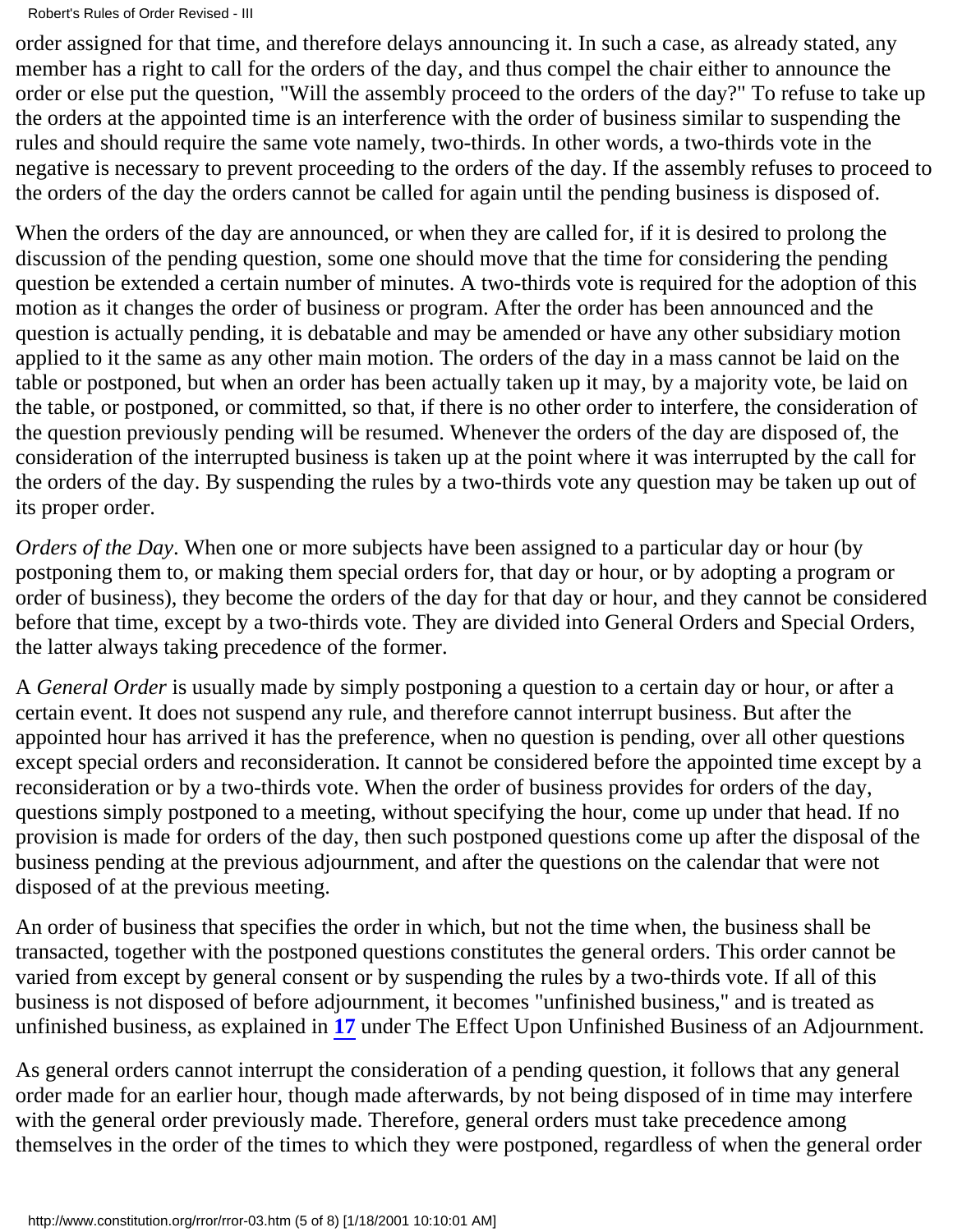order assigned for that time, and therefore delays announcing it. In such a case, as already stated, any member has a right to call for the orders of the day, and thus compel the chair either to announce the order or else put the question, "Will the assembly proceed to the orders of the day?" To refuse to take up the orders at the appointed time is an interference with the order of business similar to suspending the rules and should require the same vote namely, two-thirds. In other words, a two-thirds vote in the negative is necessary to prevent proceeding to the orders of the day. If the assembly refuses to proceed to the orders of the day the orders cannot be called for again until the pending business is disposed of.

When the orders of the day are announced, or when they are called for, if it is desired to prolong the discussion of the pending question, some one should move that the time for considering the pending question be extended a certain number of minutes. A two-thirds vote is required for the adoption of this motion as it changes the order of business or program. After the order has been announced and the question is actually pending, it is debatable and may be amended or have any other subsidiary motion applied to it the same as any other main motion. The orders of the day in a mass cannot be laid on the table or postponed, but when an order has been actually taken up it may, by a majority vote, be laid on the table, or postponed, or committed, so that, if there is no other order to interfere, the consideration of the question previously pending will be resumed. Whenever the orders of the day are disposed of, the consideration of the interrupted business is taken up at the point where it was interrupted by the call for the orders of the day. By suspending the rules by a two-thirds vote any question may be taken up out of its proper order.

*Orders of the Day*. When one or more subjects have been assigned to a particular day or hour (by postponing them to, or making them special orders for, that day or hour, or by adopting a program or order of business), they become the orders of the day for that day or hour, and they cannot be considered before that time, except by a two-thirds vote. They are divided into General Orders and Special Orders, the latter always taking precedence of the former.

A *General Order* is usually made by simply postponing a question to a certain day or hour, or after a certain event. It does not suspend any rule, and therefore cannot interrupt business. But after the appointed hour has arrived it has the preference, when no question is pending, over all other questions except special orders and reconsideration. It cannot be considered before the appointed time except by a reconsideration or by a two-thirds vote. When the order of business provides for orders of the day, questions simply postponed to a meeting, without specifying the hour, come up under that head. If no provision is made for orders of the day, then such postponed questions come up after the disposal of the business pending at the previous adjournment, and after the questions on the calendar that were not disposed of at the previous meeting.

An order of business that specifies the order in which, but not the time when, the business shall be transacted, together with the postponed questions constitutes the general orders. This order cannot be varied from except by general consent or by suspending the rules by a two-thirds vote. If all of this business is not disposed of before adjournment, it becomes "unfinished business," and is treated as unfinished business, as explained in **17** under The Effect Upon Unfinished Business of an Adjournment.

As general orders cannot interrupt the consideration of a pending question, it follows that any general order made for an earlier hour, though made afterwards, by not being disposed of in time may interfere with the general order previously made. Therefore, general orders must take precedence among themselves in the order of the times to which they were postponed, regardless of when the general order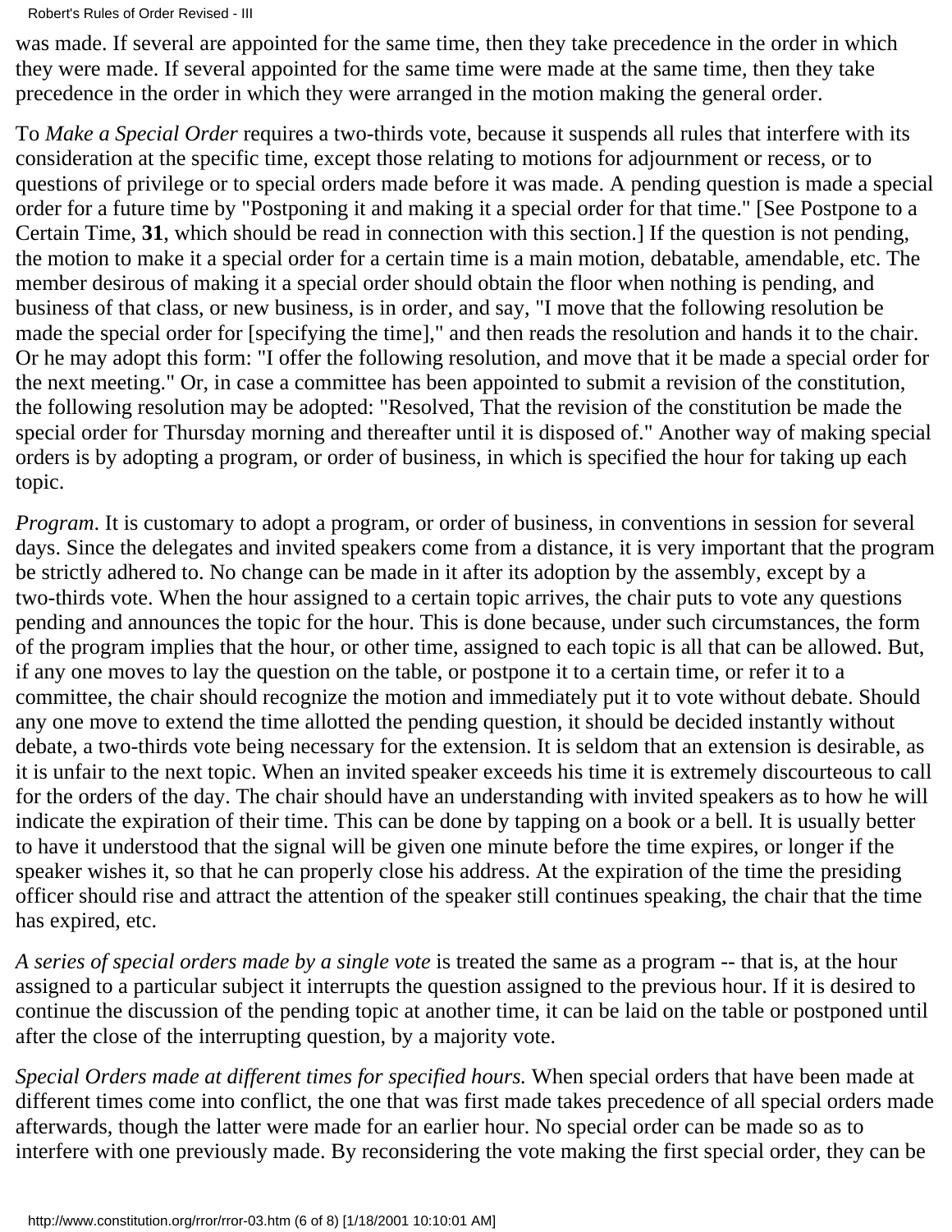was made. If several are appointed for the same time, then they take precedence in the order in which they were made. If several appointed for the same time were made at the same time, then they take precedence in the order in which they were arranged in the motion making the general order.

To *Make a Special Order* requires a two-thirds vote, because it suspends all rules that interfere with its consideration at the specific time, except those relating to motions for adjournment or recess, or to questions of privilege or to special orders made before it was made. A pending question is made a special order for a future time by "Postponing it and making it a special order for that time." [See Postpone to a Certain Time, **31**, which should be read in connection with this section.] If the question is not pending, the motion to make it a special order for a certain time is a main motion, debatable, amendable, etc. The member desirous of making it a special order should obtain the floor when nothing is pending, and business of that class, or new business, is in order, and say, "I move that the following resolution be made the special order for [specifying the time]," and then reads the resolution and hands it to the chair. Or he may adopt this form: "I offer the following resolution, and move that it be made a special order for the next meeting." Or, in case a committee has been appointed to submit a revision of the constitution, the following resolution may be adopted: "Resolved, That the revision of the constitution be made the special order for Thursday morning and thereafter until it is disposed of." Another way of making special orders is by adopting a program, or order of business, in which is specified the hour for taking up each topic.

*Program*. It is customary to adopt a program, or order of business, in conventions in session for several days. Since the delegates and invited speakers come from a distance, it is very important that the program be strictly adhered to. No change can be made in it after its adoption by the assembly, except by a two-thirds vote. When the hour assigned to a certain topic arrives, the chair puts to vote any questions pending and announces the topic for the hour. This is done because, under such circumstances, the form of the program implies that the hour, or other time, assigned to each topic is all that can be allowed. But, if any one moves to lay the question on the table, or postpone it to a certain time, or refer it to a committee, the chair should recognize the motion and immediately put it to vote without debate. Should any one move to extend the time allotted the pending question, it should be decided instantly without debate, a two-thirds vote being necessary for the extension. It is seldom that an extension is desirable, as it is unfair to the next topic. When an invited speaker exceeds his time it is extremely discourteous to call for the orders of the day. The chair should have an understanding with invited speakers as to how he will indicate the expiration of their time. This can be done by tapping on a book or a bell. It is usually better to have it understood that the signal will be given one minute before the time expires, or longer if the speaker wishes it, so that he can properly close his address. At the expiration of the time the presiding officer should rise and attract the attention of the speaker still continues speaking, the chair that the time has expired, etc.

*A series of special orders made by a single vote* is treated the same as a program -- that is, at the hour assigned to a particular subject it interrupts the question assigned to the previous hour. If it is desired to continue the discussion of the pending topic at another time, it can be laid on the table or postponed until after the close of the interrupting question, by a majority vote.

*Special Orders made at different times for specified hours.* When special orders that have been made at different times come into conflict, the one that was first made takes precedence of all special orders made afterwards, though the latter were made for an earlier hour. No special order can be made so as to interfere with one previously made. By reconsidering the vote making the first special order, they can be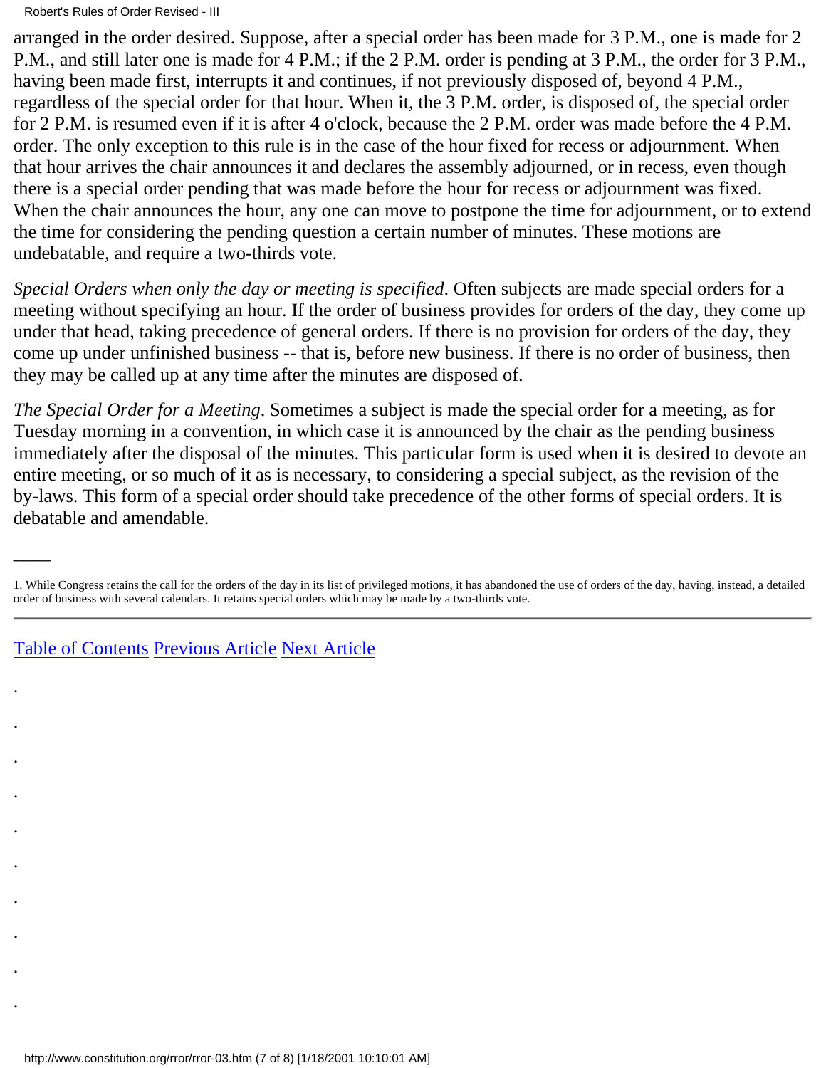arranged in the order desired. Suppose, after a special order has been made for 3 P.M., one is made for 2 P.M., and still later one is made for 4 P.M.; if the 2 P.M. order is pending at 3 P.M., the order for 3 P.M., having been made first, interrupts it and continues, if not previously disposed of, beyond 4 P.M., regardless of the special order for that hour. When it, the 3 P.M. order, is disposed of, the special order for 2 P.M. is resumed even if it is after 4 o'clock, because the 2 P.M. order was made before the 4 P.M. order. The only exception to this rule is in the case of the hour fixed for recess or adjournment. When that hour arrives the chair announces it and declares the assembly adjourned, or in recess, even though there is a special order pending that was made before the hour for recess or adjournment was fixed. When the chair announces the hour, any one can move to postpone the time for adjournment, or to extend the time for considering the pending question a certain number of minutes. These motions are undebatable, and require a two-thirds vote.

*Special Orders when only the day or meeting is specified*. Often subjects are made special orders for a meeting without specifying an hour. If the order of business provides for orders of the day, they come up under that head, taking precedence of general orders. If there is no provision for orders of the day, they come up under unfinished business -- that is, before new business. If there is no order of business, then they may be called up at any time after the minutes are disposed of.

*The Special Order for a Meeting*. Sometimes a subject is made the special order for a meeting, as for Tuesday morning in a convention, in which case it is announced by the chair as the pending business immediately after the disposal of the minutes. This particular form is used when it is desired to devote an entire meeting, or so much of it as is necessary, to considering a special subject, as the revision of the by-laws. This form of a special order should take precedence of the other forms of special orders. It is debatable and amendable.

---

1. While Congress retains the call for the orders of the day in its list of privileged motions, it has abandoned the use of orders of the day, having, instead, a detailed order of business with several calendars. It retains special orders which may be made by a two-thirds vote.

---

Table of Contents Previous Article Next Article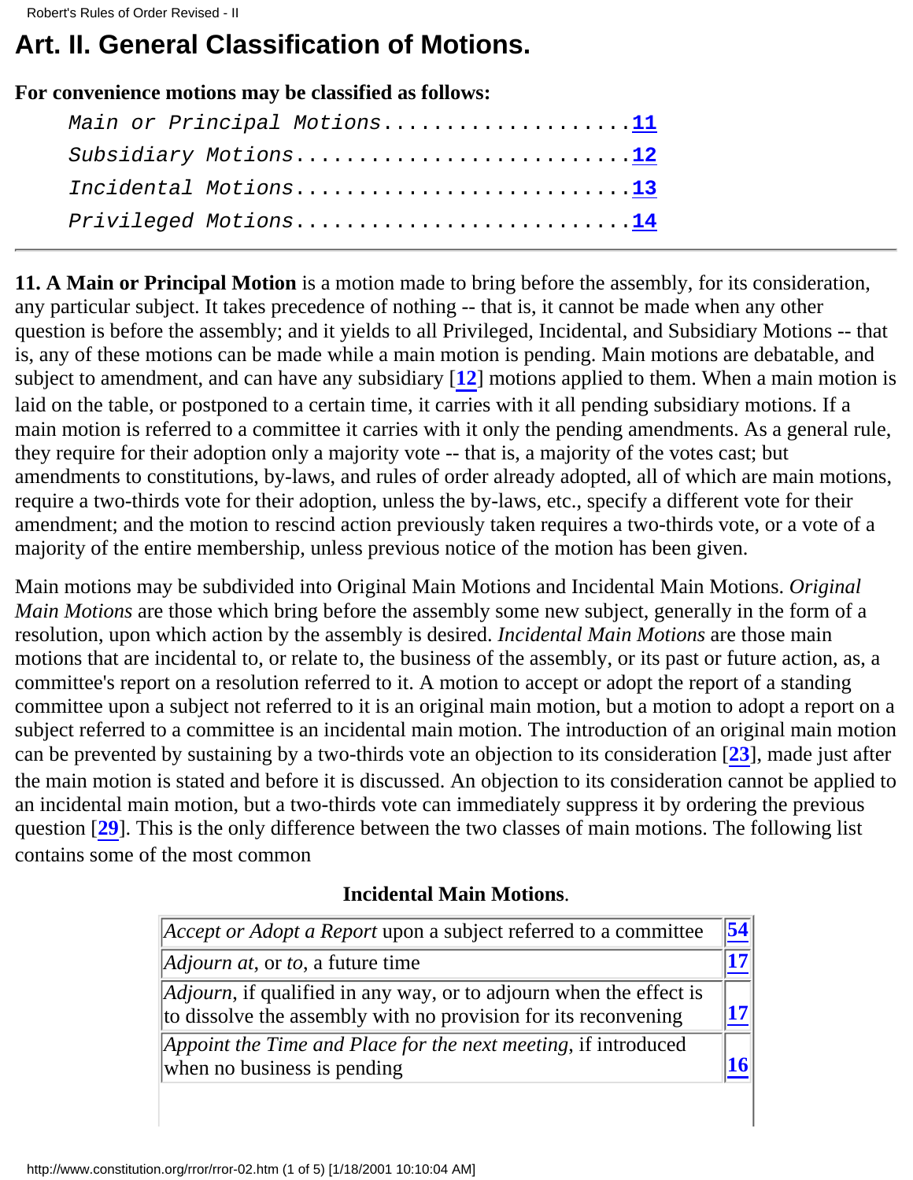# Art. II. General Classification of Motions.

**For convenience motions may be classified as follows:**

*Main or Principal Motions*....................[11]
*Subsidiary Motions*...........................[12]
*Incidental Motions*...........................[13]
*Privileged Motions*...........................[14]

---

**11. A Main or Principal Motion** is a motion made to bring before the assembly, for its consideration, any particular subject. It takes precedence of nothing -- that is, it cannot be made when any other question is before the assembly; and it yields to all Privileged, Incidental, and Subsidiary Motions -- that is, any of these motions can be made while a main motion is pending. Main motions are debatable, and subject to amendment, and can have any subsidiary [12] motions applied to them. When a main motion is laid on the table, or postponed to a certain time, it carries with it all pending subsidiary motions. If a main motion is referred to a committee it carries with it only the pending amendments. As a general rule, they require for their adoption only a majority vote -- that is, a majority of the votes cast; but amendments to constitutions, by-laws, and rules of order already adopted, all of which are main motions, require a two-thirds vote for their adoption, unless the by-laws, etc., specify a different vote for their amendment; and the motion to rescind action previously taken requires a two-thirds vote, or a vote of a majority of the entire membership, unless previous notice of the motion has been given.

Main motions may be subdivided into Original Main Motions and Incidental Main Motions. *Original Main Motions* are those which bring before the assembly some new subject, generally in the form of a resolution, upon which action by the assembly is desired. *Incidental Main Motions* are those main motions that are incidental to, or relate to, the business of the assembly, or its past or future action, as, a committee's report on a resolution referred to it. A motion to accept or adopt the report of a standing committee upon a subject not referred to it is an original main motion, but a motion to adopt a report on a subject referred to a committee is an incidental main motion. The introduction of an original main motion can be prevented by sustaining by a two-thirds vote an objection to its consideration [23], made just after the main motion is stated and before it is discussed. An objection to its consideration cannot be applied to an incidental main motion, but a two-thirds vote can immediately suppress it by ordering the previous question [29]. This is the only difference between the two classes of main motions. The following list contains some of the most common

**Incidental Main Motions**.

| | |
|---|---|
| *Accept or Adopt a Report* upon a subject referred to a committee | 54 |
| *Adjourn at*, or *to*, a future time | 17 |
| *Adjourn*, if qualified in any way, or to adjourn when the effect is to dissolve the assembly with no provision for its reconvening | 17 |
| *Appoint the Time and Place for the next meeting*, if introduced when no business is pending | 16 |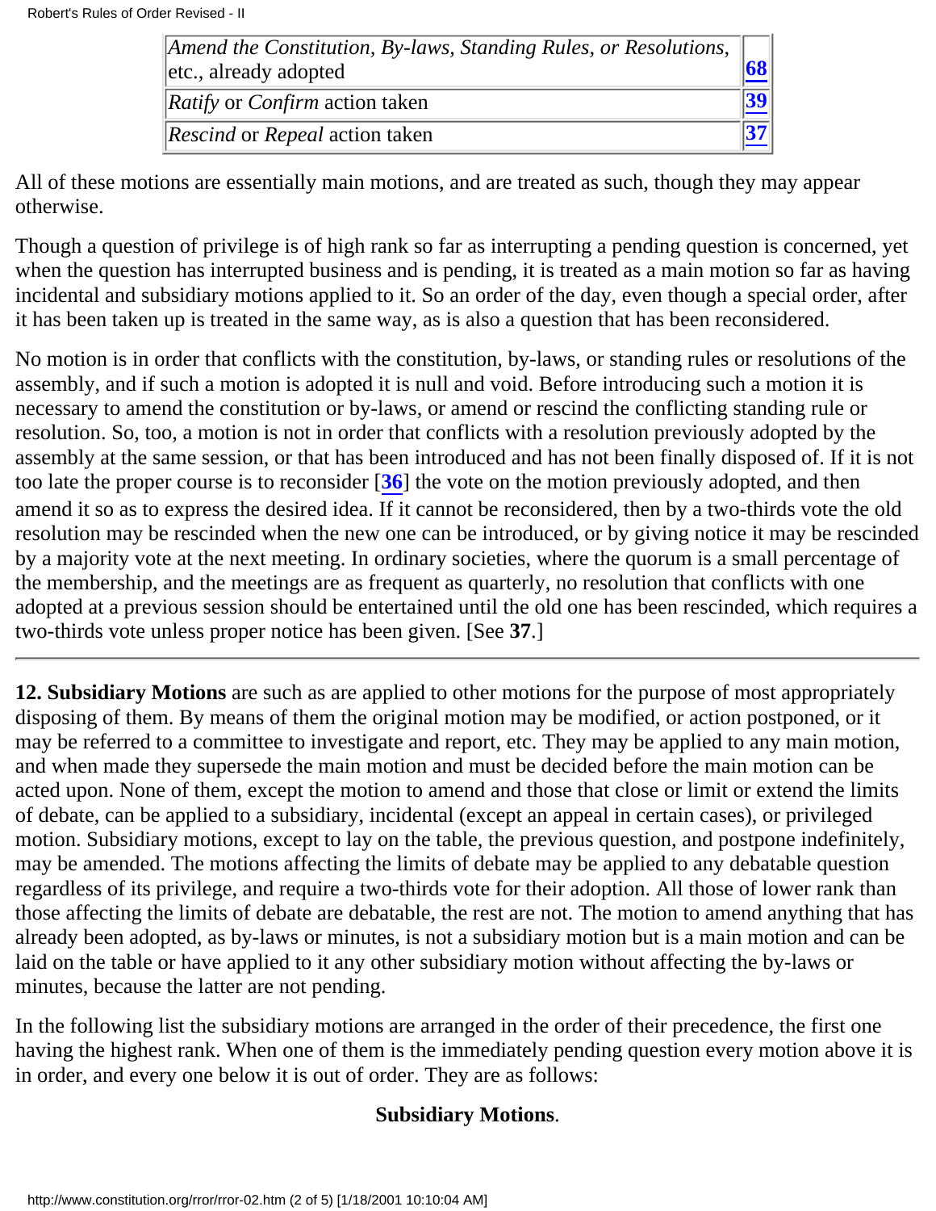| | |
|---|---|
| *Amend the Constitution, By-laws, Standing Rules, or Resolutions*, etc., already adopted | **68** |
| *Ratify* or *Confirm* action taken | **39** |
| *Rescind* or *Repeal* action taken | **37** |

All of these motions are essentially main motions, and are treated as such, though they may appear otherwise.

Though a question of privilege is of high rank so far as interrupting a pending question is concerned, yet when the question has interrupted business and is pending, it is treated as a main motion so far as having incidental and subsidiary motions applied to it. So an order of the day, even though a special order, after it has been taken up is treated in the same way, as is also a question that has been reconsidered.

No motion is in order that conflicts with the constitution, by-laws, or standing rules or resolutions of the assembly, and if such a motion is adopted it is null and void. Before introducing such a motion it is necessary to amend the constitution or by-laws, or amend or rescind the conflicting standing rule or resolution. So, too, a motion is not in order that conflicts with a resolution previously adopted by the assembly at the same session, or that has been introduced and has not been finally disposed of. If it is not too late the proper course is to reconsider [**36**] the vote on the motion previously adopted, and then amend it so as to express the desired idea. If it cannot be reconsidered, then by a two-thirds vote the old resolution may be rescinded when the new one can be introduced, or by giving notice it may be rescinded by a majority vote at the next meeting. In ordinary societies, where the quorum is a small percentage of the membership, and the meetings are as frequent as quarterly, no resolution that conflicts with one adopted at a previous session should be entertained until the old one has been rescinded, which requires a two-thirds vote unless proper notice has been given. [See **37**.]

---

**12. Subsidiary Motions** are such as are applied to other motions for the purpose of most appropriately disposing of them. By means of them the original motion may be modified, or action postponed, or it may be referred to a committee to investigate and report, etc. They may be applied to any main motion, and when made they supersede the main motion and must be decided before the main motion can be acted upon. None of them, except the motion to amend and those that close or limit or extend the limits of debate, can be applied to a subsidiary, incidental (except an appeal in certain cases), or privileged motion. Subsidiary motions, except to lay on the table, the previous question, and postpone indefinitely, may be amended. The motions affecting the limits of debate may be applied to any debatable question regardless of its privilege, and require a two-thirds vote for their adoption. All those of lower rank than those affecting the limits of debate are debatable, the rest are not. The motion to amend anything that has already been adopted, as by-laws or minutes, is not a subsidiary motion but is a main motion and can be laid on the table or have applied to it any other subsidiary motion without affecting the by-laws or minutes, because the latter are not pending.

In the following list the subsidiary motions are arranged in the order of their precedence, the first one having the highest rank. When one of them is the immediately pending question every motion above it is in order, and every one below it is out of order. They are as follows:

**Subsidiary Motions**.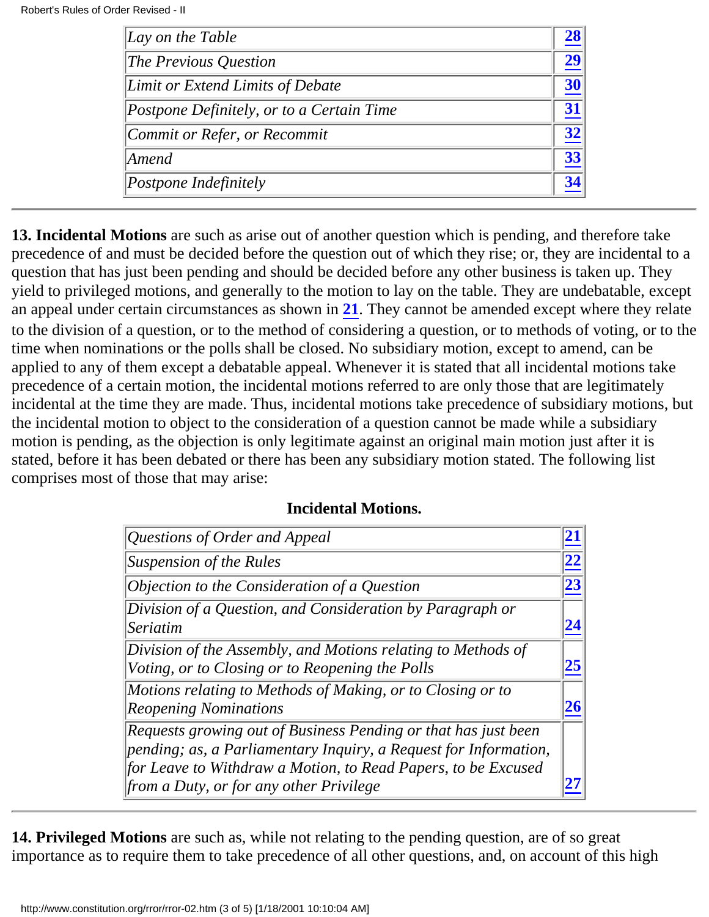| | |
|---|---|
| *Lay on the Table* | **28** |
| *The Previous Question* | **29** |
| *Limit or Extend Limits of Debate* | **30** |
| *Postpone Definitely, or to a Certain Time* | **31** |
| *Commit or Refer, or Recommit* | **32** |
| *Amend* | **33** |
| *Postpone Indefinitely* | **34** |

---

**13. Incidental Motions** are such as arise out of another question which is pending, and therefore take precedence of and must be decided before the question out of which they rise; or, they are incidental to a question that has just been pending and should be decided before any other business is taken up. They yield to privileged motions, and generally to the motion to lay on the table. They are undebatable, except an appeal under certain circumstances as shown in **21**. They cannot be amended except where they relate to the division of a question, or to the method of considering a question, or to methods of voting, or to the time when nominations or the polls shall be closed. No subsidiary motion, except to amend, can be applied to any of them except a debatable appeal. Whenever it is stated that all incidental motions take precedence of a certain motion, the incidental motions referred to are only those that are legitimately incidental at the time they are made. Thus, incidental motions take precedence of subsidiary motions, but the incidental motion to object to the consideration of a question cannot be made while a subsidiary motion is pending, as the objection is only legitimate against an original main motion just after it is stated, before it has been debated or there has been any subsidiary motion stated. The following list comprises most of those that may arise:

**Incidental Motions.**

| | |
|---|---|
| *Questions of Order and Appeal* | **21** |
| *Suspension of the Rules* | **22** |
| *Objection to the Consideration of a Question* | **23** |
| *Division of a Question, and Consideration by Paragraph or Seriatim* | **24** |
| *Division of the Assembly, and Motions relating to Methods of Voting, or to Closing or to Reopening the Polls* | **25** |
| *Motions relating to Methods of Making, or to Closing or to Reopening Nominations* | **26** |
| *Requests growing out of Business Pending or that has just been pending; as, a Parliamentary Inquiry, a Request for Information, for Leave to Withdraw a Motion, to Read Papers, to be Excused from a Duty, or for any other Privilege* | **27** |

---

**14. Privileged Motions** are such as, while not relating to the pending question, are of so great importance as to require them to take precedence of all other questions, and, on account of this high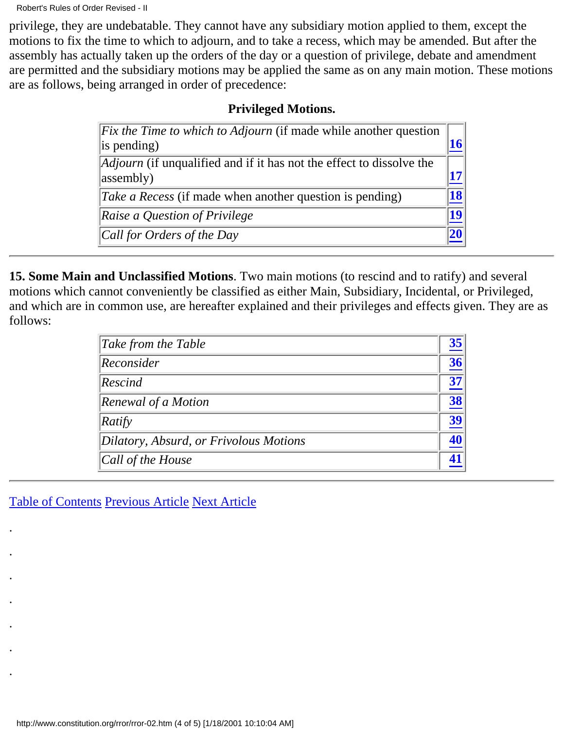privilege, they are undebatable. They cannot have any subsidiary motion applied to them, except the motions to fix the time to which to adjourn, and to take a recess, which may be amended. But after the assembly has actually taken up the orders of the day or a question of privilege, debate and amendment are permitted and the subsidiary motions may be applied the same as on any main motion. These motions are as follows, being arranged in order of precedence:

**Privileged Motions.**

| | |
|---|---|
| *Fix the Time to which to Adjourn* (if made while another question is pending) | **16** |
| *Adjourn* (if unqualified and if it has not the effect to dissolve the assembly) | **17** |
| *Take a Recess* (if made when another question is pending) | **18** |
| *Raise a Question of Privilege* | **19** |
| *Call for Orders of the Day* | **20** |

---

**15. Some Main and Unclassified Motions**. Two main motions (to rescind and to ratify) and several motions which cannot conveniently be classified as either Main, Subsidiary, Incidental, or Privileged, and which are in common use, are hereafter explained and their privileges and effects given. They are as follows:

| | |
|---|---|
| *Take from the Table* | **35** |
| *Reconsider* | **36** |
| *Rescind* | **37** |
| *Renewal of a Motion* | **38** |
| *Ratify* | **39** |
| *Dilatory, Absurd, or Frivolous Motions* | **40** |
| *Call of the House* | **41** |

---

Table of Contents Previous Article Next Article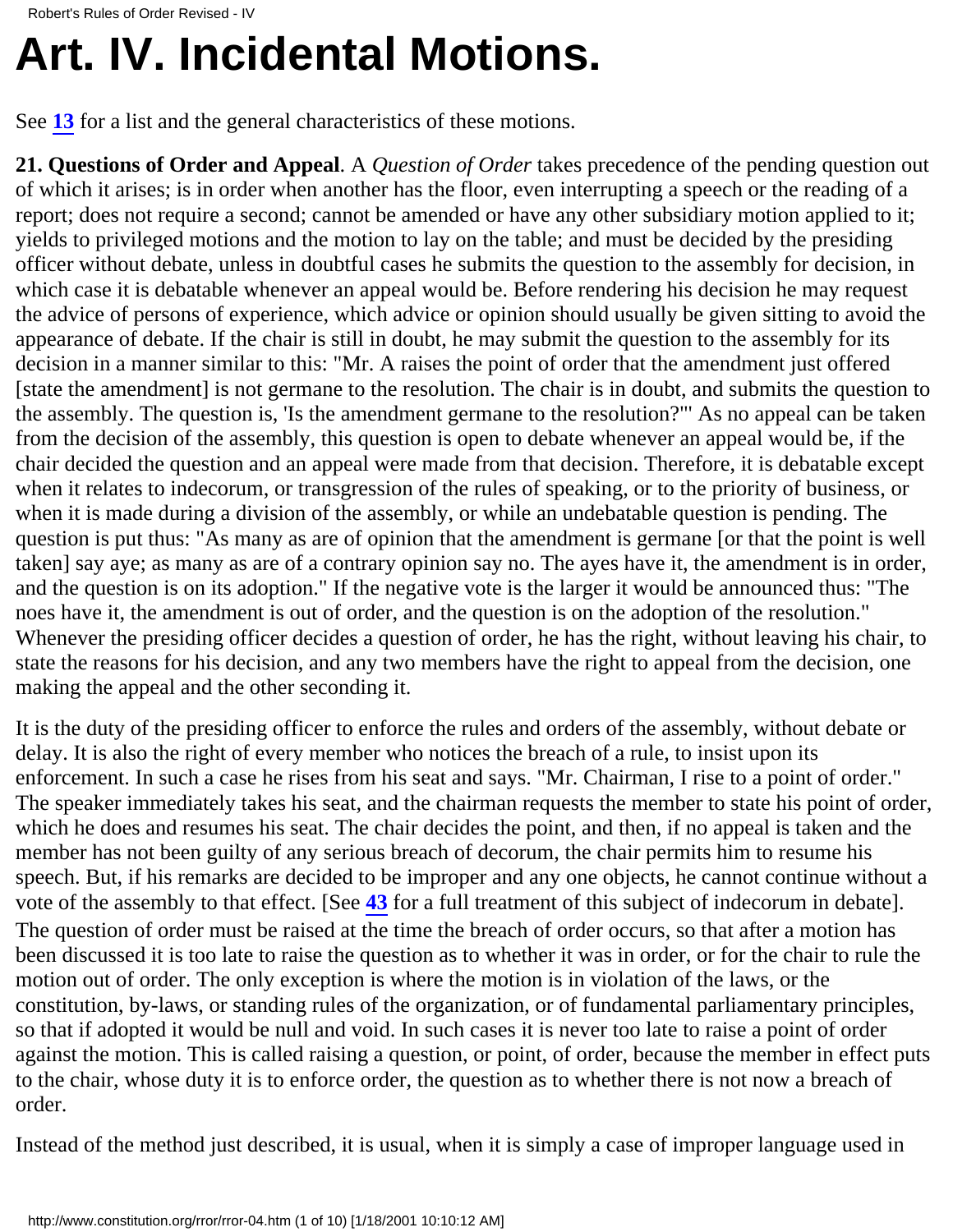# Art. IV. Incidental Motions.

See **13** for a list and the general characteristics of these motions.

**21. Questions of Order and Appeal**. A *Question of Order* takes precedence of the pending question out of which it arises; is in order when another has the floor, even interrupting a speech or the reading of a report; does not require a second; cannot be amended or have any other subsidiary motion applied to it; yields to privileged motions and the motion to lay on the table; and must be decided by the presiding officer without debate, unless in doubtful cases he submits the question to the assembly for decision, in which case it is debatable whenever an appeal would be. Before rendering his decision he may request the advice of persons of experience, which advice or opinion should usually be given sitting to avoid the appearance of debate. If the chair is still in doubt, he may submit the question to the assembly for its decision in a manner similar to this: "Mr. A raises the point of order that the amendment just offered [state the amendment] is not germane to the resolution. The chair is in doubt, and submits the question to the assembly. The question is, 'Is the amendment germane to the resolution?'" As no appeal can be taken from the decision of the assembly, this question is open to debate whenever an appeal would be, if the chair decided the question and an appeal were made from that decision. Therefore, it is debatable except when it relates to indecorum, or transgression of the rules of speaking, or to the priority of business, or when it is made during a division of the assembly, or while an undebatable question is pending. The question is put thus: "As many as are of opinion that the amendment is germane [or that the point is well taken] say aye; as many as are of a contrary opinion say no. The ayes have it, the amendment is in order, and the question is on its adoption." If the negative vote is the larger it would be announced thus: "The noes have it, the amendment is out of order, and the question is on the adoption of the resolution." Whenever the presiding officer decides a question of order, he has the right, without leaving his chair, to state the reasons for his decision, and any two members have the right to appeal from the decision, one making the appeal and the other seconding it.

It is the duty of the presiding officer to enforce the rules and orders of the assembly, without debate or delay. It is also the right of every member who notices the breach of a rule, to insist upon its enforcement. In such a case he rises from his seat and says. "Mr. Chairman, I rise to a point of order." The speaker immediately takes his seat, and the chairman requests the member to state his point of order, which he does and resumes his seat. The chair decides the point, and then, if no appeal is taken and the member has not been guilty of any serious breach of decorum, the chair permits him to resume his speech. But, if his remarks are decided to be improper and any one objects, he cannot continue without a vote of the assembly to that effect. [See **43** for a full treatment of this subject of indecorum in debate]. The question of order must be raised at the time the breach of order occurs, so that after a motion has been discussed it is too late to raise the question as to whether it was in order, or for the chair to rule the motion out of order. The only exception is where the motion is in violation of the laws, or the constitution, by-laws, or standing rules of the organization, or of fundamental parliamentary principles, so that if adopted it would be null and void. In such cases it is never too late to raise a point of order against the motion. This is called raising a question, or point, of order, because the member in effect puts to the chair, whose duty it is to enforce order, the question as to whether there is not now a breach of order.

Instead of the method just described, it is usual, when it is simply a case of improper language used in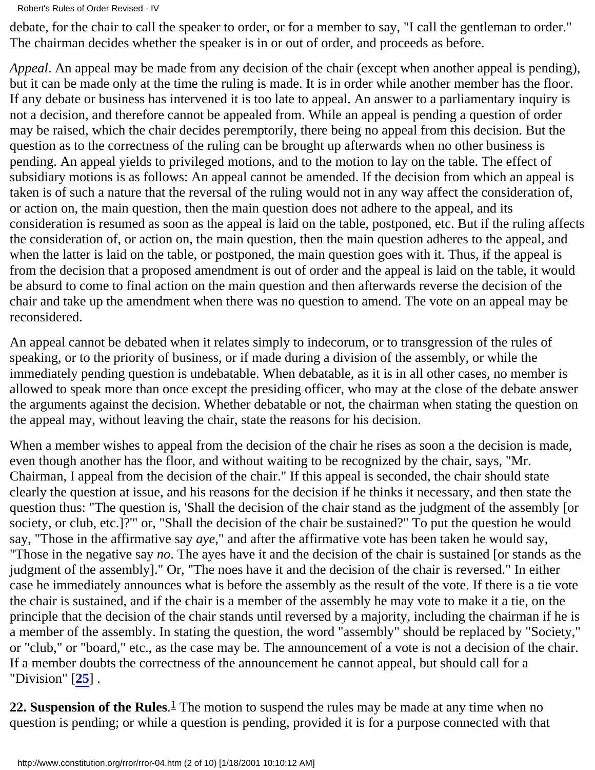debate, for the chair to call the speaker to order, or for a member to say, "I call the gentleman to order." The chairman decides whether the speaker is in or out of order, and proceeds as before.

*Appeal*. An appeal may be made from any decision of the chair (except when another appeal is pending), but it can be made only at the time the ruling is made. It is in order while another member has the floor. If any debate or business has intervened it is too late to appeal. An answer to a parliamentary inquiry is not a decision, and therefore cannot be appealed from. While an appeal is pending a question of order may be raised, which the chair decides peremptorily, there being no appeal from this decision. But the question as to the correctness of the ruling can be brought up afterwards when no other business is pending. An appeal yields to privileged motions, and to the motion to lay on the table. The effect of subsidiary motions is as follows: An appeal cannot be amended. If the decision from which an appeal is taken is of such a nature that the reversal of the ruling would not in any way affect the consideration of, or action on, the main question, then the main question does not adhere to the appeal, and its consideration is resumed as soon as the appeal is laid on the table, postponed, etc. But if the ruling affects the consideration of, or action on, the main question, then the main question adheres to the appeal, and when the latter is laid on the table, or postponed, the main question goes with it. Thus, if the appeal is from the decision that a proposed amendment is out of order and the appeal is laid on the table, it would be absurd to come to final action on the main question and then afterwards reverse the decision of the chair and take up the amendment when there was no question to amend. The vote on an appeal may be reconsidered.

An appeal cannot be debated when it relates simply to indecorum, or to transgression of the rules of speaking, or to the priority of business, or if made during a division of the assembly, or while the immediately pending question is undebatable. When debatable, as it is in all other cases, no member is allowed to speak more than once except the presiding officer, who may at the close of the debate answer the arguments against the decision. Whether debatable or not, the chairman when stating the question on the appeal may, without leaving the chair, state the reasons for his decision.

When a member wishes to appeal from the decision of the chair he rises as soon a the decision is made, even though another has the floor, and without waiting to be recognized by the chair, says, "Mr. Chairman, I appeal from the decision of the chair." If this appeal is seconded, the chair should state clearly the question at issue, and his reasons for the decision if he thinks it necessary, and then state the question thus: "The question is, 'Shall the decision of the chair stand as the judgment of the assembly [or society, or club, etc.]?'" or, "Shall the decision of the chair be sustained?" To put the question he would say, "Those in the affirmative say *aye*," and after the affirmative vote has been taken he would say, "Those in the negative say *no*. The ayes have it and the decision of the chair is sustained [or stands as the judgment of the assembly]." Or, "The noes have it and the decision of the chair is reversed." In either case he immediately announces what is before the assembly as the result of the vote. If there is a tie vote the chair is sustained, and if the chair is a member of the assembly he may vote to make it a tie, on the principle that the decision of the chair stands until reversed by a majority, including the chairman if he is a member of the assembly. In stating the question, the word "assembly" should be replaced by "Society," or "club," or "board," etc., as the case may be. The announcement of a vote is not a decision of the chair. If a member doubts the correctness of the announcement he cannot appeal, but should call for a "Division" [**25**] .

**22. Suspension of the Rules**.[1] The motion to suspend the rules may be made at any time when no question is pending; or while a question is pending, provided it is for a purpose connected with that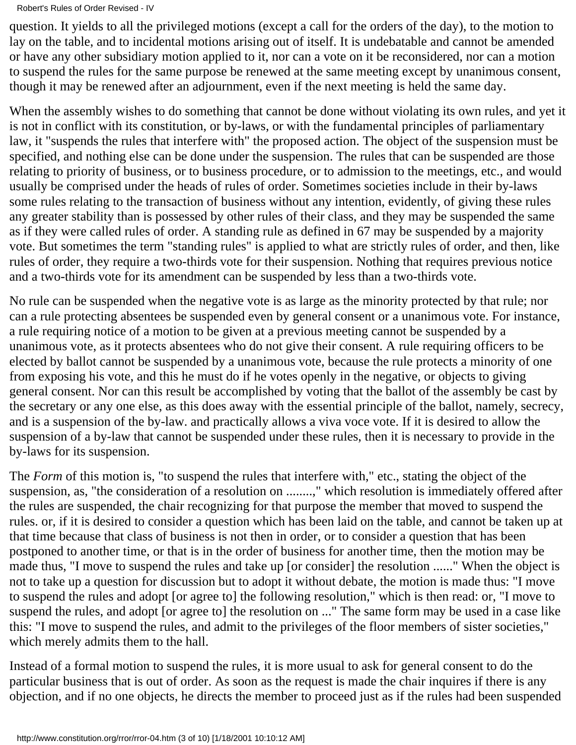question. It yields to all the privileged motions (except a call for the orders of the day), to the motion to lay on the table, and to incidental motions arising out of itself. It is undebatable and cannot be amended or have any other subsidiary motion applied to it, nor can a vote on it be reconsidered, nor can a motion to suspend the rules for the same purpose be renewed at the same meeting except by unanimous consent, though it may be renewed after an adjournment, even if the next meeting is held the same day.

When the assembly wishes to do something that cannot be done without violating its own rules, and yet it is not in conflict with its constitution, or by-laws, or with the fundamental principles of parliamentary law, it "suspends the rules that interfere with" the proposed action. The object of the suspension must be specified, and nothing else can be done under the suspension. The rules that can be suspended are those relating to priority of business, or to business procedure, or to admission to the meetings, etc., and would usually be comprised under the heads of rules of order. Sometimes societies include in their by-laws some rules relating to the transaction of business without any intention, evidently, of giving these rules any greater stability than is possessed by other rules of their class, and they may be suspended the same as if they were called rules of order. A standing rule as defined in 67 may be suspended by a majority vote. But sometimes the term "standing rules" is applied to what are strictly rules of order, and then, like rules of order, they require a two-thirds vote for their suspension. Nothing that requires previous notice and a two-thirds vote for its amendment can be suspended by less than a two-thirds vote.

No rule can be suspended when the negative vote is as large as the minority protected by that rule; nor can a rule protecting absentees be suspended even by general consent or a unanimous vote. For instance, a rule requiring notice of a motion to be given at a previous meeting cannot be suspended by a unanimous vote, as it protects absentees who do not give their consent. A rule requiring officers to be elected by ballot cannot be suspended by a unanimous vote, because the rule protects a minority of one from exposing his vote, and this he must do if he votes openly in the negative, or objects to giving general consent. Nor can this result be accomplished by voting that the ballot of the assembly be cast by the secretary or any one else, as this does away with the essential principle of the ballot, namely, secrecy, and is a suspension of the by-law. and practically allows a viva voce vote. If it is desired to allow the suspension of a by-law that cannot be suspended under these rules, then it is necessary to provide in the by-laws for its suspension.

The *Form* of this motion is, "to suspend the rules that interfere with," etc., stating the object of the suspension, as, "the consideration of a resolution on ........," which resolution is immediately offered after the rules are suspended, the chair recognizing for that purpose the member that moved to suspend the rules. or, if it is desired to consider a question which has been laid on the table, and cannot be taken up at that time because that class of business is not then in order, or to consider a question that has been postponed to another time, or that is in the order of business for another time, then the motion may be made thus, "I move to suspend the rules and take up [or consider] the resolution ......" When the object is not to take up a question for discussion but to adopt it without debate, the motion is made thus: "I move to suspend the rules and adopt [or agree to] the following resolution," which is then read: or, "I move to suspend the rules, and adopt [or agree to] the resolution on ..." The same form may be used in a case like this: "I move to suspend the rules, and admit to the privileges of the floor members of sister societies," which merely admits them to the hall.

Instead of a formal motion to suspend the rules, it is more usual to ask for general consent to do the particular business that is out of order. As soon as the request is made the chair inquires if there is any objection, and if no one objects, he directs the member to proceed just as if the rules had been suspended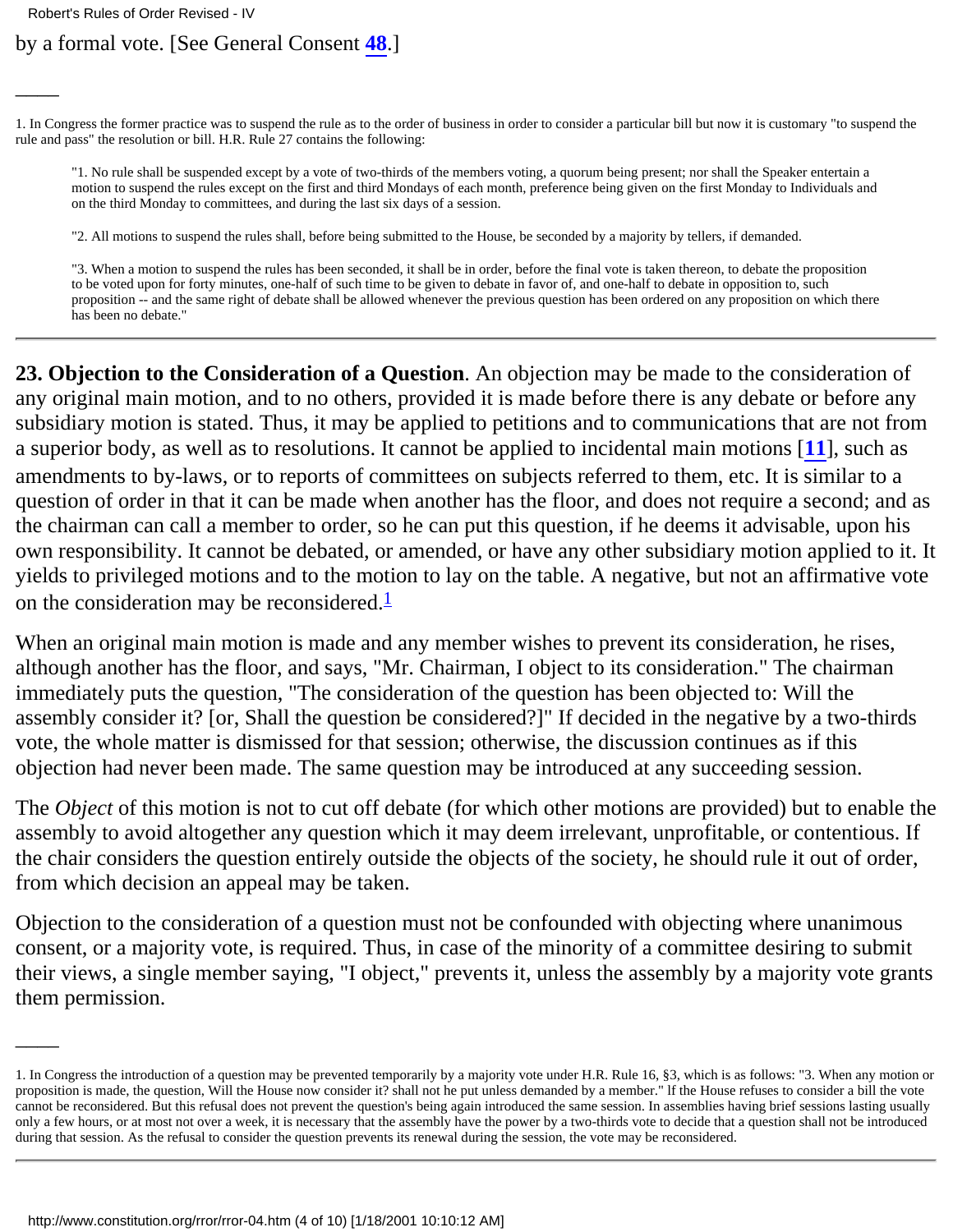by a formal vote. [See General Consent **48**.]

---

1. In Congress the former practice was to suspend the rule as to the order of business in order to consider a particular bill but now it is customary "to suspend the rule and pass" the resolution or bill. H.R. Rule 27 contains the following:

> "1. No rule shall be suspended except by a vote of two-thirds of the members voting, a quorum being present; nor shall the Speaker entertain a motion to suspend the rules except on the first and third Mondays of each month, preference being given on the first Monday to Individuals and on the third Monday to committees, and during the last six days of a session.
>
> "2. All motions to suspend the rules shall, before being submitted to the House, be seconded by a majority by tellers, if demanded.
>
> "3. When a motion to suspend the rules has been seconded, it shall be in order, before the final vote is taken thereon, to debate the proposition to be voted upon for forty minutes, one-half of such time to be given to debate in favor of, and one-half to debate in opposition to, such proposition -- and the same right of debate shall be allowed whenever the previous question has been ordered on any proposition on which there has been no debate."

---

**23. Objection to the Consideration of a Question**. An objection may be made to the consideration of any original main motion, and to no others, provided it is made before there is any debate or before any subsidiary motion is stated. Thus, it may be applied to petitions and to communications that are not from a superior body, as well as to resolutions. It cannot be applied to incidental main motions [**11**], such as amendments to by-laws, or to reports of committees on subjects referred to them, etc. It is similar to a question of order in that it can be made when another has the floor, and does not require a second; and as the chairman can call a member to order, so he can put this question, if he deems it advisable, upon his own responsibility. It cannot be debated, or amended, or have any other subsidiary motion applied to it. It yields to privileged motions and to the motion to lay on the table. A negative, but not an affirmative vote on the consideration may be reconsidered.[1]

When an original main motion is made and any member wishes to prevent its consideration, he rises, although another has the floor, and says, "Mr. Chairman, I object to its consideration." The chairman immediately puts the question, "The consideration of the question has been objected to: Will the assembly consider it? [or, Shall the question be considered?]" If decided in the negative by a two-thirds vote, the whole matter is dismissed for that session; otherwise, the discussion continues as if this objection had never been made. The same question may be introduced at any succeeding session.

The *Object* of this motion is not to cut off debate (for which other motions are provided) but to enable the assembly to avoid altogether any question which it may deem irrelevant, unprofitable, or contentious. If the chair considers the question entirely outside the objects of the society, he should rule it out of order, from which decision an appeal may be taken.

Objection to the consideration of a question must not be confounded with objecting where unanimous consent, or a majority vote, is required. Thus, in case of the minority of a committee desiring to submit their views, a single member saying, "I object," prevents it, unless the assembly by a majority vote grants them permission.

---

1. In Congress the introduction of a question may be prevented temporarily by a majority vote under H.R. Rule 16, §3, which is as follows: "3. When any motion or proposition is made, the question, Will the House now consider it? shall not he put unless demanded by a member." If the House refuses to consider a bill the vote cannot be reconsidered. But this refusal does not prevent the question's being again introduced the same session. In assemblies having brief sessions lasting usually only a few hours, or at most not over a week, it is necessary that the assembly have the power by a two-thirds vote to decide that a question shall not be introduced during that session. As the refusal to consider the question prevents its renewal during the session, the vote may be reconsidered.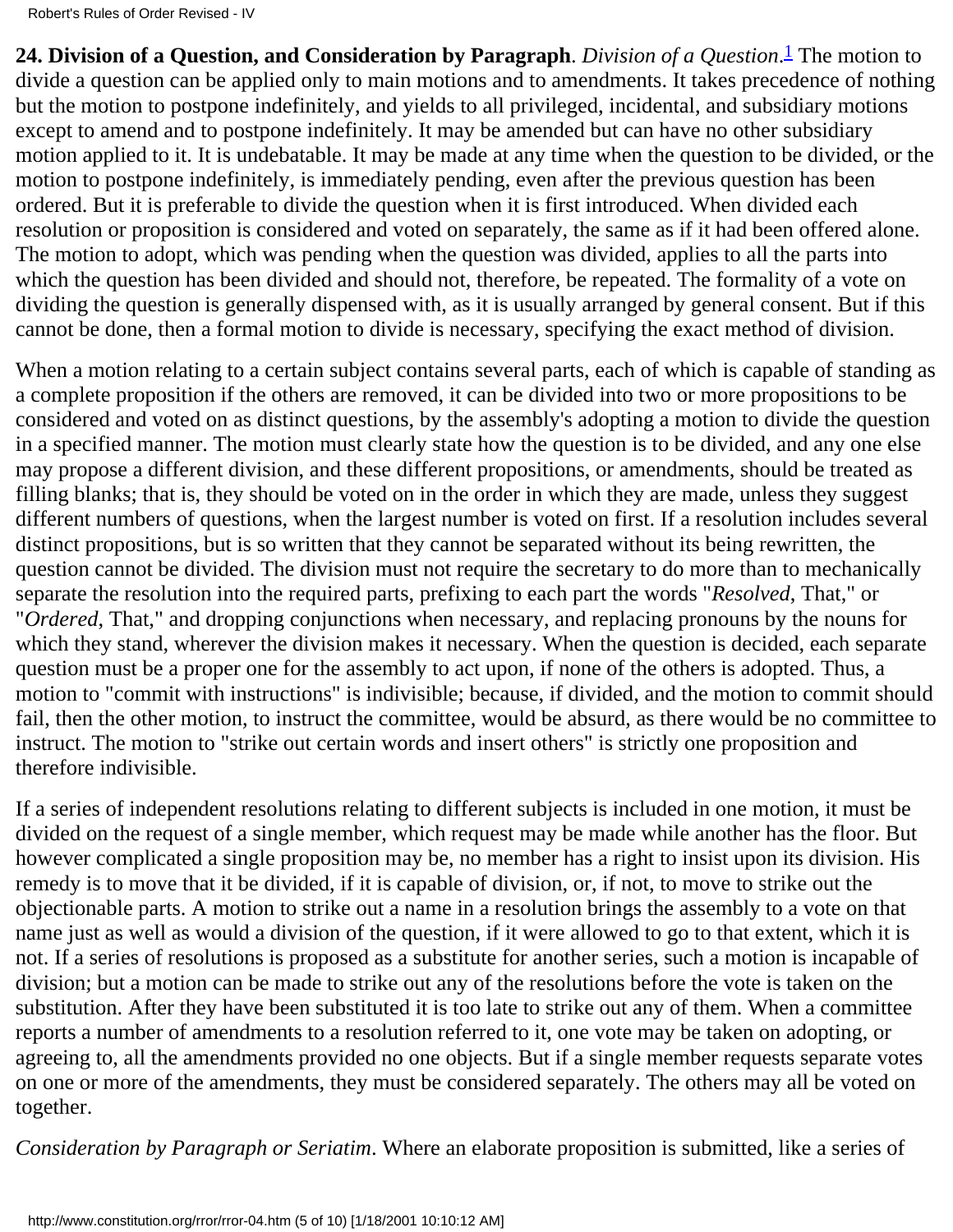**24. Division of a Question, and Consideration by Paragraph**. *Division of a Question*.[1] The motion to divide a question can be applied only to main motions and to amendments. It takes precedence of nothing but the motion to postpone indefinitely, and yields to all privileged, incidental, and subsidiary motions except to amend and to postpone indefinitely. It may be amended but can have no other subsidiary motion applied to it. It is undebatable. It may be made at any time when the question to be divided, or the motion to postpone indefinitely, is immediately pending, even after the previous question has been ordered. But it is preferable to divide the question when it is first introduced. When divided each resolution or proposition is considered and voted on separately, the same as if it had been offered alone. The motion to adopt, which was pending when the question was divided, applies to all the parts into which the question has been divided and should not, therefore, be repeated. The formality of a vote on dividing the question is generally dispensed with, as it is usually arranged by general consent. But if this cannot be done, then a formal motion to divide is necessary, specifying the exact method of division.

When a motion relating to a certain subject contains several parts, each of which is capable of standing as a complete proposition if the others are removed, it can be divided into two or more propositions to be considered and voted on as distinct questions, by the assembly's adopting a motion to divide the question in a specified manner. The motion must clearly state how the question is to be divided, and any one else may propose a different division, and these different propositions, or amendments, should be treated as filling blanks; that is, they should be voted on in the order in which they are made, unless they suggest different numbers of questions, when the largest number is voted on first. If a resolution includes several distinct propositions, but is so written that they cannot be separated without its being rewritten, the question cannot be divided. The division must not require the secretary to do more than to mechanically separate the resolution into the required parts, prefixing to each part the words "*Resolved*, That," or "*Ordered*, That," and dropping conjunctions when necessary, and replacing pronouns by the nouns for which they stand, wherever the division makes it necessary. When the question is decided, each separate question must be a proper one for the assembly to act upon, if none of the others is adopted. Thus, a motion to "commit with instructions" is indivisible; because, if divided, and the motion to commit should fail, then the other motion, to instruct the committee, would be absurd, as there would be no committee to instruct. The motion to "strike out certain words and insert others" is strictly one proposition and therefore indivisible.

If a series of independent resolutions relating to different subjects is included in one motion, it must be divided on the request of a single member, which request may be made while another has the floor. But however complicated a single proposition may be, no member has a right to insist upon its division. His remedy is to move that it be divided, if it is capable of division, or, if not, to move to strike out the objectionable parts. A motion to strike out a name in a resolution brings the assembly to a vote on that name just as well as would a division of the question, if it were allowed to go to that extent, which it is not. If a series of resolutions is proposed as a substitute for another series, such a motion is incapable of division; but a motion can be made to strike out any of the resolutions before the vote is taken on the substitution. After they have been substituted it is too late to strike out any of them. When a committee reports a number of amendments to a resolution referred to it, one vote may be taken on adopting, or agreeing to, all the amendments provided no one objects. But if a single member requests separate votes on one or more of the amendments, they must be considered separately. The others may all be voted on together.

*Consideration by Paragraph or Seriatim*. Where an elaborate proposition is submitted, like a series of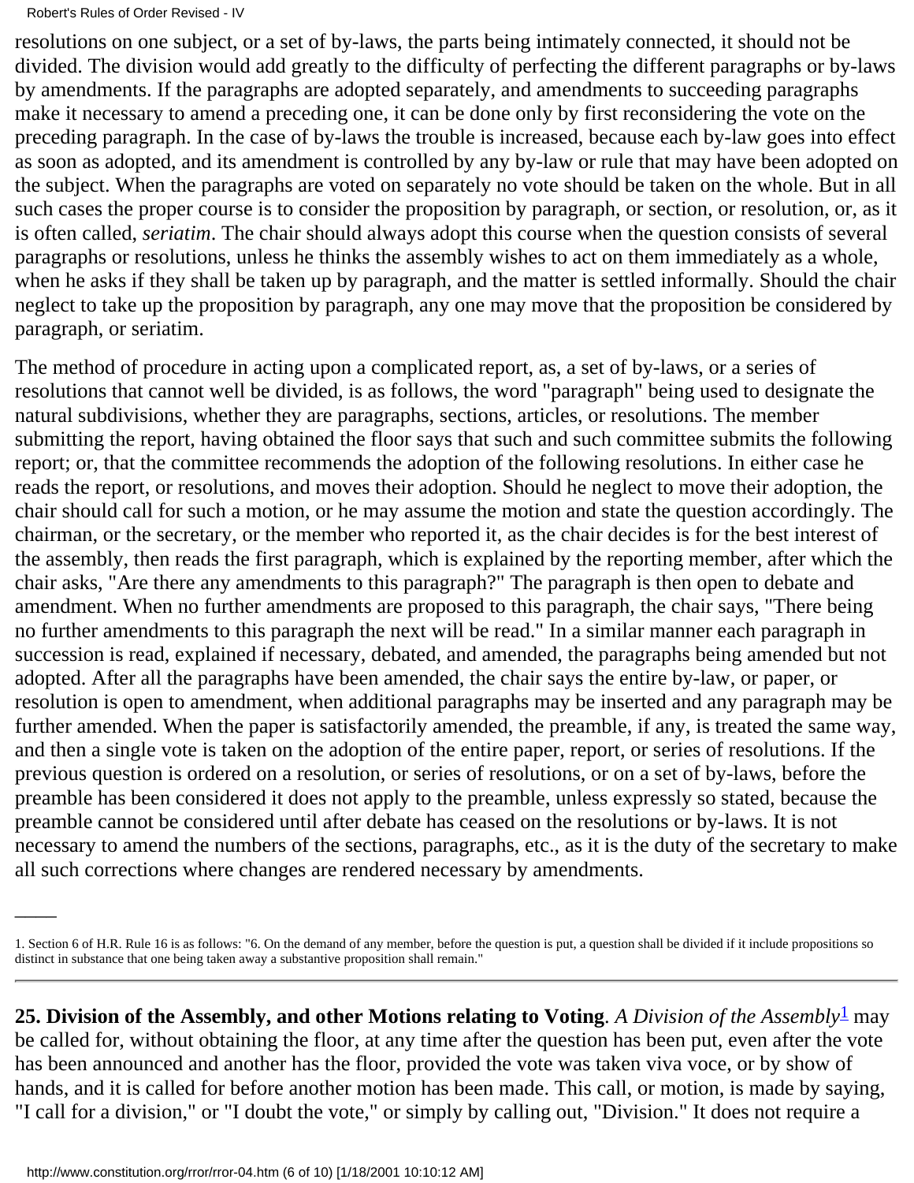resolutions on one subject, or a set of by-laws, the parts being intimately connected, it should not be divided. The division would add greatly to the difficulty of perfecting the different paragraphs or by-laws by amendments. If the paragraphs are adopted separately, and amendments to succeeding paragraphs make it necessary to amend a preceding one, it can be done only by first reconsidering the vote on the preceding paragraph. In the case of by-laws the trouble is increased, because each by-law goes into effect as soon as adopted, and its amendment is controlled by any by-law or rule that may have been adopted on the subject. When the paragraphs are voted on separately no vote should be taken on the whole. But in all such cases the proper course is to consider the proposition by paragraph, or section, or resolution, or, as it is often called, *seriatim*. The chair should always adopt this course when the question consists of several paragraphs or resolutions, unless he thinks the assembly wishes to act on them immediately as a whole, when he asks if they shall be taken up by paragraph, and the matter is settled informally. Should the chair neglect to take up the proposition by paragraph, any one may move that the proposition be considered by paragraph, or seriatim.

The method of procedure in acting upon a complicated report, as, a set of by-laws, or a series of resolutions that cannot well be divided, is as follows, the word "paragraph" being used to designate the natural subdivisions, whether they are paragraphs, sections, articles, or resolutions. The member submitting the report, having obtained the floor says that such and such committee submits the following report; or, that the committee recommends the adoption of the following resolutions. In either case he reads the report, or resolutions, and moves their adoption. Should he neglect to move their adoption, the chair should call for such a motion, or he may assume the motion and state the question accordingly. The chairman, or the secretary, or the member who reported it, as the chair decides is for the best interest of the assembly, then reads the first paragraph, which is explained by the reporting member, after which the chair asks, "Are there any amendments to this paragraph?" The paragraph is then open to debate and amendment. When no further amendments are proposed to this paragraph, the chair says, "There being no further amendments to this paragraph the next will be read." In a similar manner each paragraph in succession is read, explained if necessary, debated, and amended, the paragraphs being amended but not adopted. After all the paragraphs have been amended, the chair says the entire by-law, or paper, or resolution is open to amendment, when additional paragraphs may be inserted and any paragraph may be further amended. When the paper is satisfactorily amended, the preamble, if any, is treated the same way, and then a single vote is taken on the adoption of the entire paper, report, or series of resolutions. If the previous question is ordered on a resolution, or series of resolutions, or on a set of by-laws, before the preamble has been considered it does not apply to the preamble, unless expressly so stated, because the preamble cannot be considered until after debate has ceased on the resolutions or by-laws. It is not necessary to amend the numbers of the sections, paragraphs, etc., as it is the duty of the secretary to make all such corrections where changes are rendered necessary by amendments.

---

1. Section 6 of H.R. Rule 16 is as follows: "6. On the demand of any member, before the question is put, a question shall be divided if it include propositions so distinct in substance that one being taken away a substantive proposition shall remain."

---

**25. Division of the Assembly, and other Motions relating to Voting**. *A Division of the Assembly*[1] may be called for, without obtaining the floor, at any time after the question has been put, even after the vote has been announced and another has the floor, provided the vote was taken viva voce, or by show of hands, and it is called for before another motion has been made. This call, or motion, is made by saying, "I call for a division," or "I doubt the vote," or simply by calling out, "Division." It does not require a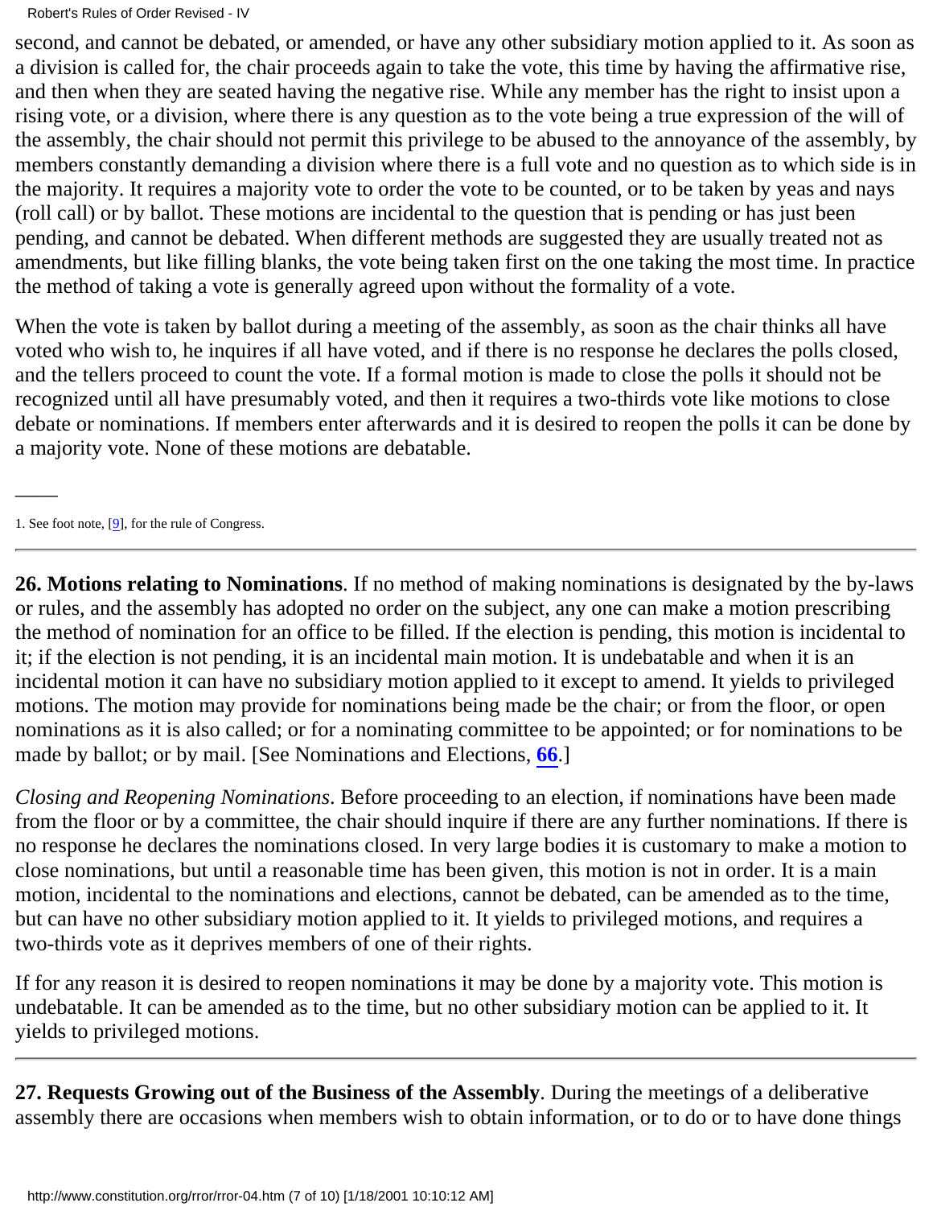second, and cannot be debated, or amended, or have any other subsidiary motion applied to it. As soon as a division is called for, the chair proceeds again to take the vote, this time by having the affirmative rise, and then when they are seated having the negative rise. While any member has the right to insist upon a rising vote, or a division, where there is any question as to the vote being a true expression of the will of the assembly, the chair should not permit this privilege to be abused to the annoyance of the assembly, by members constantly demanding a division where there is a full vote and no question as to which side is in the majority. It requires a majority vote to order the vote to be counted, or to be taken by yeas and nays (roll call) or by ballot. These motions are incidental to the question that is pending or has just been pending, and cannot be debated. When different methods are suggested they are usually treated not as amendments, but like filling blanks, the vote being taken first on the one taking the most time. In practice the method of taking a vote is generally agreed upon without the formality of a vote.

When the vote is taken by ballot during a meeting of the assembly, as soon as the chair thinks all have voted who wish to, he inquires if all have voted, and if there is no response he declares the polls closed, and the tellers proceed to count the vote. If a formal motion is made to close the polls it should not be recognized until all have presumably voted, and then it requires a two-thirds vote like motions to close debate or nominations. If members enter afterwards and it is desired to reopen the polls it can be done by a majority vote. None of these motions are debatable.

---

1. See foot note, [9], for the rule of Congress.

---

**26. Motions relating to Nominations**. If no method of making nominations is designated by the by-laws or rules, and the assembly has adopted no order on the subject, any one can make a motion prescribing the method of nomination for an office to be filled. If the election is pending, this motion is incidental to it; if the election is not pending, it is an incidental main motion. It is undebatable and when it is an incidental motion it can have no subsidiary motion applied to it except to amend. It yields to privileged motions. The motion may provide for nominations being made be the chair; or from the floor, or open nominations as it is also called; or for a nominating committee to be appointed; or for nominations to be made by ballot; or by mail. [See Nominations and Elections, **66**.]

*Closing and Reopening Nominations*. Before proceeding to an election, if nominations have been made from the floor or by a committee, the chair should inquire if there are any further nominations. If there is no response he declares the nominations closed. In very large bodies it is customary to make a motion to close nominations, but until a reasonable time has been given, this motion is not in order. It is a main motion, incidental to the nominations and elections, cannot be debated, can be amended as to the time, but can have no other subsidiary motion applied to it. It yields to privileged motions, and requires a two-thirds vote as it deprives members of one of their rights.

If for any reason it is desired to reopen nominations it may be done by a majority vote. This motion is undebatable. It can be amended as to the time, but no other subsidiary motion can be applied to it. It yields to privileged motions.

---

**27. Requests Growing out of the Business of the Assembly**. During the meetings of a deliberative assembly there are occasions when members wish to obtain information, or to do or to have done things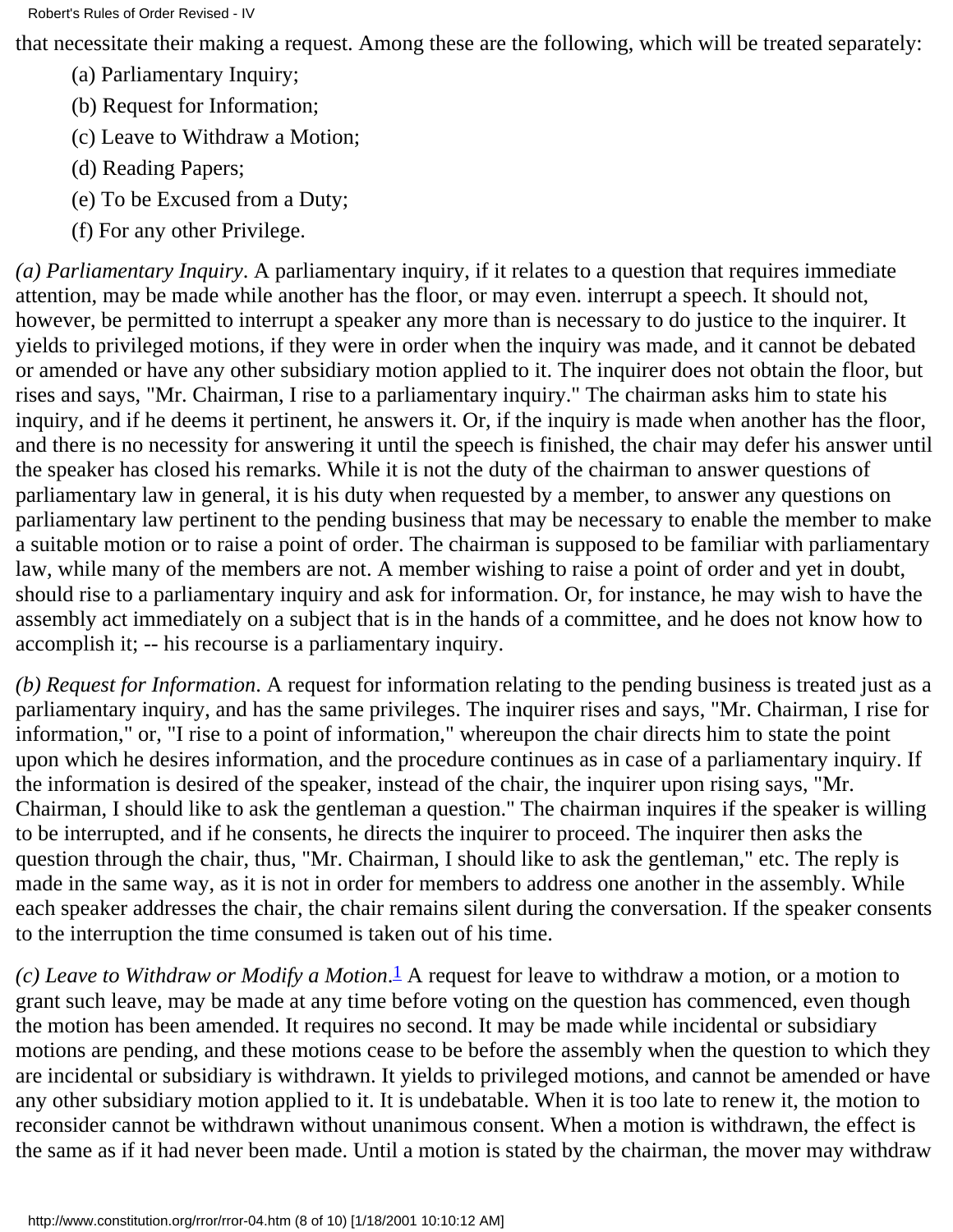that necessitate their making a request. Among these are the following, which will be treated separately:

(a) Parliamentary Inquiry;

(b) Request for Information;

(c) Leave to Withdraw a Motion;

(d) Reading Papers;

(e) To be Excused from a Duty;

(f) For any other Privilege.

*(a) Parliamentary Inquiry*. A parliamentary inquiry, if it relates to a question that requires immediate attention, may be made while another has the floor, or may even. interrupt a speech. It should not, however, be permitted to interrupt a speaker any more than is necessary to do justice to the inquirer. It yields to privileged motions, if they were in order when the inquiry was made, and it cannot be debated or amended or have any other subsidiary motion applied to it. The inquirer does not obtain the floor, but rises and says, "Mr. Chairman, I rise to a parliamentary inquiry." The chairman asks him to state his inquiry, and if he deems it pertinent, he answers it. Or, if the inquiry is made when another has the floor, and there is no necessity for answering it until the speech is finished, the chair may defer his answer until the speaker has closed his remarks. While it is not the duty of the chairman to answer questions of parliamentary law in general, it is his duty when requested by a member, to answer any questions on parliamentary law pertinent to the pending business that may be necessary to enable the member to make a suitable motion or to raise a point of order. The chairman is supposed to be familiar with parliamentary law, while many of the members are not. A member wishing to raise a point of order and yet in doubt, should rise to a parliamentary inquiry and ask for information. Or, for instance, he may wish to have the assembly act immediately on a subject that is in the hands of a committee, and he does not know how to accomplish it; -- his recourse is a parliamentary inquiry.

*(b) Request for Information*. A request for information relating to the pending business is treated just as a parliamentary inquiry, and has the same privileges. The inquirer rises and says, "Mr. Chairman, I rise for information," or, "I rise to a point of information," whereupon the chair directs him to state the point upon which he desires information, and the procedure continues as in case of a parliamentary inquiry. If the information is desired of the speaker, instead of the chair, the inquirer upon rising says, "Mr. Chairman, I should like to ask the gentleman a question." The chairman inquires if the speaker is willing to be interrupted, and if he consents, he directs the inquirer to proceed. The inquirer then asks the question through the chair, thus, "Mr. Chairman, I should like to ask the gentleman," etc. The reply is made in the same way, as it is not in order for members to address one another in the assembly. While each speaker addresses the chair, the chair remains silent during the conversation. If the speaker consents to the interruption the time consumed is taken out of his time.

*(c) Leave to Withdraw or Modify a Motion*.[1] A request for leave to withdraw a motion, or a motion to grant such leave, may be made at any time before voting on the question has commenced, even though the motion has been amended. It requires no second. It may be made while incidental or subsidiary motions are pending, and these motions cease to be before the assembly when the question to which they are incidental or subsidiary is withdrawn. It yields to privileged motions, and cannot be amended or have any other subsidiary motion applied to it. It is undebatable. When it is too late to renew it, the motion to reconsider cannot be withdrawn without unanimous consent. When a motion is withdrawn, the effect is the same as if it had never been made. Until a motion is stated by the chairman, the mover may withdraw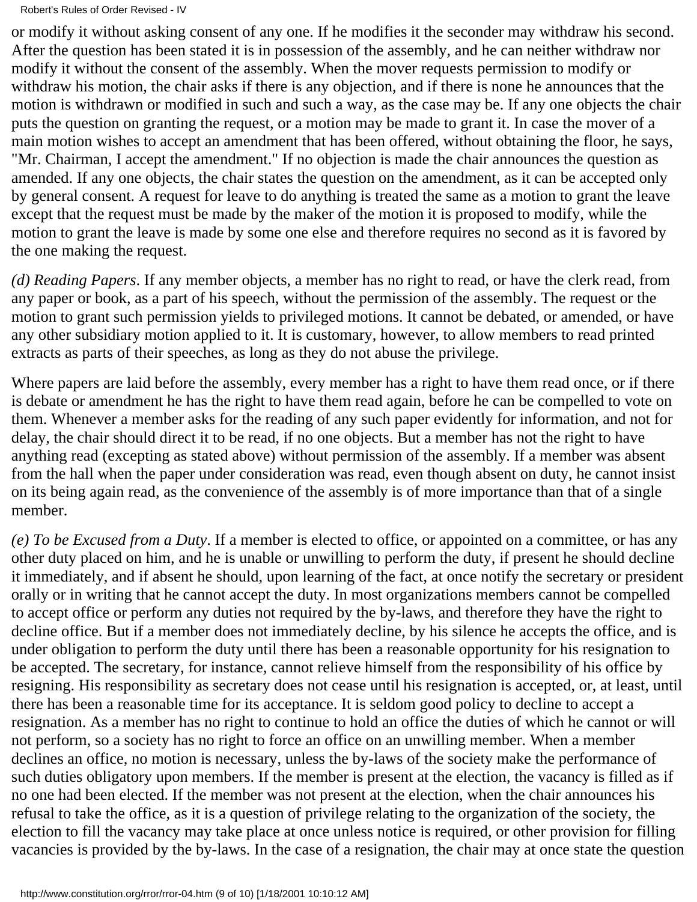or modify it without asking consent of any one. If he modifies it the seconder may withdraw his second. After the question has been stated it is in possession of the assembly, and he can neither withdraw nor modify it without the consent of the assembly. When the mover requests permission to modify or withdraw his motion, the chair asks if there is any objection, and if there is none he announces that the motion is withdrawn or modified in such and such a way, as the case may be. If any one objects the chair puts the question on granting the request, or a motion may be made to grant it. In case the mover of a main motion wishes to accept an amendment that has been offered, without obtaining the floor, he says, "Mr. Chairman, I accept the amendment." If no objection is made the chair announces the question as amended. If any one objects, the chair states the question on the amendment, as it can be accepted only by general consent. A request for leave to do anything is treated the same as a motion to grant the leave except that the request must be made by the maker of the motion it is proposed to modify, while the motion to grant the leave is made by some one else and therefore requires no second as it is favored by the one making the request.

*(d) Reading Papers*. If any member objects, a member has no right to read, or have the clerk read, from any paper or book, as a part of his speech, without the permission of the assembly. The request or the motion to grant such permission yields to privileged motions. It cannot be debated, or amended, or have any other subsidiary motion applied to it. It is customary, however, to allow members to read printed extracts as parts of their speeches, as long as they do not abuse the privilege.

Where papers are laid before the assembly, every member has a right to have them read once, or if there is debate or amendment he has the right to have them read again, before he can be compelled to vote on them. Whenever a member asks for the reading of any such paper evidently for information, and not for delay, the chair should direct it to be read, if no one objects. But a member has not the right to have anything read (excepting as stated above) without permission of the assembly. If a member was absent from the hall when the paper under consideration was read, even though absent on duty, he cannot insist on its being again read, as the convenience of the assembly is of more importance than that of a single member.

*(e) To be Excused from a Duty*. If a member is elected to office, or appointed on a committee, or has any other duty placed on him, and he is unable or unwilling to perform the duty, if present he should decline it immediately, and if absent he should, upon learning of the fact, at once notify the secretary or president orally or in writing that he cannot accept the duty. In most organizations members cannot be compelled to accept office or perform any duties not required by the by-laws, and therefore they have the right to decline office. But if a member does not immediately decline, by his silence he accepts the office, and is under obligation to perform the duty until there has been a reasonable opportunity for his resignation to be accepted. The secretary, for instance, cannot relieve himself from the responsibility of his office by resigning. His responsibility as secretary does not cease until his resignation is accepted, or, at least, until there has been a reasonable time for its acceptance. It is seldom good policy to decline to accept a resignation. As a member has no right to continue to hold an office the duties of which he cannot or will not perform, so a society has no right to force an office on an unwilling member. When a member declines an office, no motion is necessary, unless the by-laws of the society make the performance of such duties obligatory upon members. If the member is present at the election, the vacancy is filled as if no one had been elected. If the member was not present at the election, when the chair announces his refusal to take the office, as it is a question of privilege relating to the organization of the society, the election to fill the vacancy may take place at once unless notice is required, or other provision for filling vacancies is provided by the by-laws. In the case of a resignation, the chair may at once state the question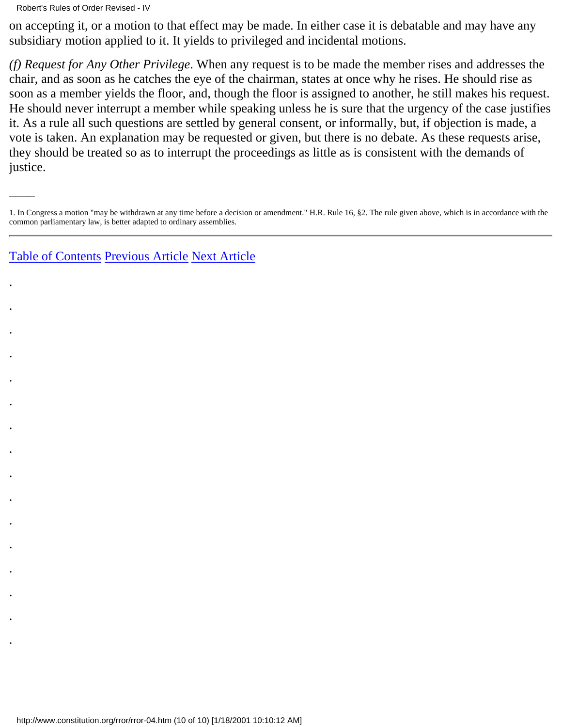on accepting it, or a motion to that effect may be made. In either case it is debatable and may have any subsidiary motion applied to it. It yields to privileged and incidental motions.

*(f) Request for Any Other Privilege*. When any request is to be made the member rises and addresses the chair, and as soon as he catches the eye of the chairman, states at once why he rises. He should rise as soon as a member yields the floor, and, though the floor is assigned to another, he still makes his request. He should never interrupt a member while speaking unless he is sure that the urgency of the case justifies it. As a rule all such questions are settled by general consent, or informally, but, if objection is made, a vote is taken. An explanation may be requested or given, but there is no debate. As these requests arise, they should be treated so as to interrupt the proceedings as little as is consistent with the demands of justice.

---

1. In Congress a motion "may be withdrawn at any time before a decision or amendment." H.R. Rule 16, §2. The rule given above, which is in accordance with the common parliamentary law, is better adapted to ordinary assemblies.

---

Table of Contents Previous Article Next Article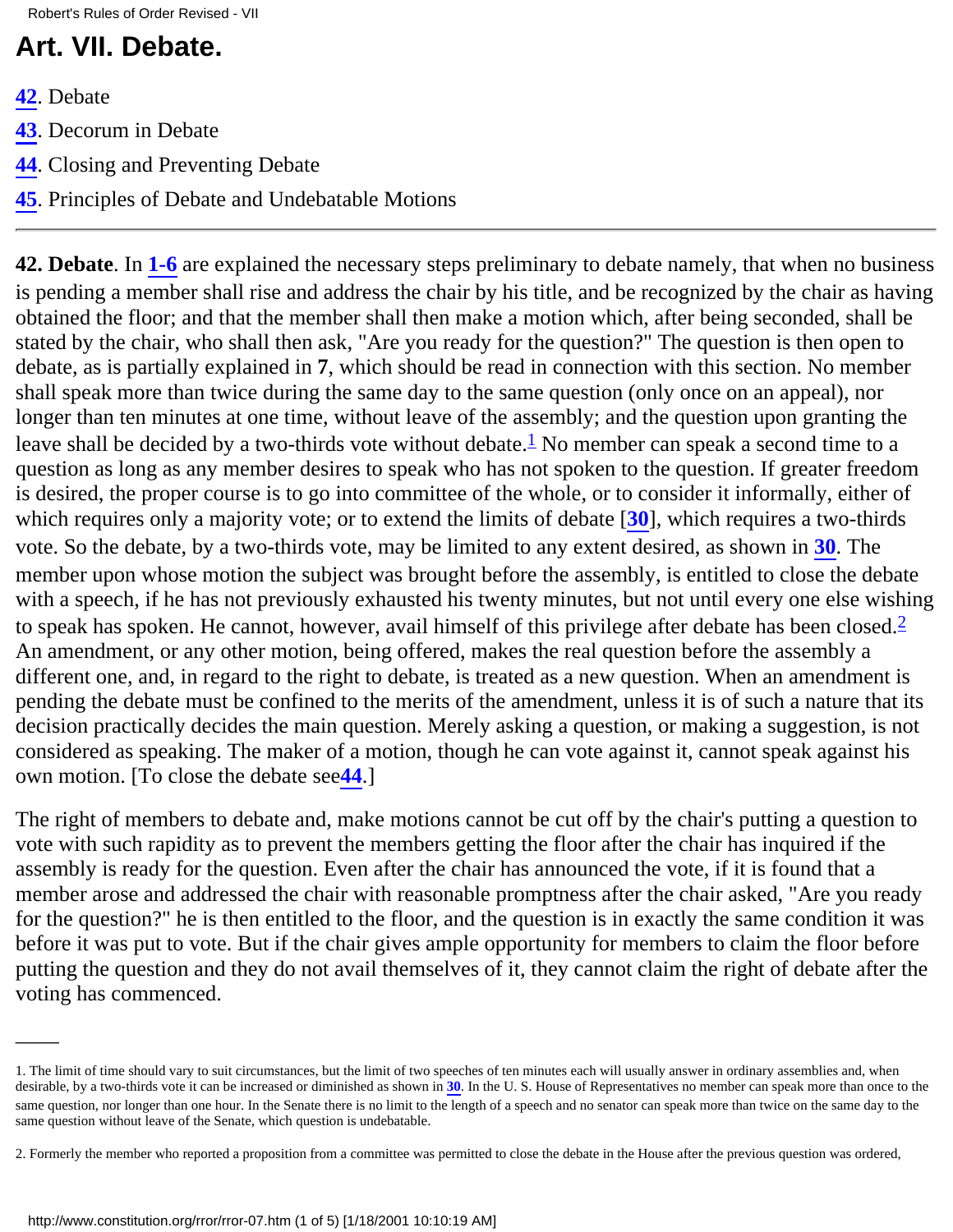# Art. VII. Debate.

**42**. Debate

**43**. Decorum in Debate

**44**. Closing and Preventing Debate

**45**. Principles of Debate and Undebatable Motions

---

**42. Debate**. In **1-6** are explained the necessary steps preliminary to debate namely, that when no business is pending a member shall rise and address the chair by his title, and be recognized by the chair as having obtained the floor; and that the member shall then make a motion which, after being seconded, shall be stated by the chair, who shall then ask, "Are you ready for the question?" The question is then open to debate, as is partially explained in **7**, which should be read in connection with this section. No member shall speak more than twice during the same day to the same question (only once on an appeal), nor longer than ten minutes at one time, without leave of the assembly; and the question upon granting the leave shall be decided by a two-thirds vote without debate.[1] No member can speak a second time to a question as long as any member desires to speak who has not spoken to the question. If greater freedom is desired, the proper course is to go into committee of the whole, or to consider it informally, either of which requires only a majority vote; or to extend the limits of debate [**30**], which requires a two-thirds vote. So the debate, by a two-thirds vote, may be limited to any extent desired, as shown in **30**. The member upon whose motion the subject was brought before the assembly, is entitled to close the debate with a speech, if he has not previously exhausted his twenty minutes, but not until every one else wishing to speak has spoken. He cannot, however, avail himself of this privilege after debate has been closed.[2] An amendment, or any other motion, being offered, makes the real question before the assembly a different one, and, in regard to the right to debate, is treated as a new question. When an amendment is pending the debate must be confined to the merits of the amendment, unless it is of such a nature that its decision practically decides the main question. Merely asking a question, or making a suggestion, is not considered as speaking. The maker of a motion, though he can vote against it, cannot speak against his own motion. [To close the debate see **44**.]

The right of members to debate and, make motions cannot be cut off by the chair's putting a question to vote with such rapidity as to prevent the members getting the floor after the chair has inquired if the assembly is ready for the question. Even after the chair has announced the vote, if it is found that a member arose and addressed the chair with reasonable promptness after the chair asked, "Are you ready for the question?" he is then entitled to the floor, and the question is in exactly the same condition it was before it was put to vote. But if the chair gives ample opportunity for members to claim the floor before putting the question and they do not avail themselves of it, they cannot claim the right of debate after the voting has commenced.

---

1. The limit of time should vary to suit circumstances, but the limit of two speeches of ten minutes each will usually answer in ordinary assemblies and, when desirable, by a two-thirds vote it can be increased or diminished as shown in **30**. In the U. S. House of Representatives no member can speak more than once to the same question, nor longer than one hour. In the Senate there is no limit to the length of a speech and no senator can speak more than twice on the same day to the same question without leave of the Senate, which question is undebatable.

2. Formerly the member who reported a proposition from a committee was permitted to close the debate in the House after the previous question was ordered,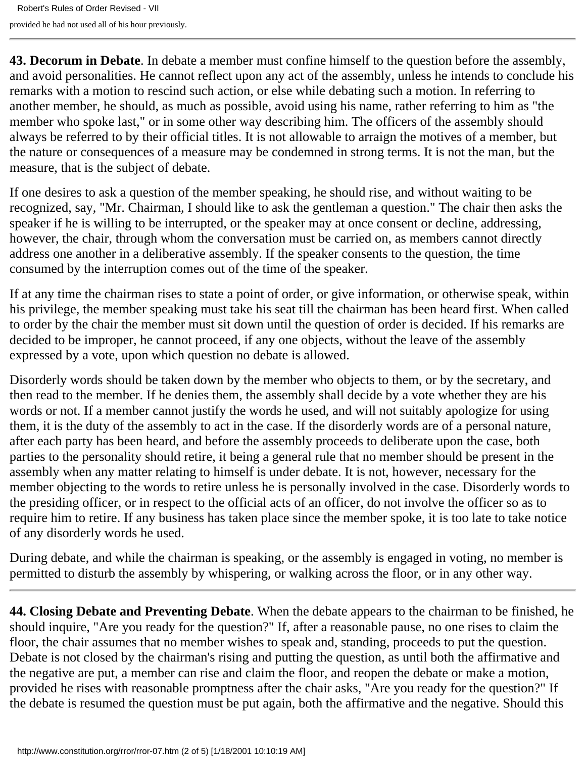provided he had not used all of his hour previously.

---

**43. Decorum in Debate**. In debate a member must confine himself to the question before the assembly, and avoid personalities. He cannot reflect upon any act of the assembly, unless he intends to conclude his remarks with a motion to rescind such action, or else while debating such a motion. In referring to another member, he should, as much as possible, avoid using his name, rather referring to him as "the member who spoke last," or in some other way describing him. The officers of the assembly should always be referred to by their official titles. It is not allowable to arraign the motives of a member, but the nature or consequences of a measure may be condemned in strong terms. It is not the man, but the measure, that is the subject of debate.

If one desires to ask a question of the member speaking, he should rise, and without waiting to be recognized, say, "Mr. Chairman, I should like to ask the gentleman a question." The chair then asks the speaker if he is willing to be interrupted, or the speaker may at once consent or decline, addressing, however, the chair, through whom the conversation must be carried on, as members cannot directly address one another in a deliberative assembly. If the speaker consents to the question, the time consumed by the interruption comes out of the time of the speaker.

If at any time the chairman rises to state a point of order, or give information, or otherwise speak, within his privilege, the member speaking must take his seat till the chairman has been heard first. When called to order by the chair the member must sit down until the question of order is decided. If his remarks are decided to be improper, he cannot proceed, if any one objects, without the leave of the assembly expressed by a vote, upon which question no debate is allowed.

Disorderly words should be taken down by the member who objects to them, or by the secretary, and then read to the member. If he denies them, the assembly shall decide by a vote whether they are his words or not. If a member cannot justify the words he used, and will not suitably apologize for using them, it is the duty of the assembly to act in the case. If the disorderly words are of a personal nature, after each party has been heard, and before the assembly proceeds to deliberate upon the case, both parties to the personality should retire, it being a general rule that no member should be present in the assembly when any matter relating to himself is under debate. It is not, however, necessary for the member objecting to the words to retire unless he is personally involved in the case. Disorderly words to the presiding officer, or in respect to the official acts of an officer, do not involve the officer so as to require him to retire. If any business has taken place since the member spoke, it is too late to take notice of any disorderly words he used.

During debate, and while the chairman is speaking, or the assembly is engaged in voting, no member is permitted to disturb the assembly by whispering, or walking across the floor, or in any other way.

---

**44. Closing Debate and Preventing Debate**. When the debate appears to the chairman to be finished, he should inquire, "Are you ready for the question?" If, after a reasonable pause, no one rises to claim the floor, the chair assumes that no member wishes to speak and, standing, proceeds to put the question. Debate is not closed by the chairman's rising and putting the question, as until both the affirmative and the negative are put, a member can rise and claim the floor, and reopen the debate or make a motion, provided he rises with reasonable promptness after the chair asks, "Are you ready for the question?" If the debate is resumed the question must be put again, both the affirmative and the negative. Should this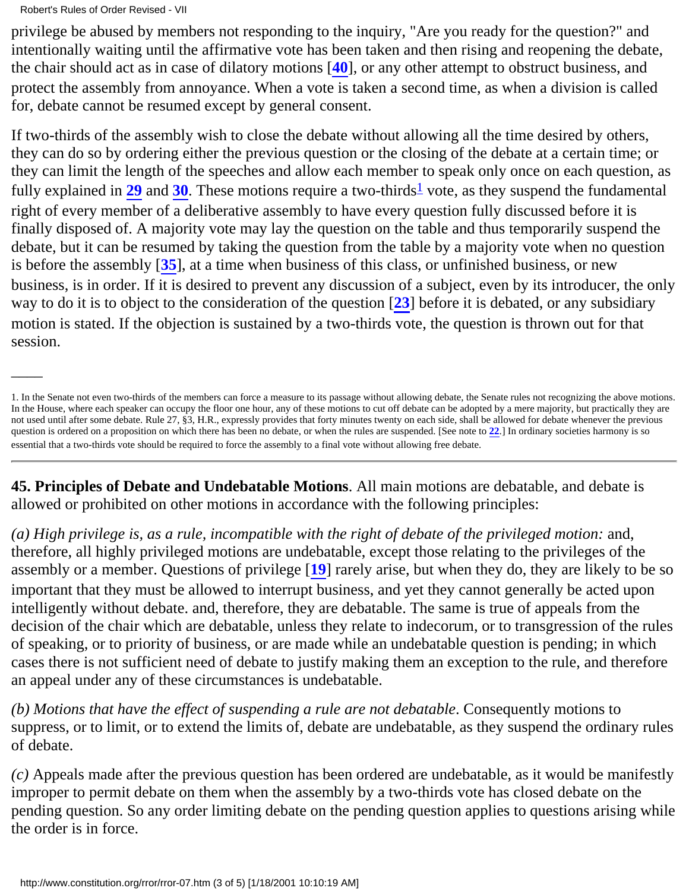privilege be abused by members not responding to the inquiry, "Are you ready for the question?" and intentionally waiting until the affirmative vote has been taken and then rising and reopening the debate, the chair should act as in case of dilatory motions [**40**], or any other attempt to obstruct business, and protect the assembly from annoyance. When a vote is taken a second time, as when a division is called for, debate cannot be resumed except by general consent.

If two-thirds of the assembly wish to close the debate without allowing all the time desired by others, they can do so by ordering either the previous question or the closing of the debate at a certain time; or they can limit the length of the speeches and allow each member to speak only once on each question, as fully explained in **29** and **30**. These motions require a two-thirds[1] vote, as they suspend the fundamental right of every member of a deliberative assembly to have every question fully discussed before it is finally disposed of. A majority vote may lay the question on the table and thus temporarily suspend the debate, but it can be resumed by taking the question from the table by a majority vote when no question is before the assembly [**35**], at a time when business of this class, or unfinished business, or new business, is in order. If it is desired to prevent any discussion of a subject, even by its introducer, the only way to do it is to object to the consideration of the question [**23**] before it is debated, or any subsidiary motion is stated. If the objection is sustained by a two-thirds vote, the question is thrown out for that session.

---

1. In the Senate not even two-thirds of the members can force a measure to its passage without allowing debate, the Senate rules not recognizing the above motions. In the House, where each speaker can occupy the floor one hour, any of these motions to cut off debate can be adopted by a mere majority, but practically they are not used until after some debate. Rule 27, §3, H.R., expressly provides that forty minutes twenty on each side, shall be allowed for debate whenever the previous question is ordered on a proposition on which there has been no debate, or when the rules are suspended. [See note to **22**.] In ordinary societies harmony is so essential that a two-thirds vote should be required to force the assembly to a final vote without allowing free debate.

---

**45. Principles of Debate and Undebatable Motions**. All main motions are debatable, and debate is allowed or prohibited on other motions in accordance with the following principles:

*(a) High privilege is, as a rule, incompatible with the right of debate of the privileged motion:* and, therefore, all highly privileged motions are undebatable, except those relating to the privileges of the assembly or a member. Questions of privilege [**19**] rarely arise, but when they do, they are likely to be so important that they must be allowed to interrupt business, and yet they cannot generally be acted upon intelligently without debate. and, therefore, they are debatable. The same is true of appeals from the decision of the chair which are debatable, unless they relate to indecorum, or to transgression of the rules of speaking, or to priority of business, or are made while an undebatable question is pending; in which cases there is not sufficient need of debate to justify making them an exception to the rule, and therefore an appeal under any of these circumstances is undebatable.

*(b) Motions that have the effect of suspending a rule are not debatable*. Consequently motions to suppress, or to limit, or to extend the limits of, debate are undebatable, as they suspend the ordinary rules of debate.

*(c)* Appeals made after the previous question has been ordered are undebatable, as it would be manifestly improper to permit debate on them when the assembly by a two-thirds vote has closed debate on the pending question. So any order limiting debate on the pending question applies to questions arising while the order is in force.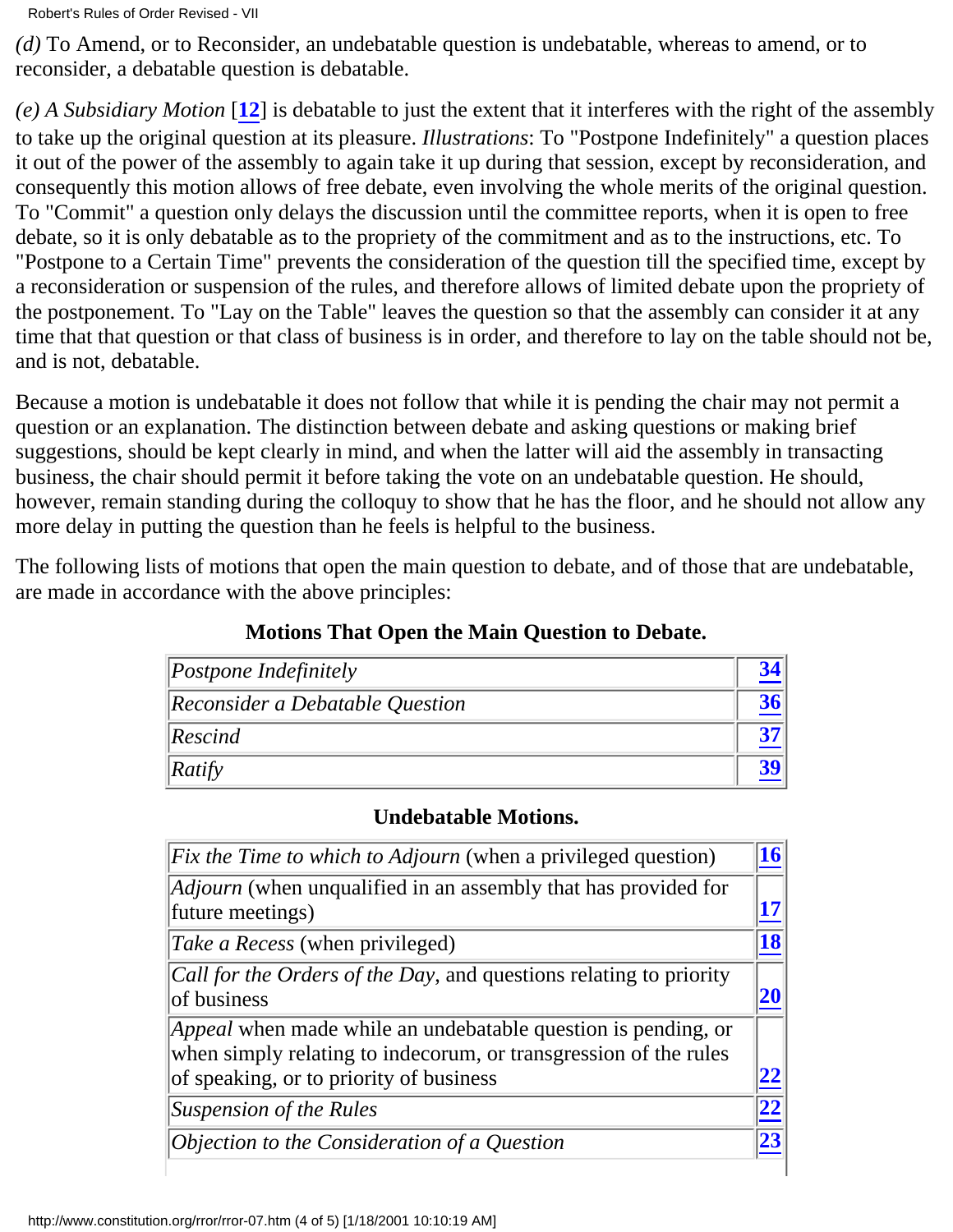*(d)* To Amend, or to Reconsider, an undebatable question is undebatable, whereas to amend, or to reconsider, a debatable question is debatable.

*(e) A Subsidiary Motion* [**12**] is debatable to just the extent that it interferes with the right of the assembly to take up the original question at its pleasure. *Illustrations*: To "Postpone Indefinitely" a question places it out of the power of the assembly to again take it up during that session, except by reconsideration, and consequently this motion allows of free debate, even involving the whole merits of the original question. To "Commit" a question only delays the discussion until the committee reports, when it is open to free debate, so it is only debatable as to the propriety of the commitment and as to the instructions, etc. To "Postpone to a Certain Time" prevents the consideration of the question till the specified time, except by a reconsideration or suspension of the rules, and therefore allows of limited debate upon the propriety of the postponement. To "Lay on the Table" leaves the question so that the assembly can consider it at any time that that question or that class of business is in order, and therefore to lay on the table should not be, and is not, debatable.

Because a motion is undebatable it does not follow that while it is pending the chair may not permit a question or an explanation. The distinction between debate and asking questions or making brief suggestions, should be kept clearly in mind, and when the latter will aid the assembly in transacting business, the chair should permit it before taking the vote on an undebatable question. He should, however, remain standing during the colloquy to show that he has the floor, and he should not allow any more delay in putting the question than he feels is helpful to the business.

The following lists of motions that open the main question to debate, and of those that are undebatable, are made in accordance with the above principles:

**Motions That Open the Main Question to Debate.**

| | |
|---|---|
| *Postpone Indefinitely* | **34** |
| *Reconsider a Debatable Question* | **36** |
| *Rescind* | **37** |
| *Ratify* | **39** |

**Undebatable Motions.**

| | |
|---|---|
| *Fix the Time to which to Adjourn* (when a privileged question) | **16** |
| *Adjourn* (when unqualified in an assembly that has provided for future meetings) | **17** |
| *Take a Recess* (when privileged) | **18** |
| *Call for the Orders of the Day*, and questions relating to priority of business | **20** |
| *Appeal* when made while an undebatable question is pending, or when simply relating to indecorum, or transgression of the rules of speaking, or to priority of business | **22** |
| *Suspension of the Rules* | **22** |
| *Objection to the Consideration of a Question* | **23** |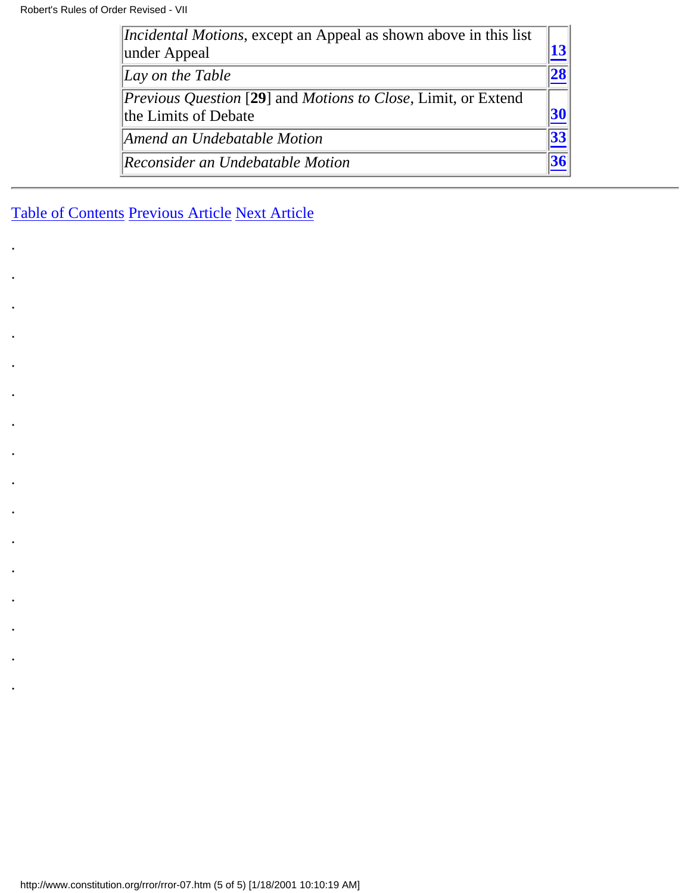| | |
|---|---|
| *Incidental Motions*, except an Appeal as shown above in this list under Appeal | **13** |
| *Lay on the Table* | **28** |
| *Previous Question* [**29**] and *Motions to Close,* Limit, or Extend the Limits of Debate | **30** |
| *Amend an Undebatable Motion* | **33** |
| *Reconsider an Undebatable Motion* | **36** |

---

Table of Contents Previous Article Next Article

.

.

.

.

.

.

.

.

.

.

.

.

.

.

.

.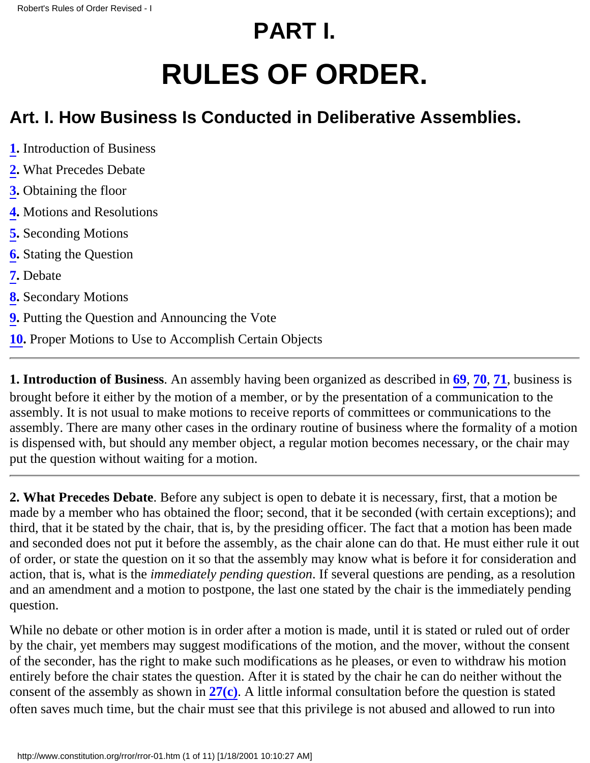# PART I.

# RULES OF ORDER.

## Art. I. How Business Is Conducted in Deliberative Assemblies.

**1**. Introduction of Business

**2**. What Precedes Debate

**3**. Obtaining the floor

**4**. Motions and Resolutions

**5**. Seconding Motions

**6**. Stating the Question

**7**. Debate

**8**. Secondary Motions

**9**. Putting the Question and Announcing the Vote

**10**. Proper Motions to Use to Accomplish Certain Objects

---

**1. Introduction of Business**. An assembly having been organized as described in **69**, **70**, **71**, business is brought before it either by the motion of a member, or by the presentation of a communication to the assembly. It is not usual to make motions to receive reports of committees or communications to the assembly. There are many other cases in the ordinary routine of business where the formality of a motion is dispensed with, but should any member object, a regular motion becomes necessary, or the chair may put the question without waiting for a motion.

---

**2. What Precedes Debate**. Before any subject is open to debate it is necessary, first, that a motion be made by a member who has obtained the floor; second, that it be seconded (with certain exceptions); and third, that it be stated by the chair, that is, by the presiding officer. The fact that a motion has been made and seconded does not put it before the assembly, as the chair alone can do that. He must either rule it out of order, or state the question on it so that the assembly may know what is before it for consideration and action, that is, what is the *immediately pending question*. If several questions are pending, as a resolution and an amendment and a motion to postpone, the last one stated by the chair is the immediately pending question.

While no debate or other motion is in order after a motion is made, until it is stated or ruled out of order by the chair, yet members may suggest modifications of the motion, and the mover, without the consent of the seconder, has the right to make such modifications as he pleases, or even to withdraw his motion entirely before the chair states the question. After it is stated by the chair he can do neither without the consent of the assembly as shown in **27(c)**. A little informal consultation before the question is stated often saves much time, but the chair must see that this privilege is not abused and allowed to run into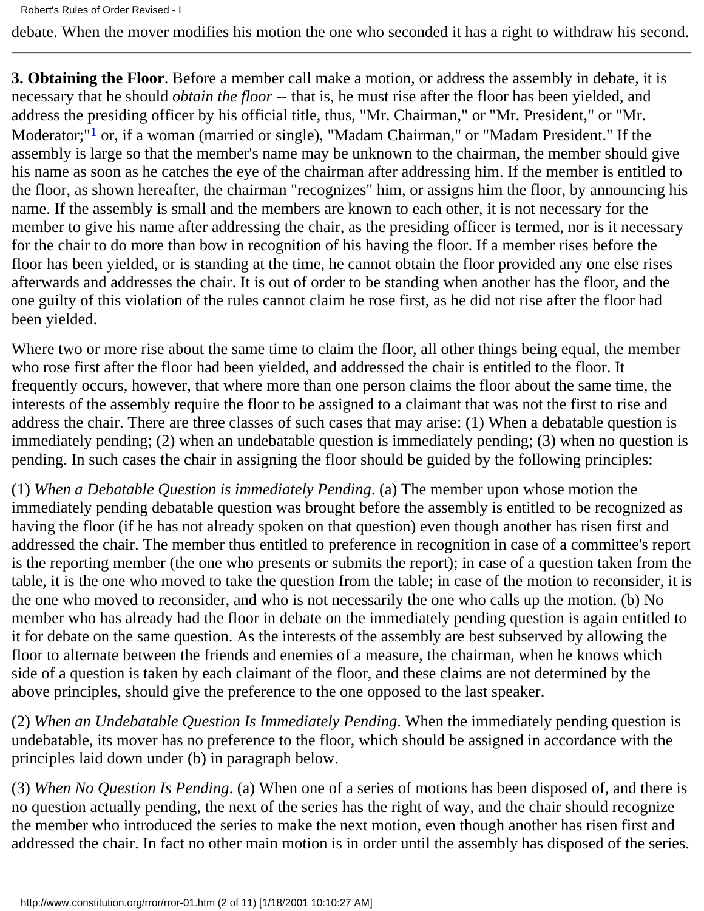debate. When the mover modifies his motion the one who seconded it has a right to withdraw his second.

---

**3. Obtaining the Floor**. Before a member call make a motion, or address the assembly in debate, it is necessary that he should *obtain the floor* -- that is, he must rise after the floor has been yielded, and address the presiding officer by his official title, thus, "Mr. Chairman," or "Mr. President," or "Mr. Moderator;"[1] or, if a woman (married or single), "Madam Chairman," or "Madam President." If the assembly is large so that the member's name may be unknown to the chairman, the member should give his name as soon as he catches the eye of the chairman after addressing him. If the member is entitled to the floor, as shown hereafter, the chairman "recognizes" him, or assigns him the floor, by announcing his name. If the assembly is small and the members are known to each other, it is not necessary for the member to give his name after addressing the chair, as the presiding officer is termed, nor is it necessary for the chair to do more than bow in recognition of his having the floor. If a member rises before the floor has been yielded, or is standing at the time, he cannot obtain the floor provided any one else rises afterwards and addresses the chair. It is out of order to be standing when another has the floor, and the one guilty of this violation of the rules cannot claim he rose first, as he did not rise after the floor had been yielded.

Where two or more rise about the same time to claim the floor, all other things being equal, the member who rose first after the floor had been yielded, and addressed the chair is entitled to the floor. It frequently occurs, however, that where more than one person claims the floor about the same time, the interests of the assembly require the floor to be assigned to a claimant that was not the first to rise and address the chair. There are three classes of such cases that may arise: (1) When a debatable question is immediately pending; (2) when an undebatable question is immediately pending; (3) when no question is pending. In such cases the chair in assigning the floor should be guided by the following principles:

(1) *When a Debatable Question is immediately Pending*. (a) The member upon whose motion the immediately pending debatable question was brought before the assembly is entitled to be recognized as having the floor (if he has not already spoken on that question) even though another has risen first and addressed the chair. The member thus entitled to preference in recognition in case of a committee's report is the reporting member (the one who presents or submits the report); in case of a question taken from the table, it is the one who moved to take the question from the table; in case of the motion to reconsider, it is the one who moved to reconsider, and who is not necessarily the one who calls up the motion. (b) No member who has already had the floor in debate on the immediately pending question is again entitled to it for debate on the same question. As the interests of the assembly are best subserved by allowing the floor to alternate between the friends and enemies of a measure, the chairman, when he knows which side of a question is taken by each claimant of the floor, and these claims are not determined by the above principles, should give the preference to the one opposed to the last speaker.

(2) *When an Undebatable Question Is Immediately Pending*. When the immediately pending question is undebatable, its mover has no preference to the floor, which should be assigned in accordance with the principles laid down under (b) in paragraph below.

(3) *When No Question Is Pending*. (a) When one of a series of motions has been disposed of, and there is no question actually pending, the next of the series has the right of way, and the chair should recognize the member who introduced the series to make the next motion, even though another has risen first and addressed the chair. In fact no other main motion is in order until the assembly has disposed of the series.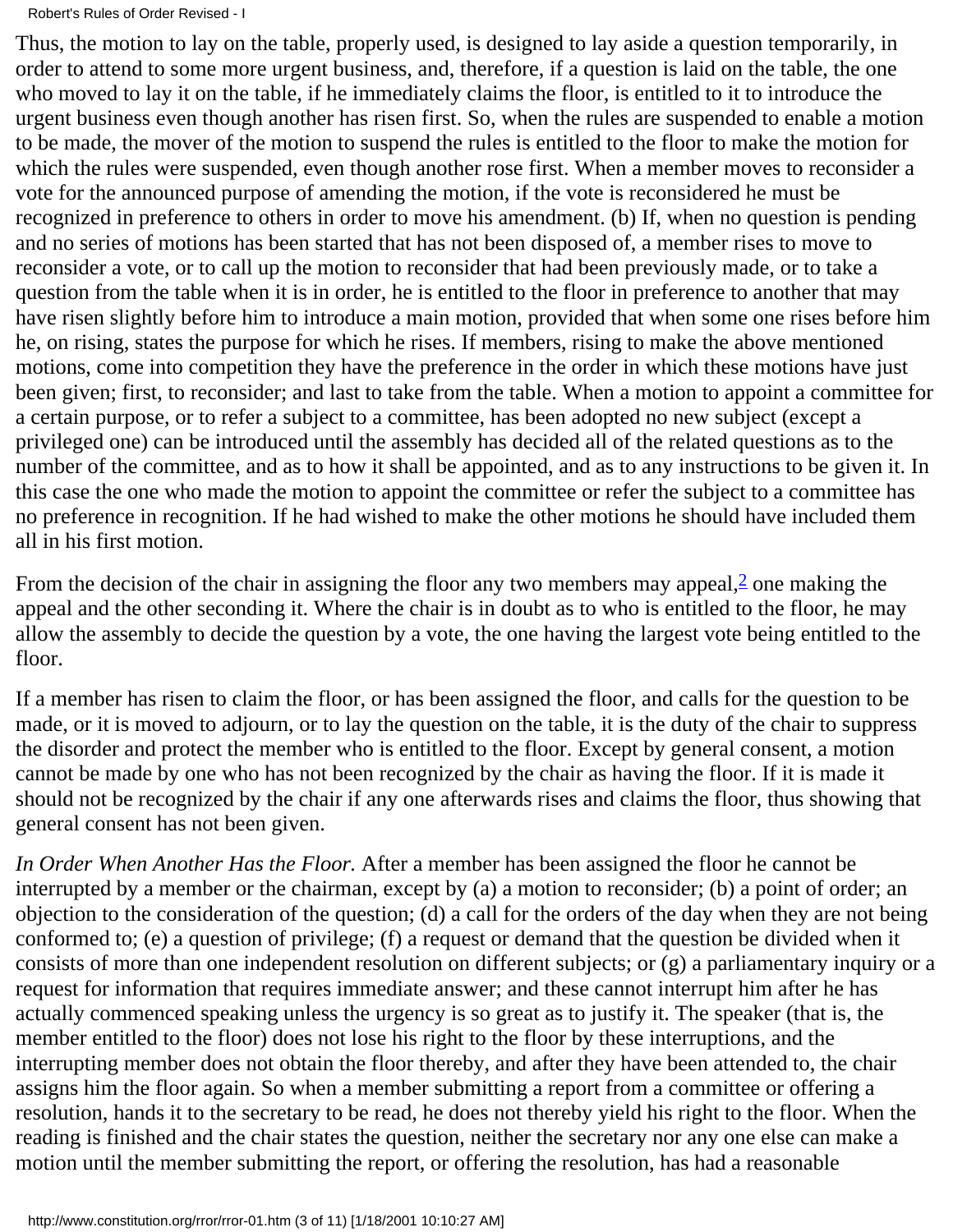Thus, the motion to lay on the table, properly used, is designed to lay aside a question temporarily, in order to attend to some more urgent business, and, therefore, if a question is laid on the table, the one who moved to lay it on the table, if he immediately claims the floor, is entitled to it to introduce the urgent business even though another has risen first. So, when the rules are suspended to enable a motion to be made, the mover of the motion to suspend the rules is entitled to the floor to make the motion for which the rules were suspended, even though another rose first. When a member moves to reconsider a vote for the announced purpose of amending the motion, if the vote is reconsidered he must be recognized in preference to others in order to move his amendment. (b) If, when no question is pending and no series of motions has been started that has not been disposed of, a member rises to move to reconsider a vote, or to call up the motion to reconsider that had been previously made, or to take a question from the table when it is in order, he is entitled to the floor in preference to another that may have risen slightly before him to introduce a main motion, provided that when some one rises before him he, on rising, states the purpose for which he rises. If members, rising to make the above mentioned motions, come into competition they have the preference in the order in which these motions have just been given; first, to reconsider; and last to take from the table. When a motion to appoint a committee for a certain purpose, or to refer a subject to a committee, has been adopted no new subject (except a privileged one) can be introduced until the assembly has decided all of the related questions as to the number of the committee, and as to how it shall be appointed, and as to any instructions to be given it. In this case the one who made the motion to appoint the committee or refer the subject to a committee has no preference in recognition. If he had wished to make the other motions he should have included them all in his first motion.

From the decision of the chair in assigning the floor any two members may appeal,[2] one making the appeal and the other seconding it. Where the chair is in doubt as to who is entitled to the floor, he may allow the assembly to decide the question by a vote, the one having the largest vote being entitled to the floor.

If a member has risen to claim the floor, or has been assigned the floor, and calls for the question to be made, or it is moved to adjourn, or to lay the question on the table, it is the duty of the chair to suppress the disorder and protect the member who is entitled to the floor. Except by general consent, a motion cannot be made by one who has not been recognized by the chair as having the floor. If it is made it should not be recognized by the chair if any one afterwards rises and claims the floor, thus showing that general consent has not been given.

*In Order When Another Has the Floor.* After a member has been assigned the floor he cannot be interrupted by a member or the chairman, except by (a) a motion to reconsider; (b) a point of order; an objection to the consideration of the question; (d) a call for the orders of the day when they are not being conformed to; (e) a question of privilege; (f) a request or demand that the question be divided when it consists of more than one independent resolution on different subjects; or (g) a parliamentary inquiry or a request for information that requires immediate answer; and these cannot interrupt him after he has actually commenced speaking unless the urgency is so great as to justify it. The speaker (that is, the member entitled to the floor) does not lose his right to the floor by these interruptions, and the interrupting member does not obtain the floor thereby, and after they have been attended to, the chair assigns him the floor again. So when a member submitting a report from a committee or offering a resolution, hands it to the secretary to be read, he does not thereby yield his right to the floor. When the reading is finished and the chair states the question, neither the secretary nor any one else can make a motion until the member submitting the report, or offering the resolution, has had a reasonable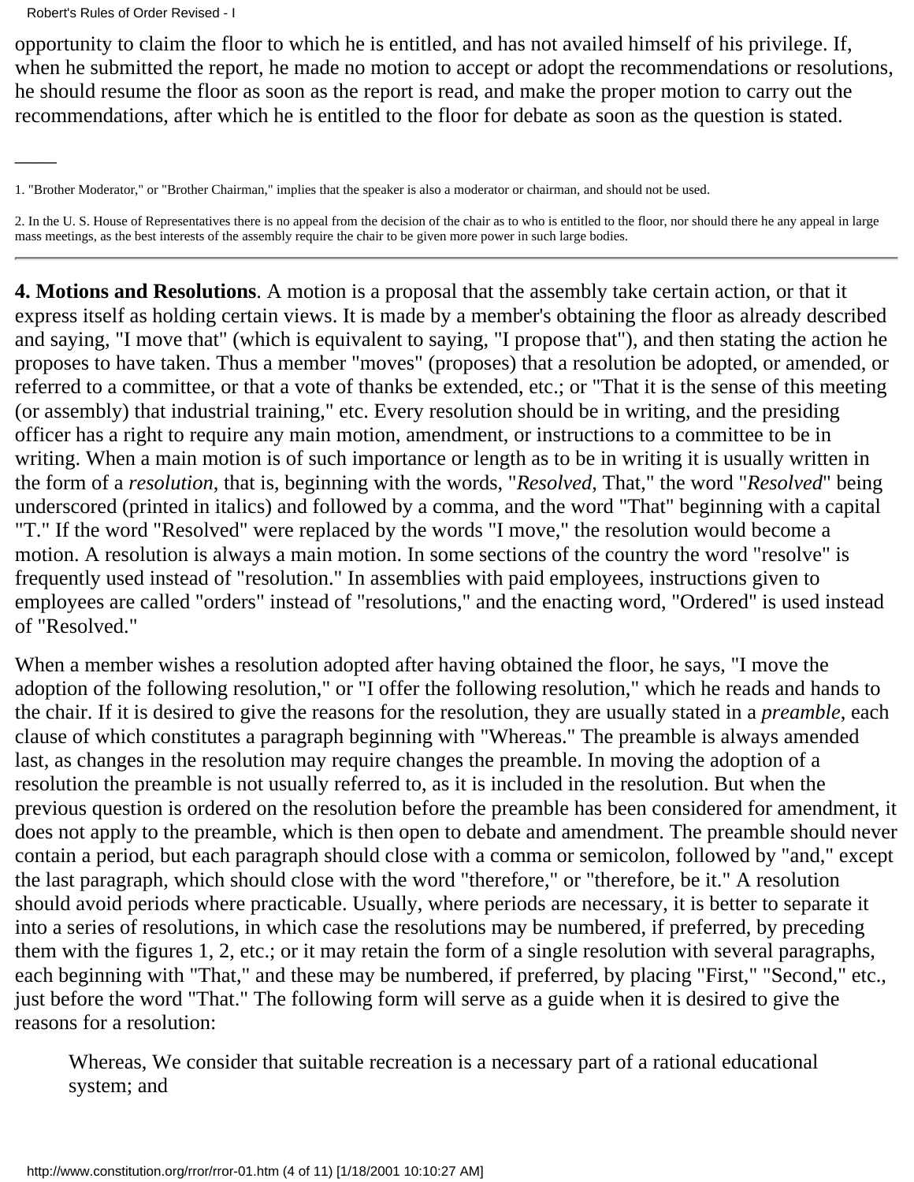opportunity to claim the floor to which he is entitled, and has not availed himself of his privilege. If, when he submitted the report, he made no motion to accept or adopt the recommendations or resolutions, he should resume the floor as soon as the report is read, and make the proper motion to carry out the recommendations, after which he is entitled to the floor for debate as soon as the question is stated.

____

1. "Brother Moderator," or "Brother Chairman," implies that the speaker is also a moderator or chairman, and should not be used.

2. In the U. S. House of Representatives there is no appeal from the decision of the chair as to who is entitled to the floor, nor should there he any appeal in large mass meetings, as the best interests of the assembly require the chair to be given more power in such large bodies.

---

**4. Motions and Resolutions**. A motion is a proposal that the assembly take certain action, or that it express itself as holding certain views. It is made by a member's obtaining the floor as already described and saying, "I move that" (which is equivalent to saying, "I propose that"), and then stating the action he proposes to have taken. Thus a member "moves" (proposes) that a resolution be adopted, or amended, or referred to a committee, or that a vote of thanks be extended, etc.; or "That it is the sense of this meeting (or assembly) that industrial training," etc. Every resolution should be in writing, and the presiding officer has a right to require any main motion, amendment, or instructions to a committee to be in writing. When a main motion is of such importance or length as to be in writing it is usually written in the form of a *resolution*, that is, beginning with the words, "*Resolved*, That," the word "*Resolved*" being underscored (printed in italics) and followed by a comma, and the word "That" beginning with a capital "T." If the word "Resolved" were replaced by the words "I move," the resolution would become a motion. A resolution is always a main motion. In some sections of the country the word "resolve" is frequently used instead of "resolution." In assemblies with paid employees, instructions given to employees are called "orders" instead of "resolutions," and the enacting word, "Ordered" is used instead of "Resolved."

When a member wishes a resolution adopted after having obtained the floor, he says, "I move the adoption of the following resolution," or "I offer the following resolution," which he reads and hands to the chair. If it is desired to give the reasons for the resolution, they are usually stated in a *preamble*, each clause of which constitutes a paragraph beginning with "Whereas." The preamble is always amended last, as changes in the resolution may require changes the preamble. In moving the adoption of a resolution the preamble is not usually referred to, as it is included in the resolution. But when the previous question is ordered on the resolution before the preamble has been considered for amendment, it does not apply to the preamble, which is then open to debate and amendment. The preamble should never contain a period, but each paragraph should close with a comma or semicolon, followed by "and," except the last paragraph, which should close with the word "therefore," or "therefore, be it." A resolution should avoid periods where practicable. Usually, where periods are necessary, it is better to separate it into a series of resolutions, in which case the resolutions may be numbered, if preferred, by preceding them with the figures 1, 2, etc.; or it may retain the form of a single resolution with several paragraphs, each beginning with "That," and these may be numbered, if preferred, by placing "First," "Second," etc., just before the word "That." The following form will serve as a guide when it is desired to give the reasons for a resolution:

> Whereas, We consider that suitable recreation is a necessary part of a rational educational system; and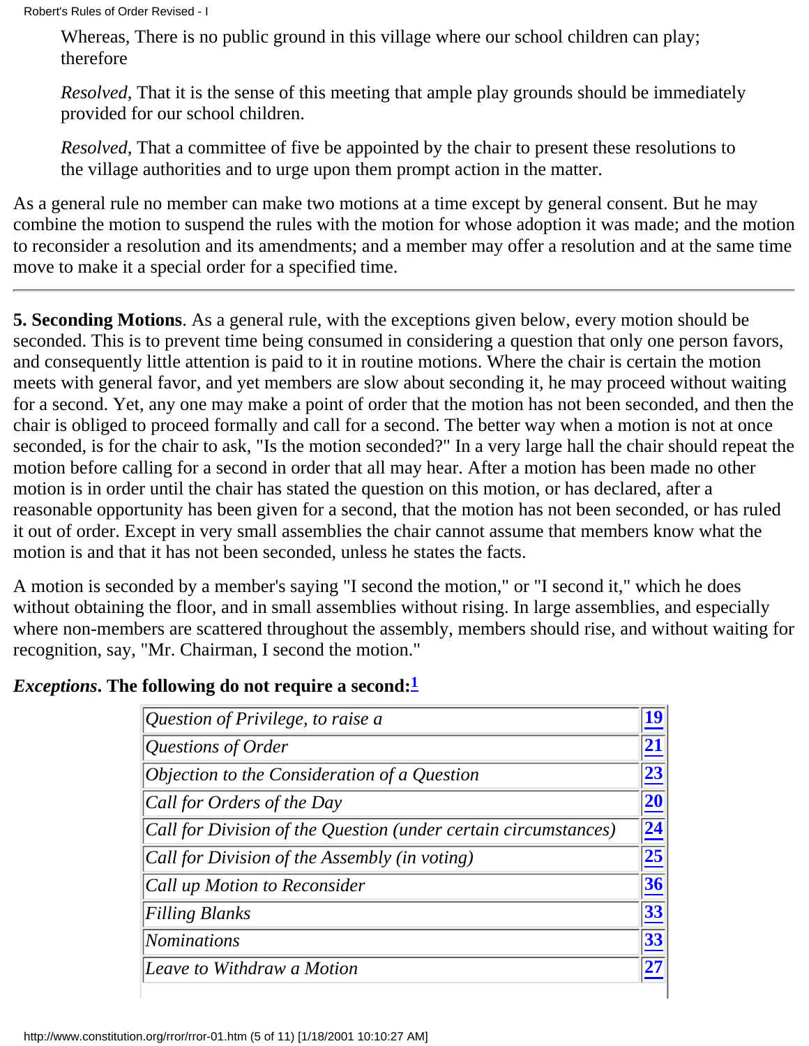Whereas, There is no public ground in this village where our school children can play; therefore

*Resolved*, That it is the sense of this meeting that ample play grounds should be immediately provided for our school children.

*Resolved*, That a committee of five be appointed by the chair to present these resolutions to the village authorities and to urge upon them prompt action in the matter.

As a general rule no member can make two motions at a time except by general consent. But he may combine the motion to suspend the rules with the motion for whose adoption it was made; and the motion to reconsider a resolution and its amendments; and a member may offer a resolution and at the same time move to make it a special order for a specified time.

---

**5. Seconding Motions**. As a general rule, with the exceptions given below, every motion should be seconded. This is to prevent time being consumed in considering a question that only one person favors, and consequently little attention is paid to it in routine motions. Where the chair is certain the motion meets with general favor, and yet members are slow about seconding it, he may proceed without waiting for a second. Yet, any one may make a point of order that the motion has not been seconded, and then the chair is obliged to proceed formally and call for a second. The better way when a motion is not at once seconded, is for the chair to ask, "Is the motion seconded?" In a very large hall the chair should repeat the motion before calling for a second in order that all may hear. After a motion has been made no other motion is in order until the chair has stated the question on this motion, or has declared, after a reasonable opportunity has been given for a second, that the motion has not been seconded, or has ruled it out of order. Except in very small assemblies the chair cannot assume that members know what the motion is and that it has not been seconded, unless he states the facts.

A motion is seconded by a member's saying "I second the motion," or "I second it," which he does without obtaining the floor, and in small assemblies without rising. In large assemblies, and especially where non-members are scattered throughout the assembly, members should rise, and without waiting for recognition, say, "Mr. Chairman, I second the motion."

***Exceptions*. The following do not require a second:**[1]

| | |
|---|---|
| *Question of Privilege, to raise a* | 19 |
| *Questions of Order* | 21 |
| *Objection to the Consideration of a Question* | 23 |
| *Call for Orders of the Day* | 20 |
| *Call for Division of the Question (under certain circumstances)* | 24 |
| *Call for Division of the Assembly (in voting)* | 25 |
| *Call up Motion to Reconsider* | 36 |
| *Filling Blanks* | 33 |
| *Nominations* | 33 |
| *Leave to Withdraw a Motion* | 27 |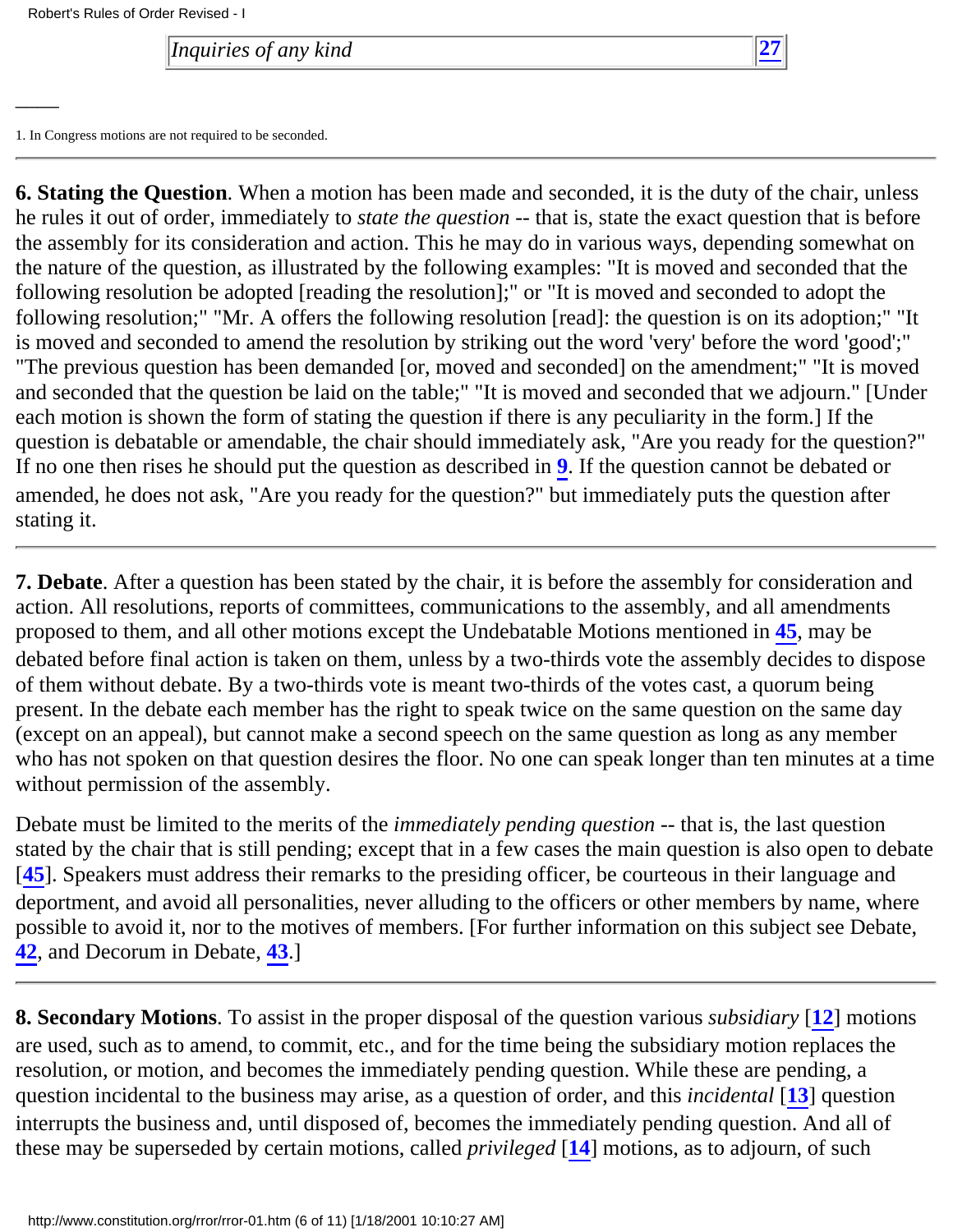| Inquiries of any kind | 27 |
|---|---|

1. In Congress motions are not required to be seconded.

---

**6. Stating the Question**. When a motion has been made and seconded, it is the duty of the chair, unless he rules it out of order, immediately to *state the question* -- that is, state the exact question that is before the assembly for its consideration and action. This he may do in various ways, depending somewhat on the nature of the question, as illustrated by the following examples: "It is moved and seconded that the following resolution be adopted [reading the resolution];" or "It is moved and seconded to adopt the following resolution;" "Mr. A offers the following resolution [read]: the question is on its adoption;" "It is moved and seconded to amend the resolution by striking out the word 'very' before the word 'good';" "The previous question has been demanded [or, moved and seconded] on the amendment;" "It is moved and seconded that the question be laid on the table;" "It is moved and seconded that we adjourn." [Under each motion is shown the form of stating the question if there is any peculiarity in the form.] If the question is debatable or amendable, the chair should immediately ask, "Are you ready for the question?" If no one then rises he should put the question as described in **9**. If the question cannot be debated or amended, he does not ask, "Are you ready for the question?" but immediately puts the question after stating it.

---

**7. Debate**. After a question has been stated by the chair, it is before the assembly for consideration and action. All resolutions, reports of committees, communications to the assembly, and all amendments proposed to them, and all other motions except the Undebatable Motions mentioned in **45**, may be debated before final action is taken on them, unless by a two-thirds vote the assembly decides to dispose of them without debate. By a two-thirds vote is meant two-thirds of the votes cast, a quorum being present. In the debate each member has the right to speak twice on the same question on the same day (except on an appeal), but cannot make a second speech on the same question as long as any member who has not spoken on that question desires the floor. No one can speak longer than ten minutes at a time without permission of the assembly.

Debate must be limited to the merits of the *immediately pending question* -- that is, the last question stated by the chair that is still pending; except that in a few cases the main question is also open to debate [**45**]. Speakers must address their remarks to the presiding officer, be courteous in their language and deportment, and avoid all personalities, never alluding to the officers or other members by name, where possible to avoid it, nor to the motives of members. [For further information on this subject see Debate, **42**, and Decorum in Debate, **43**.]

---

**8. Secondary Motions**. To assist in the proper disposal of the question various *subsidiary* [**12**] motions are used, such as to amend, to commit, etc., and for the time being the subsidiary motion replaces the resolution, or motion, and becomes the immediately pending question. While these are pending, a question incidental to the business may arise, as a question of order, and this *incidental* [**13**] question interrupts the business and, until disposed of, becomes the immediately pending question. And all of these may be superseded by certain motions, called *privileged* [**14**] motions, as to adjourn, of such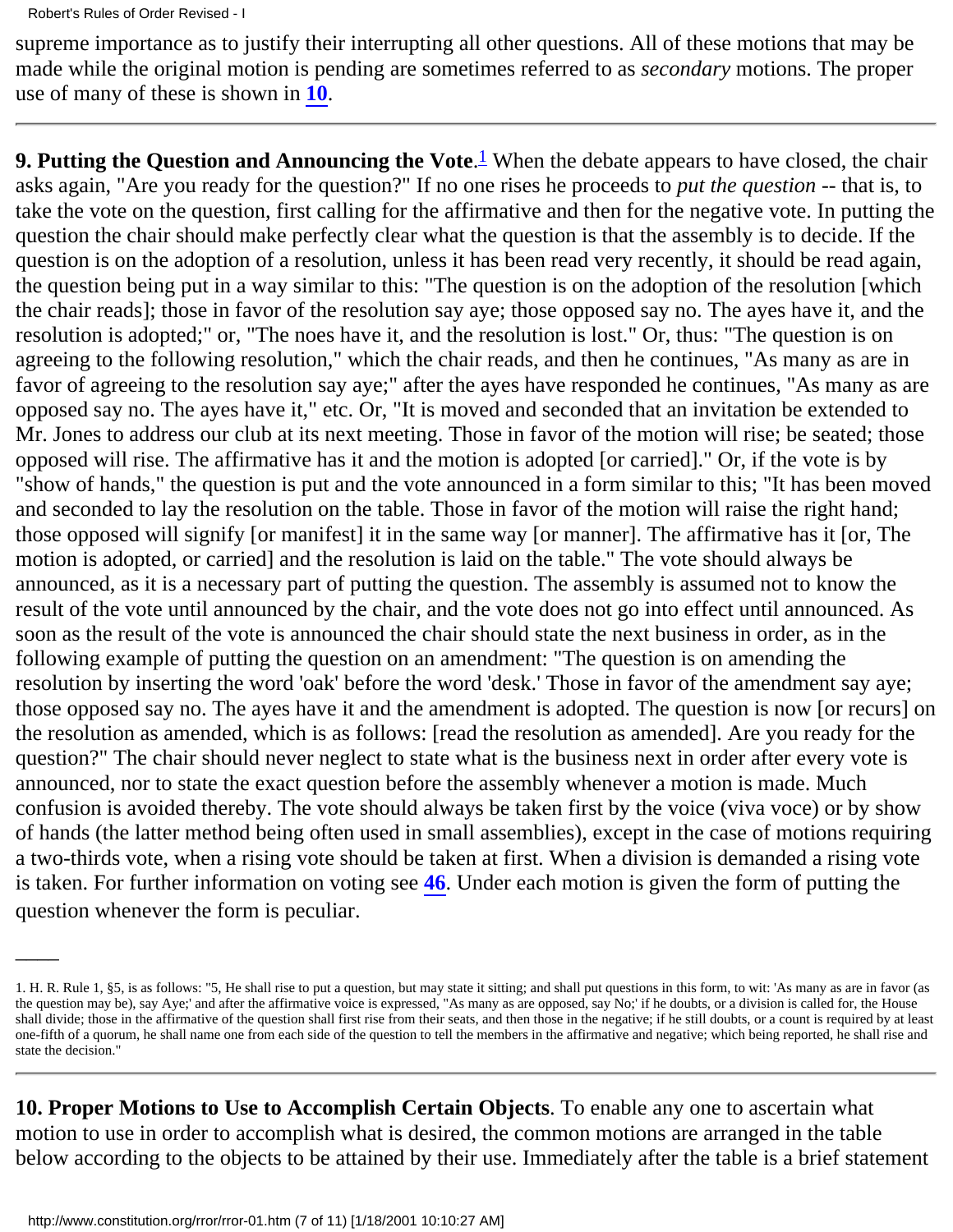supreme importance as to justify their interrupting all other questions. All of these motions that may be made while the original motion is pending are sometimes referred to as *secondary* motions. The proper use of many of these is shown in **10**.

---

**9. Putting the Question and Announcing the Vote**.[1] When the debate appears to have closed, the chair asks again, "Are you ready for the question?" If no one rises he proceeds to *put the question* -- that is, to take the vote on the question, first calling for the affirmative and then for the negative vote. In putting the question the chair should make perfectly clear what the question is that the assembly is to decide. If the question is on the adoption of a resolution, unless it has been read very recently, it should be read again, the question being put in a way similar to this: "The question is on the adoption of the resolution [which the chair reads]; those in favor of the resolution say aye; those opposed say no. The ayes have it, and the resolution is adopted;" or, "The noes have it, and the resolution is lost." Or, thus: "The question is on agreeing to the following resolution," which the chair reads, and then he continues, "As many as are in favor of agreeing to the resolution say aye;" after the ayes have responded he continues, "As many as are opposed say no. The ayes have it," etc. Or, "It is moved and seconded that an invitation be extended to Mr. Jones to address our club at its next meeting. Those in favor of the motion will rise; be seated; those opposed will rise. The affirmative has it and the motion is adopted [or carried]." Or, if the vote is by "show of hands," the question is put and the vote announced in a form similar to this; "It has been moved and seconded to lay the resolution on the table. Those in favor of the motion will raise the right hand; those opposed will signify [or manifest] it in the same way [or manner]. The affirmative has it [or, The motion is adopted, or carried] and the resolution is laid on the table." The vote should always be announced, as it is a necessary part of putting the question. The assembly is assumed not to know the result of the vote until announced by the chair, and the vote does not go into effect until announced. As soon as the result of the vote is announced the chair should state the next business in order, as in the following example of putting the question on an amendment: "The question is on amending the resolution by inserting the word 'oak' before the word 'desk.' Those in favor of the amendment say aye; those opposed say no. The ayes have it and the amendment is adopted. The question is now [or recurs] on the resolution as amended, which is as follows: [read the resolution as amended]. Are you ready for the question?" The chair should never neglect to state what is the business next in order after every vote is announced, nor to state the exact question before the assembly whenever a motion is made. Much confusion is avoided thereby. The vote should always be taken first by the voice (viva voce) or by show of hands (the latter method being often used in small assemblies), except in the case of motions requiring a two-thirds vote, when a rising vote should be taken at first. When a division is demanded a rising vote is taken. For further information on voting see **46**. Under each motion is given the form of putting the question whenever the form is peculiar.

---

1. H. R. Rule 1, §5, is as follows: "5, He shall rise to put a question, but may state it sitting; and shall put questions in this form, to wit: 'As many as are in favor (as the question may be), say Aye;' and after the affirmative voice is expressed, "As many as are opposed, say No;' if he doubts, or a division is called for, the House shall divide; those in the affirmative of the question shall first rise from their seats, and then those in the negative; if he still doubts, or a count is required by at least one-fifth of a quorum, he shall name one from each side of the question to tell the members in the affirmative and negative; which being reported, he shall rise and state the decision."

---

**10. Proper Motions to Use to Accomplish Certain Objects**. To enable any one to ascertain what motion to use in order to accomplish what is desired, the common motions are arranged in the table below according to the objects to be attained by their use. Immediately after the table is a brief statement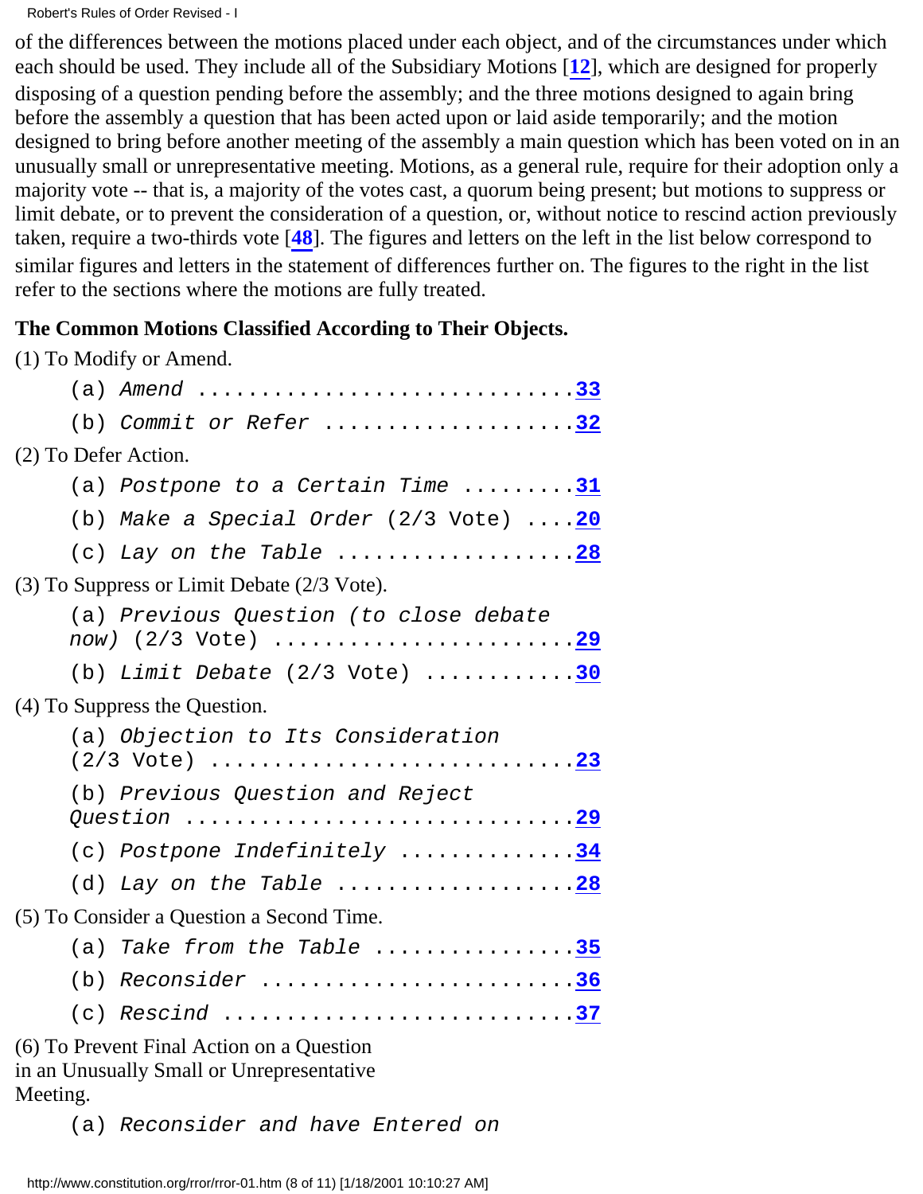of the differences between the motions placed under each object, and of the circumstances under which each should be used. They include all of the Subsidiary Motions [12], which are designed for properly disposing of a question pending before the assembly; and the three motions designed to again bring before the assembly a question that has been acted upon or laid aside temporarily; and the motion designed to bring before another meeting of the assembly a main question which has been voted on in an unusually small or unrepresentative meeting. Motions, as a general rule, require for their adoption only a majority vote -- that is, a majority of the votes cast, a quorum being present; but motions to suppress or limit debate, or to prevent the consideration of a question, or, without notice to rescind action previously taken, require a two-thirds vote [48]. The figures and letters on the left in the list below correspond to similar figures and letters in the statement of differences further on. The figures to the right in the list refer to the sections where the motions are fully treated.

**The Common Motions Classified According to Their Objects.**

(1) To Modify or Amend.

```
(a) Amend ..............................33
(b) Commit or Refer ....................32
```

(2) To Defer Action.

```
(a) Postpone to a Certain Time .........31
(b) Make a Special Order (2/3 Vote) ....20
(c) Lay on the Table ...................28
```

(3) To Suppress or Limit Debate (2/3 Vote).

```
(a) Previous Question (to close debate
now) (2/3 Vote) ........................29
(b) Limit Debate (2/3 Vote) ............30
```

(4) To Suppress the Question.

```
(a) Objection to Its Consideration
(2/3 Vote) .............................23
(b) Previous Question and Reject
Question ...............................29
(c) Postpone Indefinitely ..............34
(d) Lay on the Table ...................28
```

(5) To Consider a Question a Second Time.

```
(a) Take from the Table ................35
(b) Reconsider .........................36
(c) Rescind ............................37
```

(6) To Prevent Final Action on a Question in an Unusually Small or Unrepresentative Meeting.

```
(a) Reconsider and have Entered on
```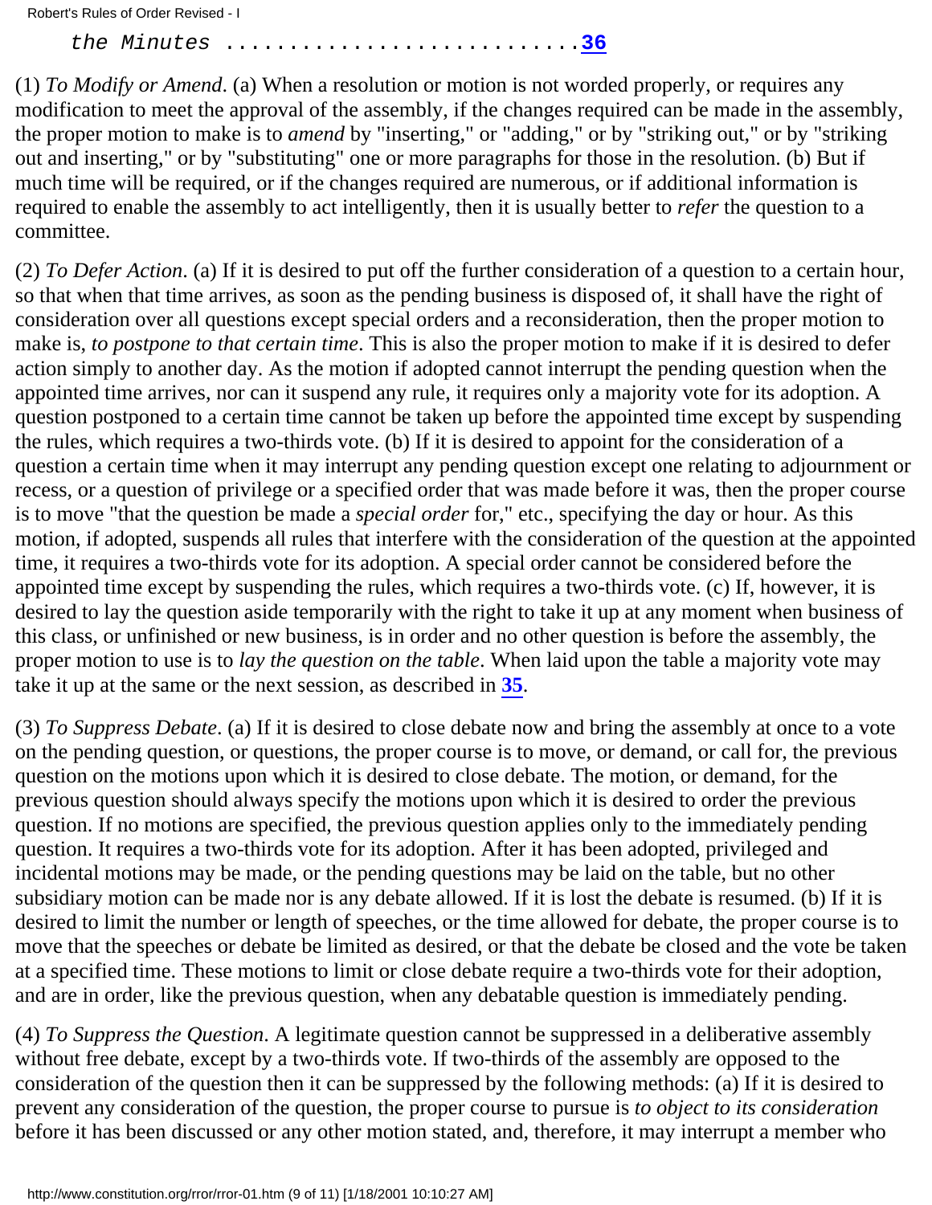the Minutes ............................[36](#)

(1) *To Modify or Amend*. (a) When a resolution or motion is not worded properly, or requires any modification to meet the approval of the assembly, if the changes required can be made in the assembly, the proper motion to make is to *amend* by "inserting," or "adding," or by "striking out," or by "striking out and inserting," or by "substituting" one or more paragraphs for those in the resolution. (b) But if much time will be required, or if the changes required are numerous, or if additional information is required to enable the assembly to act intelligently, then it is usually better to *refer* the question to a committee.

(2) *To Defer Action*. (a) If it is desired to put off the further consideration of a question to a certain hour, so that when that time arrives, as soon as the pending business is disposed of, it shall have the right of consideration over all questions except special orders and a reconsideration, then the proper motion to make is, *to postpone to that certain time*. This is also the proper motion to make if it is desired to defer action simply to another day. As the motion if adopted cannot interrupt the pending question when the appointed time arrives, nor can it suspend any rule, it requires only a majority vote for its adoption. A question postponed to a certain time cannot be taken up before the appointed time except by suspending the rules, which requires a two-thirds vote. (b) If it is desired to appoint for the consideration of a question a certain time when it may interrupt any pending question except one relating to adjournment or recess, or a question of privilege or a specified order that was made before it was, then the proper course is to move "that the question be made a *special order* for," etc., specifying the day or hour. As this motion, if adopted, suspends all rules that interfere with the consideration of the question at the appointed time, it requires a two-thirds vote for its adoption. A special order cannot be considered before the appointed time except by suspending the rules, which requires a two-thirds vote. (c) If, however, it is desired to lay the question aside temporarily with the right to take it up at any moment when business of this class, or unfinished or new business, is in order and no other question is before the assembly, the proper motion to use is to *lay the question on the table*. When laid upon the table a majority vote may take it up at the same or the next session, as described in [35](#).

(3) *To Suppress Debate*. (a) If it is desired to close debate now and bring the assembly at once to a vote on the pending question, or questions, the proper course is to move, or demand, or call for, the previous question on the motions upon which it is desired to close debate. The motion, or demand, for the previous question should always specify the motions upon which it is desired to order the previous question. If no motions are specified, the previous question applies only to the immediately pending question. It requires a two-thirds vote for its adoption. After it has been adopted, privileged and incidental motions may be made, or the pending questions may be laid on the table, but no other subsidiary motion can be made nor is any debate allowed. If it is lost the debate is resumed. (b) If it is desired to limit the number or length of speeches, or the time allowed for debate, the proper course is to move that the speeches or debate be limited as desired, or that the debate be closed and the vote be taken at a specified time. These motions to limit or close debate require a two-thirds vote for their adoption, and are in order, like the previous question, when any debatable question is immediately pending.

(4) *To Suppress the Question*. A legitimate question cannot be suppressed in a deliberative assembly without free debate, except by a two-thirds vote. If two-thirds of the assembly are opposed to the consideration of the question then it can be suppressed by the following methods: (a) If it is desired to prevent any consideration of the question, the proper course to pursue is *to object to its consideration* before it has been discussed or any other motion stated, and, therefore, it may interrupt a member who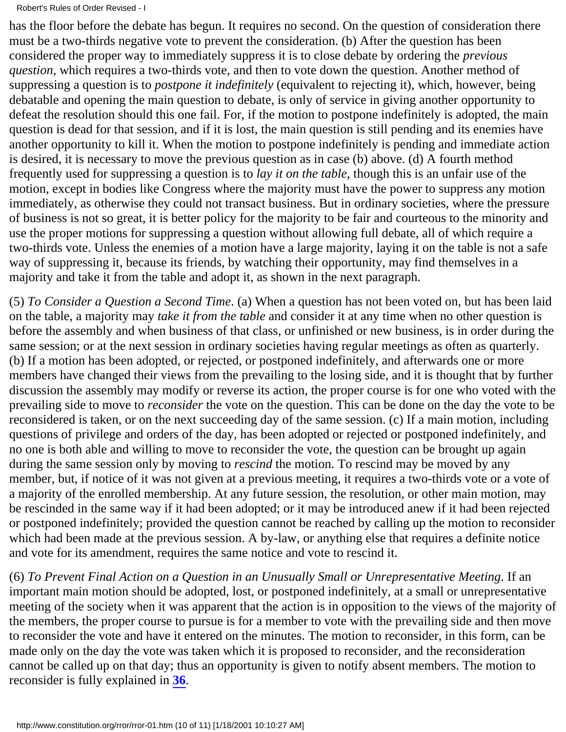has the floor before the debate has begun. It requires no second. On the question of consideration there must be a two-thirds negative vote to prevent the consideration. (b) After the question has been considered the proper way to immediately suppress it is to close debate by ordering the *previous question*, which requires a two-thirds vote, and then to vote down the question. Another method of suppressing a question is to *postpone it indefinitely* (equivalent to rejecting it), which, however, being debatable and opening the main question to debate, is only of service in giving another opportunity to defeat the resolution should this one fail. For, if the motion to postpone indefinitely is adopted, the main question is dead for that session, and if it is lost, the main question is still pending and its enemies have another opportunity to kill it. When the motion to postpone indefinitely is pending and immediate action is desired, it is necessary to move the previous question as in case (b) above. (d) A fourth method frequently used for suppressing a question is to *lay it on the table*, though this is an unfair use of the motion, except in bodies like Congress where the majority must have the power to suppress any motion immediately, as otherwise they could not transact business. But in ordinary societies, where the pressure of business is not so great, it is better policy for the majority to be fair and courteous to the minority and use the proper motions for suppressing a question without allowing full debate, all of which require a two-thirds vote. Unless the enemies of a motion have a large majority, laying it on the table is not a safe way of suppressing it, because its friends, by watching their opportunity, may find themselves in a majority and take it from the table and adopt it, as shown in the next paragraph.

(5) *To Consider a Question a Second Time*. (a) When a question has not been voted on, but has been laid on the table, a majority may *take it from the table* and consider it at any time when no other question is before the assembly and when business of that class, or unfinished or new business, is in order during the same session; or at the next session in ordinary societies having regular meetings as often as quarterly. (b) If a motion has been adopted, or rejected, or postponed indefinitely, and afterwards one or more members have changed their views from the prevailing to the losing side, and it is thought that by further discussion the assembly may modify or reverse its action, the proper course is for one who voted with the prevailing side to move to *reconsider* the vote on the question. This can be done on the day the vote to be reconsidered is taken, or on the next succeeding day of the same session. (c) If a main motion, including questions of privilege and orders of the day, has been adopted or rejected or postponed indefinitely, and no one is both able and willing to move to reconsider the vote, the question can be brought up again during the same session only by moving to *rescind* the motion. To rescind may be moved by any member, but, if notice of it was not given at a previous meeting, it requires a two-thirds vote or a vote of a majority of the enrolled membership. At any future session, the resolution, or other main motion, may be rescinded in the same way if it had been adopted; or it may be introduced anew if it had been rejected or postponed indefinitely; provided the question cannot be reached by calling up the motion to reconsider which had been made at the previous session. A by-law, or anything else that requires a definite notice and vote for its amendment, requires the same notice and vote to rescind it.

(6) *To Prevent Final Action on a Question in an Unusually Small or Unrepresentative Meeting*. If an important main motion should be adopted, lost, or postponed indefinitely, at a small or unrepresentative meeting of the society when it was apparent that the action is in opposition to the views of the majority of the members, the proper course to pursue is for a member to vote with the prevailing side and then move to reconsider the vote and have it entered on the minutes. The motion to reconsider, in this form, can be made only on the day the vote was taken which it is proposed to reconsider, and the reconsideration cannot be called up on that day; thus an opportunity is given to notify absent members. The motion to reconsider is fully explained in **36**.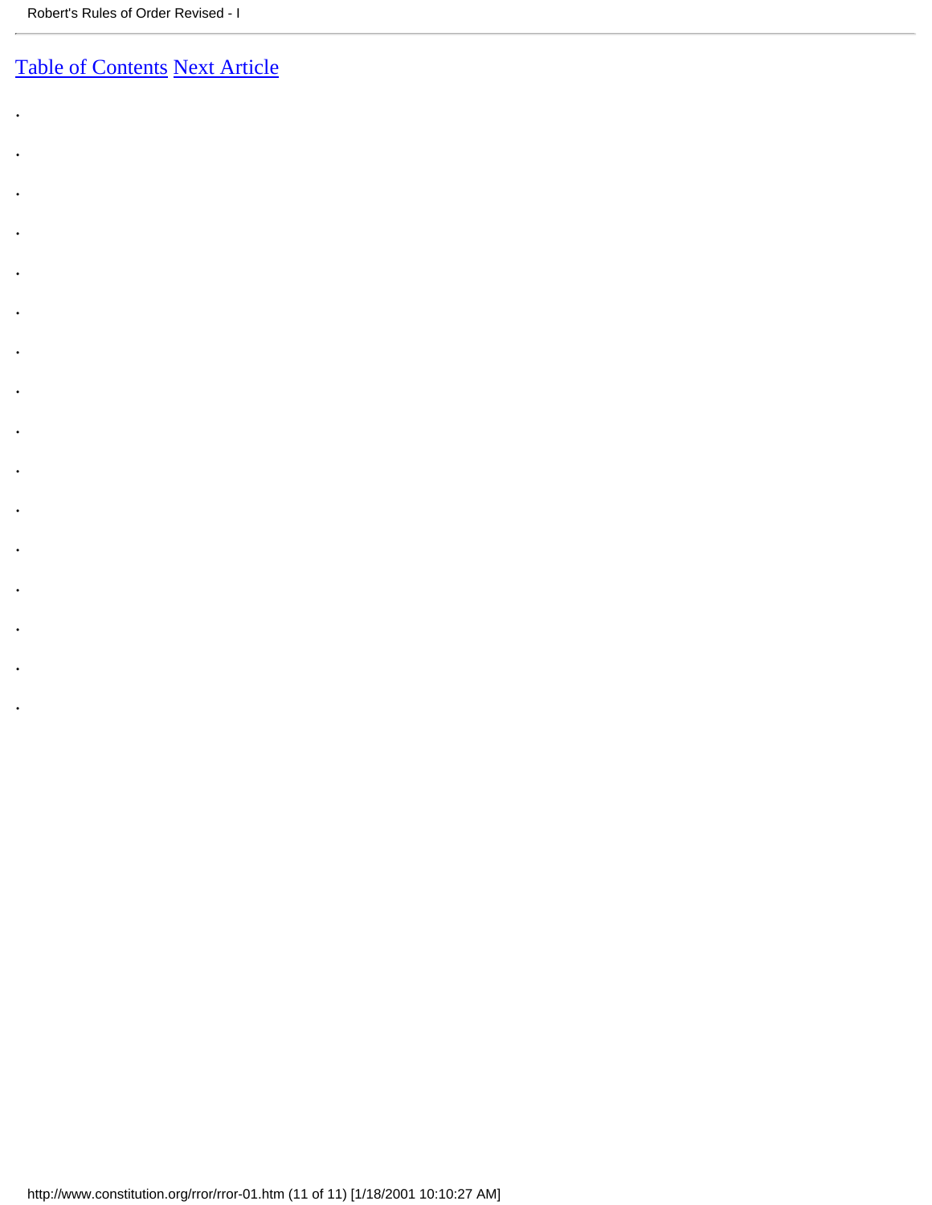[Table of Contents](#) [Next Article](#)

.

.

.

.

.

.

.

.

.

.

.

.

.

.

.

.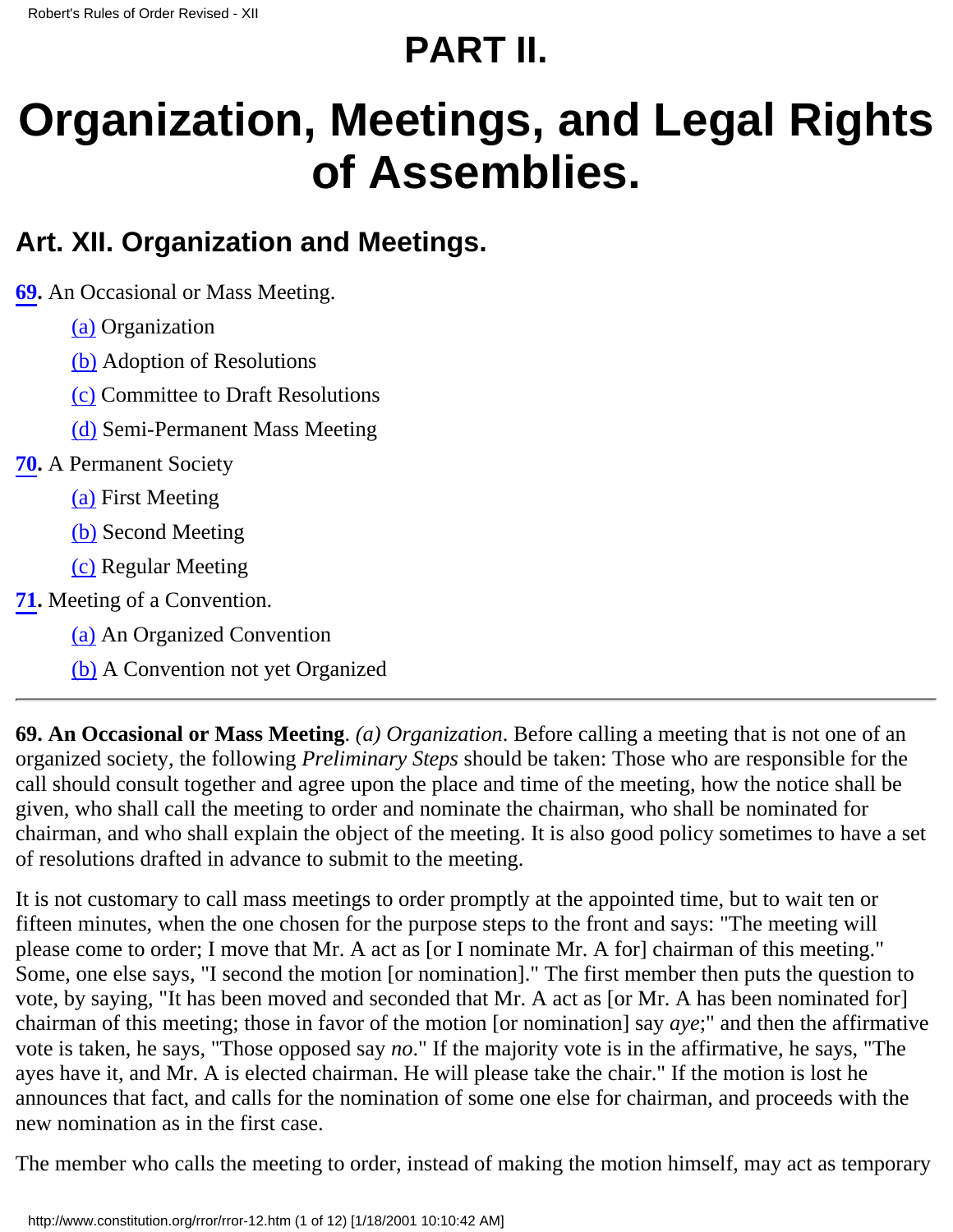# PART II.

# Organization, Meetings, and Legal Rights of Assemblies.

## Art. XII. Organization and Meetings.

**69.** An Occasional or Mass Meeting.

- (a) Organization
- (b) Adoption of Resolutions
- (c) Committee to Draft Resolutions
- (d) Semi-Permanent Mass Meeting

**70.** A Permanent Society

- (a) First Meeting
- (b) Second Meeting
- (c) Regular Meeting

**71.** Meeting of a Convention.

- (a) An Organized Convention
- (b) A Convention not yet Organized

---

**69. An Occasional or Mass Meeting**. *(a) Organization*. Before calling a meeting that is not one of an organized society, the following *Preliminary Steps* should be taken: Those who are responsible for the call should consult together and agree upon the place and time of the meeting, how the notice shall be given, who shall call the meeting to order and nominate the chairman, who shall be nominated for chairman, and who shall explain the object of the meeting. It is also good policy sometimes to have a set of resolutions drafted in advance to submit to the meeting.

It is not customary to call mass meetings to order promptly at the appointed time, but to wait ten or fifteen minutes, when the one chosen for the purpose steps to the front and says: "The meeting will please come to order; I move that Mr. A act as [or I nominate Mr. A for] chairman of this meeting." Some, one else says, "I second the motion [or nomination]." The first member then puts the question to vote, by saying, "It has been moved and seconded that Mr. A act as [or Mr. A has been nominated for] chairman of this meeting; those in favor of the motion [or nomination] say *aye*;" and then the affirmative vote is taken, he says, "Those opposed say *no*." If the majority vote is in the affirmative, he says, "The ayes have it, and Mr. A is elected chairman. He will please take the chair." If the motion is lost he announces that fact, and calls for the nomination of some one else for chairman, and proceeds with the new nomination as in the first case.

The member who calls the meeting to order, instead of making the motion himself, may act as temporary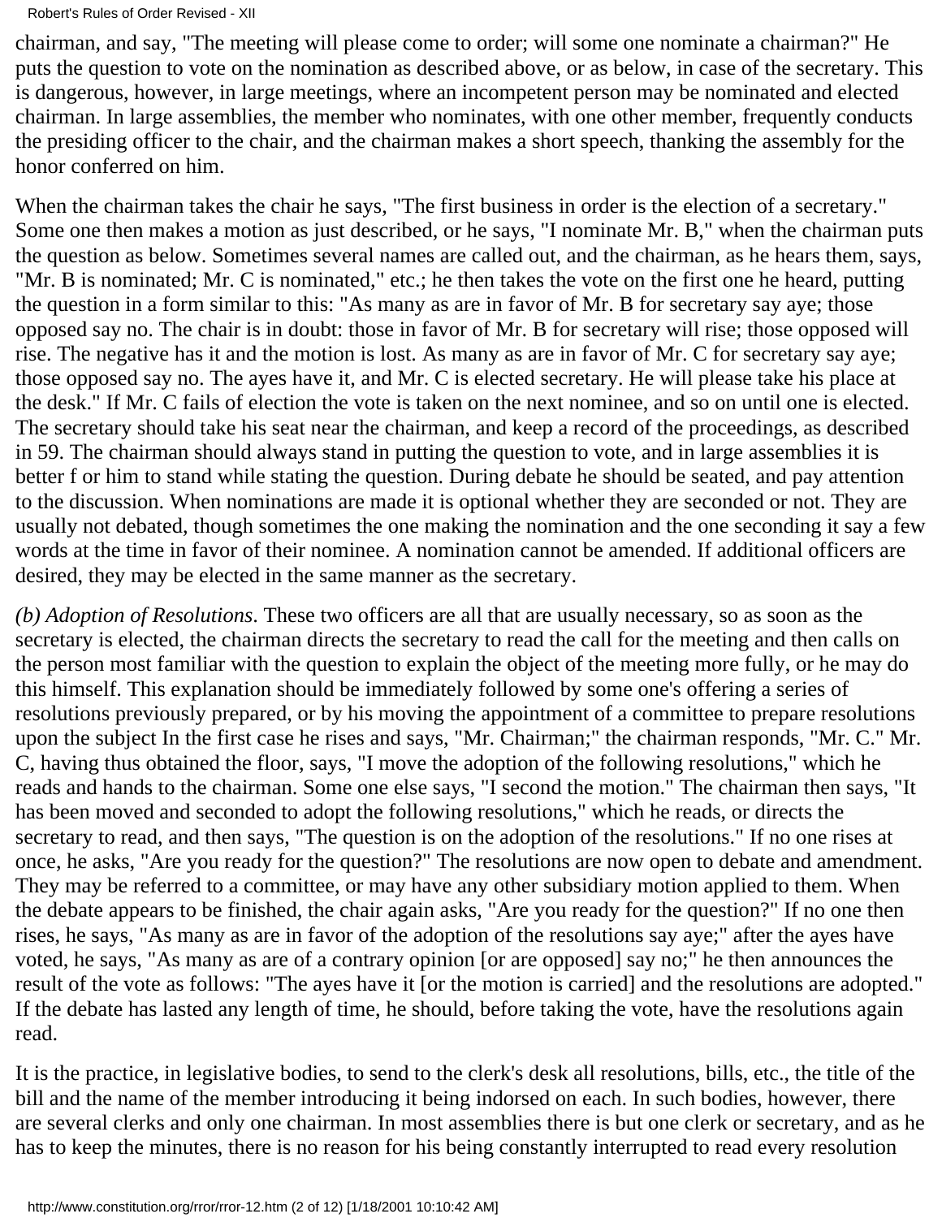chairman, and say, "The meeting will please come to order; will some one nominate a chairman?" He puts the question to vote on the nomination as described above, or as below, in case of the secretary. This is dangerous, however, in large meetings, where an incompetent person may be nominated and elected chairman. In large assemblies, the member who nominates, with one other member, frequently conducts the presiding officer to the chair, and the chairman makes a short speech, thanking the assembly for the honor conferred on him.

When the chairman takes the chair he says, "The first business in order is the election of a secretary." Some one then makes a motion as just described, or he says, "I nominate Mr. B," when the chairman puts the question as below. Sometimes several names are called out, and the chairman, as he hears them, says, "Mr. B is nominated; Mr. C is nominated," etc.; he then takes the vote on the first one he heard, putting the question in a form similar to this: "As many as are in favor of Mr. B for secretary say aye; those opposed say no. The chair is in doubt: those in favor of Mr. B for secretary will rise; those opposed will rise. The negative has it and the motion is lost. As many as are in favor of Mr. C for secretary say aye; those opposed say no. The ayes have it, and Mr. C is elected secretary. He will please take his place at the desk." If Mr. C fails of election the vote is taken on the next nominee, and so on until one is elected. The secretary should take his seat near the chairman, and keep a record of the proceedings, as described in 59. The chairman should always stand in putting the question to vote, and in large assemblies it is better f or him to stand while stating the question. During debate he should be seated, and pay attention to the discussion. When nominations are made it is optional whether they are seconded or not. They are usually not debated, though sometimes the one making the nomination and the one seconding it say a few words at the time in favor of their nominee. A nomination cannot be amended. If additional officers are desired, they may be elected in the same manner as the secretary.

*(b) Adoption of Resolutions*. These two officers are all that are usually necessary, so as soon as the secretary is elected, the chairman directs the secretary to read the call for the meeting and then calls on the person most familiar with the question to explain the object of the meeting more fully, or he may do this himself. This explanation should be immediately followed by some one's offering a series of resolutions previously prepared, or by his moving the appointment of a committee to prepare resolutions upon the subject In the first case he rises and says, "Mr. Chairman;" the chairman responds, "Mr. C." Mr. C, having thus obtained the floor, says, "I move the adoption of the following resolutions," which he reads and hands to the chairman. Some one else says, "I second the motion." The chairman then says, "It has been moved and seconded to adopt the following resolutions," which he reads, or directs the secretary to read, and then says, "The question is on the adoption of the resolutions." If no one rises at once, he asks, "Are you ready for the question?" The resolutions are now open to debate and amendment. They may be referred to a committee, or may have any other subsidiary motion applied to them. When the debate appears to be finished, the chair again asks, "Are you ready for the question?" If no one then rises, he says, "As many as are in favor of the adoption of the resolutions say aye;" after the ayes have voted, he says, "As many as are of a contrary opinion [or are opposed] say no;" he then announces the result of the vote as follows: "The ayes have it [or the motion is carried] and the resolutions are adopted." If the debate has lasted any length of time, he should, before taking the vote, have the resolutions again read.

It is the practice, in legislative bodies, to send to the clerk's desk all resolutions, bills, etc., the title of the bill and the name of the member introducing it being indorsed on each. In such bodies, however, there are several clerks and only one chairman. In most assemblies there is but one clerk or secretary, and as he has to keep the minutes, there is no reason for his being constantly interrupted to read every resolution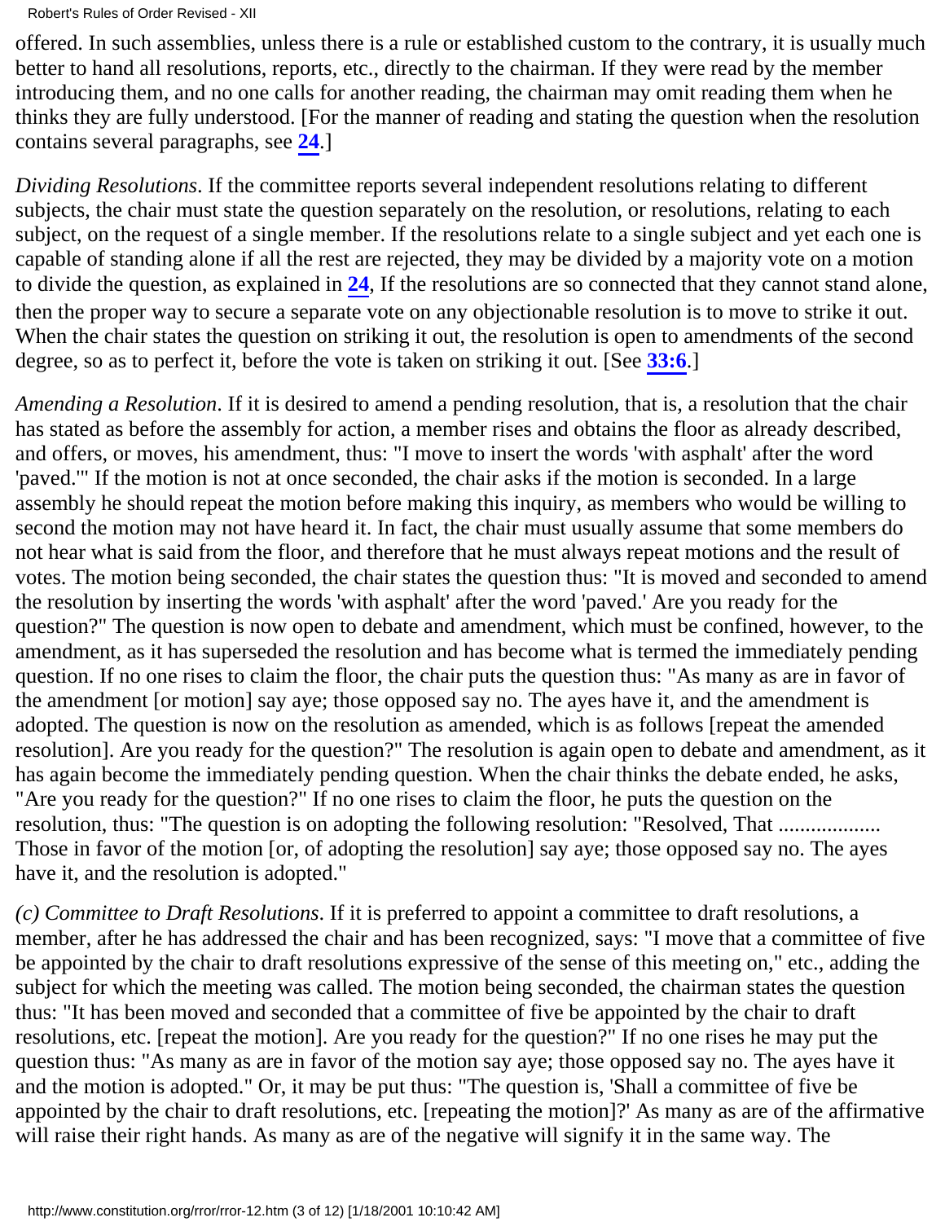offered. In such assemblies, unless there is a rule or established custom to the contrary, it is usually much better to hand all resolutions, reports, etc., directly to the chairman. If they were read by the member introducing them, and no one calls for another reading, the chairman may omit reading them when he thinks they are fully understood. [For the manner of reading and stating the question when the resolution contains several paragraphs, see **24**.]

*Dividing Resolutions*. If the committee reports several independent resolutions relating to different subjects, the chair must state the question separately on the resolution, or resolutions, relating to each subject, on the request of a single member. If the resolutions relate to a single subject and yet each one is capable of standing alone if all the rest are rejected, they may be divided by a majority vote on a motion to divide the question, as explained in **24**, If the resolutions are so connected that they cannot stand alone, then the proper way to secure a separate vote on any objectionable resolution is to move to strike it out. When the chair states the question on striking it out, the resolution is open to amendments of the second degree, so as to perfect it, before the vote is taken on striking it out. [See **33:6**.]

*Amending a Resolution*. If it is desired to amend a pending resolution, that is, a resolution that the chair has stated as before the assembly for action, a member rises and obtains the floor as already described, and offers, or moves, his amendment, thus: "I move to insert the words 'with asphalt' after the word 'paved.'" If the motion is not at once seconded, the chair asks if the motion is seconded. In a large assembly he should repeat the motion before making this inquiry, as members who would be willing to second the motion may not have heard it. In fact, the chair must usually assume that some members do not hear what is said from the floor, and therefore that he must always repeat motions and the result of votes. The motion being seconded, the chair states the question thus: "It is moved and seconded to amend the resolution by inserting the words 'with asphalt' after the word 'paved.' Are you ready for the question?" The question is now open to debate and amendment, which must be confined, however, to the amendment, as it has superseded the resolution and has become what is termed the immediately pending question. If no one rises to claim the floor, the chair puts the question thus: "As many as are in favor of the amendment [or motion] say aye; those opposed say no. The ayes have it, and the amendment is adopted. The question is now on the resolution as amended, which is as follows [repeat the amended resolution]. Are you ready for the question?" The resolution is again open to debate and amendment, as it has again become the immediately pending question. When the chair thinks the debate ended, he asks, "Are you ready for the question?" If no one rises to claim the floor, he puts the question on the resolution, thus: "The question is on adopting the following resolution: "Resolved, That .................. Those in favor of the motion [or, of adopting the resolution] say aye; those opposed say no. The ayes have it, and the resolution is adopted."

*(c) Committee to Draft Resolutions*. If it is preferred to appoint a committee to draft resolutions, a member, after he has addressed the chair and has been recognized, says: "I move that a committee of five be appointed by the chair to draft resolutions expressive of the sense of this meeting on," etc., adding the subject for which the meeting was called. The motion being seconded, the chairman states the question thus: "It has been moved and seconded that a committee of five be appointed by the chair to draft resolutions, etc. [repeat the motion]. Are you ready for the question?" If no one rises he may put the question thus: "As many as are in favor of the motion say aye; those opposed say no. The ayes have it and the motion is adopted." Or, it may be put thus: "The question is, 'Shall a committee of five be appointed by the chair to draft resolutions, etc. [repeating the motion]?' As many as are of the affirmative will raise their right hands. As many as are of the negative will signify it in the same way. The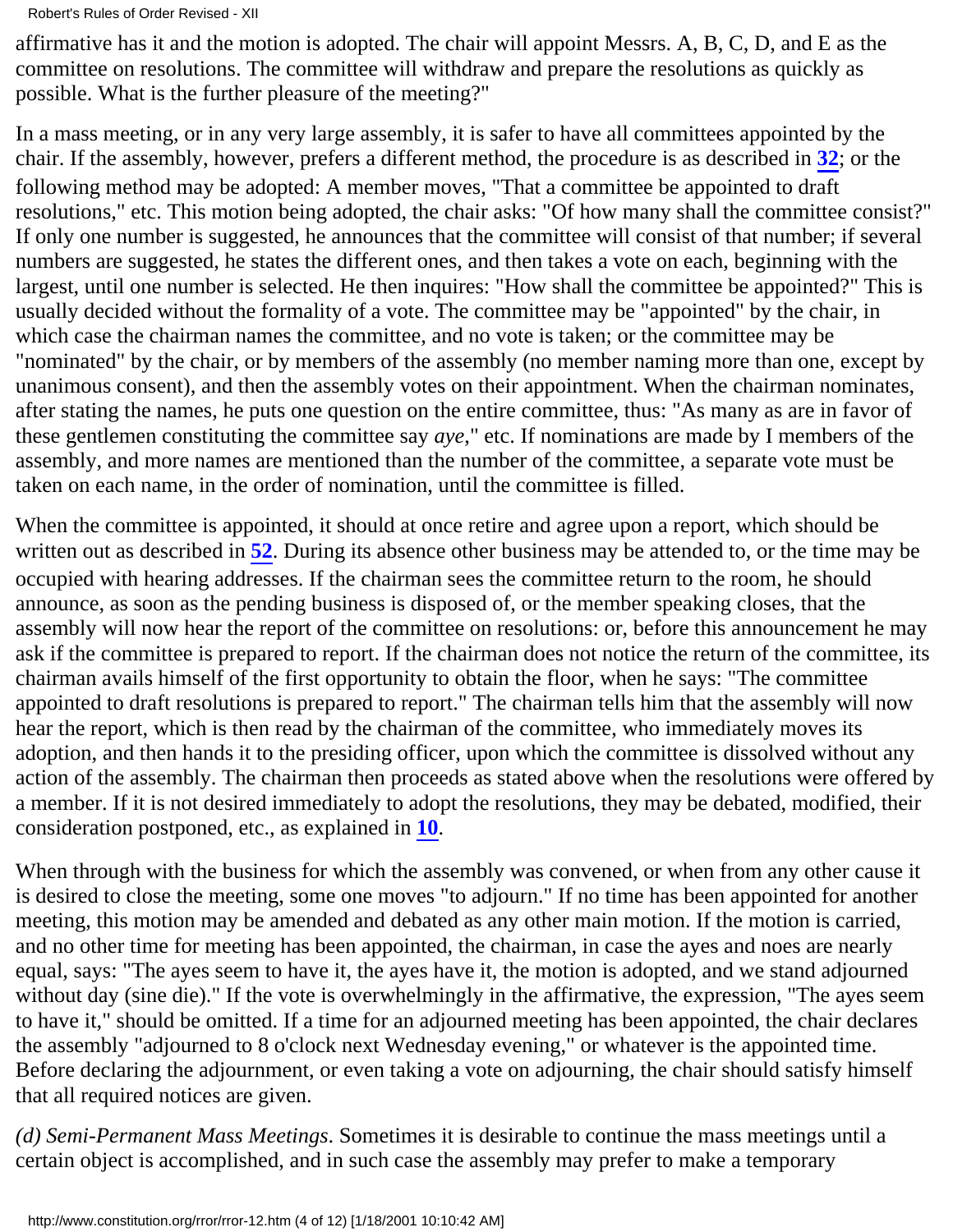affirmative has it and the motion is adopted. The chair will appoint Messrs. A, B, C, D, and E as the committee on resolutions. The committee will withdraw and prepare the resolutions as quickly as possible. What is the further pleasure of the meeting?"

In a mass meeting, or in any very large assembly, it is safer to have all committees appointed by the chair. If the assembly, however, prefers a different method, the procedure is as described in **32**; or the following method may be adopted: A member moves, "That a committee be appointed to draft resolutions," etc. This motion being adopted, the chair asks: "Of how many shall the committee consist?" If only one number is suggested, he announces that the committee will consist of that number; if several numbers are suggested, he states the different ones, and then takes a vote on each, beginning with the largest, until one number is selected. He then inquires: "How shall the committee be appointed?" This is usually decided without the formality of a vote. The committee may be "appointed" by the chair, in which case the chairman names the committee, and no vote is taken; or the committee may be "nominated" by the chair, or by members of the assembly (no member naming more than one, except by unanimous consent), and then the assembly votes on their appointment. When the chairman nominates, after stating the names, he puts one question on the entire committee, thus: "As many as are in favor of these gentlemen constituting the committee say *aye*," etc. If nominations are made by I members of the assembly, and more names are mentioned than the number of the committee, a separate vote must be taken on each name, in the order of nomination, until the committee is filled.

When the committee is appointed, it should at once retire and agree upon a report, which should be written out as described in **52**. During its absence other business may be attended to, or the time may be occupied with hearing addresses. If the chairman sees the committee return to the room, he should announce, as soon as the pending business is disposed of, or the member speaking closes, that the assembly will now hear the report of the committee on resolutions: or, before this announcement he may ask if the committee is prepared to report. If the chairman does not notice the return of the committee, its chairman avails himself of the first opportunity to obtain the floor, when he says: "The committee appointed to draft resolutions is prepared to report." The chairman tells him that the assembly will now hear the report, which is then read by the chairman of the committee, who immediately moves its adoption, and then hands it to the presiding officer, upon which the committee is dissolved without any action of the assembly. The chairman then proceeds as stated above when the resolutions were offered by a member. If it is not desired immediately to adopt the resolutions, they may be debated, modified, their consideration postponed, etc., as explained in **10**.

When through with the business for which the assembly was convened, or when from any other cause it is desired to close the meeting, some one moves "to adjourn." If no time has been appointed for another meeting, this motion may be amended and debated as any other main motion. If the motion is carried, and no other time for meeting has been appointed, the chairman, in case the ayes and noes are nearly equal, says: "The ayes seem to have it, the ayes have it, the motion is adopted, and we stand adjourned without day (sine die)." If the vote is overwhelmingly in the affirmative, the expression, "The ayes seem to have it," should be omitted. If a time for an adjourned meeting has been appointed, the chair declares the assembly "adjourned to 8 o'clock next Wednesday evening," or whatever is the appointed time. Before declaring the adjournment, or even taking a vote on adjourning, the chair should satisfy himself that all required notices are given.

*(d) Semi-Permanent Mass Meetings*. Sometimes it is desirable to continue the mass meetings until a certain object is accomplished, and in such case the assembly may prefer to make a temporary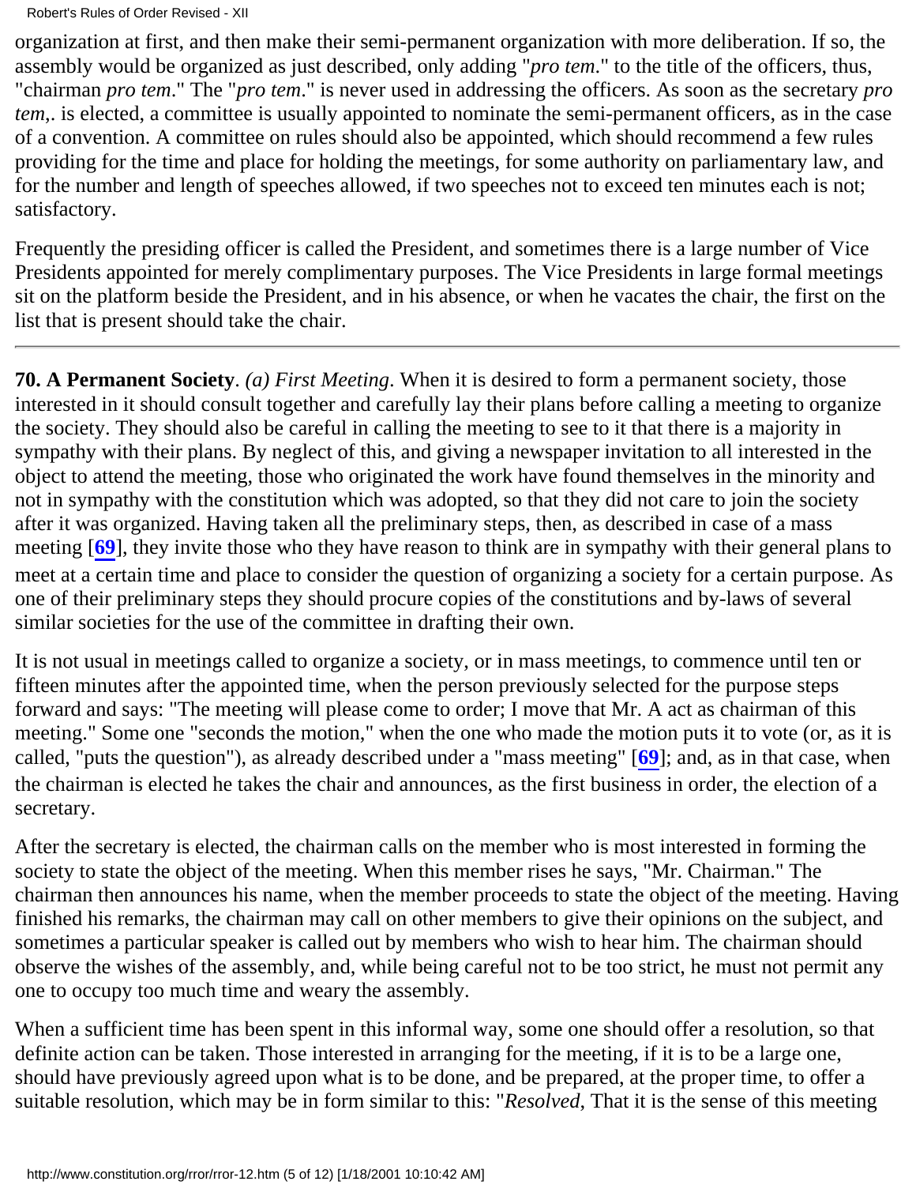organization at first, and then make their semi-permanent organization with more deliberation. If so, the assembly would be organized as just described, only adding "*pro tem*." to the title of the officers, thus, "chairman *pro tem*." The "*pro tem*." is never used in addressing the officers. As soon as the secretary *pro tem*,. is elected, a committee is usually appointed to nominate the semi-permanent officers, as in the case of a convention. A committee on rules should also be appointed, which should recommend a few rules providing for the time and place for holding the meetings, for some authority on parliamentary law, and for the number and length of speeches allowed, if two speeches not to exceed ten minutes each is not; satisfactory.

Frequently the presiding officer is called the President, and sometimes there is a large number of Vice Presidents appointed for merely complimentary purposes. The Vice Presidents in large formal meetings sit on the platform beside the President, and in his absence, or when he vacates the chair, the first on the list that is present should take the chair.

---

**70. A Permanent Society**. *(a) First Meeting*. When it is desired to form a permanent society, those interested in it should consult together and carefully lay their plans before calling a meeting to organize the society. They should also be careful in calling the meeting to see to it that there is a majority in sympathy with their plans. By neglect of this, and giving a newspaper invitation to all interested in the object to attend the meeting, those who originated the work have found themselves in the minority and not in sympathy with the constitution which was adopted, so that they did not care to join the society after it was organized. Having taken all the preliminary steps, then, as described in case of a mass meeting [**69**], they invite those who they have reason to think are in sympathy with their general plans to meet at a certain time and place to consider the question of organizing a society for a certain purpose. As one of their preliminary steps they should procure copies of the constitutions and by-laws of several similar societies for the use of the committee in drafting their own.

It is not usual in meetings called to organize a society, or in mass meetings, to commence until ten or fifteen minutes after the appointed time, when the person previously selected for the purpose steps forward and says: "The meeting will please come to order; I move that Mr. A act as chairman of this meeting." Some one "seconds the motion," when the one who made the motion puts it to vote (or, as it is called, "puts the question"), as already described under a "mass meeting" [**69**]; and, as in that case, when the chairman is elected he takes the chair and announces, as the first business in order, the election of a secretary.

After the secretary is elected, the chairman calls on the member who is most interested in forming the society to state the object of the meeting. When this member rises he says, "Mr. Chairman." The chairman then announces his name, when the member proceeds to state the object of the meeting. Having finished his remarks, the chairman may call on other members to give their opinions on the subject, and sometimes a particular speaker is called out by members who wish to hear him. The chairman should observe the wishes of the assembly, and, while being careful not to be too strict, he must not permit any one to occupy too much time and weary the assembly.

When a sufficient time has been spent in this informal way, some one should offer a resolution, so that definite action can be taken. Those interested in arranging for the meeting, if it is to be a large one, should have previously agreed upon what is to be done, and be prepared, at the proper time, to offer a suitable resolution, which may be in form similar to this: "*Resolved*, That it is the sense of this meeting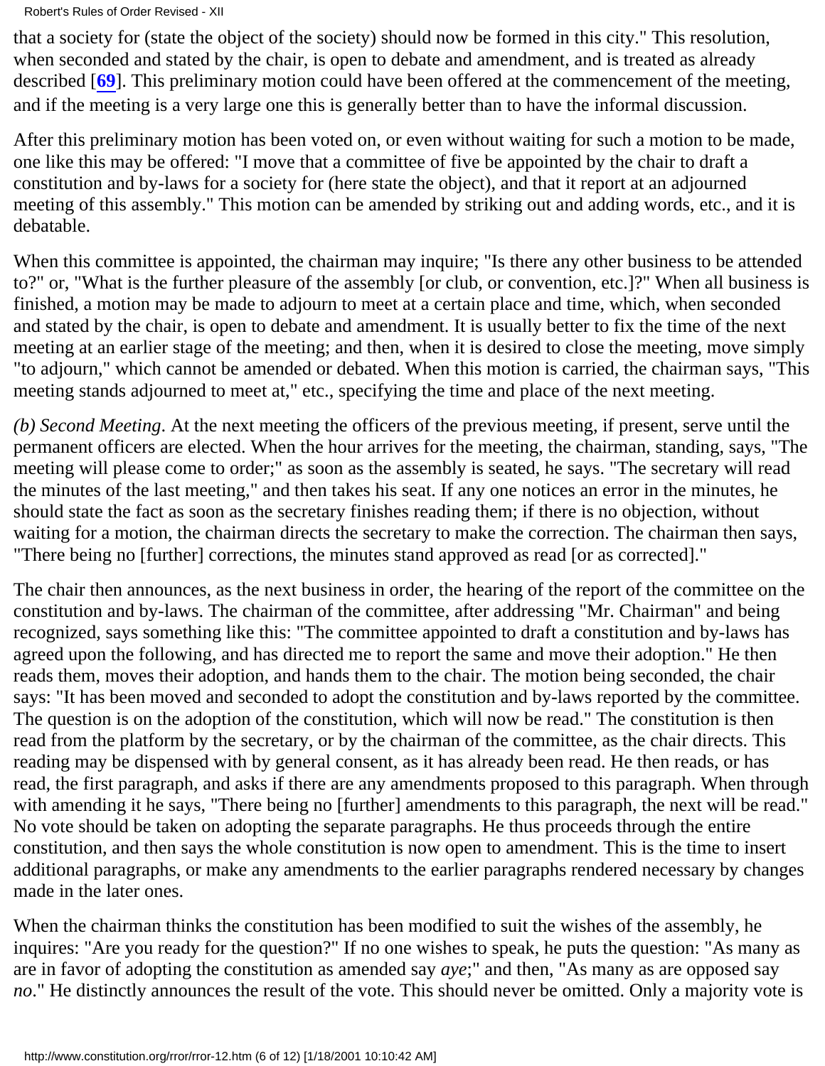that a society for (state the object of the society) should now be formed in this city." This resolution, when seconded and stated by the chair, is open to debate and amendment, and is treated as already described [**69**]. This preliminary motion could have been offered at the commencement of the meeting, and if the meeting is a very large one this is generally better than to have the informal discussion.

After this preliminary motion has been voted on, or even without waiting for such a motion to be made, one like this may be offered: "I move that a committee of five be appointed by the chair to draft a constitution and by-laws for a society for (here state the object), and that it report at an adjourned meeting of this assembly." This motion can be amended by striking out and adding words, etc., and it is debatable.

When this committee is appointed, the chairman may inquire; "Is there any other business to be attended to?" or, "What is the further pleasure of the assembly [or club, or convention, etc.]?" When all business is finished, a motion may be made to adjourn to meet at a certain place and time, which, when seconded and stated by the chair, is open to debate and amendment. It is usually better to fix the time of the next meeting at an earlier stage of the meeting; and then, when it is desired to close the meeting, move simply "to adjourn," which cannot be amended or debated. When this motion is carried, the chairman says, "This meeting stands adjourned to meet at," etc., specifying the time and place of the next meeting.

*(b) Second Meeting*. At the next meeting the officers of the previous meeting, if present, serve until the permanent officers are elected. When the hour arrives for the meeting, the chairman, standing, says, "The meeting will please come to order;" as soon as the assembly is seated, he says. "The secretary will read the minutes of the last meeting," and then takes his seat. If any one notices an error in the minutes, he should state the fact as soon as the secretary finishes reading them; if there is no objection, without waiting for a motion, the chairman directs the secretary to make the correction. The chairman then says, "There being no [further] corrections, the minutes stand approved as read [or as corrected]."

The chair then announces, as the next business in order, the hearing of the report of the committee on the constitution and by-laws. The chairman of the committee, after addressing "Mr. Chairman" and being recognized, says something like this: "The committee appointed to draft a constitution and by-laws has agreed upon the following, and has directed me to report the same and move their adoption." He then reads them, moves their adoption, and hands them to the chair. The motion being seconded, the chair says: "It has been moved and seconded to adopt the constitution and by-laws reported by the committee. The question is on the adoption of the constitution, which will now be read." The constitution is then read from the platform by the secretary, or by the chairman of the committee, as the chair directs. This reading may be dispensed with by general consent, as it has already been read. He then reads, or has read, the first paragraph, and asks if there are any amendments proposed to this paragraph. When through with amending it he says, "There being no [further] amendments to this paragraph, the next will be read." No vote should be taken on adopting the separate paragraphs. He thus proceeds through the entire constitution, and then says the whole constitution is now open to amendment. This is the time to insert additional paragraphs, or make any amendments to the earlier paragraphs rendered necessary by changes made in the later ones.

When the chairman thinks the constitution has been modified to suit the wishes of the assembly, he inquires: "Are you ready for the question?" If no one wishes to speak, he puts the question: "As many as are in favor of adopting the constitution as amended say *aye*;" and then, "As many as are opposed say *no*." He distinctly announces the result of the vote. This should never be omitted. Only a majority vote is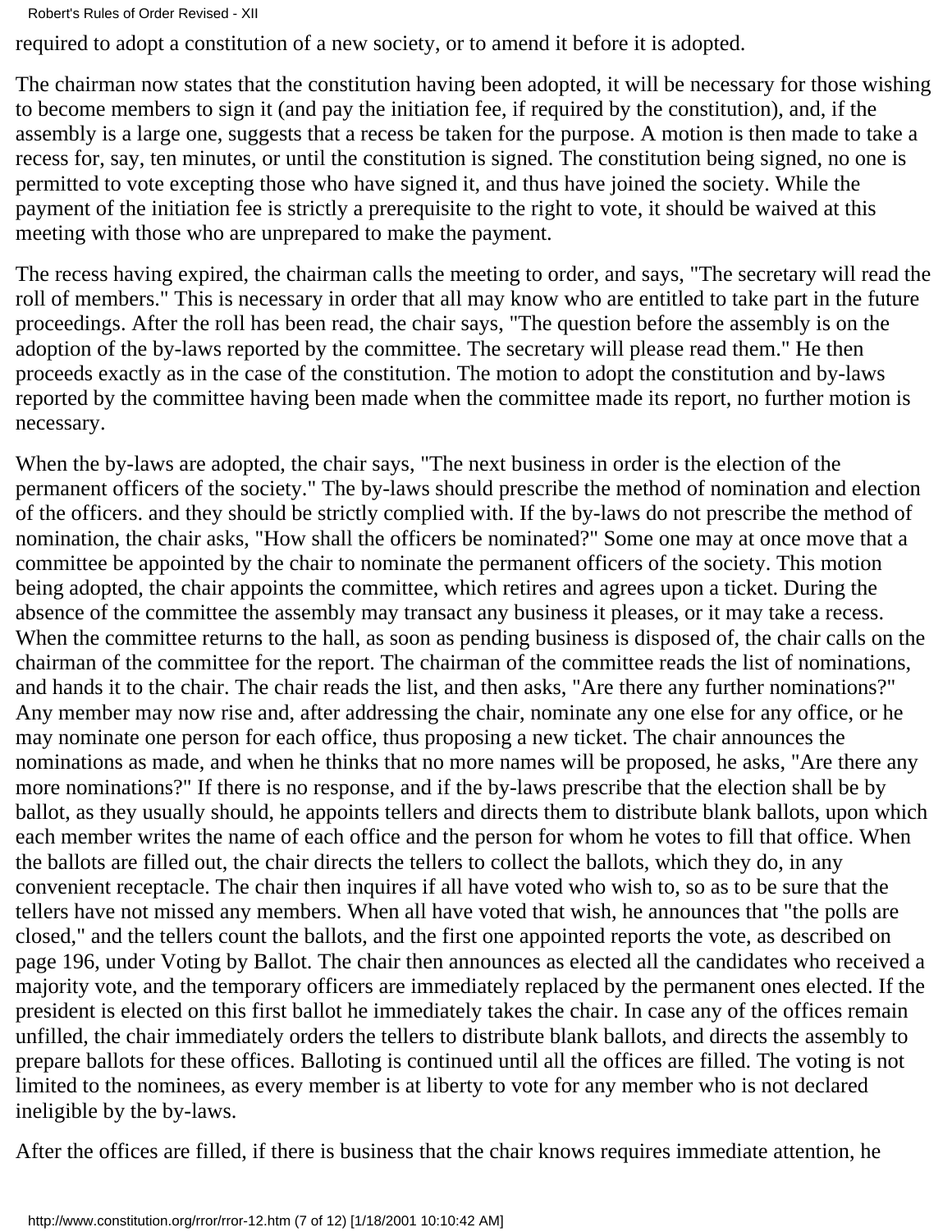required to adopt a constitution of a new society, or to amend it before it is adopted.

The chairman now states that the constitution having been adopted, it will be necessary for those wishing to become members to sign it (and pay the initiation fee, if required by the constitution), and, if the assembly is a large one, suggests that a recess be taken for the purpose. A motion is then made to take a recess for, say, ten minutes, or until the constitution is signed. The constitution being signed, no one is permitted to vote excepting those who have signed it, and thus have joined the society. While the payment of the initiation fee is strictly a prerequisite to the right to vote, it should be waived at this meeting with those who are unprepared to make the payment.

The recess having expired, the chairman calls the meeting to order, and says, "The secretary will read the roll of members." This is necessary in order that all may know who are entitled to take part in the future proceedings. After the roll has been read, the chair says, "The question before the assembly is on the adoption of the by-laws reported by the committee. The secretary will please read them." He then proceeds exactly as in the case of the constitution. The motion to adopt the constitution and by-laws reported by the committee having been made when the committee made its report, no further motion is necessary.

When the by-laws are adopted, the chair says, "The next business in order is the election of the permanent officers of the society." The by-laws should prescribe the method of nomination and election of the officers. and they should be strictly complied with. If the by-laws do not prescribe the method of nomination, the chair asks, "How shall the officers be nominated?" Some one may at once move that a committee be appointed by the chair to nominate the permanent officers of the society. This motion being adopted, the chair appoints the committee, which retires and agrees upon a ticket. During the absence of the committee the assembly may transact any business it pleases, or it may take a recess. When the committee returns to the hall, as soon as pending business is disposed of, the chair calls on the chairman of the committee for the report. The chairman of the committee reads the list of nominations, and hands it to the chair. The chair reads the list, and then asks, "Are there any further nominations?" Any member may now rise and, after addressing the chair, nominate any one else for any office, or he may nominate one person for each office, thus proposing a new ticket. The chair announces the nominations as made, and when he thinks that no more names will be proposed, he asks, "Are there any more nominations?" If there is no response, and if the by-laws prescribe that the election shall be by ballot, as they usually should, he appoints tellers and directs them to distribute blank ballots, upon which each member writes the name of each office and the person for whom he votes to fill that office. When the ballots are filled out, the chair directs the tellers to collect the ballots, which they do, in any convenient receptacle. The chair then inquires if all have voted who wish to, so as to be sure that the tellers have not missed any members. When all have voted that wish, he announces that "the polls are closed," and the tellers count the ballots, and the first one appointed reports the vote, as described on page 196, under Voting by Ballot. The chair then announces as elected all the candidates who received a majority vote, and the temporary officers are immediately replaced by the permanent ones elected. If the president is elected on this first ballot he immediately takes the chair. In case any of the offices remain unfilled, the chair immediately orders the tellers to distribute blank ballots, and directs the assembly to prepare ballots for these offices. Balloting is continued until all the offices are filled. The voting is not limited to the nominees, as every member is at liberty to vote for any member who is not declared ineligible by the by-laws.

After the offices are filled, if there is business that the chair knows requires immediate attention, he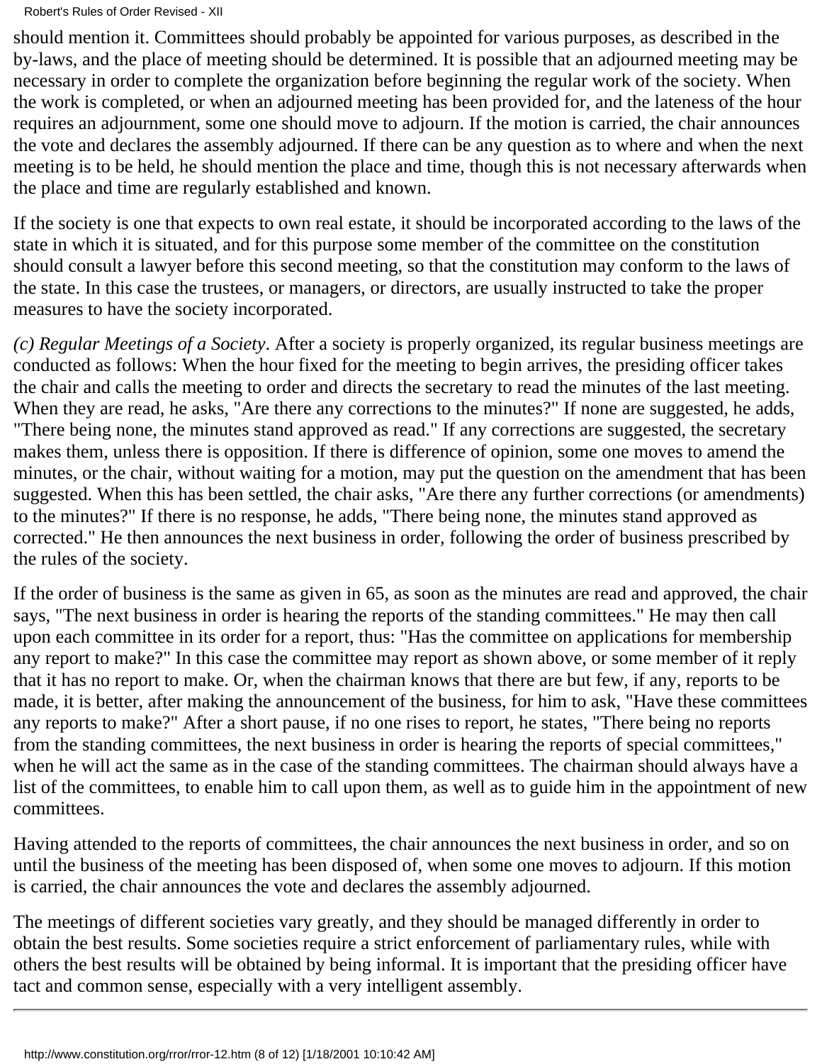should mention it. Committees should probably be appointed for various purposes, as described in the by-laws, and the place of meeting should be determined. It is possible that an adjourned meeting may be necessary in order to complete the organization before beginning the regular work of the society. When the work is completed, or when an adjourned meeting has been provided for, and the lateness of the hour requires an adjournment, some one should move to adjourn. If the motion is carried, the chair announces the vote and declares the assembly adjourned. If there can be any question as to where and when the next meeting is to be held, he should mention the place and time, though this is not necessary afterwards when the place and time are regularly established and known.

If the society is one that expects to own real estate, it should be incorporated according to the laws of the state in which it is situated, and for this purpose some member of the committee on the constitution should consult a lawyer before this second meeting, so that the constitution may conform to the laws of the state. In this case the trustees, or managers, or directors, are usually instructed to take the proper measures to have the society incorporated.

*(c) Regular Meetings of a Society*. After a society is properly organized, its regular business meetings are conducted as follows: When the hour fixed for the meeting to begin arrives, the presiding officer takes the chair and calls the meeting to order and directs the secretary to read the minutes of the last meeting. When they are read, he asks, "Are there any corrections to the minutes?" If none are suggested, he adds, "There being none, the minutes stand approved as read." If any corrections are suggested, the secretary makes them, unless there is opposition. If there is difference of opinion, some one moves to amend the minutes, or the chair, without waiting for a motion, may put the question on the amendment that has been suggested. When this has been settled, the chair asks, "Are there any further corrections (or amendments) to the minutes?" If there is no response, he adds, "There being none, the minutes stand approved as corrected." He then announces the next business in order, following the order of business prescribed by the rules of the society.

If the order of business is the same as given in 65, as soon as the minutes are read and approved, the chair says, "The next business in order is hearing the reports of the standing committees." He may then call upon each committee in its order for a report, thus: "Has the committee on applications for membership any report to make?" In this case the committee may report as shown above, or some member of it reply that it has no report to make. Or, when the chairman knows that there are but few, if any, reports to be made, it is better, after making the announcement of the business, for him to ask, "Have these committees any reports to make?" After a short pause, if no one rises to report, he states, "There being no reports from the standing committees, the next business in order is hearing the reports of special committees," when he will act the same as in the case of the standing committees. The chairman should always have a list of the committees, to enable him to call upon them, as well as to guide him in the appointment of new committees.

Having attended to the reports of committees, the chair announces the next business in order, and so on until the business of the meeting has been disposed of, when some one moves to adjourn. If this motion is carried, the chair announces the vote and declares the assembly adjourned.

The meetings of different societies vary greatly, and they should be managed differently in order to obtain the best results. Some societies require a strict enforcement of parliamentary rules, while with others the best results will be obtained by being informal. It is important that the presiding officer have tact and common sense, especially with a very intelligent assembly.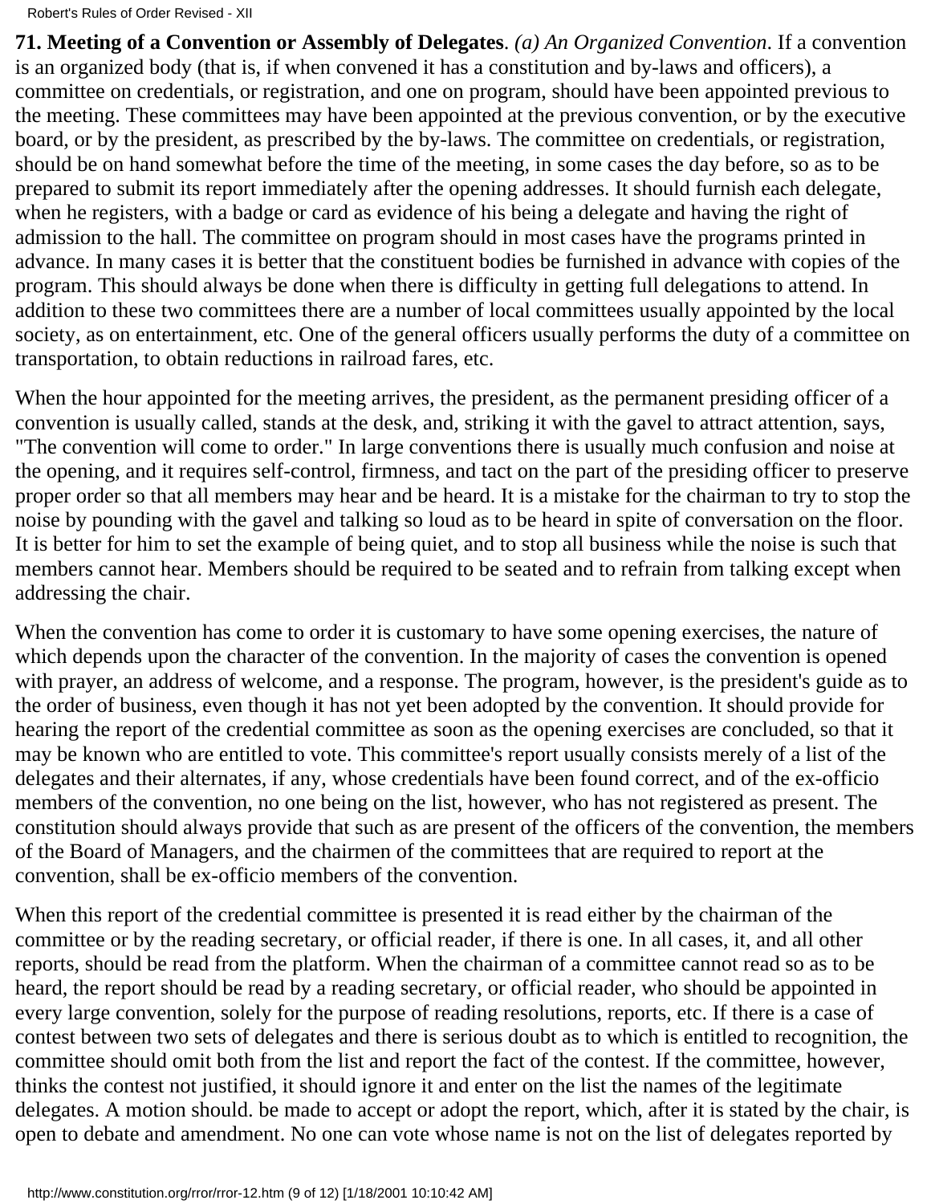**71. Meeting of a Convention or Assembly of Delegates**. *(a) An Organized Convention*. If a convention is an organized body (that is, if when convened it has a constitution and by-laws and officers), a committee on credentials, or registration, and one on program, should have been appointed previous to the meeting. These committees may have been appointed at the previous convention, or by the executive board, or by the president, as prescribed by the by-laws. The committee on credentials, or registration, should be on hand somewhat before the time of the meeting, in some cases the day before, so as to be prepared to submit its report immediately after the opening addresses. It should furnish each delegate, when he registers, with a badge or card as evidence of his being a delegate and having the right of admission to the hall. The committee on program should in most cases have the programs printed in advance. In many cases it is better that the constituent bodies be furnished in advance with copies of the program. This should always be done when there is difficulty in getting full delegations to attend. In addition to these two committees there are a number of local committees usually appointed by the local society, as on entertainment, etc. One of the general officers usually performs the duty of a committee on transportation, to obtain reductions in railroad fares, etc.

When the hour appointed for the meeting arrives, the president, as the permanent presiding officer of a convention is usually called, stands at the desk, and, striking it with the gavel to attract attention, says, "The convention will come to order." In large conventions there is usually much confusion and noise at the opening, and it requires self-control, firmness, and tact on the part of the presiding officer to preserve proper order so that all members may hear and be heard. It is a mistake for the chairman to try to stop the noise by pounding with the gavel and talking so loud as to be heard in spite of conversation on the floor. It is better for him to set the example of being quiet, and to stop all business while the noise is such that members cannot hear. Members should be required to be seated and to refrain from talking except when addressing the chair.

When the convention has come to order it is customary to have some opening exercises, the nature of which depends upon the character of the convention. In the majority of cases the convention is opened with prayer, an address of welcome, and a response. The program, however, is the president's guide as to the order of business, even though it has not yet been adopted by the convention. It should provide for hearing the report of the credential committee as soon as the opening exercises are concluded, so that it may be known who are entitled to vote. This committee's report usually consists merely of a list of the delegates and their alternates, if any, whose credentials have been found correct, and of the ex-officio members of the convention, no one being on the list, however, who has not registered as present. The constitution should always provide that such as are present of the officers of the convention, the members of the Board of Managers, and the chairmen of the committees that are required to report at the convention, shall be ex-officio members of the convention.

When this report of the credential committee is presented it is read either by the chairman of the committee or by the reading secretary, or official reader, if there is one. In all cases, it, and all other reports, should be read from the platform. When the chairman of a committee cannot read so as to be heard, the report should be read by a reading secretary, or official reader, who should be appointed in every large convention, solely for the purpose of reading resolutions, reports, etc. If there is a case of contest between two sets of delegates and there is serious doubt as to which is entitled to recognition, the committee should omit both from the list and report the fact of the contest. If the committee, however, thinks the contest not justified, it should ignore it and enter on the list the names of the legitimate delegates. A motion should. be made to accept or adopt the report, which, after it is stated by the chair, is open to debate and amendment. No one can vote whose name is not on the list of delegates reported by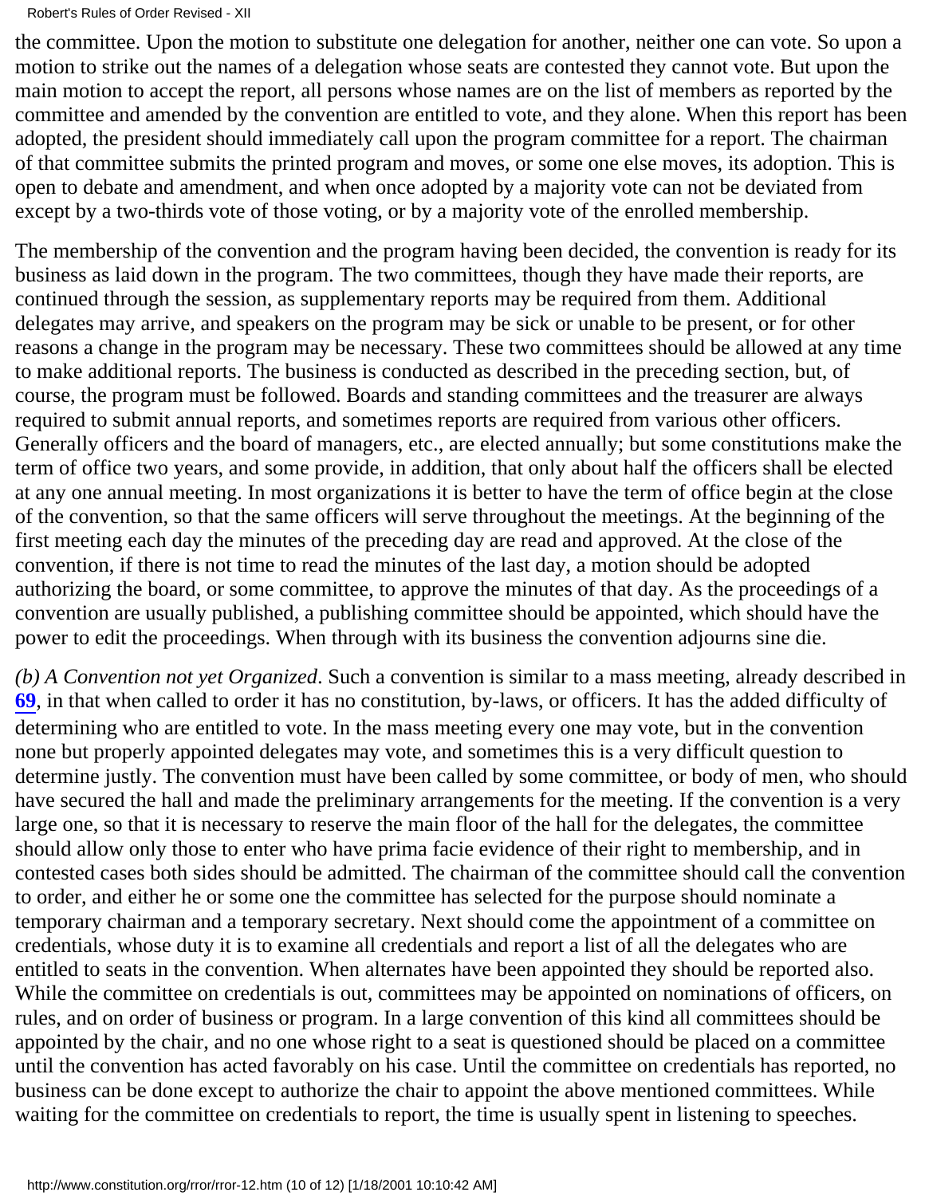the committee. Upon the motion to substitute one delegation for another, neither one can vote. So upon a motion to strike out the names of a delegation whose seats are contested they cannot vote. But upon the main motion to accept the report, all persons whose names are on the list of members as reported by the committee and amended by the convention are entitled to vote, and they alone. When this report has been adopted, the president should immediately call upon the program committee for a report. The chairman of that committee submits the printed program and moves, or some one else moves, its adoption. This is open to debate and amendment, and when once adopted by a majority vote can not be deviated from except by a two-thirds vote of those voting, or by a majority vote of the enrolled membership.

The membership of the convention and the program having been decided, the convention is ready for its business as laid down in the program. The two committees, though they have made their reports, are continued through the session, as supplementary reports may be required from them. Additional delegates may arrive, and speakers on the program may be sick or unable to be present, or for other reasons a change in the program may be necessary. These two committees should be allowed at any time to make additional reports. The business is conducted as described in the preceding section, but, of course, the program must be followed. Boards and standing committees and the treasurer are always required to submit annual reports, and sometimes reports are required from various other officers. Generally officers and the board of managers, etc., are elected annually; but some constitutions make the term of office two years, and some provide, in addition, that only about half the officers shall be elected at any one annual meeting. In most organizations it is better to have the term of office begin at the close of the convention, so that the same officers will serve throughout the meetings. At the beginning of the first meeting each day the minutes of the preceding day are read and approved. At the close of the convention, if there is not time to read the minutes of the last day, a motion should be adopted authorizing the board, or some committee, to approve the minutes of that day. As the proceedings of a convention are usually published, a publishing committee should be appointed, which should have the power to edit the proceedings. When through with its business the convention adjourns sine die.

*(b) A Convention not yet Organized*. Such a convention is similar to a mass meeting, already described in **69**, in that when called to order it has no constitution, by-laws, or officers. It has the added difficulty of determining who are entitled to vote. In the mass meeting every one may vote, but in the convention none but properly appointed delegates may vote, and sometimes this is a very difficult question to determine justly. The convention must have been called by some committee, or body of men, who should have secured the hall and made the preliminary arrangements for the meeting. If the convention is a very large one, so that it is necessary to reserve the main floor of the hall for the delegates, the committee should allow only those to enter who have prima facie evidence of their right to membership, and in contested cases both sides should be admitted. The chairman of the committee should call the convention to order, and either he or some one the committee has selected for the purpose should nominate a temporary chairman and a temporary secretary. Next should come the appointment of a committee on credentials, whose duty it is to examine all credentials and report a list of all the delegates who are entitled to seats in the convention. When alternates have been appointed they should be reported also. While the committee on credentials is out, committees may be appointed on nominations of officers, on rules, and on order of business or program. In a large convention of this kind all committees should be appointed by the chair, and no one whose right to a seat is questioned should be placed on a committee until the convention has acted favorably on his case. Until the committee on credentials has reported, no business can be done except to authorize the chair to appoint the above mentioned committees. While waiting for the committee on credentials to report, the time is usually spent in listening to speeches.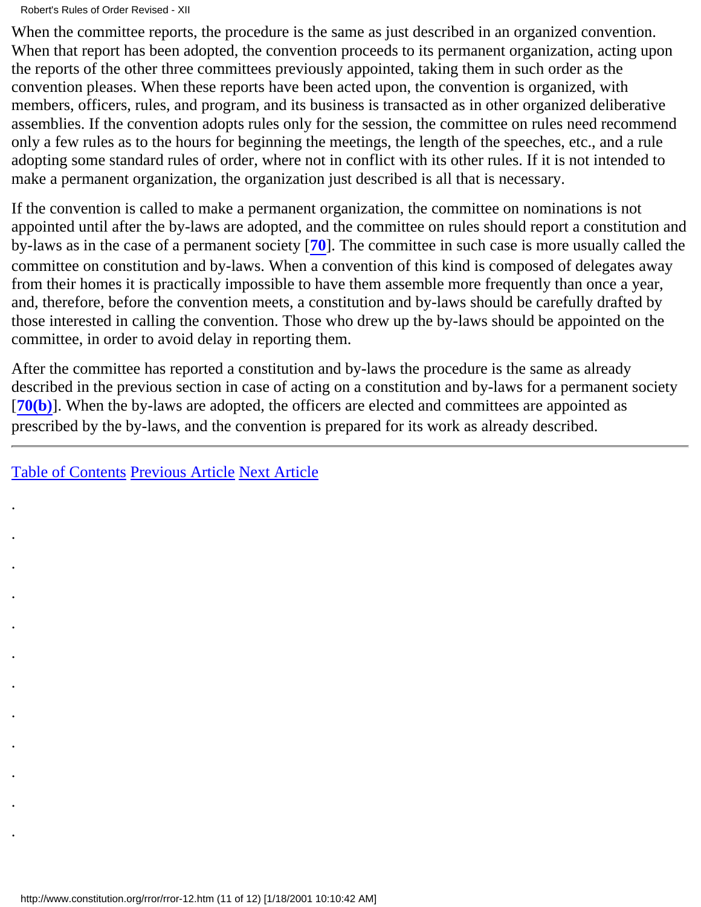When the committee reports, the procedure is the same as just described in an organized convention. When that report has been adopted, the convention proceeds to its permanent organization, acting upon the reports of the other three committees previously appointed, taking them in such order as the convention pleases. When these reports have been acted upon, the convention is organized, with members, officers, rules, and program, and its business is transacted as in other organized deliberative assemblies. If the convention adopts rules only for the session, the committee on rules need recommend only a few rules as to the hours for beginning the meetings, the length of the speeches, etc., and a rule adopting some standard rules of order, where not in conflict with its other rules. If it is not intended to make a permanent organization, the organization just described is all that is necessary.

If the convention is called to make a permanent organization, the committee on nominations is not appointed until after the by-laws are adopted, and the committee on rules should report a constitution and by-laws as in the case of a permanent society [**70**]. The committee in such case is more usually called the committee on constitution and by-laws. When a convention of this kind is composed of delegates away from their homes it is practically impossible to have them assemble more frequently than once a year, and, therefore, before the convention meets, a constitution and by-laws should be carefully drafted by those interested in calling the convention. Those who drew up the by-laws should be appointed on the committee, in order to avoid delay in reporting them.

After the committee has reported a constitution and by-laws the procedure is the same as already described in the previous section in case of acting on a constitution and by-laws for a permanent society [**70(b)**]. When the by-laws are adopted, the officers are elected and committees are appointed as prescribed by the by-laws, and the convention is prepared for its work as already described.

---

Table of Contents Previous Article Next Article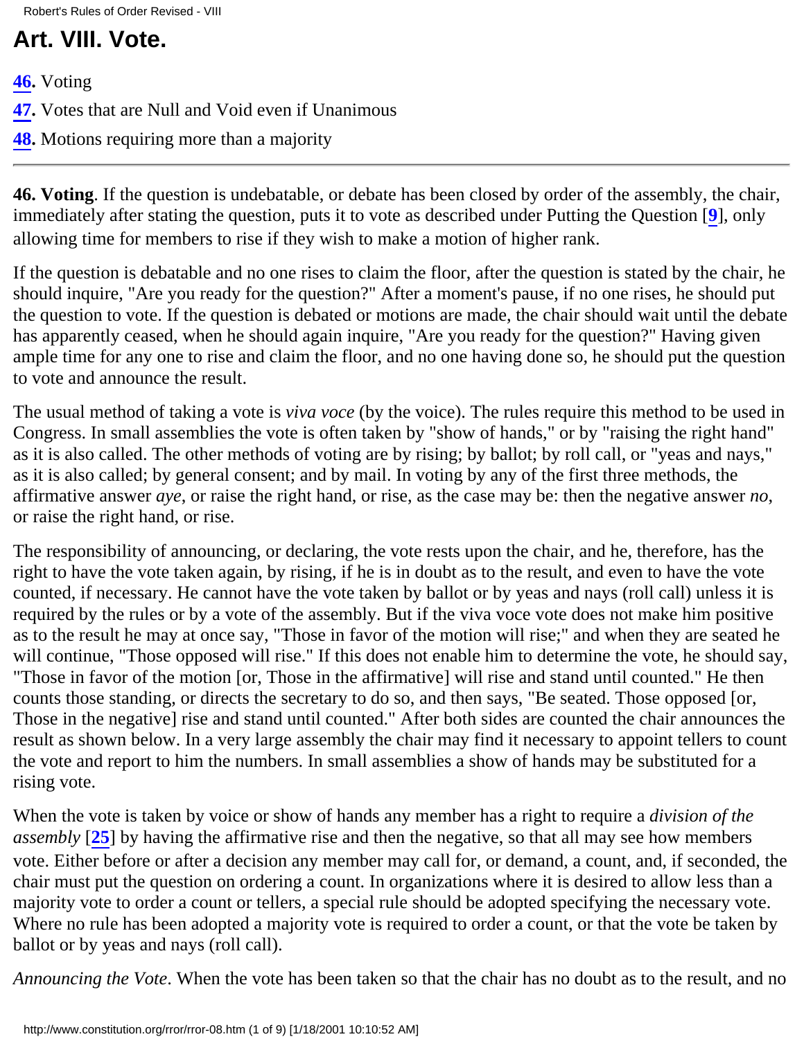# Art. VIII. Vote.

**46**. Voting

**47**. Votes that are Null and Void even if Unanimous

**48**. Motions requiring more than a majority

---

**46. Voting**. If the question is undebatable, or debate has been closed by order of the assembly, the chair, immediately after stating the question, puts it to vote as described under Putting the Question [9], only allowing time for members to rise if they wish to make a motion of higher rank.

If the question is debatable and no one rises to claim the floor, after the question is stated by the chair, he should inquire, "Are you ready for the question?" After a moment's pause, if no one rises, he should put the question to vote. If the question is debated or motions are made, the chair should wait until the debate has apparently ceased, when he should again inquire, "Are you ready for the question?" Having given ample time for any one to rise and claim the floor, and no one having done so, he should put the question to vote and announce the result.

The usual method of taking a vote is *viva voce* (by the voice). The rules require this method to be used in Congress. In small assemblies the vote is often taken by "show of hands," or by "raising the right hand" as it is also called. The other methods of voting are by rising; by ballot; by roll call, or "yeas and nays," as it is also called; by general consent; and by mail. In voting by any of the first three methods, the affirmative answer *aye*, or raise the right hand, or rise, as the case may be: then the negative answer *no*, or raise the right hand, or rise.

The responsibility of announcing, or declaring, the vote rests upon the chair, and he, therefore, has the right to have the vote taken again, by rising, if he is in doubt as to the result, and even to have the vote counted, if necessary. He cannot have the vote taken by ballot or by yeas and nays (roll call) unless it is required by the rules or by a vote of the assembly. But if the viva voce vote does not make him positive as to the result he may at once say, "Those in favor of the motion will rise;" and when they are seated he will continue, "Those opposed will rise." If this does not enable him to determine the vote, he should say, "Those in favor of the motion [or, Those in the affirmative] will rise and stand until counted." He then counts those standing, or directs the secretary to do so, and then says, "Be seated. Those opposed [or, Those in the negative] rise and stand until counted." After both sides are counted the chair announces the result as shown below. In a very large assembly the chair may find it necessary to appoint tellers to count the vote and report to him the numbers. In small assemblies a show of hands may be substituted for a rising vote.

When the vote is taken by voice or show of hands any member has a right to require a *division of the assembly* [25] by having the affirmative rise and then the negative, so that all may see how members vote. Either before or after a decision any member may call for, or demand, a count, and, if seconded, the chair must put the question on ordering a count. In organizations where it is desired to allow less than a majority vote to order a count or tellers, a special rule should be adopted specifying the necessary vote. Where no rule has been adopted a majority vote is required to order a count, or that the vote be taken by ballot or by yeas and nays (roll call).

*Announcing the Vote*. When the vote has been taken so that the chair has no doubt as to the result, and no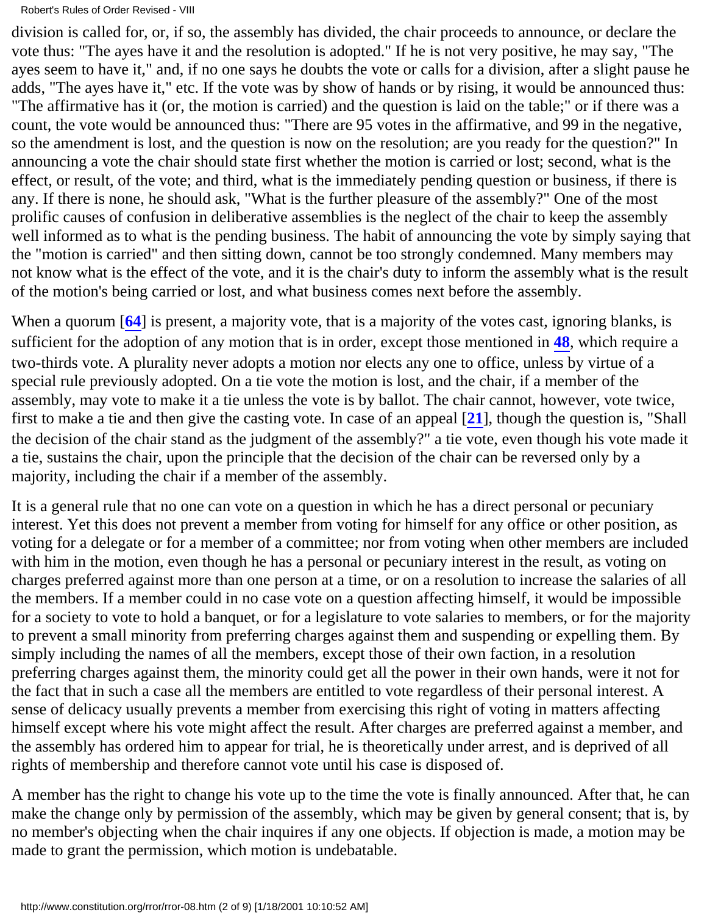division is called for, or, if so, the assembly has divided, the chair proceeds to announce, or declare the vote thus: "The ayes have it and the resolution is adopted." If he is not very positive, he may say, "The ayes seem to have it," and, if no one says he doubts the vote or calls for a division, after a slight pause he adds, "The ayes have it," etc. If the vote was by show of hands or by rising, it would be announced thus: "The affirmative has it (or, the motion is carried) and the question is laid on the table;" or if there was a count, the vote would be announced thus: "There are 95 votes in the affirmative, and 99 in the negative, so the amendment is lost, and the question is now on the resolution; are you ready for the question?" In announcing a vote the chair should state first whether the motion is carried or lost; second, what is the effect, or result, of the vote; and third, what is the immediately pending question or business, if there is any. If there is none, he should ask, "What is the further pleasure of the assembly?" One of the most prolific causes of confusion in deliberative assemblies is the neglect of the chair to keep the assembly well informed as to what is the pending business. The habit of announcing the vote by simply saying that the "motion is carried" and then sitting down, cannot be too strongly condemned. Many members may not know what is the effect of the vote, and it is the chair's duty to inform the assembly what is the result of the motion's being carried or lost, and what business comes next before the assembly.

When a quorum [**64**] is present, a majority vote, that is a majority of the votes cast, ignoring blanks, is sufficient for the adoption of any motion that is in order, except those mentioned in **48**, which require a two-thirds vote. A plurality never adopts a motion nor elects any one to office, unless by virtue of a special rule previously adopted. On a tie vote the motion is lost, and the chair, if a member of the assembly, may vote to make it a tie unless the vote is by ballot. The chair cannot, however, vote twice, first to make a tie and then give the casting vote. In case of an appeal [**21**], though the question is, "Shall the decision of the chair stand as the judgment of the assembly?" a tie vote, even though his vote made it a tie, sustains the chair, upon the principle that the decision of the chair can be reversed only by a majority, including the chair if a member of the assembly.

It is a general rule that no one can vote on a question in which he has a direct personal or pecuniary interest. Yet this does not prevent a member from voting for himself for any office or other position, as voting for a delegate or for a member of a committee; nor from voting when other members are included with him in the motion, even though he has a personal or pecuniary interest in the result, as voting on charges preferred against more than one person at a time, or on a resolution to increase the salaries of all the members. If a member could in no case vote on a question affecting himself, it would be impossible for a society to vote to hold a banquet, or for a legislature to vote salaries to members, or for the majority to prevent a small minority from preferring charges against them and suspending or expelling them. By simply including the names of all the members, except those of their own faction, in a resolution preferring charges against them, the minority could get all the power in their own hands, were it not for the fact that in such a case all the members are entitled to vote regardless of their personal interest. A sense of delicacy usually prevents a member from exercising this right of voting in matters affecting himself except where his vote might affect the result. After charges are preferred against a member, and the assembly has ordered him to appear for trial, he is theoretically under arrest, and is deprived of all rights of membership and therefore cannot vote until his case is disposed of.

A member has the right to change his vote up to the time the vote is finally announced. After that, he can make the change only by permission of the assembly, which may be given by general consent; that is, by no member's objecting when the chair inquires if any one objects. If objection is made, a motion may be made to grant the permission, which motion is undebatable.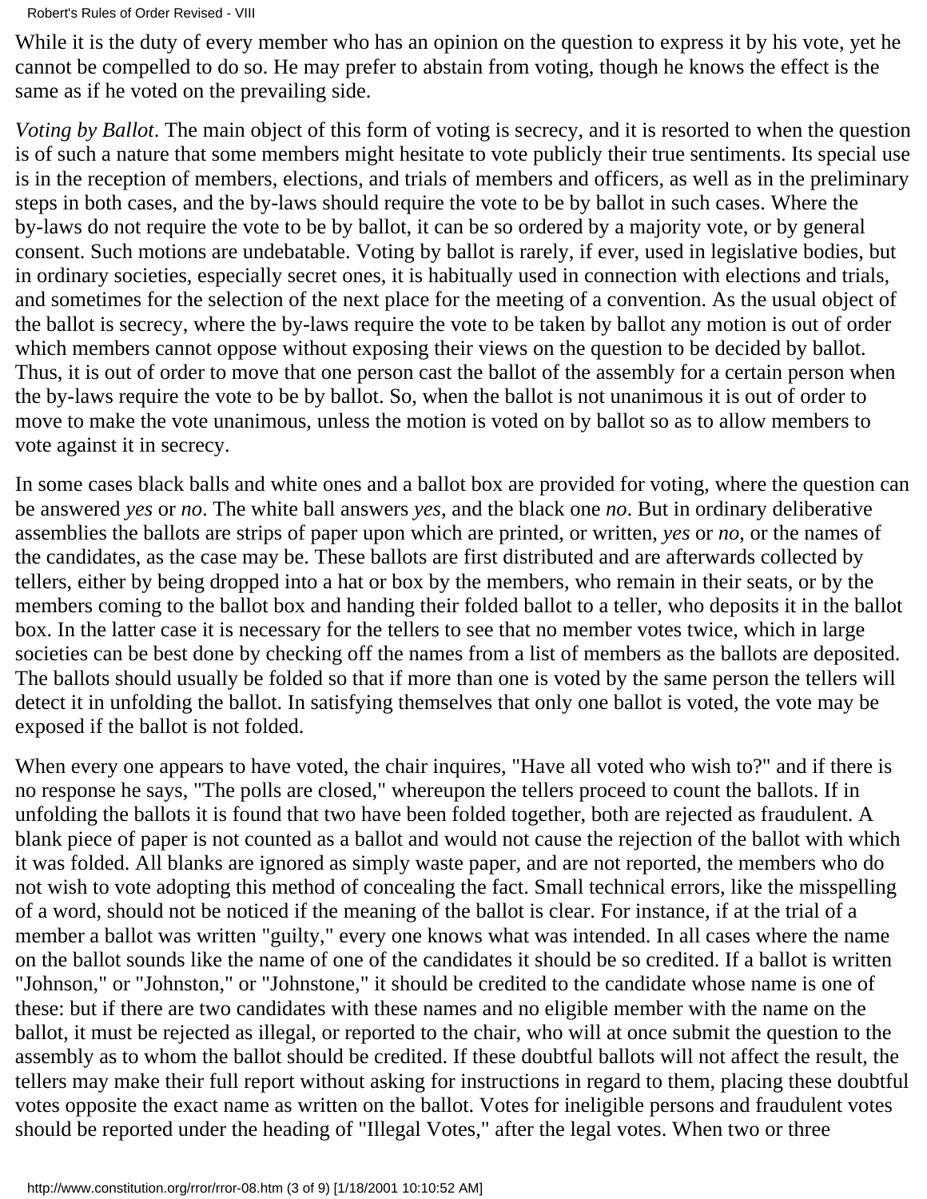While it is the duty of every member who has an opinion on the question to express it by his vote, yet he cannot be compelled to do so. He may prefer to abstain from voting, though he knows the effect is the same as if he voted on the prevailing side.

*Voting by Ballot*. The main object of this form of voting is secrecy, and it is resorted to when the question is of such a nature that some members might hesitate to vote publicly their true sentiments. Its special use is in the reception of members, elections, and trials of members and officers, as well as in the preliminary steps in both cases, and the by-laws should require the vote to be by ballot in such cases. Where the by-laws do not require the vote to be by ballot, it can be so ordered by a majority vote, or by general consent. Such motions are undebatable. Voting by ballot is rarely, if ever, used in legislative bodies, but in ordinary societies, especially secret ones, it is habitually used in connection with elections and trials, and sometimes for the selection of the next place for the meeting of a convention. As the usual object of the ballot is secrecy, where the by-laws require the vote to be taken by ballot any motion is out of order which members cannot oppose without exposing their views on the question to be decided by ballot. Thus, it is out of order to move that one person cast the ballot of the assembly for a certain person when the by-laws require the vote to be by ballot. So, when the ballot is not unanimous it is out of order to move to make the vote unanimous, unless the motion is voted on by ballot so as to allow members to vote against it in secrecy.

In some cases black balls and white ones and a ballot box are provided for voting, where the question can be answered *yes* or *no*. The white ball answers *yes*, and the black one *no*. But in ordinary deliberative assemblies the ballots are strips of paper upon which are printed, or written, *yes* or *no*, or the names of the candidates, as the case may be. These ballots are first distributed and are afterwards collected by tellers, either by being dropped into a hat or box by the members, who remain in their seats, or by the members coming to the ballot box and handing their folded ballot to a teller, who deposits it in the ballot box. In the latter case it is necessary for the tellers to see that no member votes twice, which in large societies can be best done by checking off the names from a list of members as the ballots are deposited. The ballots should usually be folded so that if more than one is voted by the same person the tellers will detect it in unfolding the ballot. In satisfying themselves that only one ballot is voted, the vote may be exposed if the ballot is not folded.

When every one appears to have voted, the chair inquires, "Have all voted who wish to?" and if there is no response he says, "The polls are closed," whereupon the tellers proceed to count the ballots. If in unfolding the ballots it is found that two have been folded together, both are rejected as fraudulent. A blank piece of paper is not counted as a ballot and would not cause the rejection of the ballot with which it was folded. All blanks are ignored as simply waste paper, and are not reported, the members who do not wish to vote adopting this method of concealing the fact. Small technical errors, like the misspelling of a word, should not be noticed if the meaning of the ballot is clear. For instance, if at the trial of a member a ballot was written "guilty," every one knows what was intended. In all cases where the name on the ballot sounds like the name of one of the candidates it should be so credited. If a ballot is written "Johnson," or "Johnston," or "Johnstone," it should be credited to the candidate whose name is one of these: but if there are two candidates with these names and no eligible member with the name on the ballot, it must be rejected as illegal, or reported to the chair, who will at once submit the question to the assembly as to whom the ballot should be credited. If these doubtful ballots will not affect the result, the tellers may make their full report without asking for instructions in regard to them, placing these doubtful votes opposite the exact name as written on the ballot. Votes for ineligible persons and fraudulent votes should be reported under the heading of "Illegal Votes," after the legal votes. When two or three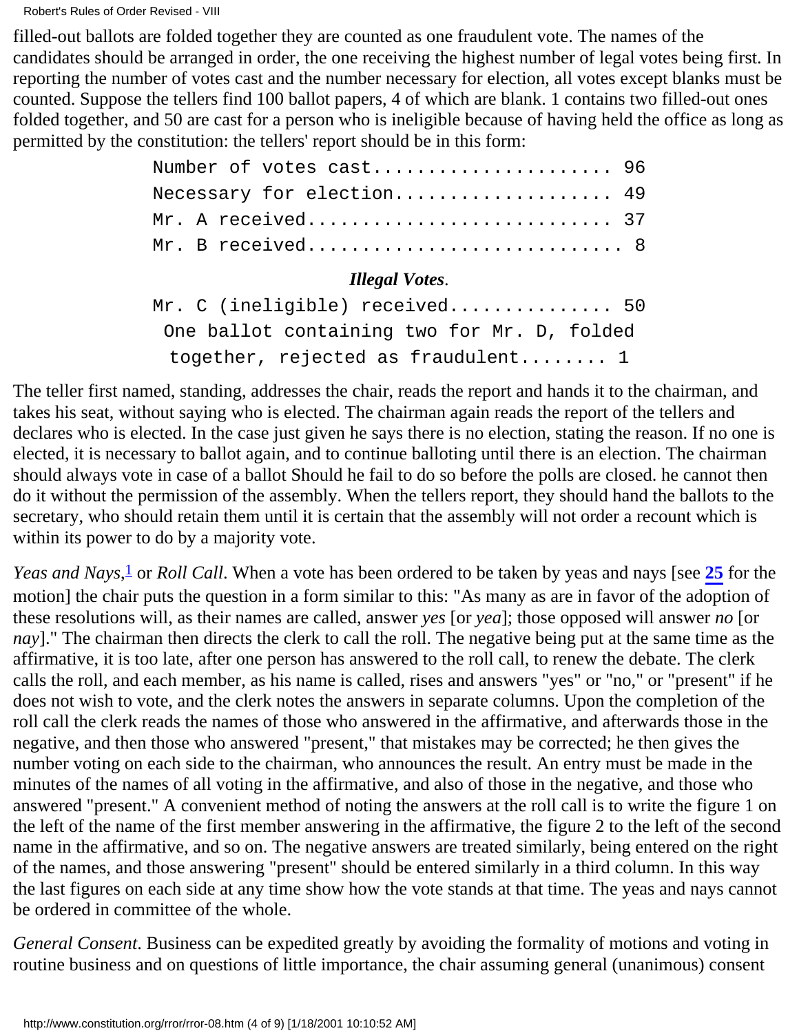filled-out ballots are folded together they are counted as one fraudulent vote. The names of the candidates should be arranged in order, the one receiving the highest number of legal votes being first. In reporting the number of votes cast and the number necessary for election, all votes except blanks must be counted. Suppose the tellers find 100 ballot papers, 4 of which are blank. 1 contains two filled-out ones folded together, and 50 are cast for a person who is ineligible because of having held the office as long as permitted by the constitution: the tellers' report should be in this form:

```
Number of votes cast...................... 96
Necessary for election.................... 49
Mr. A received............................ 37
Mr. B received............................. 8
```

***Illegal Votes.***

```
Mr. C (ineligible) received............... 50
 One ballot containing two for Mr. D, folded
  together, rejected as fraudulent........ 1
```

The teller first named, standing, addresses the chair, reads the report and hands it to the chairman, and takes his seat, without saying who is elected. The chairman again reads the report of the tellers and declares who is elected. In the case just given he says there is no election, stating the reason. If no one is elected, it is necessary to ballot again, and to continue balloting until there is an election. The chairman should always vote in case of a ballot Should he fail to do so before the polls are closed. he cannot then do it without the permission of the assembly. When the tellers report, they should hand the ballots to the secretary, who should retain them until it is certain that the assembly will not order a recount which is within its power to do by a majority vote.

*Yeas and Nays*,[1] or *Roll Call*. When a vote has been ordered to be taken by yeas and nays [see **25** for the motion] the chair puts the question in a form similar to this: "As many as are in favor of the adoption of these resolutions will, as their names are called, answer *yes* [or *yea*]; those opposed will answer *no* [or *nay*]." The chairman then directs the clerk to call the roll. The negative being put at the same time as the affirmative, it is too late, after one person has answered to the roll call, to renew the debate. The clerk calls the roll, and each member, as his name is called, rises and answers "yes" or "no," or "present" if he does not wish to vote, and the clerk notes the answers in separate columns. Upon the completion of the roll call the clerk reads the names of those who answered in the affirmative, and afterwards those in the negative, and then those who answered "present," that mistakes may be corrected; he then gives the number voting on each side to the chairman, who announces the result. An entry must be made in the minutes of the names of all voting in the affirmative, and also of those in the negative, and those who answered "present." A convenient method of noting the answers at the roll call is to write the figure 1 on the left of the name of the first member answering in the affirmative, the figure 2 to the left of the second name in the affirmative, and so on. The negative answers are treated similarly, being entered on the right of the names, and those answering "present" should be entered similarly in a third column. In this way the last figures on each side at any time show how the vote stands at that time. The yeas and nays cannot be ordered in committee of the whole.

*General Consent*. Business can be expedited greatly by avoiding the formality of motions and voting in routine business and on questions of little importance, the chair assuming general (unanimous) consent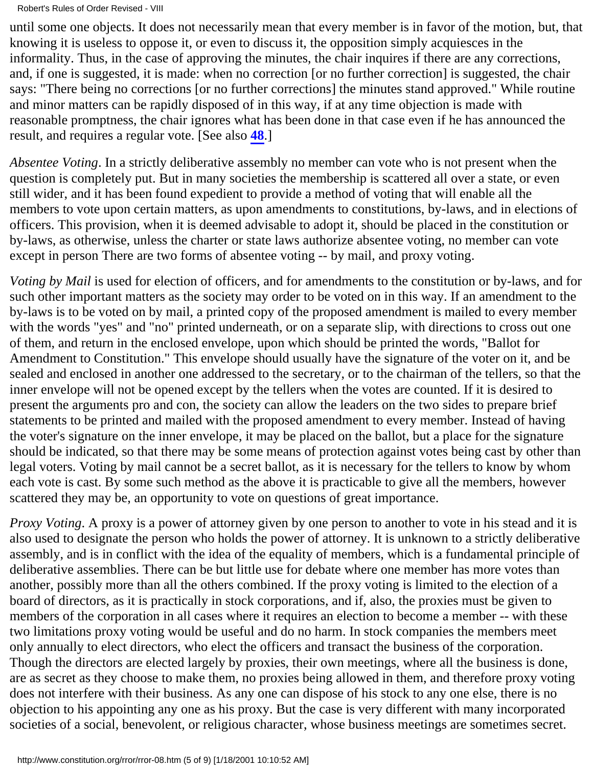until some one objects. It does not necessarily mean that every member is in favor of the motion, but, that knowing it is useless to oppose it, or even to discuss it, the opposition simply acquiesces in the informality. Thus, in the case of approving the minutes, the chair inquires if there are any corrections, and, if one is suggested, it is made: when no correction [or no further correction] is suggested, the chair says: "There being no corrections [or no further corrections] the minutes stand approved." While routine and minor matters can be rapidly disposed of in this way, if at any time objection is made with reasonable promptness, the chair ignores what has been done in that case even if he has announced the result, and requires a regular vote. [See also **48**.]

*Absentee Voting*. In a strictly deliberative assembly no member can vote who is not present when the question is completely put. But in many societies the membership is scattered all over a state, or even still wider, and it has been found expedient to provide a method of voting that will enable all the members to vote upon certain matters, as upon amendments to constitutions, by-laws, and in elections of officers. This provision, when it is deemed advisable to adopt it, should be placed in the constitution or by-laws, as otherwise, unless the charter or state laws authorize absentee voting, no member can vote except in person There are two forms of absentee voting -- by mail, and proxy voting.

*Voting by Mail* is used for election of officers, and for amendments to the constitution or by-laws, and for such other important matters as the society may order to be voted on in this way. If an amendment to the by-laws is to be voted on by mail, a printed copy of the proposed amendment is mailed to every member with the words "yes" and "no" printed underneath, or on a separate slip, with directions to cross out one of them, and return in the enclosed envelope, upon which should be printed the words, "Ballot for Amendment to Constitution." This envelope should usually have the signature of the voter on it, and be sealed and enclosed in another one addressed to the secretary, or to the chairman of the tellers, so that the inner envelope will not be opened except by the tellers when the votes are counted. If it is desired to present the arguments pro and con, the society can allow the leaders on the two sides to prepare brief statements to be printed and mailed with the proposed amendment to every member. Instead of having the voter's signature on the inner envelope, it may be placed on the ballot, but a place for the signature should be indicated, so that there may be some means of protection against votes being cast by other than legal voters. Voting by mail cannot be a secret ballot, as it is necessary for the tellers to know by whom each vote is cast. By some such method as the above it is practicable to give all the members, however scattered they may be, an opportunity to vote on questions of great importance.

*Proxy Voting*. A proxy is a power of attorney given by one person to another to vote in his stead and it is also used to designate the person who holds the power of attorney. It is unknown to a strictly deliberative assembly, and is in conflict with the idea of the equality of members, which is a fundamental principle of deliberative assemblies. There can be but little use for debate where one member has more votes than another, possibly more than all the others combined. If the proxy voting is limited to the election of a board of directors, as it is practically in stock corporations, and if, also, the proxies must be given to members of the corporation in all cases where it requires an election to become a member -- with these two limitations proxy voting would be useful and do no harm. In stock companies the members meet only annually to elect directors, who elect the officers and transact the business of the corporation. Though the directors are elected largely by proxies, their own meetings, where all the business is done, are as secret as they choose to make them, no proxies being allowed in them, and therefore proxy voting does not interfere with their business. As any one can dispose of his stock to any one else, there is no objection to his appointing any one as his proxy. But the case is very different with many incorporated societies of a social, benevolent, or religious character, whose business meetings are sometimes secret.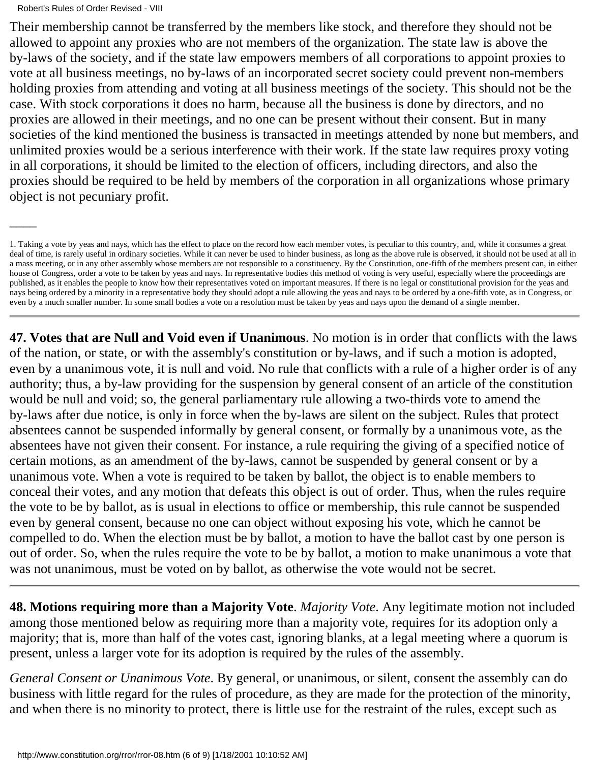Their membership cannot be transferred by the members like stock, and therefore they should not be allowed to appoint any proxies who are not members of the organization. The state law is above the by-laws of the society, and if the state law empowers members of all corporations to appoint proxies to vote at all business meetings, no by-laws of an incorporated secret society could prevent non-members holding proxies from attending and voting at all business meetings of the society. This should not be the case. With stock corporations it does no harm, because all the business is done by directors, and no proxies are allowed in their meetings, and no one can be present without their consent. But in many societies of the kind mentioned the business is transacted in meetings attended by none but members, and unlimited proxies would be a serious interference with their work. If the state law requires proxy voting in all corporations, it should be limited to the election of officers, including directors, and also the proxies should be required to be held by members of the corporation in all organizations whose primary object is not pecuniary profit.

---

1. Taking a vote by yeas and nays, which has the effect to place on the record how each member votes, is peculiar to this country, and, while it consumes a great deal of time, is rarely useful in ordinary societies. While it can never be used to hinder business, as long as the above rule is observed, it should not be used at all in a mass meeting, or in any other assembly whose members are not responsible to a constituency. By the Constitution, one-fifth of the members present can, in either house of Congress, order a vote to be taken by yeas and nays. In representative bodies this method of voting is very useful, especially where the proceedings are published, as it enables the people to know how their representatives voted on important measures. If there is no legal or constitutional provision for the yeas and nays being ordered by a minority in a representative body they should adopt a rule allowing the yeas and nays to be ordered by a one-fifth vote, as in Congress, or even by a much smaller number. In some small bodies a vote on a resolution must be taken by yeas and nays upon the demand of a single member.

---

**47. Votes that are Null and Void even if Unanimous**. No motion is in order that conflicts with the laws of the nation, or state, or with the assembly's constitution or by-laws, and if such a motion is adopted, even by a unanimous vote, it is null and void. No rule that conflicts with a rule of a higher order is of any authority; thus, a by-law providing for the suspension by general consent of an article of the constitution would be null and void; so, the general parliamentary rule allowing a two-thirds vote to amend the by-laws after due notice, is only in force when the by-laws are silent on the subject. Rules that protect absentees cannot be suspended informally by general consent, or formally by a unanimous vote, as the absentees have not given their consent. For instance, a rule requiring the giving of a specified notice of certain motions, as an amendment of the by-laws, cannot be suspended by general consent or by a unanimous vote. When a vote is required to be taken by ballot, the object is to enable members to conceal their votes, and any motion that defeats this object is out of order. Thus, when the rules require the vote to be by ballot, as is usual in elections to office or membership, this rule cannot be suspended even by general consent, because no one can object without exposing his vote, which he cannot be compelled to do. When the election must be by ballot, a motion to have the ballot cast by one person is out of order. So, when the rules require the vote to be by ballot, a motion to make unanimous a vote that was not unanimous, must be voted on by ballot, as otherwise the vote would not be secret.

---

**48. Motions requiring more than a Majority Vote**. *Majority Vote*. Any legitimate motion not included among those mentioned below as requiring more than a majority vote, requires for its adoption only a majority; that is, more than half of the votes cast, ignoring blanks, at a legal meeting where a quorum is present, unless a larger vote for its adoption is required by the rules of the assembly.

*General Consent or Unanimous Vote*. By general, or unanimous, or silent, consent the assembly can do business with little regard for the rules of procedure, as they are made for the protection of the minority, and when there is no minority to protect, there is little use for the restraint of the rules, except such as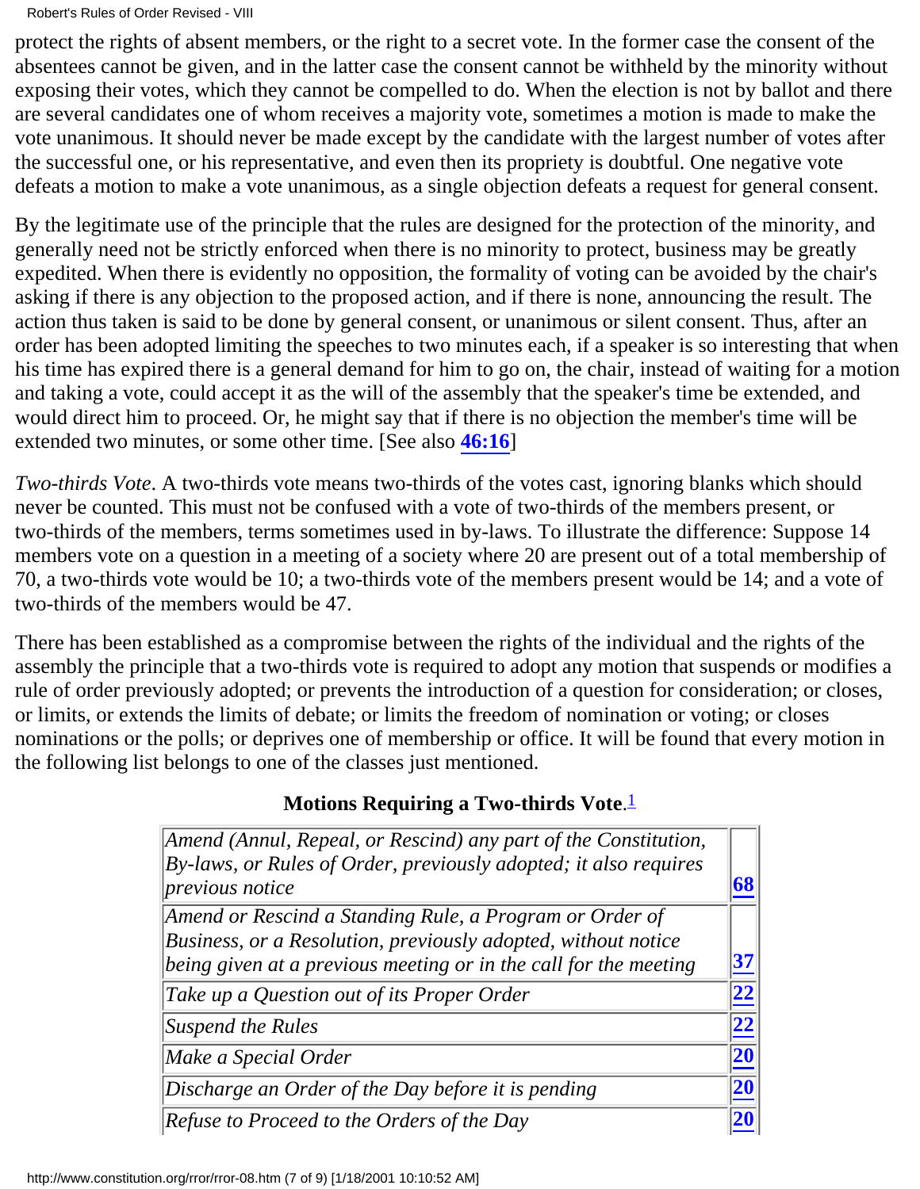protect the rights of absent members, or the right to a secret vote. In the former case the consent of the absentees cannot be given, and in the latter case the consent cannot be withheld by the minority without exposing their votes, which they cannot be compelled to do. When the election is not by ballot and there are several candidates one of whom receives a majority vote, sometimes a motion is made to make the vote unanimous. It should never be made except by the candidate with the largest number of votes after the successful one, or his representative, and even then its propriety is doubtful. One negative vote defeats a motion to make a vote unanimous, as a single objection defeats a request for general consent.

By the legitimate use of the principle that the rules are designed for the protection of the minority, and generally need not be strictly enforced when there is no minority to protect, business may be greatly expedited. When there is evidently no opposition, the formality of voting can be avoided by the chair's asking if there is any objection to the proposed action, and if there is none, announcing the result. The action thus taken is said to be done by general consent, or unanimous or silent consent. Thus, after an order has been adopted limiting the speeches to two minutes each, if a speaker is so interesting that when his time has expired there is a general demand for him to go on, the chair, instead of waiting for a motion and taking a vote, could accept it as the will of the assembly that the speaker's time be extended, and would direct him to proceed. Or, he might say that if there is no objection the member's time will be extended two minutes, or some other time. [See also **46:16**]

*Two-thirds Vote*. A two-thirds vote means two-thirds of the votes cast, ignoring blanks which should never be counted. This must not be confused with a vote of two-thirds of the members present, or two-thirds of the members, terms sometimes used in by-laws. To illustrate the difference: Suppose 14 members vote on a question in a meeting of a society where 20 are present out of a total membership of 70, a two-thirds vote would be 10; a two-thirds vote of the members present would be 14; and a vote of two-thirds of the members would be 47.

There has been established as a compromise between the rights of the individual and the rights of the assembly the principle that a two-thirds vote is required to adopt any motion that suspends or modifies a rule of order previously adopted; or prevents the introduction of a question for consideration; or closes, or limits, or extends the limits of debate; or limits the freedom of nomination or voting; or closes nominations or the polls; or deprives one of membership or office. It will be found that every motion in the following list belongs to one of the classes just mentioned.

**Motions Requiring a Two-thirds Vote.**[1]

| Motion | Section |
|---|---|
| *Amend (Annul, Repeal, or Rescind) any part of the Constitution, By-laws, or Rules of Order, previously adopted; it also requires previous notice* | **68** |
| *Amend or Rescind a Standing Rule, a Program or Order of Business, or a Resolution, previously adopted, without notice being given at a previous meeting or in the call for the meeting* | **37** |
| *Take up a Question out of its Proper Order* | **22** |
| *Suspend the Rules* | **22** |
| *Make a Special Order* | **20** |
| *Discharge an Order of the Day before it is pending* | **20** |
| *Refuse to Proceed to the Orders of the Day* | **20** |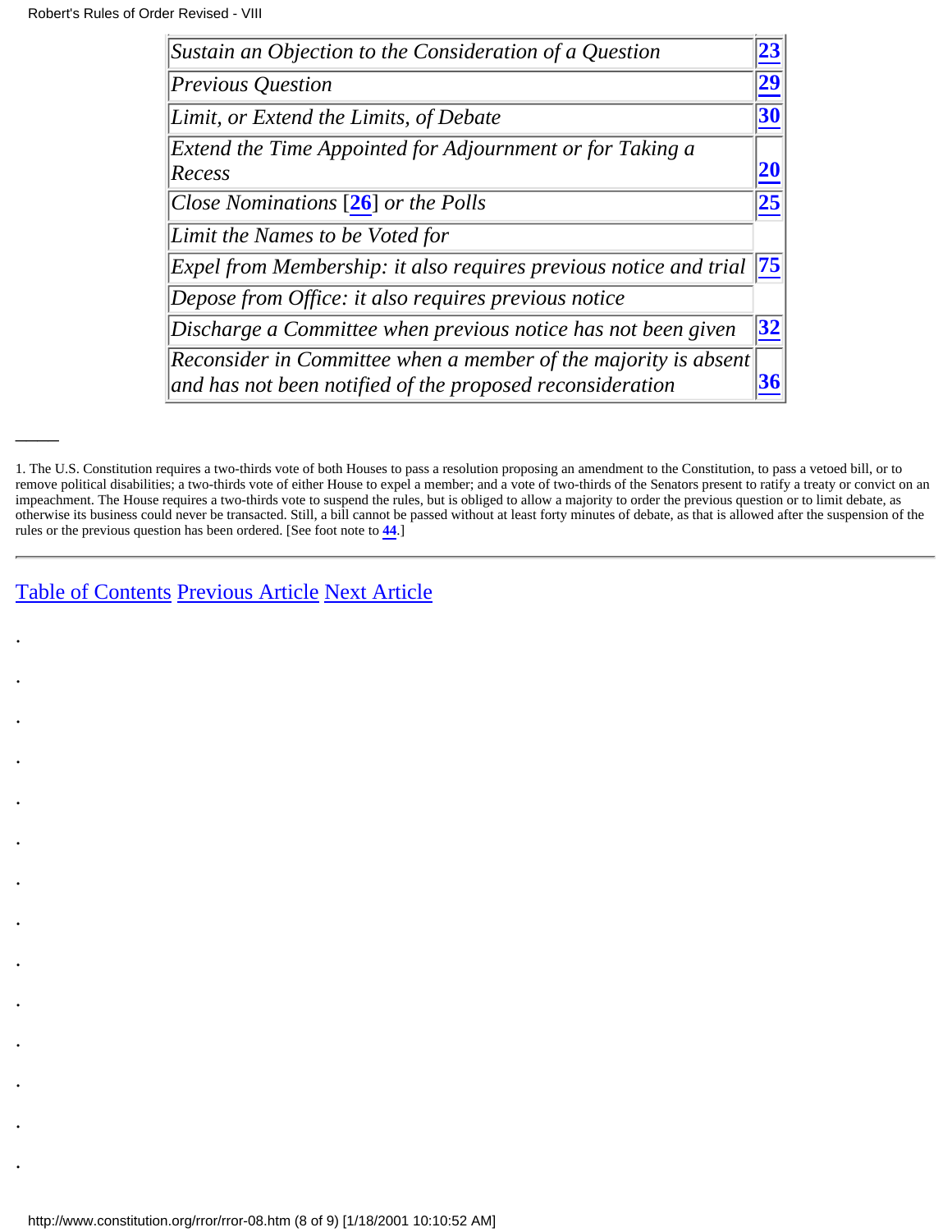| | |
|---|---|
| *Sustain an Objection to the Consideration of a Question* | **23** |
| *Previous Question* | **29** |
| *Limit, or Extend the Limits, of Debate* | **30** |
| *Extend the Time Appointed for Adjournment or for Taking a Recess* | **20** |
| *Close Nominations* [**26**] *or the Polls* | **25** |
| *Limit the Names to be Voted for* | |
| *Expel from Membership: it also requires previous notice and trial* | **75** |
| *Depose from Office: it also requires previous notice* | |
| *Discharge a Committee when previous notice has not been given* | **32** |
| *Reconsider in Committee when a member of the majority is absent and has not been notified of the proposed reconsideration* | **36** |

---

1. The U.S. Constitution requires a two-thirds vote of both Houses to pass a resolution proposing an amendment to the Constitution, to pass a vetoed bill, or to remove political disabilities; a two-thirds vote of either House to expel a member; and a vote of two-thirds of the Senators present to ratify a treaty or convict on an impeachment. The House requires a two-thirds vote to suspend the rules, but is obliged to allow a majority to order the previous question or to limit debate, as otherwise its business could never be transacted. Still, a bill cannot be passed without at least forty minutes of debate, as that is allowed after the suspension of the rules or the previous question has been ordered. [See foot note to **44**.]

---

Table of Contents Previous Article Next Article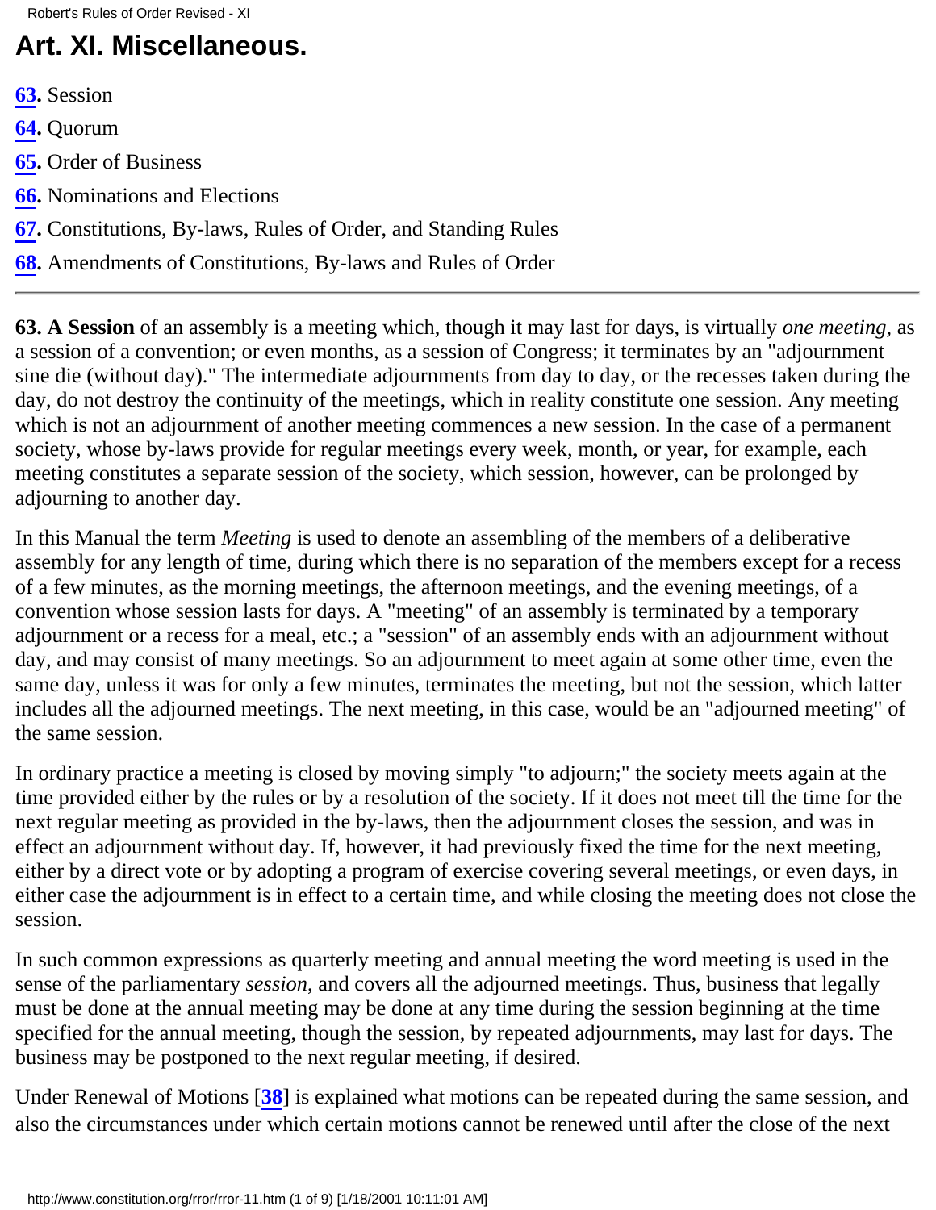# Art. XI. Miscellaneous.

**63.** Session

**64.** Quorum

**65.** Order of Business

**66.** Nominations and Elections

**67.** Constitutions, By-laws, Rules of Order, and Standing Rules

**68.** Amendments of Constitutions, By-laws and Rules of Order

---

**63. A Session** of an assembly is a meeting which, though it may last for days, is virtually *one meeting*, as a session of a convention; or even months, as a session of Congress; it terminates by an "adjournment sine die (without day)." The intermediate adjournments from day to day, or the recesses taken during the day, do not destroy the continuity of the meetings, which in reality constitute one session. Any meeting which is not an adjournment of another meeting commences a new session. In the case of a permanent society, whose by-laws provide for regular meetings every week, month, or year, for example, each meeting constitutes a separate session of the society, which session, however, can be prolonged by adjourning to another day.

In this Manual the term *Meeting* is used to denote an assembling of the members of a deliberative assembly for any length of time, during which there is no separation of the members except for a recess of a few minutes, as the morning meetings, the afternoon meetings, and the evening meetings, of a convention whose session lasts for days. A "meeting" of an assembly is terminated by a temporary adjournment or a recess for a meal, etc.; a "session" of an assembly ends with an adjournment without day, and may consist of many meetings. So an adjournment to meet again at some other time, even the same day, unless it was for only a few minutes, terminates the meeting, but not the session, which latter includes all the adjourned meetings. The next meeting, in this case, would be an "adjourned meeting" of the same session.

In ordinary practice a meeting is closed by moving simply "to adjourn;" the society meets again at the time provided either by the rules or by a resolution of the society. If it does not meet till the time for the next regular meeting as provided in the by-laws, then the adjournment closes the session, and was in effect an adjournment without day. If, however, it had previously fixed the time for the next meeting, either by a direct vote or by adopting a program of exercise covering several meetings, or even days, in either case the adjournment is in effect to a certain time, and while closing the meeting does not close the session.

In such common expressions as quarterly meeting and annual meeting the word meeting is used in the sense of the parliamentary *session*, and covers all the adjourned meetings. Thus, business that legally must be done at the annual meeting may be done at any time during the session beginning at the time specified for the annual meeting, though the session, by repeated adjournments, may last for days. The business may be postponed to the next regular meeting, if desired.

Under Renewal of Motions [**38**] is explained what motions can be repeated during the same session, and also the circumstances under which certain motions cannot be renewed until after the close of the next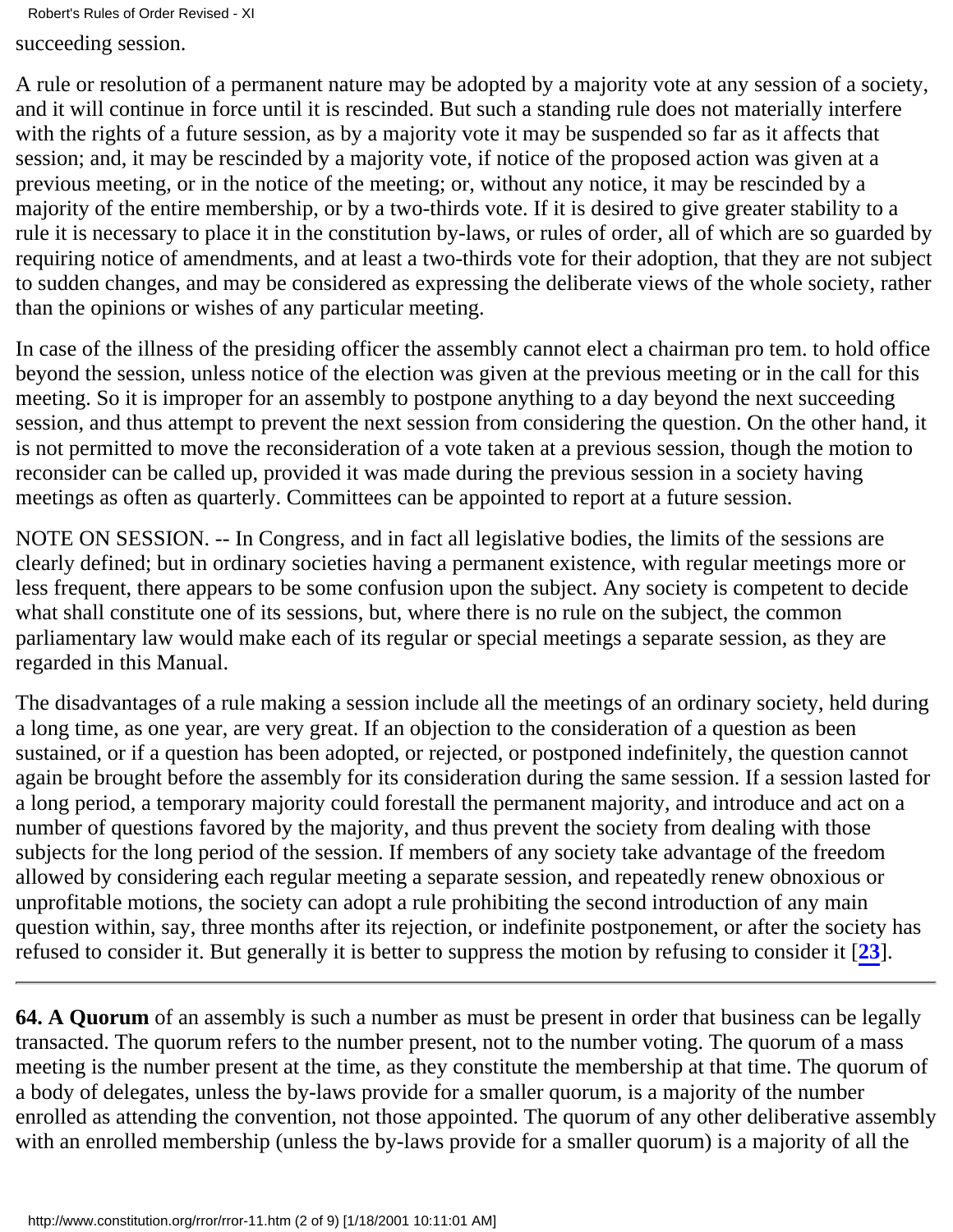succeeding session.

A rule or resolution of a permanent nature may be adopted by a majority vote at any session of a society, and it will continue in force until it is rescinded. But such a standing rule does not materially interfere with the rights of a future session, as by a majority vote it may be suspended so far as it affects that session; and, it may be rescinded by a majority vote, if notice of the proposed action was given at a previous meeting, or in the notice of the meeting; or, without any notice, it may be rescinded by a majority of the entire membership, or by a two-thirds vote. If it is desired to give greater stability to a rule it is necessary to place it in the constitution by-laws, or rules of order, all of which are so guarded by requiring notice of amendments, and at least a two-thirds vote for their adoption, that they are not subject to sudden changes, and may be considered as expressing the deliberate views of the whole society, rather than the opinions or wishes of any particular meeting.

In case of the illness of the presiding officer the assembly cannot elect a chairman pro tem. to hold office beyond the session, unless notice of the election was given at the previous meeting or in the call for this meeting. So it is improper for an assembly to postpone anything to a day beyond the next succeeding session, and thus attempt to prevent the next session from considering the question. On the other hand, it is not permitted to move the reconsideration of a vote taken at a previous session, though the motion to reconsider can be called up, provided it was made during the previous session in a society having meetings as often as quarterly. Committees can be appointed to report at a future session.

NOTE ON SESSION. -- In Congress, and in fact all legislative bodies, the limits of the sessions are clearly defined; but in ordinary societies having a permanent existence, with regular meetings more or less frequent, there appears to be some confusion upon the subject. Any society is competent to decide what shall constitute one of its sessions, but, where there is no rule on the subject, the common parliamentary law would make each of its regular or special meetings a separate session, as they are regarded in this Manual.

The disadvantages of a rule making a session include all the meetings of an ordinary society, held during a long time, as one year, are very great. If an objection to the consideration of a question as been sustained, or if a question has been adopted, or rejected, or postponed indefinitely, the question cannot again be brought before the assembly for its consideration during the same session. If a session lasted for a long period, a temporary majority could forestall the permanent majority, and introduce and act on a number of questions favored by the majority, and thus prevent the society from dealing with those subjects for the long period of the session. If members of any society take advantage of the freedom allowed by considering each regular meeting a separate session, and repeatedly renew obnoxious or unprofitable motions, the society can adopt a rule prohibiting the second introduction of any main question within, say, three months after its rejection, or indefinite postponement, or after the society has refused to consider it. But generally it is better to suppress the motion by refusing to consider it [23].

---

**64. A Quorum** of an assembly is such a number as must be present in order that business can be legally transacted. The quorum refers to the number present, not to the number voting. The quorum of a mass meeting is the number present at the time, as they constitute the membership at that time. The quorum of a body of delegates, unless the by-laws provide for a smaller quorum, is a majority of the number enrolled as attending the convention, not those appointed. The quorum of any other deliberative assembly with an enrolled membership (unless the by-laws provide for a smaller quorum) is a majority of all the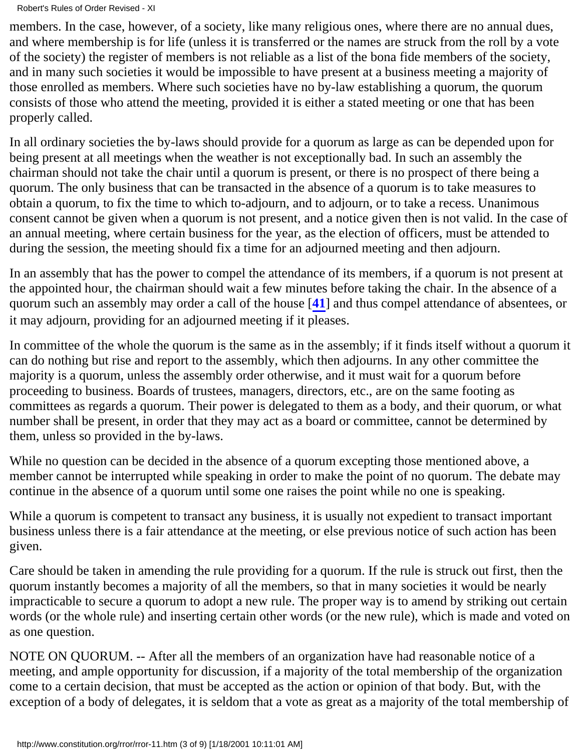members. In the case, however, of a society, like many religious ones, where there are no annual dues, and where membership is for life (unless it is transferred or the names are struck from the roll by a vote of the society) the register of members is not reliable as a list of the bona fide members of the society, and in many such societies it would be impossible to have present at a business meeting a majority of those enrolled as members. Where such societies have no by-law establishing a quorum, the quorum consists of those who attend the meeting, provided it is either a stated meeting or one that has been properly called.

In all ordinary societies the by-laws should provide for a quorum as large as can be depended upon for being present at all meetings when the weather is not exceptionally bad. In such an assembly the chairman should not take the chair until a quorum is present, or there is no prospect of there being a quorum. The only business that can be transacted in the absence of a quorum is to take measures to obtain a quorum, to fix the time to which to-adjourn, and to adjourn, or to take a recess. Unanimous consent cannot be given when a quorum is not present, and a notice given then is not valid. In the case of an annual meeting, where certain business for the year, as the election of officers, must be attended to during the session, the meeting should fix a time for an adjourned meeting and then adjourn.

In an assembly that has the power to compel the attendance of its members, if a quorum is not present at the appointed hour, the chairman should wait a few minutes before taking the chair. In the absence of a quorum such an assembly may order a call of the house [**41**] and thus compel attendance of absentees, or it may adjourn, providing for an adjourned meeting if it pleases.

In committee of the whole the quorum is the same as in the assembly; if it finds itself without a quorum it can do nothing but rise and report to the assembly, which then adjourns. In any other committee the majority is a quorum, unless the assembly order otherwise, and it must wait for a quorum before proceeding to business. Boards of trustees, managers, directors, etc., are on the same footing as committees as regards a quorum. Their power is delegated to them as a body, and their quorum, or what number shall be present, in order that they may act as a board or committee, cannot be determined by them, unless so provided in the by-laws.

While no question can be decided in the absence of a quorum excepting those mentioned above, a member cannot be interrupted while speaking in order to make the point of no quorum. The debate may continue in the absence of a quorum until some one raises the point while no one is speaking.

While a quorum is competent to transact any business, it is usually not expedient to transact important business unless there is a fair attendance at the meeting, or else previous notice of such action has been given.

Care should be taken in amending the rule providing for a quorum. If the rule is struck out first, then the quorum instantly becomes a majority of all the members, so that in many societies it would be nearly impracticable to secure a quorum to adopt a new rule. The proper way is to amend by striking out certain words (or the whole rule) and inserting certain other words (or the new rule), which is made and voted on as one question.

NOTE ON QUORUM. -- After all the members of an organization have had reasonable notice of a meeting, and ample opportunity for discussion, if a majority of the total membership of the organization come to a certain decision, that must be accepted as the action or opinion of that body. But, with the exception of a body of delegates, it is seldom that a vote as great as a majority of the total membership of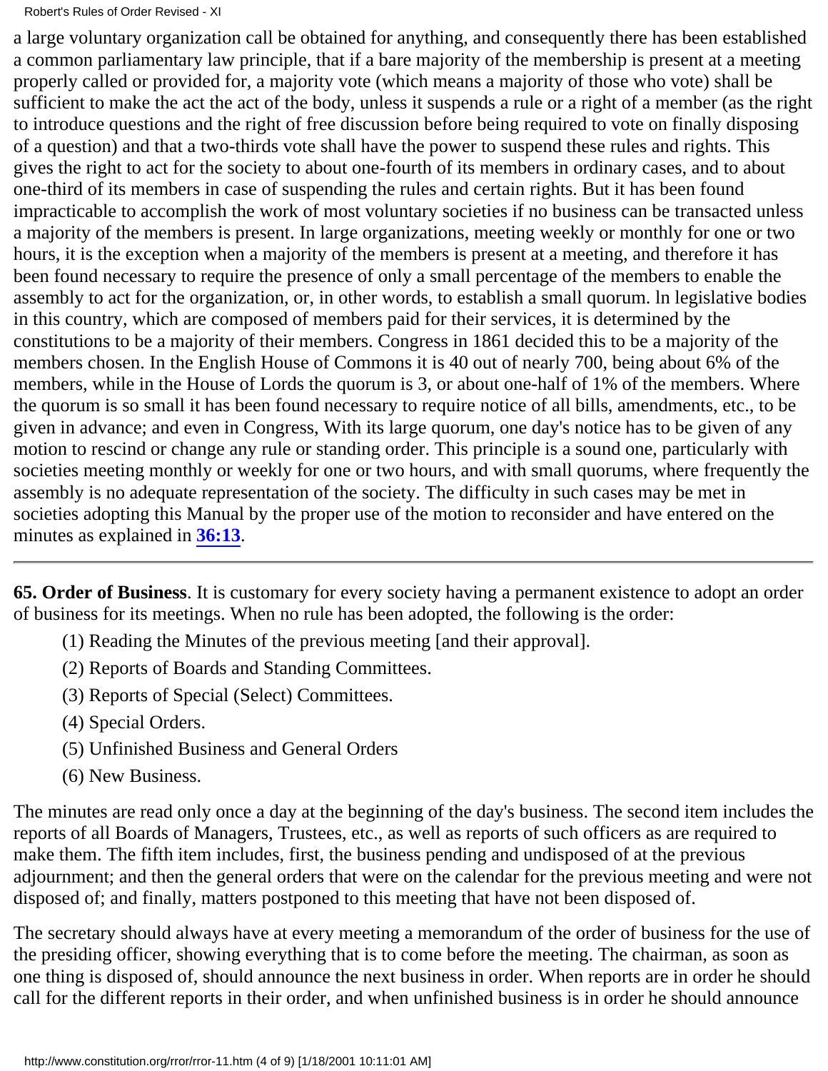a large voluntary organization call be obtained for anything, and consequently there has been established a common parliamentary law principle, that if a bare majority of the membership is present at a meeting properly called or provided for, a majority vote (which means a majority of those who vote) shall be sufficient to make the act the act of the body, unless it suspends a rule or a right of a member (as the right to introduce questions and the right of free discussion before being required to vote on finally disposing of a question) and that a two-thirds vote shall have the power to suspend these rules and rights. This gives the right to act for the society to about one-fourth of its members in ordinary cases, and to about one-third of its members in case of suspending the rules and certain rights. But it has been found impracticable to accomplish the work of most voluntary societies if no business can be transacted unless a majority of the members is present. In large organizations, meeting weekly or monthly for one or two hours, it is the exception when a majority of the members is present at a meeting, and therefore it has been found necessary to require the presence of only a small percentage of the members to enable the assembly to act for the organization, or, in other words, to establish a small quorum. ln legislative bodies in this country, which are composed of members paid for their services, it is determined by the constitutions to be a majority of their members. Congress in 1861 decided this to be a majority of the members chosen. In the English House of Commons it is 40 out of nearly 700, being about 6% of the members, while in the House of Lords the quorum is 3, or about one-half of 1% of the members. Where the quorum is so small it has been found necessary to require notice of all bills, amendments, etc., to be given in advance; and even in Congress, With its large quorum, one day's notice has to be given of any motion to rescind or change any rule or standing order. This principle is a sound one, particularly with societies meeting monthly or weekly for one or two hours, and with small quorums, where frequently the assembly is no adequate representation of the society. The difficulty in such cases may be met in societies adopting this Manual by the proper use of the motion to reconsider and have entered on the minutes as explained in **36:13**.

---

**65. Order of Business**. It is customary for every society having a permanent existence to adopt an order of business for its meetings. When no rule has been adopted, the following is the order:

(1) Reading the Minutes of the previous meeting [and their approval].

(2) Reports of Boards and Standing Committees.

(3) Reports of Special (Select) Committees.

(4) Special Orders.

(5) Unfinished Business and General Orders

(6) New Business.

The minutes are read only once a day at the beginning of the day's business. The second item includes the reports of all Boards of Managers, Trustees, etc., as well as reports of such officers as are required to make them. The fifth item includes, first, the business pending and undisposed of at the previous adjournment; and then the general orders that were on the calendar for the previous meeting and were not disposed of; and finally, matters postponed to this meeting that have not been disposed of.

The secretary should always have at every meeting a memorandum of the order of business for the use of the presiding officer, showing everything that is to come before the meeting. The chairman, as soon as one thing is disposed of, should announce the next business in order. When reports are in order he should call for the different reports in their order, and when unfinished business is in order he should announce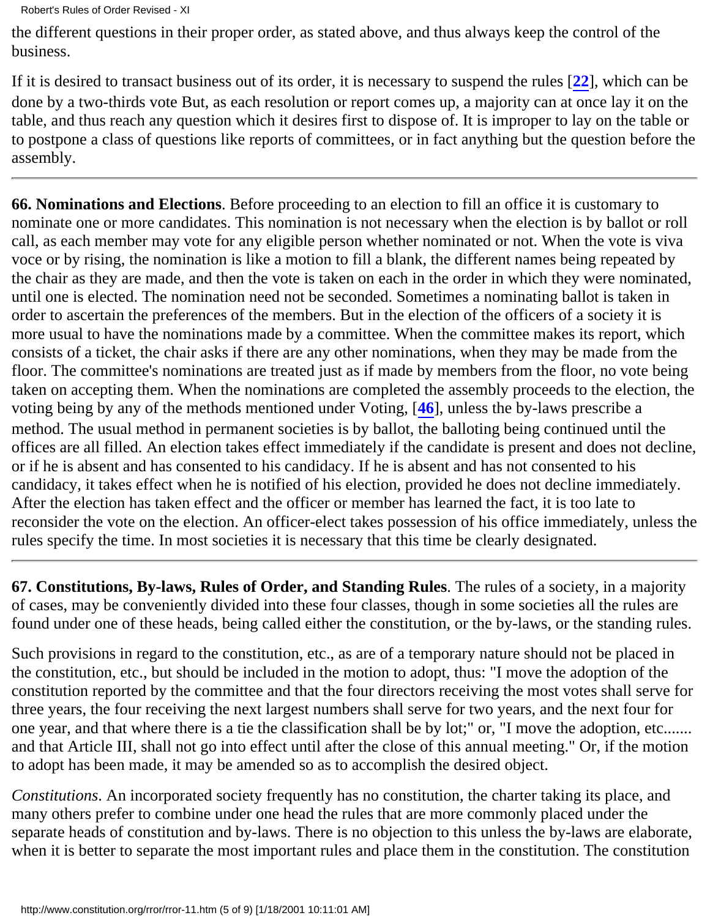the different questions in their proper order, as stated above, and thus always keep the control of the business.

If it is desired to transact business out of its order, it is necessary to suspend the rules [**22**], which can be done by a two-thirds vote But, as each resolution or report comes up, a majority can at once lay it on the table, and thus reach any question which it desires first to dispose of. It is improper to lay on the table or to postpone a class of questions like reports of committees, or in fact anything but the question before the assembly.

---

**66. Nominations and Elections**. Before proceeding to an election to fill an office it is customary to nominate one or more candidates. This nomination is not necessary when the election is by ballot or roll call, as each member may vote for any eligible person whether nominated or not. When the vote is viva voce or by rising, the nomination is like a motion to fill a blank, the different names being repeated by the chair as they are made, and then the vote is taken on each in the order in which they were nominated, until one is elected. The nomination need not be seconded. Sometimes a nominating ballot is taken in order to ascertain the preferences of the members. But in the election of the officers of a society it is more usual to have the nominations made by a committee. When the committee makes its report, which consists of a ticket, the chair asks if there are any other nominations, when they may be made from the floor. The committee's nominations are treated just as if made by members from the floor, no vote being taken on accepting them. When the nominations are completed the assembly proceeds to the election, the voting being by any of the methods mentioned under Voting, [**46**], unless the by-laws prescribe a method. The usual method in permanent societies is by ballot, the balloting being continued until the offices are all filled. An election takes effect immediately if the candidate is present and does not decline, or if he is absent and has consented to his candidacy. If he is absent and has not consented to his candidacy, it takes effect when he is notified of his election, provided he does not decline immediately. After the election has taken effect and the officer or member has learned the fact, it is too late to reconsider the vote on the election. An officer-elect takes possession of his office immediately, unless the rules specify the time. In most societies it is necessary that this time be clearly designated.

---

**67. Constitutions, By-laws, Rules of Order, and Standing Rules**. The rules of a society, in a majority of cases, may be conveniently divided into these four classes, though in some societies all the rules are found under one of these heads, being called either the constitution, or the by-laws, or the standing rules.

Such provisions in regard to the constitution, etc., as are of a temporary nature should not be placed in the constitution, etc., but should be included in the motion to adopt, thus: "I move the adoption of the constitution reported by the committee and that the four directors receiving the most votes shall serve for three years, the four receiving the next largest numbers shall serve for two years, and the next four for one year, and that where there is a tie the classification shall be by lot;" or, "I move the adoption, etc....... and that Article III, shall not go into effect until after the close of this annual meeting." Or, if the motion to adopt has been made, it may be amended so as to accomplish the desired object.

*Constitutions*. An incorporated society frequently has no constitution, the charter taking its place, and many others prefer to combine under one head the rules that are more commonly placed under the separate heads of constitution and by-laws. There is no objection to this unless the by-laws are elaborate, when it is better to separate the most important rules and place them in the constitution. The constitution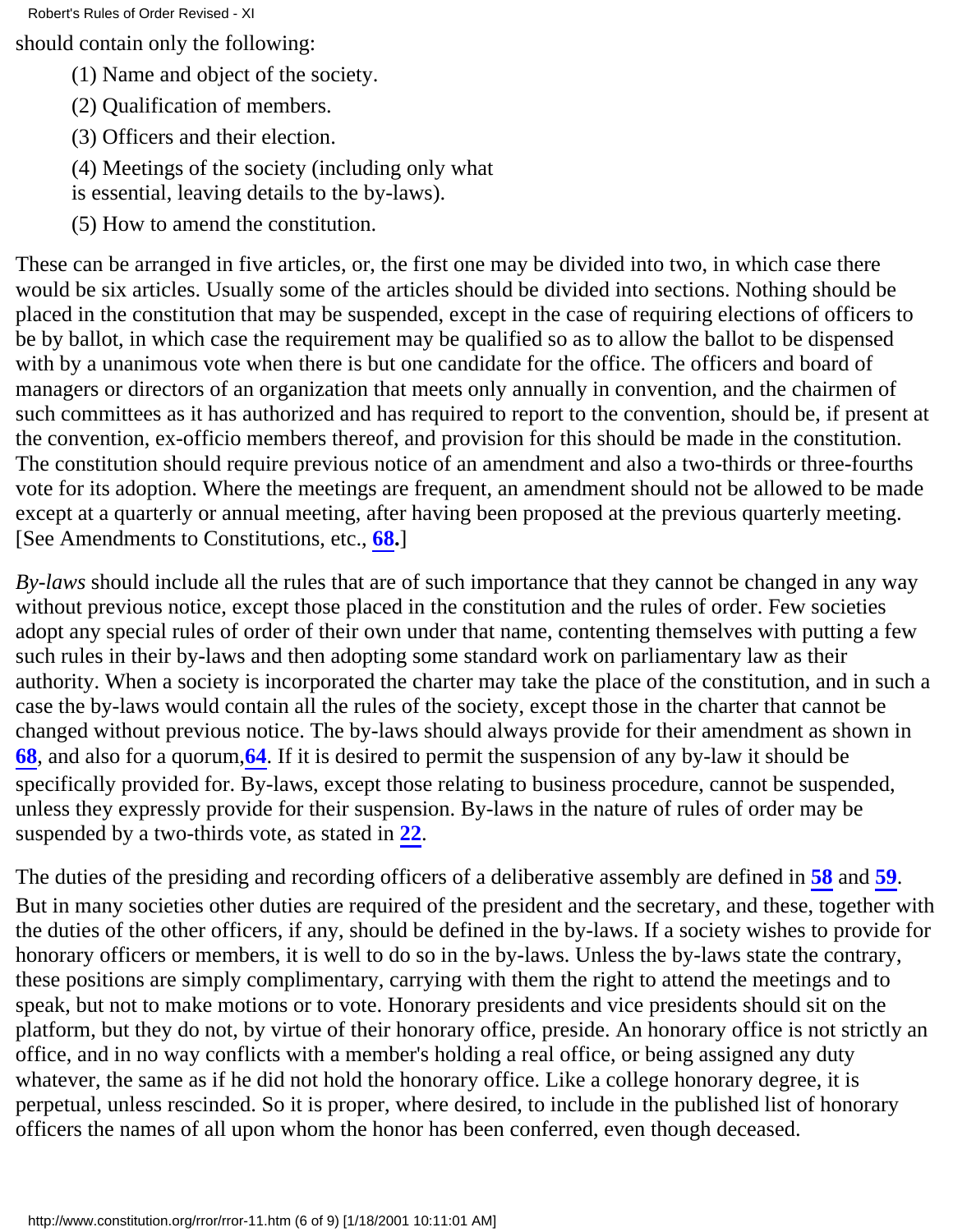should contain only the following:

(1) Name and object of the society.

(2) Qualification of members.

(3) Officers and their election.

(4) Meetings of the society (including only what is essential, leaving details to the by-laws).

(5) How to amend the constitution.

These can be arranged in five articles, or, the first one may be divided into two, in which case there would be six articles. Usually some of the articles should be divided into sections. Nothing should be placed in the constitution that may be suspended, except in the case of requiring elections of officers to be by ballot, in which case the requirement may be qualified so as to allow the ballot to be dispensed with by a unanimous vote when there is but one candidate for the office. The officers and board of managers or directors of an organization that meets only annually in convention, and the chairmen of such committees as it has authorized and has required to report to the convention, should be, if present at the convention, ex-officio members thereof, and provision for this should be made in the constitution. The constitution should require previous notice of an amendment and also a two-thirds or three-fourths vote for its adoption. Where the meetings are frequent, an amendment should not be allowed to be made except at a quarterly or annual meeting, after having been proposed at the previous quarterly meeting. [See Amendments to Constitutions, etc., **68**.]

*By-laws* should include all the rules that are of such importance that they cannot be changed in any way without previous notice, except those placed in the constitution and the rules of order. Few societies adopt any special rules of order of their own under that name, contenting themselves with putting a few such rules in their by-laws and then adopting some standard work on parliamentary law as their authority. When a society is incorporated the charter may take the place of the constitution, and in such a case the by-laws would contain all the rules of the society, except those in the charter that cannot be changed without previous notice. The by-laws should always provide for their amendment as shown in **68**, and also for a quorum,**64**. If it is desired to permit the suspension of any by-law it should be specifically provided for. By-laws, except those relating to business procedure, cannot be suspended, unless they expressly provide for their suspension. By-laws in the nature of rules of order may be suspended by a two-thirds vote, as stated in **22**.

The duties of the presiding and recording officers of a deliberative assembly are defined in **58** and **59**. But in many societies other duties are required of the president and the secretary, and these, together with the duties of the other officers, if any, should be defined in the by-laws. If a society wishes to provide for honorary officers or members, it is well to do so in the by-laws. Unless the by-laws state the contrary, these positions are simply complimentary, carrying with them the right to attend the meetings and to speak, but not to make motions or to vote. Honorary presidents and vice presidents should sit on the platform, but they do not, by virtue of their honorary office, preside. An honorary office is not strictly an office, and in no way conflicts with a member's holding a real office, or being assigned any duty whatever, the same as if he did not hold the honorary office. Like a college honorary degree, it is perpetual, unless rescinded. So it is proper, where desired, to include in the published list of honorary officers the names of all upon whom the honor has been conferred, even though deceased.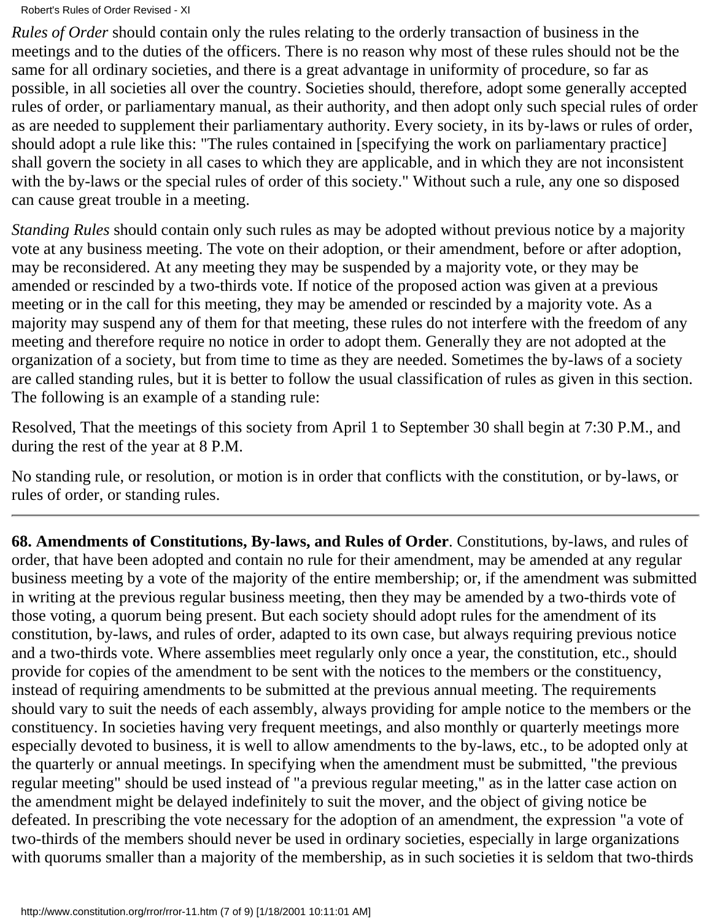*Rules of Order* should contain only the rules relating to the orderly transaction of business in the meetings and to the duties of the officers. There is no reason why most of these rules should not be the same for all ordinary societies, and there is a great advantage in uniformity of procedure, so far as possible, in all societies all over the country. Societies should, therefore, adopt some generally accepted rules of order, or parliamentary manual, as their authority, and then adopt only such special rules of order as are needed to supplement their parliamentary authority. Every society, in its by-laws or rules of order, should adopt a rule like this: "The rules contained in [specifying the work on parliamentary practice] shall govern the society in all cases to which they are applicable, and in which they are not inconsistent with the by-laws or the special rules of order of this society." Without such a rule, any one so disposed can cause great trouble in a meeting.

*Standing Rules* should contain only such rules as may be adopted without previous notice by a majority vote at any business meeting. The vote on their adoption, or their amendment, before or after adoption, may be reconsidered. At any meeting they may be suspended by a majority vote, or they may be amended or rescinded by a two-thirds vote. If notice of the proposed action was given at a previous meeting or in the call for this meeting, they may be amended or rescinded by a majority vote. As a majority may suspend any of them for that meeting, these rules do not interfere with the freedom of any meeting and therefore require no notice in order to adopt them. Generally they are not adopted at the organization of a society, but from time to time as they are needed. Sometimes the by-laws of a society are called standing rules, but it is better to follow the usual classification of rules as given in this section. The following is an example of a standing rule:

Resolved, That the meetings of this society from April 1 to September 30 shall begin at 7:30 P.M., and during the rest of the year at 8 P.M.

No standing rule, or resolution, or motion is in order that conflicts with the constitution, or by-laws, or rules of order, or standing rules.

---

**68. Amendments of Constitutions, By-laws, and Rules of Order**. Constitutions, by-laws, and rules of order, that have been adopted and contain no rule for their amendment, may be amended at any regular business meeting by a vote of the majority of the entire membership; or, if the amendment was submitted in writing at the previous regular business meeting, then they may be amended by a two-thirds vote of those voting, a quorum being present. But each society should adopt rules for the amendment of its constitution, by-laws, and rules of order, adapted to its own case, but always requiring previous notice and a two-thirds vote. Where assemblies meet regularly only once a year, the constitution, etc., should provide for copies of the amendment to be sent with the notices to the members or the constituency, instead of requiring amendments to be submitted at the previous annual meeting. The requirements should vary to suit the needs of each assembly, always providing for ample notice to the members or the constituency. In societies having very frequent meetings, and also monthly or quarterly meetings more especially devoted to business, it is well to allow amendments to the by-laws, etc., to be adopted only at the quarterly or annual meetings. In specifying when the amendment must be submitted, "the previous regular meeting" should be used instead of "a previous regular meeting," as in the latter case action on the amendment might be delayed indefinitely to suit the mover, and the object of giving notice be defeated. In prescribing the vote necessary for the adoption of an amendment, the expression "a vote of two-thirds of the members should never be used in ordinary societies, especially in large organizations with quorums smaller than a majority of the membership, as in such societies it is seldom that two-thirds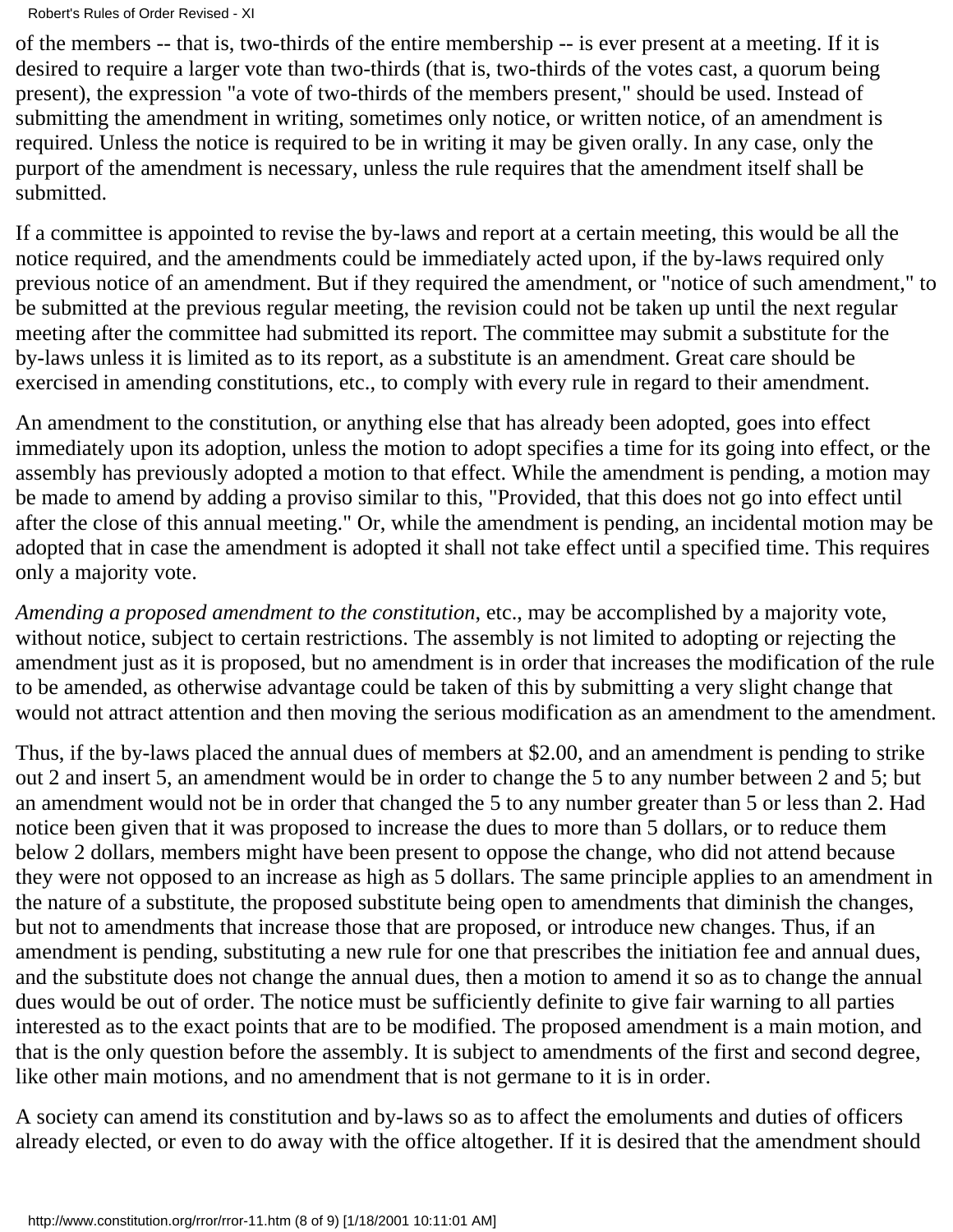of the members -- that is, two-thirds of the entire membership -- is ever present at a meeting. If it is desired to require a larger vote than two-thirds (that is, two-thirds of the votes cast, a quorum being present), the expression "a vote of two-thirds of the members present," should be used. Instead of submitting the amendment in writing, sometimes only notice, or written notice, of an amendment is required. Unless the notice is required to be in writing it may be given orally. In any case, only the purport of the amendment is necessary, unless the rule requires that the amendment itself shall be submitted.

If a committee is appointed to revise the by-laws and report at a certain meeting, this would be all the notice required, and the amendments could be immediately acted upon, if the by-laws required only previous notice of an amendment. But if they required the amendment, or "notice of such amendment," to be submitted at the previous regular meeting, the revision could not be taken up until the next regular meeting after the committee had submitted its report. The committee may submit a substitute for the by-laws unless it is limited as to its report, as a substitute is an amendment. Great care should be exercised in amending constitutions, etc., to comply with every rule in regard to their amendment.

An amendment to the constitution, or anything else that has already been adopted, goes into effect immediately upon its adoption, unless the motion to adopt specifies a time for its going into effect, or the assembly has previously adopted a motion to that effect. While the amendment is pending, a motion may be made to amend by adding a proviso similar to this, "Provided, that this does not go into effect until after the close of this annual meeting." Or, while the amendment is pending, an incidental motion may be adopted that in case the amendment is adopted it shall not take effect until a specified time. This requires only a majority vote.

*Amending a proposed amendment to the constitution*, etc., may be accomplished by a majority vote, without notice, subject to certain restrictions. The assembly is not limited to adopting or rejecting the amendment just as it is proposed, but no amendment is in order that increases the modification of the rule to be amended, as otherwise advantage could be taken of this by submitting a very slight change that would not attract attention and then moving the serious modification as an amendment to the amendment.

Thus, if the by-laws placed the annual dues of members at $2.00, and an amendment is pending to strike out 2 and insert 5, an amendment would be in order to change the 5 to any number between 2 and 5; but an amendment would not be in order that changed the 5 to any number greater than 5 or less than 2. Had notice been given that it was proposed to increase the dues to more than 5 dollars, or to reduce them below 2 dollars, members might have been present to oppose the change, who did not attend because they were not opposed to an increase as high as 5 dollars. The same principle applies to an amendment in the nature of a substitute, the proposed substitute being open to amendments that diminish the changes, but not to amendments that increase those that are proposed, or introduce new changes. Thus, if an amendment is pending, substituting a new rule for one that prescribes the initiation fee and annual dues, and the substitute does not change the annual dues, then a motion to amend it so as to change the annual dues would be out of order. The notice must be sufficiently definite to give fair warning to all parties interested as to the exact points that are to be modified. The proposed amendment is a main motion, and that is the only question before the assembly. It is subject to amendments of the first and second degree, like other main motions, and no amendment that is not germane to it is in order.

A society can amend its constitution and by-laws so as to affect the emoluments and duties of officers already elected, or even to do away with the office altogether. If it is desired that the amendment should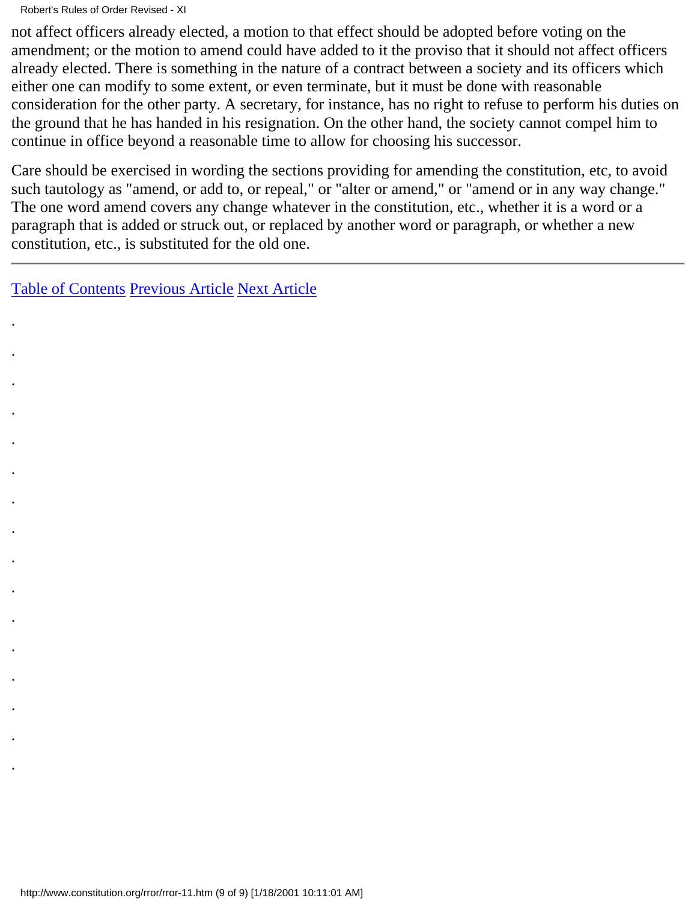not affect officers already elected, a motion to that effect should be adopted before voting on the amendment; or the motion to amend could have added to it the proviso that it should not affect officers already elected. There is something in the nature of a contract between a society and its officers which either one can modify to some extent, or even terminate, but it must be done with reasonable consideration for the other party. A secretary, for instance, has no right to refuse to perform his duties on the ground that he has handed in his resignation. On the other hand, the society cannot compel him to continue in office beyond a reasonable time to allow for choosing his successor.

Care should be exercised in wording the sections providing for amending the constitution, etc, to avoid such tautology as "amend, or add to, or repeal," or "alter or amend," or "amend or in any way change." The one word amend covers any change whatever in the constitution, etc., whether it is a word or a paragraph that is added or struck out, or replaced by another word or paragraph, or whether a new constitution, etc., is substituted for the old one.

---

Table of Contents Previous Article Next Article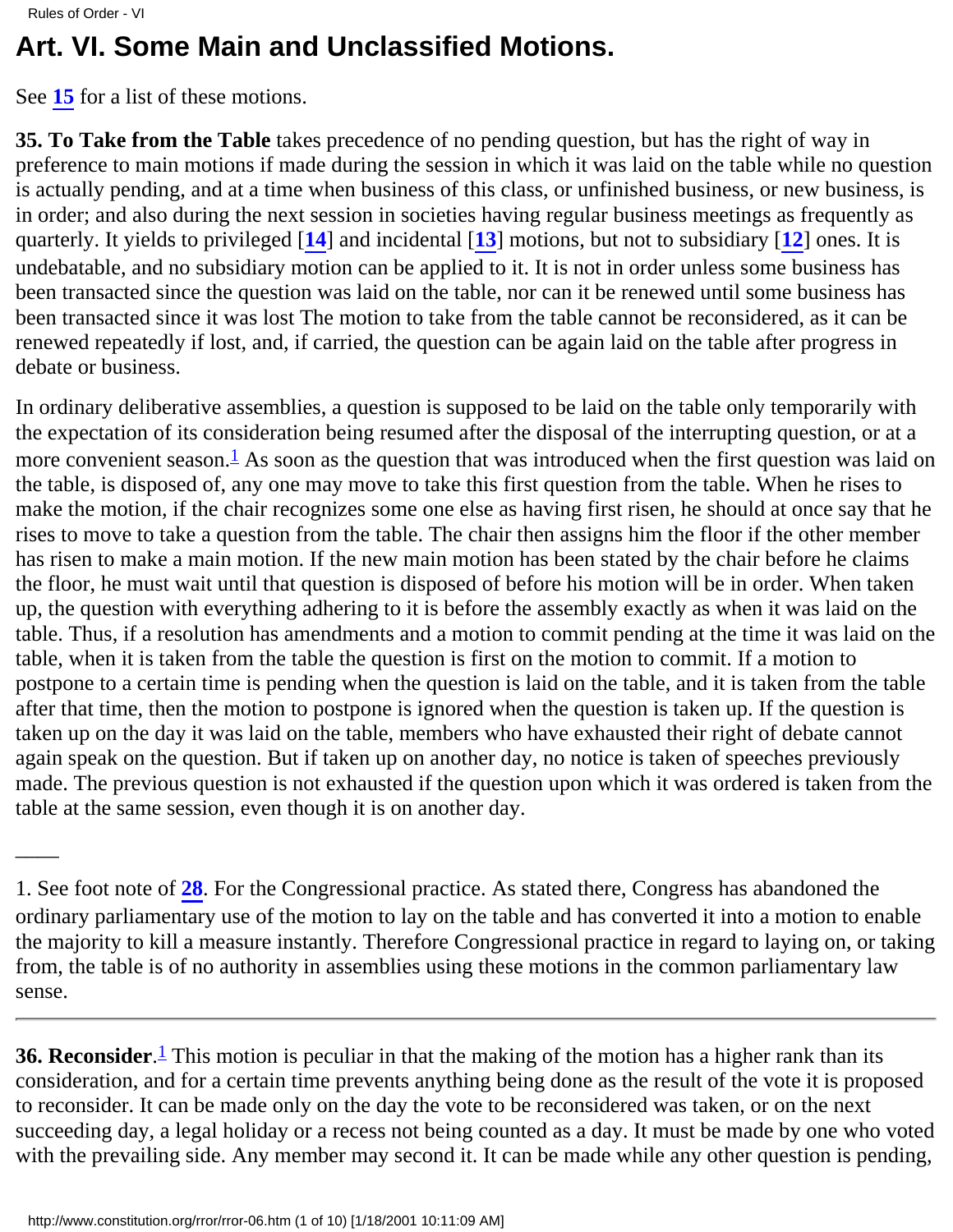# Art. VI. Some Main and Unclassified Motions.

See **15** for a list of these motions.

**35. To Take from the Table** takes precedence of no pending question, but has the right of way in preference to main motions if made during the session in which it was laid on the table while no question is actually pending, and at a time when business of this class, or unfinished business, or new business, is in order; and also during the next session in societies having regular business meetings as frequently as quarterly. It yields to privileged [**14**] and incidental [**13**] motions, but not to subsidiary [**12**] ones. It is undebatable, and no subsidiary motion can be applied to it. It is not in order unless some business has been transacted since the question was laid on the table, nor can it be renewed until some business has been transacted since it was lost The motion to take from the table cannot be reconsidered, as it can be renewed repeatedly if lost, and, if carried, the question can be again laid on the table after progress in debate or business.

In ordinary deliberative assemblies, a question is supposed to be laid on the table only temporarily with the expectation of its consideration being resumed after the disposal of the interrupting question, or at a more convenient season.[1] As soon as the question that was introduced when the first question was laid on the table, is disposed of, any one may move to take this first question from the table. When he rises to make the motion, if the chair recognizes some one else as having first risen, he should at once say that he rises to move to take a question from the table. The chair then assigns him the floor if the other member has risen to make a main motion. If the new main motion has been stated by the chair before he claims the floor, he must wait until that question is disposed of before his motion will be in order. When taken up, the question with everything adhering to it is before the assembly exactly as when it was laid on the table. Thus, if a resolution has amendments and a motion to commit pending at the time it was laid on the table, when it is taken from the table the question is first on the motion to commit. If a motion to postpone to a certain time is pending when the question is laid on the table, and it is taken from the table after that time, then the motion to postpone is ignored when the question is taken up. If the question is taken up on the day it was laid on the table, members who have exhausted their right of debate cannot again speak on the question. But if taken up on another day, no notice is taken of speeches previously made. The previous question is not exhausted if the question upon which it was ordered is taken from the table at the same session, even though it is on another day.

1. See foot note of **28**. For the Congressional practice. As stated there, Congress has abandoned the ordinary parliamentary use of the motion to lay on the table and has converted it into a motion to enable the majority to kill a measure instantly. Therefore Congressional practice in regard to laying on, or taking from, the table is of no authority in assemblies using these motions in the common parliamentary law sense.

---

**36. Reconsider**.[1] This motion is peculiar in that the making of the motion has a higher rank than its consideration, and for a certain time prevents anything being done as the result of the vote it is proposed to reconsider. It can be made only on the day the vote to be reconsidered was taken, or on the next succeeding day, a legal holiday or a recess not being counted as a day. It must be made by one who voted with the prevailing side. Any member may second it. It can be made while any other question is pending,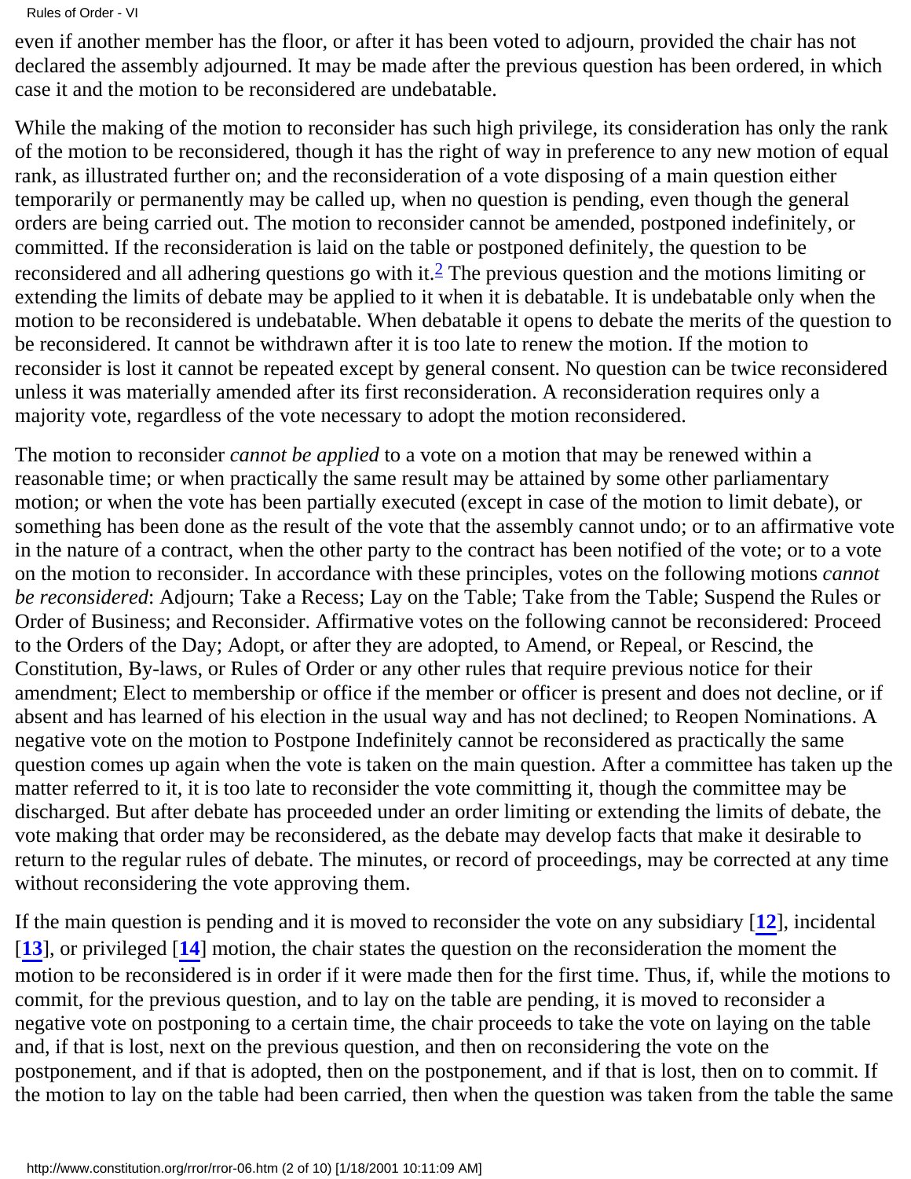even if another member has the floor, or after it has been voted to adjourn, provided the chair has not declared the assembly adjourned. It may be made after the previous question has been ordered, in which case it and the motion to be reconsidered are undebatable.

While the making of the motion to reconsider has such high privilege, its consideration has only the rank of the motion to be reconsidered, though it has the right of way in preference to any new motion of equal rank, as illustrated further on; and the reconsideration of a vote disposing of a main question either temporarily or permanently may be called up, when no question is pending, even though the general orders are being carried out. The motion to reconsider cannot be amended, postponed indefinitely, or committed. If the reconsideration is laid on the table or postponed definitely, the question to be reconsidered and all adhering questions go with it.[2] The previous question and the motions limiting or extending the limits of debate may be applied to it when it is debatable. It is undebatable only when the motion to be reconsidered is undebatable. When debatable it opens to debate the merits of the question to be reconsidered. It cannot be withdrawn after it is too late to renew the motion. If the motion to reconsider is lost it cannot be repeated except by general consent. No question can be twice reconsidered unless it was materially amended after its first reconsideration. A reconsideration requires only a majority vote, regardless of the vote necessary to adopt the motion reconsidered.

The motion to reconsider *cannot be applied* to a vote on a motion that may be renewed within a reasonable time; or when practically the same result may be attained by some other parliamentary motion; or when the vote has been partially executed (except in case of the motion to limit debate), or something has been done as the result of the vote that the assembly cannot undo; or to an affirmative vote in the nature of a contract, when the other party to the contract has been notified of the vote; or to a vote on the motion to reconsider. In accordance with these principles, votes on the following motions *cannot be reconsidered*: Adjourn; Take a Recess; Lay on the Table; Take from the Table; Suspend the Rules or Order of Business; and Reconsider. Affirmative votes on the following cannot be reconsidered: Proceed to the Orders of the Day; Adopt, or after they are adopted, to Amend, or Repeal, or Rescind, the Constitution, By-laws, or Rules of Order or any other rules that require previous notice for their amendment; Elect to membership or office if the member or officer is present and does not decline, or if absent and has learned of his election in the usual way and has not declined; to Reopen Nominations. A negative vote on the motion to Postpone Indefinitely cannot be reconsidered as practically the same question comes up again when the vote is taken on the main question. After a committee has taken up the matter referred to it, it is too late to reconsider the vote committing it, though the committee may be discharged. But after debate has proceeded under an order limiting or extending the limits of debate, the vote making that order may be reconsidered, as the debate may develop facts that make it desirable to return to the regular rules of debate. The minutes, or record of proceedings, may be corrected at any time without reconsidering the vote approving them.

If the main question is pending and it is moved to reconsider the vote on any subsidiary [**12**], incidental [**13**], or privileged [**14**] motion, the chair states the question on the reconsideration the moment the motion to be reconsidered is in order if it were made then for the first time. Thus, if, while the motions to commit, for the previous question, and to lay on the table are pending, it is moved to reconsider a negative vote on postponing to a certain time, the chair proceeds to take the vote on laying on the table and, if that is lost, next on the previous question, and then on reconsidering the vote on the postponement, and if that is adopted, then on the postponement, and if that is lost, then on to commit. If the motion to lay on the table had been carried, then when the question was taken from the table the same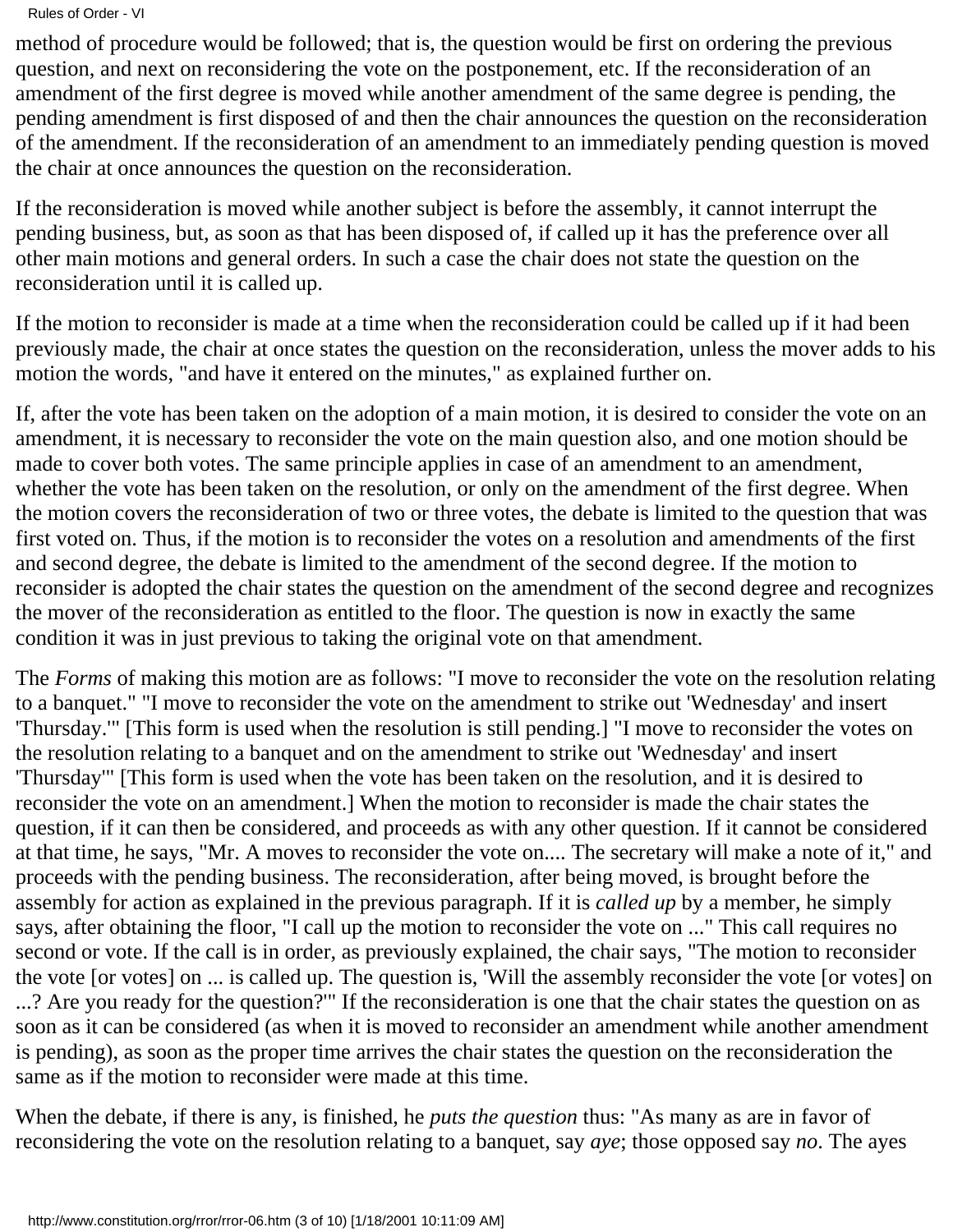method of procedure would be followed; that is, the question would be first on ordering the previous question, and next on reconsidering the vote on the postponement, etc. If the reconsideration of an amendment of the first degree is moved while another amendment of the same degree is pending, the pending amendment is first disposed of and then the chair announces the question on the reconsideration of the amendment. If the reconsideration of an amendment to an immediately pending question is moved the chair at once announces the question on the reconsideration.

If the reconsideration is moved while another subject is before the assembly, it cannot interrupt the pending business, but, as soon as that has been disposed of, if called up it has the preference over all other main motions and general orders. In such a case the chair does not state the question on the reconsideration until it is called up.

If the motion to reconsider is made at a time when the reconsideration could be called up if it had been previously made, the chair at once states the question on the reconsideration, unless the mover adds to his motion the words, "and have it entered on the minutes," as explained further on.

If, after the vote has been taken on the adoption of a main motion, it is desired to consider the vote on an amendment, it is necessary to reconsider the vote on the main question also, and one motion should be made to cover both votes. The same principle applies in case of an amendment to an amendment, whether the vote has been taken on the resolution, or only on the amendment of the first degree. When the motion covers the reconsideration of two or three votes, the debate is limited to the question that was first voted on. Thus, if the motion is to reconsider the votes on a resolution and amendments of the first and second degree, the debate is limited to the amendment of the second degree. If the motion to reconsider is adopted the chair states the question on the amendment of the second degree and recognizes the mover of the reconsideration as entitled to the floor. The question is now in exactly the same condition it was in just previous to taking the original vote on that amendment.

The *Forms* of making this motion are as follows: "I move to reconsider the vote on the resolution relating to a banquet." "I move to reconsider the vote on the amendment to strike out 'Wednesday' and insert 'Thursday.'" [This form is used when the resolution is still pending.] "I move to reconsider the votes on the resolution relating to a banquet and on the amendment to strike out 'Wednesday' and insert 'Thursday'" [This form is used when the vote has been taken on the resolution, and it is desired to reconsider the vote on an amendment.] When the motion to reconsider is made the chair states the question, if it can then be considered, and proceeds as with any other question. If it cannot be considered at that time, he says, "Mr. A moves to reconsider the vote on.... The secretary will make a note of it," and proceeds with the pending business. The reconsideration, after being moved, is brought before the assembly for action as explained in the previous paragraph. If it is *called up* by a member, he simply says, after obtaining the floor, "I call up the motion to reconsider the vote on ..." This call requires no second or vote. If the call is in order, as previously explained, the chair says, "The motion to reconsider the vote [or votes] on ... is called up. The question is, 'Will the assembly reconsider the vote [or votes] on ...? Are you ready for the question?'" If the reconsideration is one that the chair states the question on as soon as it can be considered (as when it is moved to reconsider an amendment while another amendment is pending), as soon as the proper time arrives the chair states the question on the reconsideration the same as if the motion to reconsider were made at this time.

When the debate, if there is any, is finished, he *puts the question* thus: "As many as are in favor of reconsidering the vote on the resolution relating to a banquet, say *aye*; those opposed say *no*. The ayes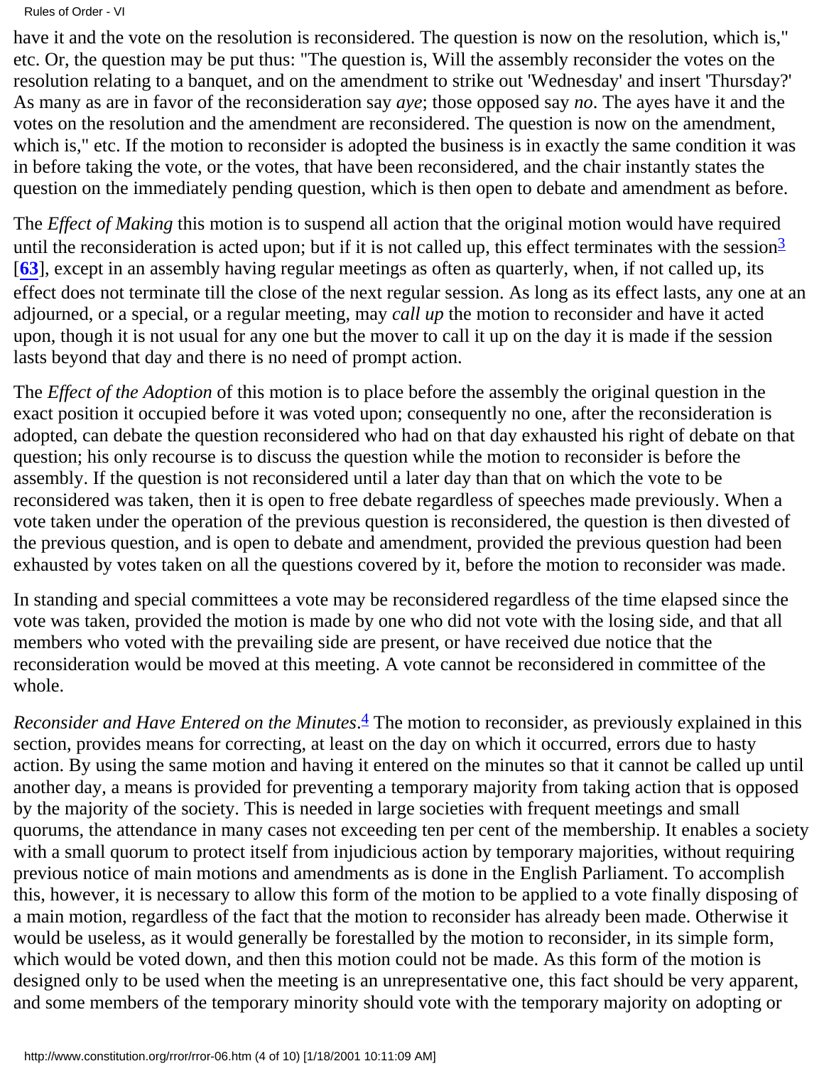have it and the vote on the resolution is reconsidered. The question is now on the resolution, which is," etc. Or, the question may be put thus: "The question is, Will the assembly reconsider the votes on the resolution relating to a banquet, and on the amendment to strike out 'Wednesday' and insert 'Thursday?' As many as are in favor of the reconsideration say *aye*; those opposed say *no*. The ayes have it and the votes on the resolution and the amendment are reconsidered. The question is now on the amendment, which is," etc. If the motion to reconsider is adopted the business is in exactly the same condition it was in before taking the vote, or the votes, that have been reconsidered, and the chair instantly states the question on the immediately pending question, which is then open to debate and amendment as before.

The *Effect of Making* this motion is to suspend all action that the original motion would have required until the reconsideration is acted upon; but if it is not called up, this effect terminates with the session[3] [**63**], except in an assembly having regular meetings as often as quarterly, when, if not called up, its effect does not terminate till the close of the next regular session. As long as its effect lasts, any one at an adjourned, or a special, or a regular meeting, may *call up* the motion to reconsider and have it acted upon, though it is not usual for any one but the mover to call it up on the day it is made if the session lasts beyond that day and there is no need of prompt action.

The *Effect of the Adoption* of this motion is to place before the assembly the original question in the exact position it occupied before it was voted upon; consequently no one, after the reconsideration is adopted, can debate the question reconsidered who had on that day exhausted his right of debate on that question; his only recourse is to discuss the question while the motion to reconsider is before the assembly. If the question is not reconsidered until a later day than that on which the vote to be reconsidered was taken, then it is open to free debate regardless of speeches made previously. When a vote taken under the operation of the previous question is reconsidered, the question is then divested of the previous question, and is open to debate and amendment, provided the previous question had been exhausted by votes taken on all the questions covered by it, before the motion to reconsider was made.

In standing and special committees a vote may be reconsidered regardless of the time elapsed since the vote was taken, provided the motion is made by one who did not vote with the losing side, and that all members who voted with the prevailing side are present, or have received due notice that the reconsideration would be moved at this meeting. A vote cannot be reconsidered in committee of the whole.

*Reconsider and Have Entered on the Minutes*.[4] The motion to reconsider, as previously explained in this section, provides means for correcting, at least on the day on which it occurred, errors due to hasty action. By using the same motion and having it entered on the minutes so that it cannot be called up until another day, a means is provided for preventing a temporary majority from taking action that is opposed by the majority of the society. This is needed in large societies with frequent meetings and small quorums, the attendance in many cases not exceeding ten per cent of the membership. It enables a society with a small quorum to protect itself from injudicious action by temporary majorities, without requiring previous notice of main motions and amendments as is done in the English Parliament. To accomplish this, however, it is necessary to allow this form of the motion to be applied to a vote finally disposing of a main motion, regardless of the fact that the motion to reconsider has already been made. Otherwise it would be useless, as it would generally be forestalled by the motion to reconsider, in its simple form, which would be voted down, and then this motion could not be made. As this form of the motion is designed only to be used when the meeting is an unrepresentative one, this fact should be very apparent, and some members of the temporary minority should vote with the temporary majority on adopting or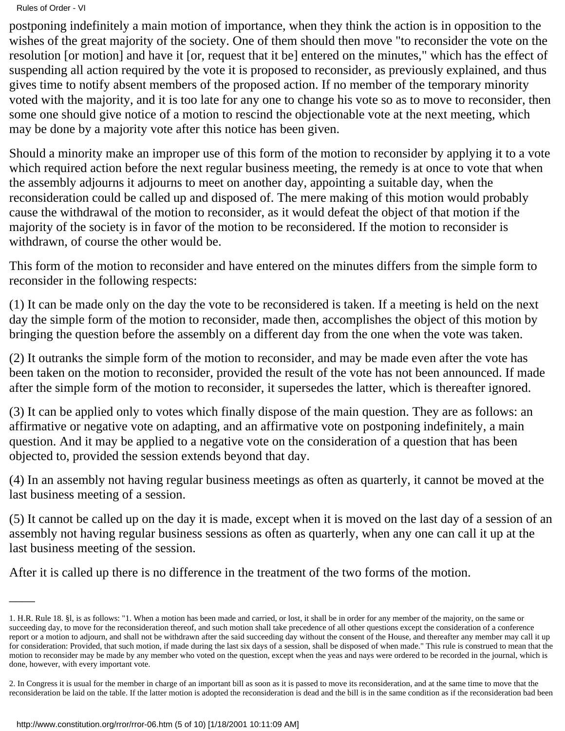postponing indefinitely a main motion of importance, when they think the action is in opposition to the wishes of the great majority of the society. One of them should then move "to reconsider the vote on the resolution [or motion] and have it [or, request that it be] entered on the minutes," which has the effect of suspending all action required by the vote it is proposed to reconsider, as previously explained, and thus gives time to notify absent members of the proposed action. If no member of the temporary minority voted with the majority, and it is too late for any one to change his vote so as to move to reconsider, then some one should give notice of a motion to rescind the objectionable vote at the next meeting, which may be done by a majority vote after this notice has been given.

Should a minority make an improper use of this form of the motion to reconsider by applying it to a vote which required action before the next regular business meeting, the remedy is at once to vote that when the assembly adjourns it adjourns to meet on another day, appointing a suitable day, when the reconsideration could be called up and disposed of. The mere making of this motion would probably cause the withdrawal of the motion to reconsider, as it would defeat the object of that motion if the majority of the society is in favor of the motion to be reconsidered. If the motion to reconsider is withdrawn, of course the other would be.

This form of the motion to reconsider and have entered on the minutes differs from the simple form to reconsider in the following respects:

(1) It can be made only on the day the vote to be reconsidered is taken. If a meeting is held on the next day the simple form of the motion to reconsider, made then, accomplishes the object of this motion by bringing the question before the assembly on a different day from the one when the vote was taken.

(2) It outranks the simple form of the motion to reconsider, and may be made even after the vote has been taken on the motion to reconsider, provided the result of the vote has not been announced. If made after the simple form of the motion to reconsider, it supersedes the latter, which is thereafter ignored.

(3) It can be applied only to votes which finally dispose of the main question. They are as follows: an affirmative or negative vote on adapting, and an affirmative vote on postponing indefinitely, a main question. And it may be applied to a negative vote on the consideration of a question that has been objected to, provided the session extends beyond that day.

(4) In an assembly not having regular business meetings as often as quarterly, it cannot be moved at the last business meeting of a session.

(5) It cannot be called up on the day it is made, except when it is moved on the last day of a session of an assembly not having regular business sessions as often as quarterly, when any one can call it up at the last business meeting of the session.

After it is called up there is no difference in the treatment of the two forms of the motion.

---

1. H.R. Rule 18. §l, is as follows: "1. When a motion has been made and carried, or lost, it shall be in order for any member of the majority, on the same or succeeding day, to move for the reconsideration thereof, and such motion shall take precedence of all other questions except the consideration of a conference report or a motion to adjourn, and shall not be withdrawn after the said succeeding day without the consent of the House, and thereafter any member may call it up for consideration: Provided, that such motion, if made during the last six days of a session, shall be disposed of when made." This rule is construed to mean that the motion to reconsider may be made by any member who voted on the question, except when the yeas and nays were ordered to be recorded in the journal, which is done, however, with every important vote.

2. In Congress it is usual for the member in charge of an important bill as soon as it is passed to move its reconsideration, and at the same time to move that the reconsideration be laid on the table. If the latter motion is adopted the reconsideration is dead and the bill is in the same condition as if the reconsideration bad been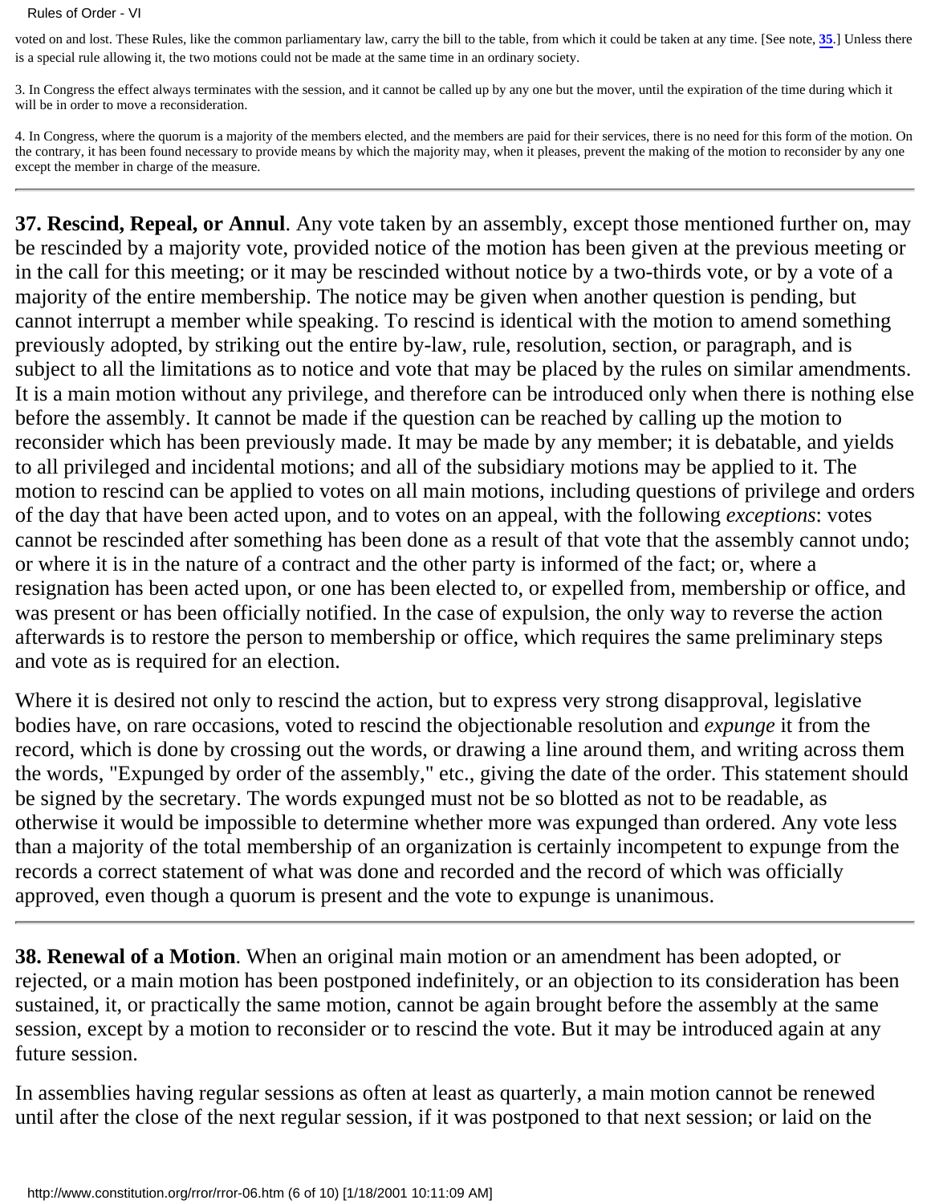voted on and lost. These Rules, like the common parliamentary law, carry the bill to the table, from which it could be taken at any time. [See note, **35**.] Unless there is a special rule allowing it, the two motions could not be made at the same time in an ordinary society.

3. In Congress the effect always terminates with the session, and it cannot be called up by any one but the mover, until the expiration of the time during which it will be in order to move a reconsideration.

4. In Congress, where the quorum is a majority of the members elected, and the members are paid for their services, there is no need for this form of the motion. On the contrary, it has been found necessary to provide means by which the majority may, when it pleases, prevent the making of the motion to reconsider by any one except the member in charge of the measure.

---

**37. Rescind, Repeal, or Annul**. Any vote taken by an assembly, except those mentioned further on, may be rescinded by a majority vote, provided notice of the motion has been given at the previous meeting or in the call for this meeting; or it may be rescinded without notice by a two-thirds vote, or by a vote of a majority of the entire membership. The notice may be given when another question is pending, but cannot interrupt a member while speaking. To rescind is identical with the motion to amend something previously adopted, by striking out the entire by-law, rule, resolution, section, or paragraph, and is subject to all the limitations as to notice and vote that may be placed by the rules on similar amendments. It is a main motion without any privilege, and therefore can be introduced only when there is nothing else before the assembly. It cannot be made if the question can be reached by calling up the motion to reconsider which has been previously made. It may be made by any member; it is debatable, and yields to all privileged and incidental motions; and all of the subsidiary motions may be applied to it. The motion to rescind can be applied to votes on all main motions, including questions of privilege and orders of the day that have been acted upon, and to votes on an appeal, with the following *exceptions*: votes cannot be rescinded after something has been done as a result of that vote that the assembly cannot undo; or where it is in the nature of a contract and the other party is informed of the fact; or, where a resignation has been acted upon, or one has been elected to, or expelled from, membership or office, and was present or has been officially notified. In the case of expulsion, the only way to reverse the action afterwards is to restore the person to membership or office, which requires the same preliminary steps and vote as is required for an election.

Where it is desired not only to rescind the action, but to express very strong disapproval, legislative bodies have, on rare occasions, voted to rescind the objectionable resolution and *expunge* it from the record, which is done by crossing out the words, or drawing a line around them, and writing across them the words, "Expunged by order of the assembly," etc., giving the date of the order. This statement should be signed by the secretary. The words expunged must not be so blotted as not to be readable, as otherwise it would be impossible to determine whether more was expunged than ordered. Any vote less than a majority of the total membership of an organization is certainly incompetent to expunge from the records a correct statement of what was done and recorded and the record of which was officially approved, even though a quorum is present and the vote to expunge is unanimous.

---

**38. Renewal of a Motion**. When an original main motion or an amendment has been adopted, or rejected, or a main motion has been postponed indefinitely, or an objection to its consideration has been sustained, it, or practically the same motion, cannot be again brought before the assembly at the same session, except by a motion to reconsider or to rescind the vote. But it may be introduced again at any future session.

In assemblies having regular sessions as often at least as quarterly, a main motion cannot be renewed until after the close of the next regular session, if it was postponed to that next session; or laid on the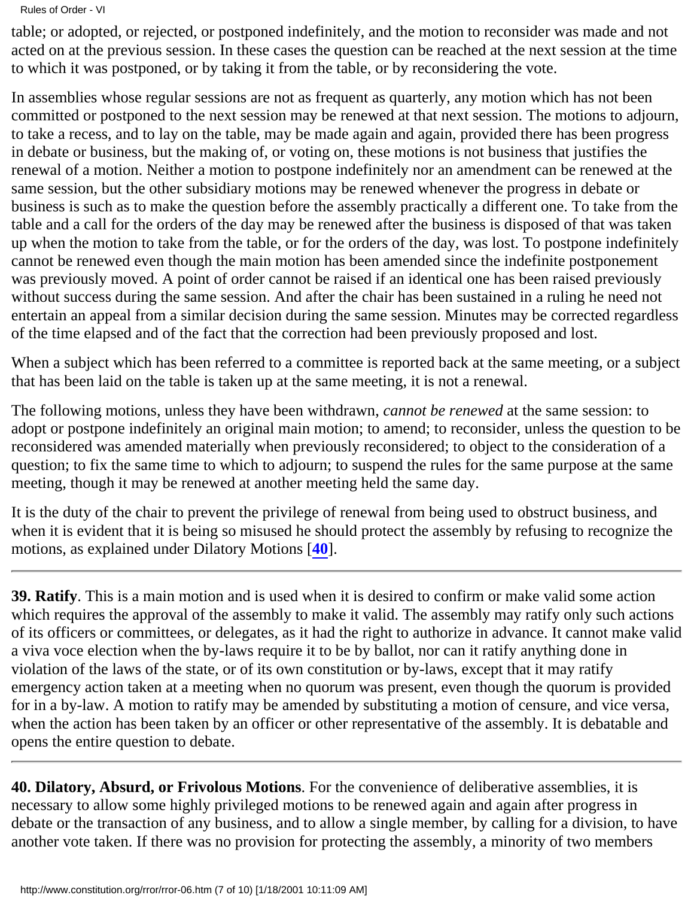table; or adopted, or rejected, or postponed indefinitely, and the motion to reconsider was made and not acted on at the previous session. In these cases the question can be reached at the next session at the time to which it was postponed, or by taking it from the table, or by reconsidering the vote.

In assemblies whose regular sessions are not as frequent as quarterly, any motion which has not been committed or postponed to the next session may be renewed at that next session. The motions to adjourn, to take a recess, and to lay on the table, may be made again and again, provided there has been progress in debate or business, but the making of, or voting on, these motions is not business that justifies the renewal of a motion. Neither a motion to postpone indefinitely nor an amendment can be renewed at the same session, but the other subsidiary motions may be renewed whenever the progress in debate or business is such as to make the question before the assembly practically a different one. To take from the table and a call for the orders of the day may be renewed after the business is disposed of that was taken up when the motion to take from the table, or for the orders of the day, was lost. To postpone indefinitely cannot be renewed even though the main motion has been amended since the indefinite postponement was previously moved. A point of order cannot be raised if an identical one has been raised previously without success during the same session. And after the chair has been sustained in a ruling he need not entertain an appeal from a similar decision during the same session. Minutes may be corrected regardless of the time elapsed and of the fact that the correction had been previously proposed and lost.

When a subject which has been referred to a committee is reported back at the same meeting, or a subject that has been laid on the table is taken up at the same meeting, it is not a renewal.

The following motions, unless they have been withdrawn, *cannot be renewed* at the same session: to adopt or postpone indefinitely an original main motion; to amend; to reconsider, unless the question to be reconsidered was amended materially when previously reconsidered; to object to the consideration of a question; to fix the same time to which to adjourn; to suspend the rules for the same purpose at the same meeting, though it may be renewed at another meeting held the same day.

It is the duty of the chair to prevent the privilege of renewal from being used to obstruct business, and when it is evident that it is being so misused he should protect the assembly by refusing to recognize the motions, as explained under Dilatory Motions [**40**].

---

**39. Ratify**. This is a main motion and is used when it is desired to confirm or make valid some action which requires the approval of the assembly to make it valid. The assembly may ratify only such actions of its officers or committees, or delegates, as it had the right to authorize in advance. It cannot make valid a viva voce election when the by-laws require it to be by ballot, nor can it ratify anything done in violation of the laws of the state, or of its own constitution or by-laws, except that it may ratify emergency action taken at a meeting when no quorum was present, even though the quorum is provided for in a by-law. A motion to ratify may be amended by substituting a motion of censure, and vice versa, when the action has been taken by an officer or other representative of the assembly. It is debatable and opens the entire question to debate.

---

**40. Dilatory, Absurd, or Frivolous Motions**. For the convenience of deliberative assemblies, it is necessary to allow some highly privileged motions to be renewed again and again after progress in debate or the transaction of any business, and to allow a single member, by calling for a division, to have another vote taken. If there was no provision for protecting the assembly, a minority of two members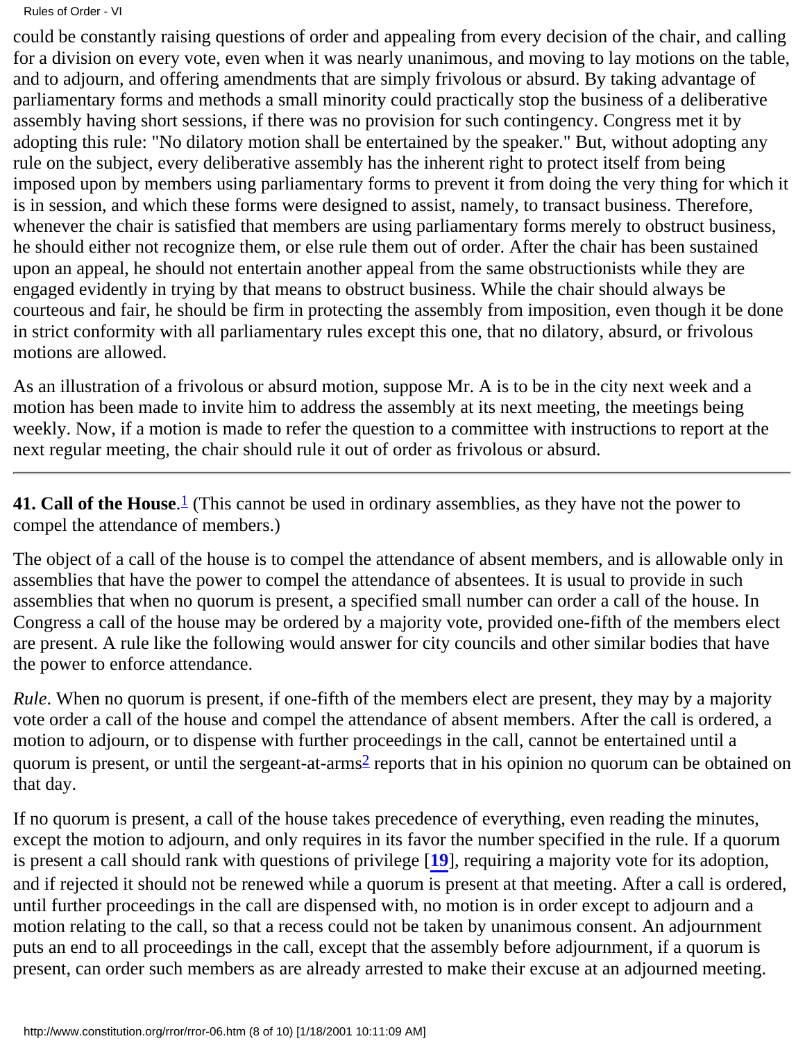could be constantly raising questions of order and appealing from every decision of the chair, and calling for a division on every vote, even when it was nearly unanimous, and moving to lay motions on the table, and to adjourn, and offering amendments that are simply frivolous or absurd. By taking advantage of parliamentary forms and methods a small minority could practically stop the business of a deliberative assembly having short sessions, if there was no provision for such contingency. Congress met it by adopting this rule: "No dilatory motion shall be entertained by the speaker." But, without adopting any rule on the subject, every deliberative assembly has the inherent right to protect itself from being imposed upon by members using parliamentary forms to prevent it from doing the very thing for which it is in session, and which these forms were designed to assist, namely, to transact business. Therefore, whenever the chair is satisfied that members are using parliamentary forms merely to obstruct business, he should either not recognize them, or else rule them out of order. After the chair has been sustained upon an appeal, he should not entertain another appeal from the same obstructionists while they are engaged evidently in trying by that means to obstruct business. While the chair should always be courteous and fair, he should be firm in protecting the assembly from imposition, even though it be done in strict conformity with all parliamentary rules except this one, that no dilatory, absurd, or frivolous motions are allowed.

As an illustration of a frivolous or absurd motion, suppose Mr. A is to be in the city next week and a motion has been made to invite him to address the assembly at its next meeting, the meetings being weekly. Now, if a motion is made to refer the question to a committee with instructions to report at the next regular meeting, the chair should rule it out of order as frivolous or absurd.

---

**41. Call of the House**.[1] (This cannot be used in ordinary assemblies, as they have not the power to compel the attendance of members.)

The object of a call of the house is to compel the attendance of absent members, and is allowable only in assemblies that have the power to compel the attendance of absentees. It is usual to provide in such assemblies that when no quorum is present, a specified small number can order a call of the house. In Congress a call of the house may be ordered by a majority vote, provided one-fifth of the members elect are present. A rule like the following would answer for city councils and other similar bodies that have the power to enforce attendance.

*Rule*. When no quorum is present, if one-fifth of the members elect are present, they may by a majority vote order a call of the house and compel the attendance of absent members. After the call is ordered, a motion to adjourn, or to dispense with further proceedings in the call, cannot be entertained until a quorum is present, or until the sergeant-at-arms[2] reports that in his opinion no quorum can be obtained on that day.

If no quorum is present, a call of the house takes precedence of everything, even reading the minutes, except the motion to adjourn, and only requires in its favor the number specified in the rule. If a quorum is present a call should rank with questions of privilege [**19**], requiring a majority vote for its adoption, and if rejected it should not be renewed while a quorum is present at that meeting. After a call is ordered, until further proceedings in the call are dispensed with, no motion is in order except to adjourn and a motion relating to the call, so that a recess could not be taken by unanimous consent. An adjournment puts an end to all proceedings in the call, except that the assembly before adjournment, if a quorum is present, can order such members as are already arrested to make their excuse at an adjourned meeting.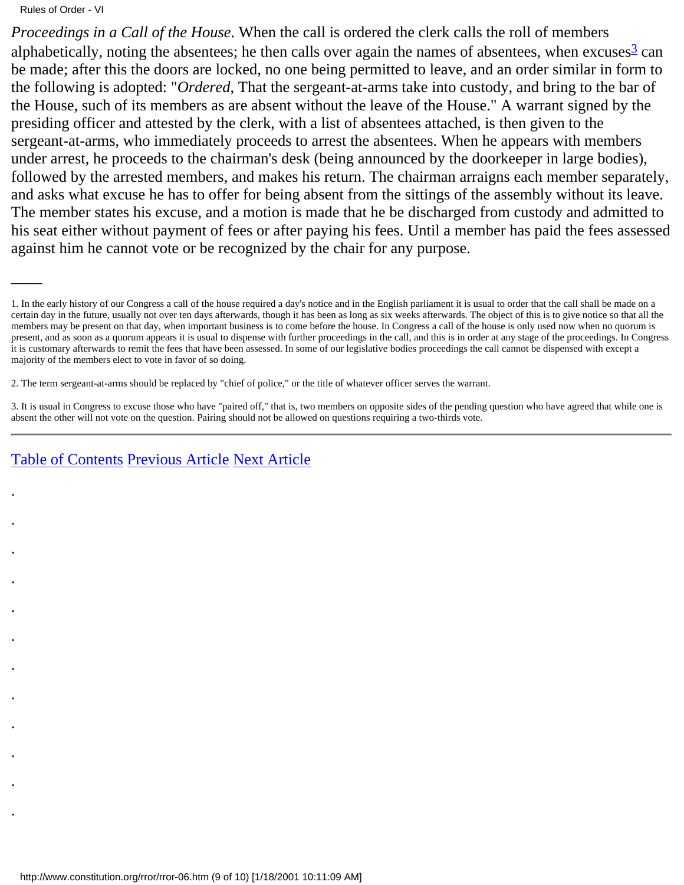*Proceedings in a Call of the House*. When the call is ordered the clerk calls the roll of members alphabetically, noting the absentees; he then calls over again the names of absentees, when excuses[3] can be made; after this the doors are locked, no one being permitted to leave, and an order similar in form to the following is adopted: "*Ordered*, That the sergeant-at-arms take into custody, and bring to the bar of the House, such of its members as are absent without the leave of the House." A warrant signed by the presiding officer and attested by the clerk, with a list of absentees attached, is then given to the sergeant-at-arms, who immediately proceeds to arrest the absentees. When he appears with members under arrest, he proceeds to the chairman's desk (being announced by the doorkeeper in large bodies), followed by the arrested members, and makes his return. The chairman arraigns each member separately, and asks what excuse he has to offer for being absent from the sittings of the assembly without its leave. The member states his excuse, and a motion is made that he be discharged from custody and admitted to his seat either without payment of fees or after paying his fees. Until a member has paid the fees assessed against him he cannot vote or be recognized by the chair for any purpose.

---

1. In the early history of our Congress a call of the house required a day's notice and in the English parliament it is usual to order that the call shall be made on a certain day in the future, usually not over ten days afterwards, though it has been as long as six weeks afterwards. The object of this is to give notice so that all the members may be present on that day, when important business is to come before the house. In Congress a call of the house is only used now when no quorum is present, and as soon as a quorum appears it is usual to dispense with further proceedings in the call, and this is in order at any stage of the proceedings. In Congress it is customary afterwards to remit the fees that have been assessed. In some of our legislative bodies proceedings the call cannot be dispensed with except a majority of the members elect to vote in favor of so doing.

2. The term sergeant-at-arms should be replaced by "chief of police," or the title of whatever officer serves the warrant.

3. It is usual in Congress to excuse those who have "paired off," that is, two members on opposite sides of the pending question who have agreed that while one is absent the other will not vote on the question. Pairing should not be allowed on questions requiring a two-thirds vote.

---

Table of Contents Previous Article Next Article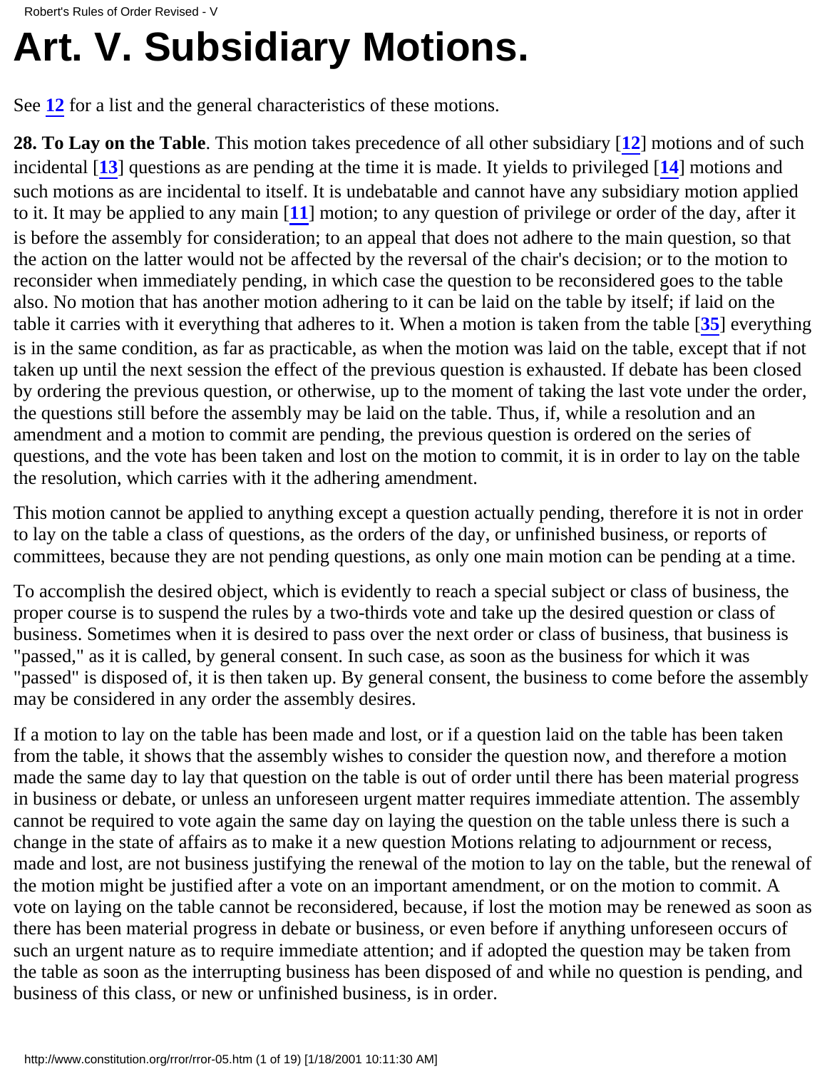# Art. V. Subsidiary Motions.

See **12** for a list and the general characteristics of these motions.

**28. To Lay on the Table**. This motion takes precedence of all other subsidiary [**12**] motions and of such incidental [**13**] questions as are pending at the time it is made. It yields to privileged [**14**] motions and such motions as are incidental to itself. It is undebatable and cannot have any subsidiary motion applied to it. It may be applied to any main [**11**] motion; to any question of privilege or order of the day, after it is before the assembly for consideration; to an appeal that does not adhere to the main question, so that the action on the latter would not be affected by the reversal of the chair's decision; or to the motion to reconsider when immediately pending, in which case the question to be reconsidered goes to the table also. No motion that has another motion adhering to it can be laid on the table by itself; if laid on the table it carries with it everything that adheres to it. When a motion is taken from the table [**35**] everything is in the same condition, as far as practicable, as when the motion was laid on the table, except that if not taken up until the next session the effect of the previous question is exhausted. If debate has been closed by ordering the previous question, or otherwise, up to the moment of taking the last vote under the order, the questions still before the assembly may be laid on the table. Thus, if, while a resolution and an amendment and a motion to commit are pending, the previous question is ordered on the series of questions, and the vote has been taken and lost on the motion to commit, it is in order to lay on the table the resolution, which carries with it the adhering amendment.

This motion cannot be applied to anything except a question actually pending, therefore it is not in order to lay on the table a class of questions, as the orders of the day, or unfinished business, or reports of committees, because they are not pending questions, as only one main motion can be pending at a time.

To accomplish the desired object, which is evidently to reach a special subject or class of business, the proper course is to suspend the rules by a two-thirds vote and take up the desired question or class of business. Sometimes when it is desired to pass over the next order or class of business, that business is "passed," as it is called, by general consent. In such case, as soon as the business for which it was "passed" is disposed of, it is then taken up. By general consent, the business to come before the assembly may be considered in any order the assembly desires.

If a motion to lay on the table has been made and lost, or if a question laid on the table has been taken from the table, it shows that the assembly wishes to consider the question now, and therefore a motion made the same day to lay that question on the table is out of order until there has been material progress in business or debate, or unless an unforeseen urgent matter requires immediate attention. The assembly cannot be required to vote again the same day on laying the question on the table unless there is such a change in the state of affairs as to make it a new question Motions relating to adjournment or recess, made and lost, are not business justifying the renewal of the motion to lay on the table, but the renewal of the motion might be justified after a vote on an important amendment, or on the motion to commit. A vote on laying on the table cannot be reconsidered, because, if lost the motion may be renewed as soon as there has been material progress in debate or business, or even before if anything unforeseen occurs of such an urgent nature as to require immediate attention; and if adopted the question may be taken from the table as soon as the interrupting business has been disposed of and while no question is pending, and business of this class, or new or unfinished business, is in order.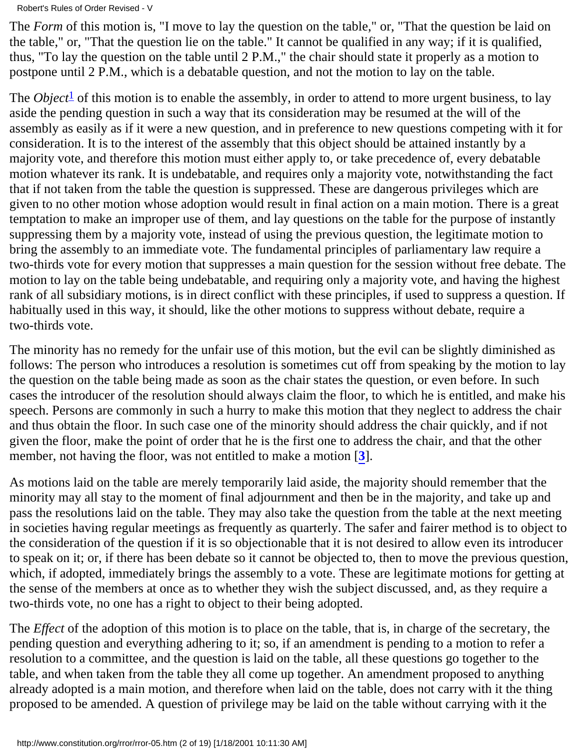The *Form* of this motion is, "I move to lay the question on the table," or, "That the question be laid on the table," or, "That the question lie on the table." It cannot be qualified in any way; if it is qualified, thus, "To lay the question on the table until 2 P.M.," the chair should state it properly as a motion to postpone until 2 P.M., which is a debatable question, and not the motion to lay on the table.

The *Object*[1] of this motion is to enable the assembly, in order to attend to more urgent business, to lay aside the pending question in such a way that its consideration may be resumed at the will of the assembly as easily as if it were a new question, and in preference to new questions competing with it for consideration. It is to the interest of the assembly that this object should be attained instantly by a majority vote, and therefore this motion must either apply to, or take precedence of, every debatable motion whatever its rank. It is undebatable, and requires only a majority vote, notwithstanding the fact that if not taken from the table the question is suppressed. These are dangerous privileges which are given to no other motion whose adoption would result in final action on a main motion. There is a great temptation to make an improper use of them, and lay questions on the table for the purpose of instantly suppressing them by a majority vote, instead of using the previous question, the legitimate motion to bring the assembly to an immediate vote. The fundamental principles of parliamentary law require a two-thirds vote for every motion that suppresses a main question for the session without free debate. The motion to lay on the table being undebatable, and requiring only a majority vote, and having the highest rank of all subsidiary motions, is in direct conflict with these principles, if used to suppress a question. If habitually used in this way, it should, like the other motions to suppress without debate, require a two-thirds vote.

The minority has no remedy for the unfair use of this motion, but the evil can be slightly diminished as follows: The person who introduces a resolution is sometimes cut off from speaking by the motion to lay the question on the table being made as soon as the chair states the question, or even before. In such cases the introducer of the resolution should always claim the floor, to which he is entitled, and make his speech. Persons are commonly in such a hurry to make this motion that they neglect to address the chair and thus obtain the floor. In such case one of the minority should address the chair quickly, and if not given the floor, make the point of order that he is the first one to address the chair, and that the other member, not having the floor, was not entitled to make a motion [**3**].

As motions laid on the table are merely temporarily laid aside, the majority should remember that the minority may all stay to the moment of final adjournment and then be in the majority, and take up and pass the resolutions laid on the table. They may also take the question from the table at the next meeting in societies having regular meetings as frequently as quarterly. The safer and fairer method is to object to the consideration of the question if it is so objectionable that it is not desired to allow even its introducer to speak on it; or, if there has been debate so it cannot be objected to, then to move the previous question, which, if adopted, immediately brings the assembly to a vote. These are legitimate motions for getting at the sense of the members at once as to whether they wish the subject discussed, and, as they require a two-thirds vote, no one has a right to object to their being adopted.

The *Effect* of the adoption of this motion is to place on the table, that is, in charge of the secretary, the pending question and everything adhering to it; so, if an amendment is pending to a motion to refer a resolution to a committee, and the question is laid on the table, all these questions go together to the table, and when taken from the table they all come up together. An amendment proposed to anything already adopted is a main motion, and therefore when laid on the table, does not carry with it the thing proposed to be amended. A question of privilege may be laid on the table without carrying with it the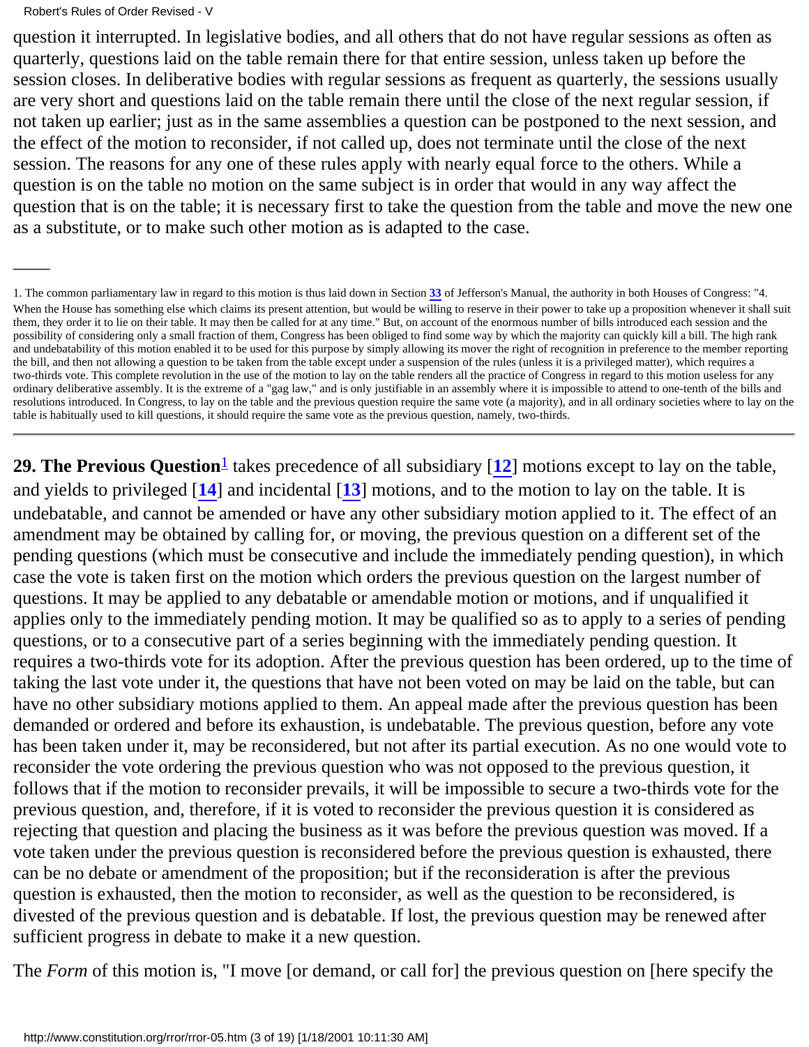question it interrupted. In legislative bodies, and all others that do not have regular sessions as often as quarterly, questions laid on the table remain there for that entire session, unless taken up before the session closes. In deliberative bodies with regular sessions as frequent as quarterly, the sessions usually are very short and questions laid on the table remain there until the close of the next regular session, if not taken up earlier; just as in the same assemblies a question can be postponed to the next session, and the effect of the motion to reconsider, if not called up, does not terminate until the close of the next session. The reasons for any one of these rules apply with nearly equal force to the others. While a question is on the table no motion on the same subject is in order that would in any way affect the question that is on the table; it is necessary first to take the question from the table and move the new one as a substitute, or to make such other motion as is adapted to the case.

---

1. The common parliamentary law in regard to this motion is thus laid down in Section **33** of Jefferson's Manual, the authority in both Houses of Congress: "4. When the House has something else which claims its present attention, but would be willing to reserve in their power to take up a proposition whenever it shall suit them, they order it to lie on their table. It may then be called for at any time." But, on account of the enormous number of bills introduced each session and the possibility of considering only a small fraction of them, Congress has been obliged to find some way by which the majority can quickly kill a bill. The high rank and undebatability of this motion enabled it to be used for this purpose by simply allowing its mover the right of recognition in preference to the member reporting the bill, and then not allowing a question to be taken from the table except under a suspension of the rules (unless it is a privileged matter), which requires a two-thirds vote. This complete revolution in the use of the motion to lay on the table renders all the practice of Congress in regard to this motion useless for any ordinary deliberative assembly. It is the extreme of a "gag law," and is only justifiable in an assembly where it is impossible to attend to one-tenth of the bills and resolutions introduced. In Congress, to lay on the table and the previous question require the same vote (a majority), and in all ordinary societies where to lay on the table is habitually used to kill questions, it should require the same vote as the previous question, namely, two-thirds.

---

**29. The Previous Question**[1] takes precedence of all subsidiary [**12**] motions except to lay on the table, and yields to privileged [**14**] and incidental [**13**] motions, and to the motion to lay on the table. It is undebatable, and cannot be amended or have any other subsidiary motion applied to it. The effect of an amendment may be obtained by calling for, or moving, the previous question on a different set of the pending questions (which must be consecutive and include the immediately pending question), in which case the vote is taken first on the motion which orders the previous question on the largest number of questions. It may be applied to any debatable or amendable motion or motions, and if unqualified it applies only to the immediately pending motion. It may be qualified so as to apply to a series of pending questions, or to a consecutive part of a series beginning with the immediately pending question. It requires a two-thirds vote for its adoption. After the previous question has been ordered, up to the time of taking the last vote under it, the questions that have not been voted on may be laid on the table, but can have no other subsidiary motions applied to them. An appeal made after the previous question has been demanded or ordered and before its exhaustion, is undebatable. The previous question, before any vote has been taken under it, may be reconsidered, but not after its partial execution. As no one would vote to reconsider the vote ordering the previous question who was not opposed to the previous question, it follows that if the motion to reconsider prevails, it will be impossible to secure a two-thirds vote for the previous question, and, therefore, if it is voted to reconsider the previous question it is considered as rejecting that question and placing the business as it was before the previous question was moved. If a vote taken under the previous question is reconsidered before the previous question is exhausted, there can be no debate or amendment of the proposition; but if the reconsideration is after the previous question is exhausted, then the motion to reconsider, as well as the question to be reconsidered, is divested of the previous question and is debatable. If lost, the previous question may be renewed after sufficient progress in debate to make it a new question.

The *Form* of this motion is, "I move [or demand, or call for] the previous question on [here specify the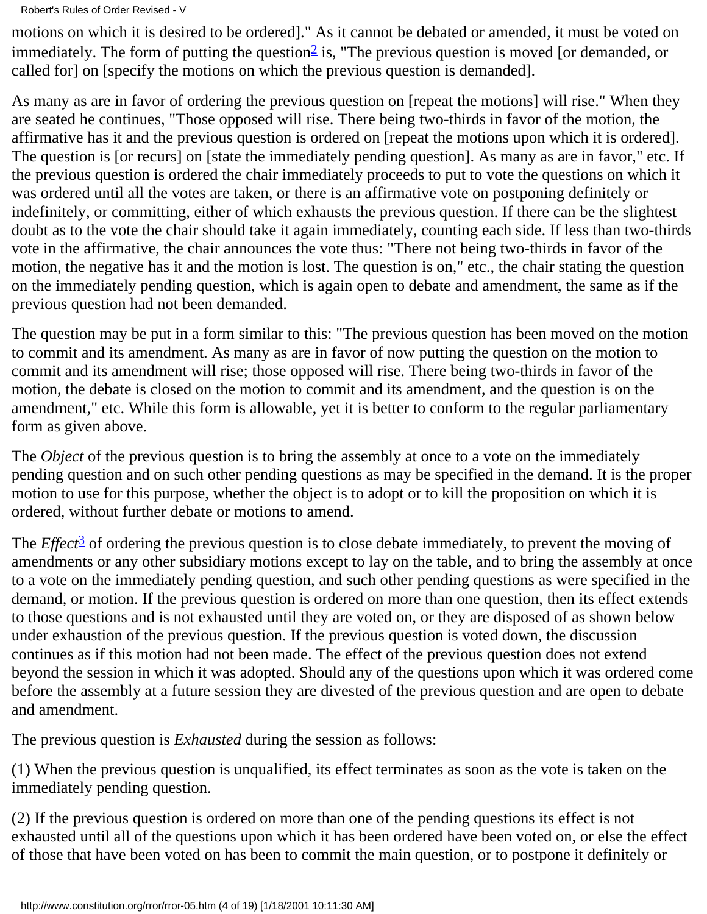motions on which it is desired to be ordered]." As it cannot be debated or amended, it must be voted on immediately. The form of putting the question[2] is, "The previous question is moved [or demanded, or called for] on [specify the motions on which the previous question is demanded].

As many as are in favor of ordering the previous question on [repeat the motions] will rise." When they are seated he continues, "Those opposed will rise. There being two-thirds in favor of the motion, the affirmative has it and the previous question is ordered on [repeat the motions upon which it is ordered]. The question is [or recurs] on [state the immediately pending question]. As many as are in favor," etc. If the previous question is ordered the chair immediately proceeds to put to vote the questions on which it was ordered until all the votes are taken, or there is an affirmative vote on postponing definitely or indefinitely, or committing, either of which exhausts the previous question. If there can be the slightest doubt as to the vote the chair should take it again immediately, counting each side. If less than two-thirds vote in the affirmative, the chair announces the vote thus: "There not being two-thirds in favor of the motion, the negative has it and the motion is lost. The question is on," etc., the chair stating the question on the immediately pending question, which is again open to debate and amendment, the same as if the previous question had not been demanded.

The question may be put in a form similar to this: "The previous question has been moved on the motion to commit and its amendment. As many as are in favor of now putting the question on the motion to commit and its amendment will rise; those opposed will rise. There being two-thirds in favor of the motion, the debate is closed on the motion to commit and its amendment, and the question is on the amendment," etc. While this form is allowable, yet it is better to conform to the regular parliamentary form as given above.

The *Object* of the previous question is to bring the assembly at once to a vote on the immediately pending question and on such other pending questions as may be specified in the demand. It is the proper motion to use for this purpose, whether the object is to adopt or to kill the proposition on which it is ordered, without further debate or motions to amend.

The *Effect*[3] of ordering the previous question is to close debate immediately, to prevent the moving of amendments or any other subsidiary motions except to lay on the table, and to bring the assembly at once to a vote on the immediately pending question, and such other pending questions as were specified in the demand, or motion. If the previous question is ordered on more than one question, then its effect extends to those questions and is not exhausted until they are voted on, or they are disposed of as shown below under exhaustion of the previous question. If the previous question is voted down, the discussion continues as if this motion had not been made. The effect of the previous question does not extend beyond the session in which it was adopted. Should any of the questions upon which it was ordered come before the assembly at a future session they are divested of the previous question and are open to debate and amendment.

The previous question is *Exhausted* during the session as follows:

(1) When the previous question is unqualified, its effect terminates as soon as the vote is taken on the immediately pending question.

(2) If the previous question is ordered on more than one of the pending questions its effect is not exhausted until all of the questions upon which it has been ordered have been voted on, or else the effect of those that have been voted on has been to commit the main question, or to postpone it definitely or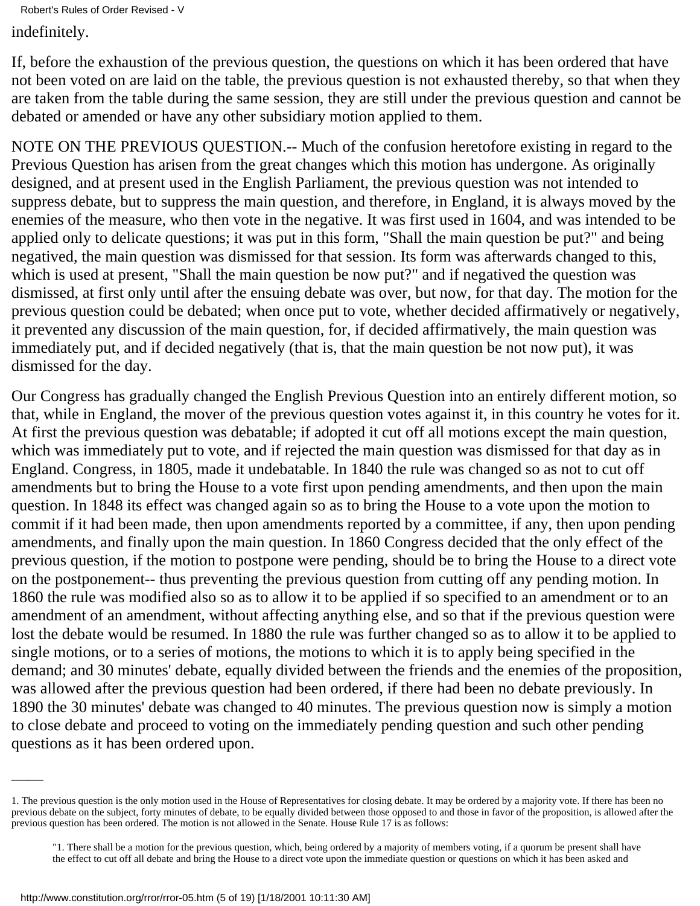indefinitely.

If, before the exhaustion of the previous question, the questions on which it has been ordered that have not been voted on are laid on the table, the previous question is not exhausted thereby, so that when they are taken from the table during the same session, they are still under the previous question and cannot be debated or amended or have any other subsidiary motion applied to them.

NOTE ON THE PREVIOUS QUESTION.-- Much of the confusion heretofore existing in regard to the Previous Question has arisen from the great changes which this motion has undergone. As originally designed, and at present used in the English Parliament, the previous question was not intended to suppress debate, but to suppress the main question, and therefore, in England, it is always moved by the enemies of the measure, who then vote in the negative. It was first used in 1604, and was intended to be applied only to delicate questions; it was put in this form, "Shall the main question be put?" and being negatived, the main question was dismissed for that session. Its form was afterwards changed to this, which is used at present, "Shall the main question be now put?" and if negatived the question was dismissed, at first only until after the ensuing debate was over, but now, for that day. The motion for the previous question could be debated; when once put to vote, whether decided affirmatively or negatively, it prevented any discussion of the main question, for, if decided affirmatively, the main question was immediately put, and if decided negatively (that is, that the main question be not now put), it was dismissed for the day.

Our Congress has gradually changed the English Previous Question into an entirely different motion, so that, while in England, the mover of the previous question votes against it, in this country he votes for it. At first the previous question was debatable; if adopted it cut off all motions except the main question, which was immediately put to vote, and if rejected the main question was dismissed for that day as in England. Congress, in 1805, made it undebatable. In 1840 the rule was changed so as not to cut off amendments but to bring the House to a vote first upon pending amendments, and then upon the main question. In 1848 its effect was changed again so as to bring the House to a vote upon the motion to commit if it had been made, then upon amendments reported by a committee, if any, then upon pending amendments, and finally upon the main question. In 1860 Congress decided that the only effect of the previous question, if the motion to postpone were pending, should be to bring the House to a direct vote on the postponement-- thus preventing the previous question from cutting off any pending motion. In 1860 the rule was modified also so as to allow it to be applied if so specified to an amendment or to an amendment of an amendment, without affecting anything else, and so that if the previous question were lost the debate would be resumed. In 1880 the rule was further changed so as to allow it to be applied to single motions, or to a series of motions, the motions to which it is to apply being specified in the demand; and 30 minutes' debate, equally divided between the friends and the enemies of the proposition, was allowed after the previous question had been ordered, if there had been no debate previously. In 1890 the 30 minutes' debate was changed to 40 minutes. The previous question now is simply a motion to close debate and proceed to voting on the immediately pending question and such other pending questions as it has been ordered upon.

---

1. The previous question is the only motion used in the House of Representatives for closing debate. It may be ordered by a majority vote. If there has been no previous debate on the subject, forty minutes of debate, to be equally divided between those opposed to and those in favor of the proposition, is allowed after the previous question has been ordered. The motion is not allowed in the Senate. House Rule 17 is as follows:

> "1. There shall be a motion for the previous question, which, being ordered by a majority of members voting, if a quorum be present shall have the effect to cut off all debate and bring the House to a direct vote upon the immediate question or questions on which it has been asked and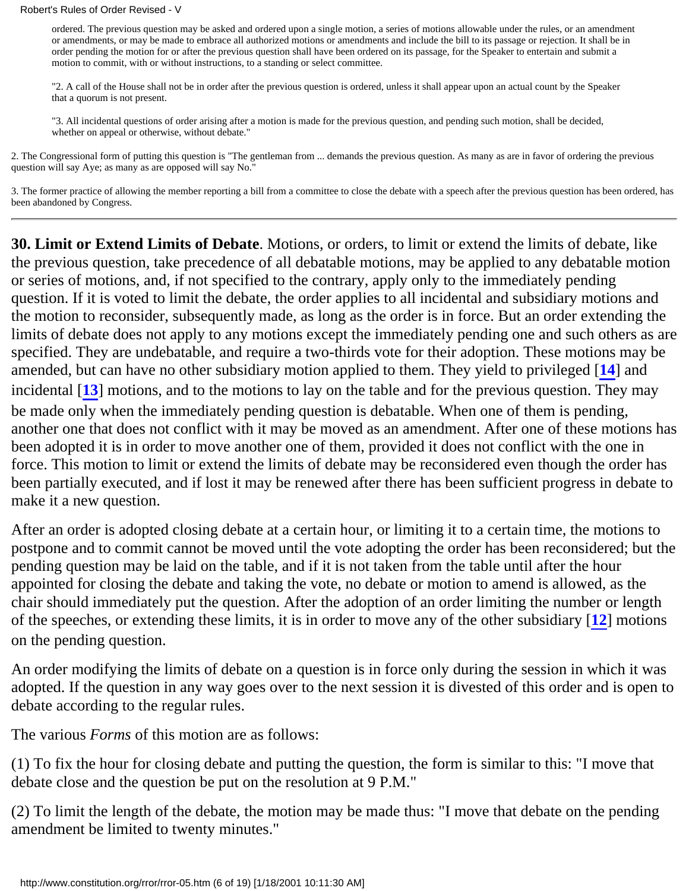ordered. The previous question may be asked and ordered upon a single motion, a series of motions allowable under the rules, or an amendment or amendments, or may be made to embrace all authorized motions or amendments and include the bill to its passage or rejection. It shall be in order pending the motion for or after the previous question shall have been ordered on its passage, for the Speaker to entertain and submit a motion to commit, with or without instructions, to a standing or select committee.

"2. A call of the House shall not be in order after the previous question is ordered, unless it shall appear upon an actual count by the Speaker that a quorum is not present.

"3. All incidental questions of order arising after a motion is made for the previous question, and pending such motion, shall be decided, whether on appeal or otherwise, without debate."

2. The Congressional form of putting this question is "The gentleman from ... demands the previous question. As many as are in favor of ordering the previous question will say Aye; as many as are opposed will say No."

3. The former practice of allowing the member reporting a bill from a committee to close the debate with a speech after the previous question has been ordered, has been abandoned by Congress.

---

**30. Limit or Extend Limits of Debate**. Motions, or orders, to limit or extend the limits of debate, like the previous question, take precedence of all debatable motions, may be applied to any debatable motion or series of motions, and, if not specified to the contrary, apply only to the immediately pending question. If it is voted to limit the debate, the order applies to all incidental and subsidiary motions and the motion to reconsider, subsequently made, as long as the order is in force. But an order extending the limits of debate does not apply to any motions except the immediately pending one and such others as are specified. They are undebatable, and require a two-thirds vote for their adoption. These motions may be amended, but can have no other subsidiary motion applied to them. They yield to privileged [**14**] and incidental [**13**] motions, and to the motions to lay on the table and for the previous question. They may be made only when the immediately pending question is debatable. When one of them is pending, another one that does not conflict with it may be moved as an amendment. After one of these motions has been adopted it is in order to move another one of them, provided it does not conflict with the one in force. This motion to limit or extend the limits of debate may be reconsidered even though the order has been partially executed, and if lost it may be renewed after there has been sufficient progress in debate to make it a new question.

After an order is adopted closing debate at a certain hour, or limiting it to a certain time, the motions to postpone and to commit cannot be moved until the vote adopting the order has been reconsidered; but the pending question may be laid on the table, and if it is not taken from the table until after the hour appointed for closing the debate and taking the vote, no debate or motion to amend is allowed, as the chair should immediately put the question. After the adoption of an order limiting the number or length of the speeches, or extending these limits, it is in order to move any of the other subsidiary [**12**] motions on the pending question.

An order modifying the limits of debate on a question is in force only during the session in which it was adopted. If the question in any way goes over to the next session it is divested of this order and is open to debate according to the regular rules.

The various *Forms* of this motion are as follows:

(1) To fix the hour for closing debate and putting the question, the form is similar to this: "I move that debate close and the question be put on the resolution at 9 P.M."

(2) To limit the length of the debate, the motion may be made thus: "I move that debate on the pending amendment be limited to twenty minutes."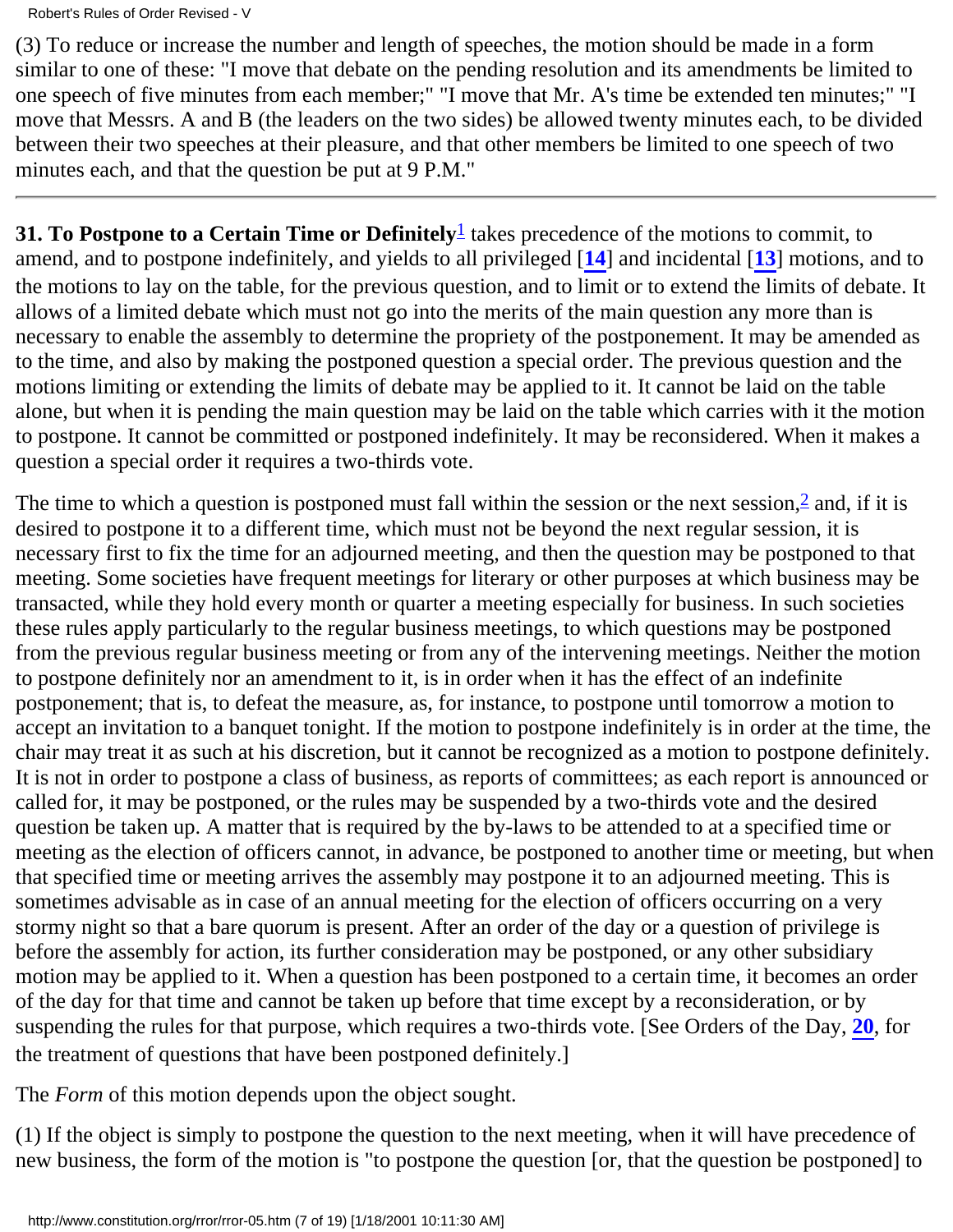(3) To reduce or increase the number and length of speeches, the motion should be made in a form similar to one of these: "I move that debate on the pending resolution and its amendments be limited to one speech of five minutes from each member;" "I move that Mr. A's time be extended ten minutes;" "I move that Messrs. A and B (the leaders on the two sides) be allowed twenty minutes each, to be divided between their two speeches at their pleasure, and that other members be limited to one speech of two minutes each, and that the question be put at 9 P.M."

---

**31. To Postpone to a Certain Time or Definitely**[1] takes precedence of the motions to commit, to amend, and to postpone indefinitely, and yields to all privileged [**14**] and incidental [**13**] motions, and to the motions to lay on the table, for the previous question, and to limit or to extend the limits of debate. It allows of a limited debate which must not go into the merits of the main question any more than is necessary to enable the assembly to determine the propriety of the postponement. It may be amended as to the time, and also by making the postponed question a special order. The previous question and the motions limiting or extending the limits of debate may be applied to it. It cannot be laid on the table alone, but when it is pending the main question may be laid on the table which carries with it the motion to postpone. It cannot be committed or postponed indefinitely. It may be reconsidered. When it makes a question a special order it requires a two-thirds vote.

The time to which a question is postponed must fall within the session or the next session,[2] and, if it is desired to postpone it to a different time, which must not be beyond the next regular session, it is necessary first to fix the time for an adjourned meeting, and then the question may be postponed to that meeting. Some societies have frequent meetings for literary or other purposes at which business may be transacted, while they hold every month or quarter a meeting especially for business. In such societies these rules apply particularly to the regular business meetings, to which questions may be postponed from the previous regular business meeting or from any of the intervening meetings. Neither the motion to postpone definitely nor an amendment to it, is in order when it has the effect of an indefinite postponement; that is, to defeat the measure, as, for instance, to postpone until tomorrow a motion to accept an invitation to a banquet tonight. If the motion to postpone indefinitely is in order at the time, the chair may treat it as such at his discretion, but it cannot be recognized as a motion to postpone definitely. It is not in order to postpone a class of business, as reports of committees; as each report is announced or called for, it may be postponed, or the rules may be suspended by a two-thirds vote and the desired question be taken up. A matter that is required by the by-laws to be attended to at a specified time or meeting as the election of officers cannot, in advance, be postponed to another time or meeting, but when that specified time or meeting arrives the assembly may postpone it to an adjourned meeting. This is sometimes advisable as in case of an annual meeting for the election of officers occurring on a very stormy night so that a bare quorum is present. After an order of the day or a question of privilege is before the assembly for action, its further consideration may be postponed, or any other subsidiary motion may be applied to it. When a question has been postponed to a certain time, it becomes an order of the day for that time and cannot be taken up before that time except by a reconsideration, or by suspending the rules for that purpose, which requires a two-thirds vote. [See Orders of the Day, **20**, for the treatment of questions that have been postponed definitely.]

The *Form* of this motion depends upon the object sought.

(1) If the object is simply to postpone the question to the next meeting, when it will have precedence of new business, the form of the motion is "to postpone the question [or, that the question be postponed] to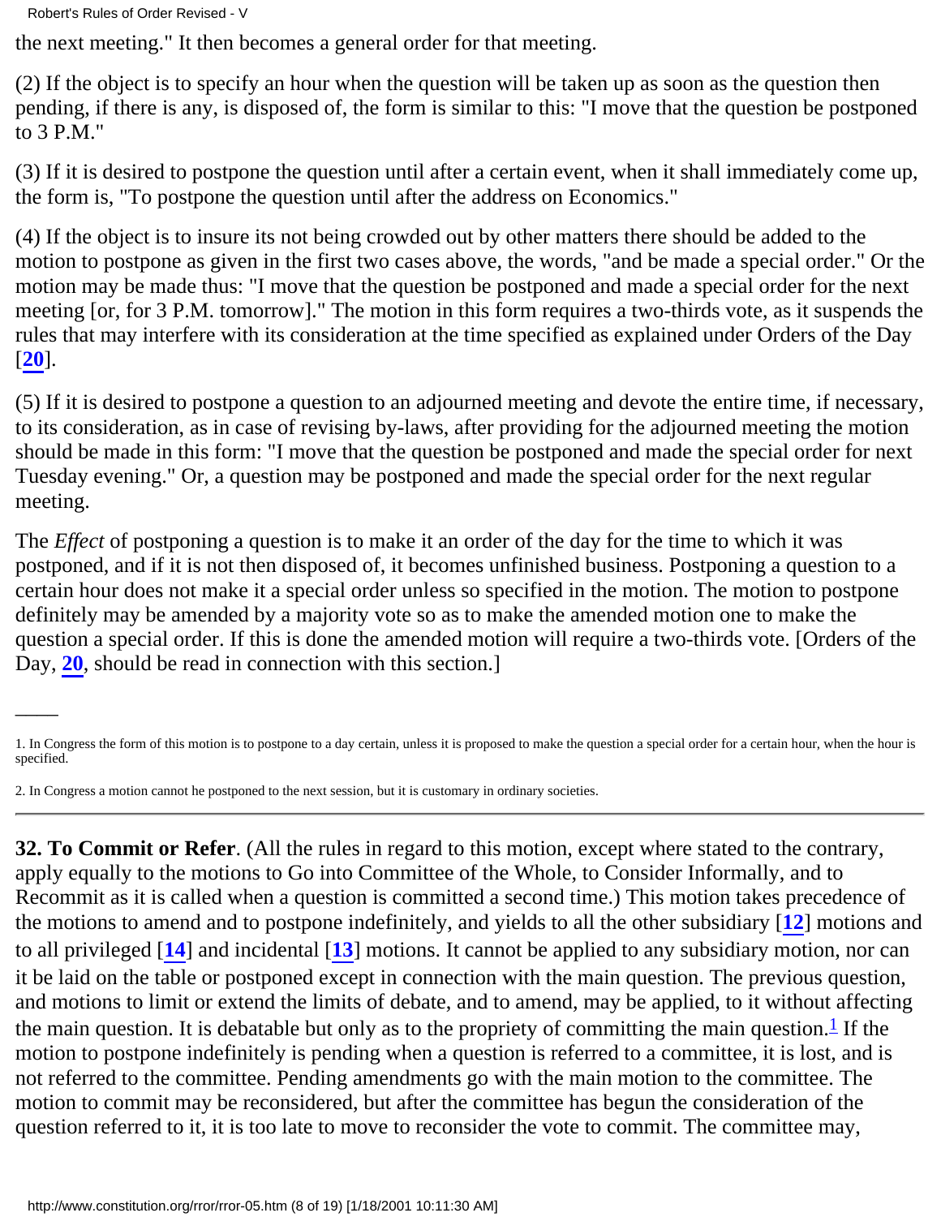the next meeting." It then becomes a general order for that meeting.

(2) If the object is to specify an hour when the question will be taken up as soon as the question then pending, if there is any, is disposed of, the form is similar to this: "I move that the question be postponed to 3 P.M."

(3) If it is desired to postpone the question until after a certain event, when it shall immediately come up, the form is, "To postpone the question until after the address on Economics."

(4) If the object is to insure its not being crowded out by other matters there should be added to the motion to postpone as given in the first two cases above, the words, "and be made a special order." Or the motion may be made thus: "I move that the question be postponed and made a special order for the next meeting [or, for 3 P.M. tomorrow]." The motion in this form requires a two-thirds vote, as it suspends the rules that may interfere with its consideration at the time specified as explained under Orders of the Day [**20**].

(5) If it is desired to postpone a question to an adjourned meeting and devote the entire time, if necessary, to its consideration, as in case of revising by-laws, after providing for the adjourned meeting the motion should be made in this form: "I move that the question be postponed and made the special order for next Tuesday evening." Or, a question may be postponed and made the special order for the next regular meeting.

The *Effect* of postponing a question is to make it an order of the day for the time to which it was postponed, and if it is not then disposed of, it becomes unfinished business. Postponing a question to a certain hour does not make it a special order unless so specified in the motion. The motion to postpone definitely may be amended by a majority vote so as to make the amended motion one to make the question a special order. If this is done the amended motion will require a two-thirds vote. [Orders of the Day, **20**, should be read in connection with this section.]

---

1. In Congress the form of this motion is to postpone to a day certain, unless it is proposed to make the question a special order for a certain hour, when the hour is specified.

2. In Congress a motion cannot he postponed to the next session, but it is customary in ordinary societies.

---

**32. To Commit or Refer**. (All the rules in regard to this motion, except where stated to the contrary, apply equally to the motions to Go into Committee of the Whole, to Consider Informally, and to Recommit as it is called when a question is committed a second time.) This motion takes precedence of the motions to amend and to postpone indefinitely, and yields to all the other subsidiary [**12**] motions and to all privileged [**14**] and incidental [**13**] motions. It cannot be applied to any subsidiary motion, nor can it be laid on the table or postponed except in connection with the main question. The previous question, and motions to limit or extend the limits of debate, and to amend, may be applied, to it without affecting the main question. It is debatable but only as to the propriety of committing the main question.[1] If the motion to postpone indefinitely is pending when a question is referred to a committee, it is lost, and is not referred to the committee. Pending amendments go with the main motion to the committee. The motion to commit may be reconsidered, but after the committee has begun the consideration of the question referred to it, it is too late to move to reconsider the vote to commit. The committee may,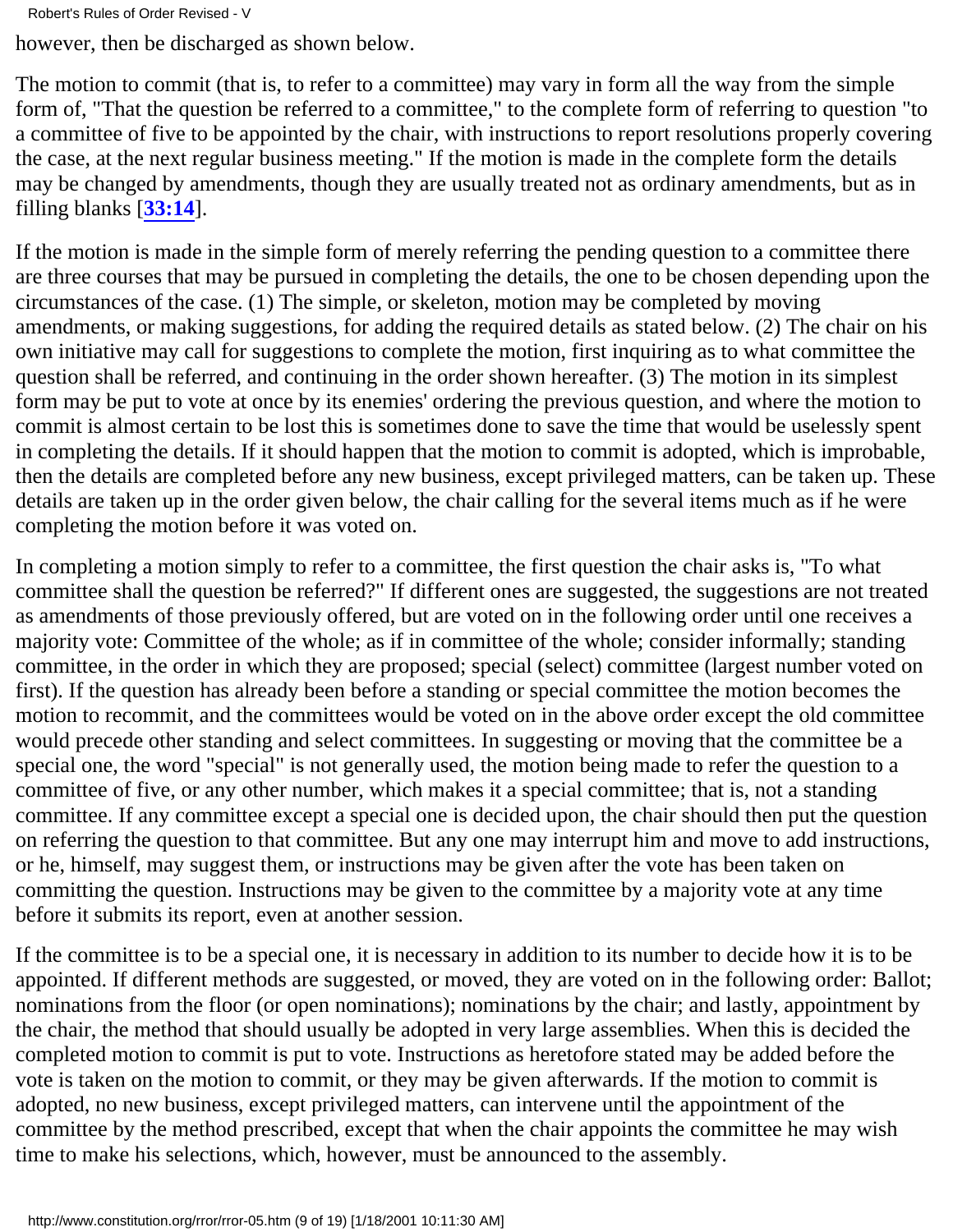however, then be discharged as shown below.

The motion to commit (that is, to refer to a committee) may vary in form all the way from the simple form of, "That the question be referred to a committee," to the complete form of referring to question "to a committee of five to be appointed by the chair, with instructions to report resolutions properly covering the case, at the next regular business meeting." If the motion is made in the complete form the details may be changed by amendments, though they are usually treated not as ordinary amendments, but as in filling blanks [**33:14**].

If the motion is made in the simple form of merely referring the pending question to a committee there are three courses that may be pursued in completing the details, the one to be chosen depending upon the circumstances of the case. (1) The simple, or skeleton, motion may be completed by moving amendments, or making suggestions, for adding the required details as stated below. (2) The chair on his own initiative may call for suggestions to complete the motion, first inquiring as to what committee the question shall be referred, and continuing in the order shown hereafter. (3) The motion in its simplest form may be put to vote at once by its enemies' ordering the previous question, and where the motion to commit is almost certain to be lost this is sometimes done to save the time that would be uselessly spent in completing the details. If it should happen that the motion to commit is adopted, which is improbable, then the details are completed before any new business, except privileged matters, can be taken up. These details are taken up in the order given below, the chair calling for the several items much as if he were completing the motion before it was voted on.

In completing a motion simply to refer to a committee, the first question the chair asks is, "To what committee shall the question be referred?" If different ones are suggested, the suggestions are not treated as amendments of those previously offered, but are voted on in the following order until one receives a majority vote: Committee of the whole; as if in committee of the whole; consider informally; standing committee, in the order in which they are proposed; special (select) committee (largest number voted on first). If the question has already been before a standing or special committee the motion becomes the motion to recommit, and the committees would be voted on in the above order except the old committee would precede other standing and select committees. In suggesting or moving that the committee be a special one, the word "special" is not generally used, the motion being made to refer the question to a committee of five, or any other number, which makes it a special committee; that is, not a standing committee. If any committee except a special one is decided upon, the chair should then put the question on referring the question to that committee. But any one may interrupt him and move to add instructions, or he, himself, may suggest them, or instructions may be given after the vote has been taken on committing the question. Instructions may be given to the committee by a majority vote at any time before it submits its report, even at another session.

If the committee is to be a special one, it is necessary in addition to its number to decide how it is to be appointed. If different methods are suggested, or moved, they are voted on in the following order: Ballot; nominations from the floor (or open nominations); nominations by the chair; and lastly, appointment by the chair, the method that should usually be adopted in very large assemblies. When this is decided the completed motion to commit is put to vote. Instructions as heretofore stated may be added before the vote is taken on the motion to commit, or they may be given afterwards. If the motion to commit is adopted, no new business, except privileged matters, can intervene until the appointment of the committee by the method prescribed, except that when the chair appoints the committee he may wish time to make his selections, which, however, must be announced to the assembly.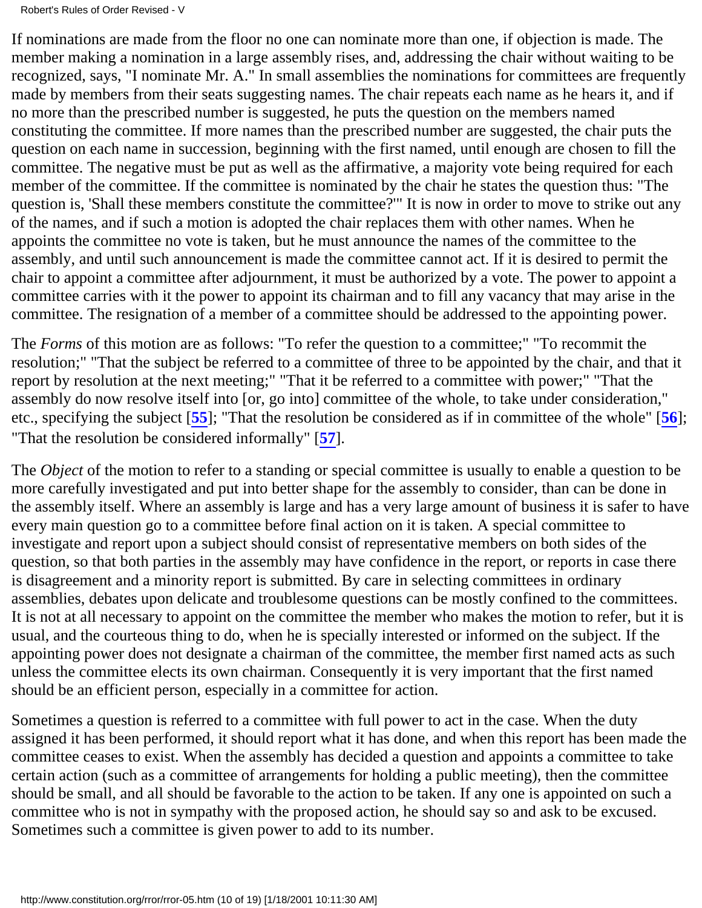If nominations are made from the floor no one can nominate more than one, if objection is made. The member making a nomination in a large assembly rises, and, addressing the chair without waiting to be recognized, says, "I nominate Mr. A." In small assemblies the nominations for committees are frequently made by members from their seats suggesting names. The chair repeats each name as he hears it, and if no more than the prescribed number is suggested, he puts the question on the members named constituting the committee. If more names than the prescribed number are suggested, the chair puts the question on each name in succession, beginning with the first named, until enough are chosen to fill the committee. The negative must be put as well as the affirmative, a majority vote being required for each member of the committee. If the committee is nominated by the chair he states the question thus: "The question is, 'Shall these members constitute the committee?'" It is now in order to move to strike out any of the names, and if such a motion is adopted the chair replaces them with other names. When he appoints the committee no vote is taken, but he must announce the names of the committee to the assembly, and until such announcement is made the committee cannot act. If it is desired to permit the chair to appoint a committee after adjournment, it must be authorized by a vote. The power to appoint a committee carries with it the power to appoint its chairman and to fill any vacancy that may arise in the committee. The resignation of a member of a committee should be addressed to the appointing power.

The *Forms* of this motion are as follows: "To refer the question to a committee;" "To recommit the resolution;" "That the subject be referred to a committee of three to be appointed by the chair, and that it report by resolution at the next meeting;" "That it be referred to a committee with power;" "That the assembly do now resolve itself into [or, go into] committee of the whole, to take under consideration," etc., specifying the subject [**55**]; "That the resolution be considered as if in committee of the whole" [**56**]; "That the resolution be considered informally" [**57**].

The *Object* of the motion to refer to a standing or special committee is usually to enable a question to be more carefully investigated and put into better shape for the assembly to consider, than can be done in the assembly itself. Where an assembly is large and has a very large amount of business it is safer to have every main question go to a committee before final action on it is taken. A special committee to investigate and report upon a subject should consist of representative members on both sides of the question, so that both parties in the assembly may have confidence in the report, or reports in case there is disagreement and a minority report is submitted. By care in selecting committees in ordinary assemblies, debates upon delicate and troublesome questions can be mostly confined to the committees. It is not at all necessary to appoint on the committee the member who makes the motion to refer, but it is usual, and the courteous thing to do, when he is specially interested or informed on the subject. If the appointing power does not designate a chairman of the committee, the member first named acts as such unless the committee elects its own chairman. Consequently it is very important that the first named should be an efficient person, especially in a committee for action.

Sometimes a question is referred to a committee with full power to act in the case. When the duty assigned it has been performed, it should report what it has done, and when this report has been made the committee ceases to exist. When the assembly has decided a question and appoints a committee to take certain action (such as a committee of arrangements for holding a public meeting), then the committee should be small, and all should be favorable to the action to be taken. If any one is appointed on such a committee who is not in sympathy with the proposed action, he should say so and ask to be excused. Sometimes such a committee is given power to add to its number.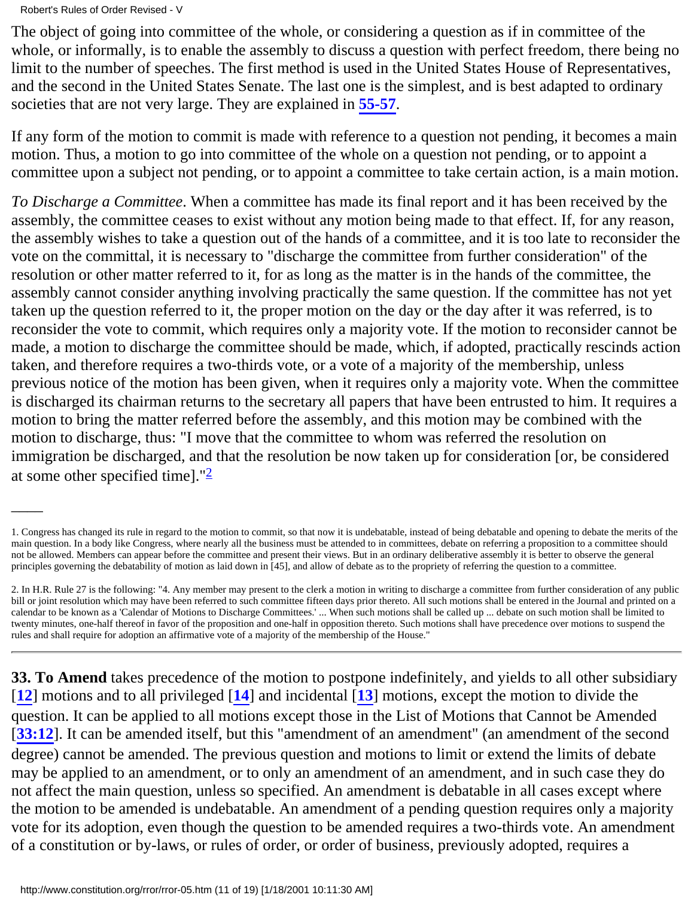The object of going into committee of the whole, or considering a question as if in committee of the whole, or informally, is to enable the assembly to discuss a question with perfect freedom, there being no limit to the number of speeches. The first method is used in the United States House of Representatives, and the second in the United States Senate. The last one is the simplest, and is best adapted to ordinary societies that are not very large. They are explained in **55-57**.

If any form of the motion to commit is made with reference to a question not pending, it becomes a main motion. Thus, a motion to go into committee of the whole on a question not pending, or to appoint a committee upon a subject not pending, or to appoint a committee to take certain action, is a main motion.

*To Discharge a Committee*. When a committee has made its final report and it has been received by the assembly, the committee ceases to exist without any motion being made to that effect. If, for any reason, the assembly wishes to take a question out of the hands of a committee, and it is too late to reconsider the vote on the committal, it is necessary to "discharge the committee from further consideration" of the resolution or other matter referred to it, for as long as the matter is in the hands of the committee, the assembly cannot consider anything involving practically the same question. lf the committee has not yet taken up the question referred to it, the proper motion on the day or the day after it was referred, is to reconsider the vote to commit, which requires only a majority vote. If the motion to reconsider cannot be made, a motion to discharge the committee should be made, which, if adopted, practically rescinds action taken, and therefore requires a two-thirds vote, or a vote of a majority of the membership, unless previous notice of the motion has been given, when it requires only a majority vote. When the committee is discharged its chairman returns to the secretary all papers that have been entrusted to him. It requires a motion to bring the matter referred before the assembly, and this motion may be combined with the motion to discharge, thus: "I move that the committee to whom was referred the resolution on immigration be discharged, and that the resolution be now taken up for consideration [or, be considered at some other specified time]."[2]

---

1. Congress has changed its rule in regard to the motion to commit, so that now it is undebatable, instead of being debatable and opening to debate the merits of the main question. In a body like Congress, where nearly all the business must be attended to in committees, debate on referring a proposition to a committee should not be allowed. Members can appear before the committee and present their views. But in an ordinary deliberative assembly it is better to observe the general principles governing the debatability of motion as laid down in [45], and allow of debate as to the propriety of referring the question to a committee.

2. In H.R. Rule 27 is the following: "4. Any member may present to the clerk a motion in writing to discharge a committee from further consideration of any public bill or joint resolution which may have been referred to such committee fifteen days prior thereto. All such motions shall be entered in the Journal and printed on a calendar to be known as a 'Calendar of Motions to Discharge Committees.' ... When such motions shall be called up ... debate on such motion shall be limited to twenty minutes, one-half thereof in favor of the proposition and one-half in opposition thereto. Such motions shall have precedence over motions to suspend the rules and shall require for adoption an affirmative vote of a majority of the membership of the House."

---

**33. To Amend** takes precedence of the motion to postpone indefinitely, and yields to all other subsidiary [**12**] motions and to all privileged [**14**] and incidental [**13**] motions, except the motion to divide the question. It can be applied to all motions except those in the List of Motions that Cannot be Amended [**33:12**]. It can be amended itself, but this "amendment of an amendment" (an amendment of the second degree) cannot be amended. The previous question and motions to limit or extend the limits of debate may be applied to an amendment, or to only an amendment of an amendment, and in such case they do not affect the main question, unless so specified. An amendment is debatable in all cases except where the motion to be amended is undebatable. An amendment of a pending question requires only a majority vote for its adoption, even though the question to be amended requires a two-thirds vote. An amendment of a constitution or by-laws, or rules of order, or order of business, previously adopted, requires a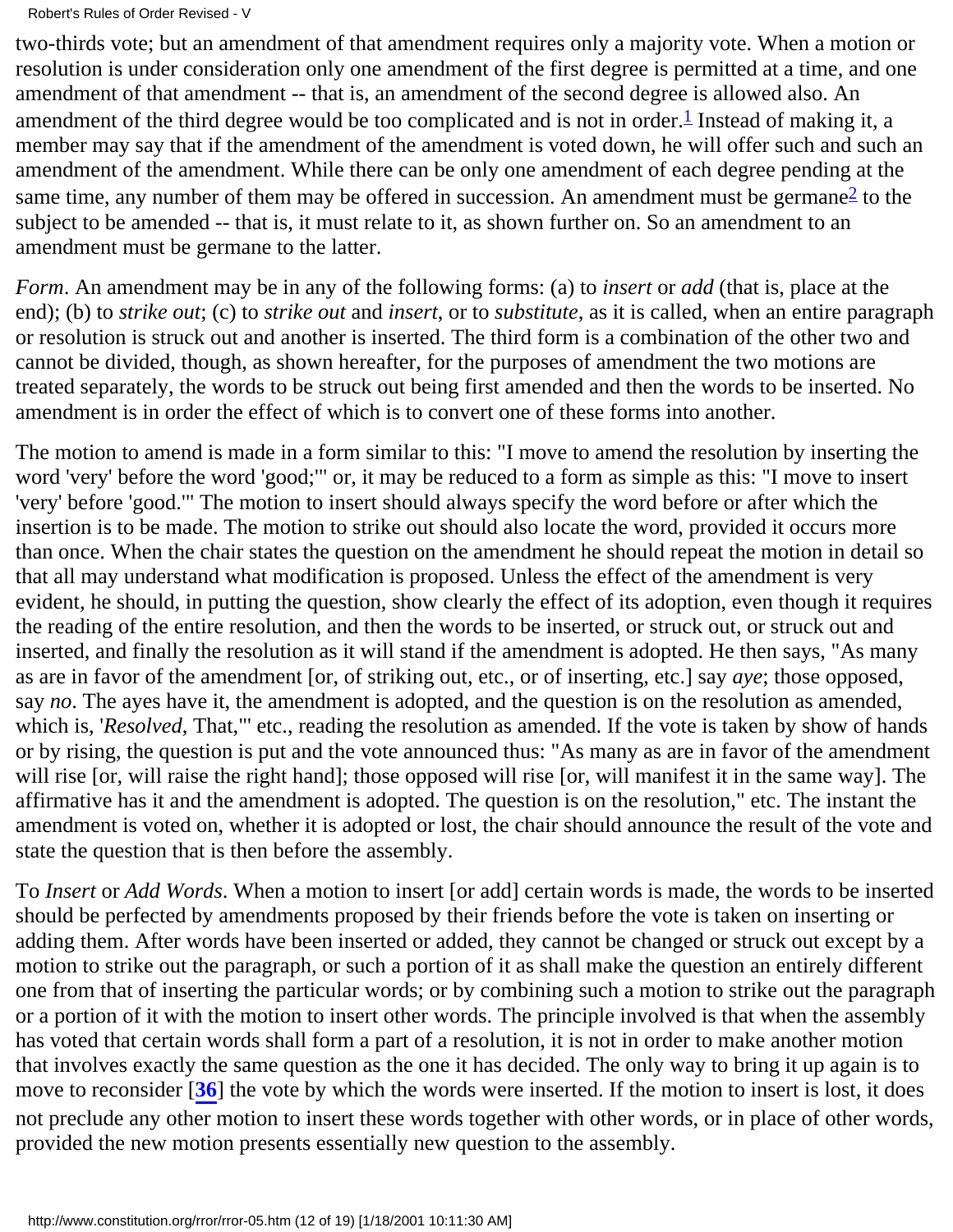two-thirds vote; but an amendment of that amendment requires only a majority vote. When a motion or resolution is under consideration only one amendment of the first degree is permitted at a time, and one amendment of that amendment -- that is, an amendment of the second degree is allowed also. An amendment of the third degree would be too complicated and is not in order.[1] Instead of making it, a member may say that if the amendment of the amendment is voted down, he will offer such and such an amendment of the amendment. While there can be only one amendment of each degree pending at the same time, any number of them may be offered in succession. An amendment must be germane[2] to the subject to be amended -- that is, it must relate to it, as shown further on. So an amendment to an amendment must be germane to the latter.

*Form*. An amendment may be in any of the following forms: (a) to *insert* or *add* (that is, place at the end); (b) to *strike out*; (c) to *strike out* and *insert*, or to *substitute*, as it is called, when an entire paragraph or resolution is struck out and another is inserted. The third form is a combination of the other two and cannot be divided, though, as shown hereafter, for the purposes of amendment the two motions are treated separately, the words to be struck out being first amended and then the words to be inserted. No amendment is in order the effect of which is to convert one of these forms into another.

The motion to amend is made in a form similar to this: "I move to amend the resolution by inserting the word 'very' before the word 'good;'" or, it may be reduced to a form as simple as this: "I move to insert 'very' before 'good.'" The motion to insert should always specify the word before or after which the insertion is to be made. The motion to strike out should also locate the word, provided it occurs more than once. When the chair states the question on the amendment he should repeat the motion in detail so that all may understand what modification is proposed. Unless the effect of the amendment is very evident, he should, in putting the question, show clearly the effect of its adoption, even though it requires the reading of the entire resolution, and then the words to be inserted, or struck out, or struck out and inserted, and finally the resolution as it will stand if the amendment is adopted. He then says, "As many as are in favor of the amendment [or, of striking out, etc., or of inserting, etc.] say *aye*; those opposed, say *no*. The ayes have it, the amendment is adopted, and the question is on the resolution as amended, which is, '*Resolved*, That,'" etc., reading the resolution as amended. If the vote is taken by show of hands or by rising, the question is put and the vote announced thus: "As many as are in favor of the amendment will rise [or, will raise the right hand]; those opposed will rise [or, will manifest it in the same way]. The affirmative has it and the amendment is adopted. The question is on the resolution," etc. The instant the amendment is voted on, whether it is adopted or lost, the chair should announce the result of the vote and state the question that is then before the assembly.

To *Insert* or *Add Words*. When a motion to insert [or add] certain words is made, the words to be inserted should be perfected by amendments proposed by their friends before the vote is taken on inserting or adding them. After words have been inserted or added, they cannot be changed or struck out except by a motion to strike out the paragraph, or such a portion of it as shall make the question an entirely different one from that of inserting the particular words; or by combining such a motion to strike out the paragraph or a portion of it with the motion to insert other words. The principle involved is that when the assembly has voted that certain words shall form a part of a resolution, it is not in order to make another motion that involves exactly the same question as the one it has decided. The only way to bring it up again is to move to reconsider [**36**] the vote by which the words were inserted. If the motion to insert is lost, it does not preclude any other motion to insert these words together with other words, or in place of other words, provided the new motion presents essentially new question to the assembly.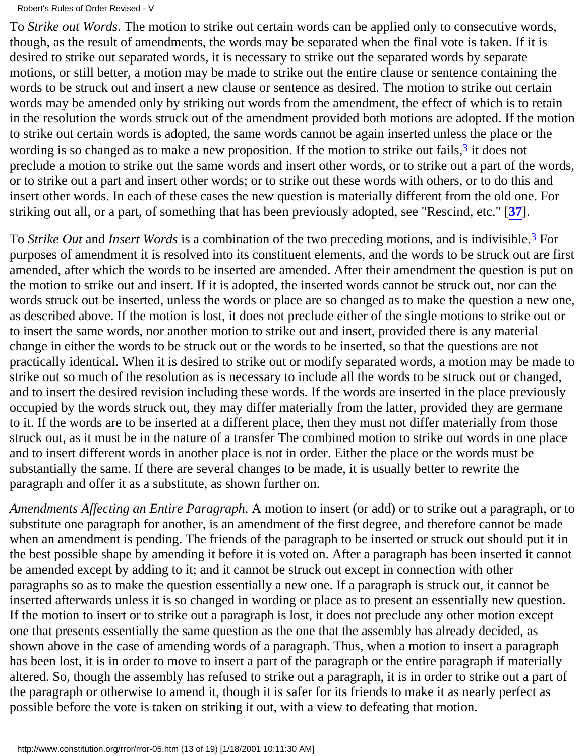To *Strike out Words*. The motion to strike out certain words can be applied only to consecutive words, though, as the result of amendments, the words may be separated when the final vote is taken. If it is desired to strike out separated words, it is necessary to strike out the separated words by separate motions, or still better, a motion may be made to strike out the entire clause or sentence containing the words to be struck out and insert a new clause or sentence as desired. The motion to strike out certain words may be amended only by striking out words from the amendment, the effect of which is to retain in the resolution the words struck out of the amendment provided both motions are adopted. If the motion to strike out certain words is adopted, the same words cannot be again inserted unless the place or the wording is so changed as to make a new proposition. If the motion to strike out fails,[3] it does not preclude a motion to strike out the same words and insert other words, or to strike out a part of the words, or to strike out a part and insert other words; or to strike out these words with others, or to do this and insert other words. In each of these cases the new question is materially different from the old one. For striking out all, or a part, of something that has been previously adopted, see "Rescind, etc." [**37**].

To *Strike Out* and *Insert Words* is a combination of the two preceding motions, and is indivisible.[3] For purposes of amendment it is resolved into its constituent elements, and the words to be struck out are first amended, after which the words to be inserted are amended. After their amendment the question is put on the motion to strike out and insert. If it is adopted, the inserted words cannot be struck out, nor can the words struck out be inserted, unless the words or place are so changed as to make the question a new one, as described above. If the motion is lost, it does not preclude either of the single motions to strike out or to insert the same words, nor another motion to strike out and insert, provided there is any material change in either the words to be struck out or the words to be inserted, so that the questions are not practically identical. When it is desired to strike out or modify separated words, a motion may be made to strike out so much of the resolution as is necessary to include all the words to be struck out or changed, and to insert the desired revision including these words. If the words are inserted in the place previously occupied by the words struck out, they may differ materially from the latter, provided they are germane to it. If the words are to be inserted at a different place, then they must not differ materially from those struck out, as it must be in the nature of a transfer The combined motion to strike out words in one place and to insert different words in another place is not in order. Either the place or the words must be substantially the same. If there are several changes to be made, it is usually better to rewrite the paragraph and offer it as a substitute, as shown further on.

*Amendments Affecting an Entire Paragraph*. A motion to insert (or add) or to strike out a paragraph, or to substitute one paragraph for another, is an amendment of the first degree, and therefore cannot be made when an amendment is pending. The friends of the paragraph to be inserted or struck out should put it in the best possible shape by amending it before it is voted on. After a paragraph has been inserted it cannot be amended except by adding to it; and it cannot be struck out except in connection with other paragraphs so as to make the question essentially a new one. If a paragraph is struck out, it cannot be inserted afterwards unless it is so changed in wording or place as to present an essentially new question. If the motion to insert or to strike out a paragraph is lost, it does not preclude any other motion except one that presents essentially the same question as the one that the assembly has already decided, as shown above in the case of amending words of a paragraph. Thus, when a motion to insert a paragraph has been lost, it is in order to move to insert a part of the paragraph or the entire paragraph if materially altered. So, though the assembly has refused to strike out a paragraph, it is in order to strike out a part of the paragraph or otherwise to amend it, though it is safer for its friends to make it as nearly perfect as possible before the vote is taken on striking it out, with a view to defeating that motion.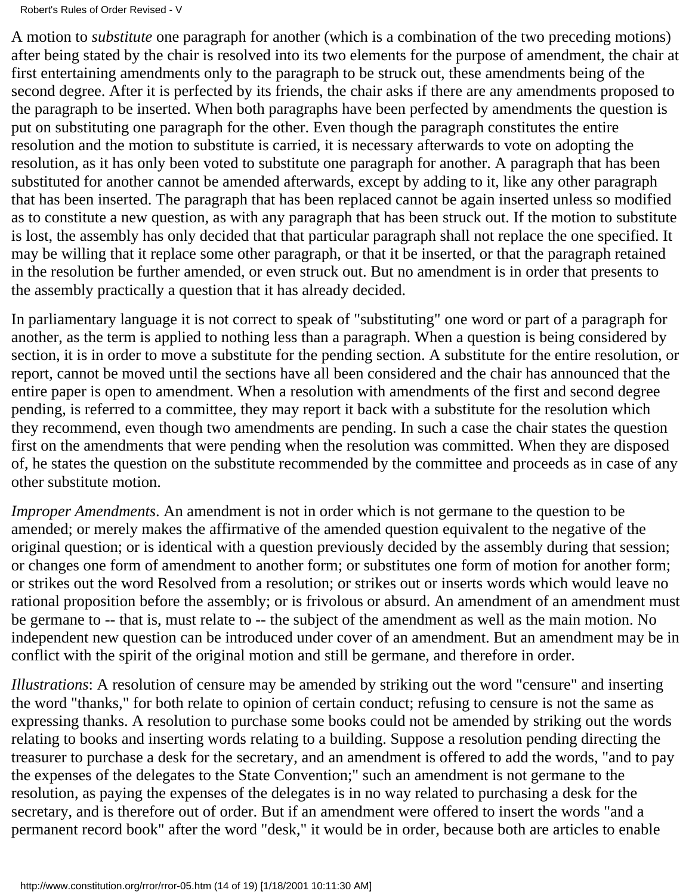A motion to *substitute* one paragraph for another (which is a combination of the two preceding motions) after being stated by the chair is resolved into its two elements for the purpose of amendment, the chair at first entertaining amendments only to the paragraph to be struck out, these amendments being of the second degree. After it is perfected by its friends, the chair asks if there are any amendments proposed to the paragraph to be inserted. When both paragraphs have been perfected by amendments the question is put on substituting one paragraph for the other. Even though the paragraph constitutes the entire resolution and the motion to substitute is carried, it is necessary afterwards to vote on adopting the resolution, as it has only been voted to substitute one paragraph for another. A paragraph that has been substituted for another cannot be amended afterwards, except by adding to it, like any other paragraph that has been inserted. The paragraph that has been replaced cannot be again inserted unless so modified as to constitute a new question, as with any paragraph that has been struck out. If the motion to substitute is lost, the assembly has only decided that that particular paragraph shall not replace the one specified. It may be willing that it replace some other paragraph, or that it be inserted, or that the paragraph retained in the resolution be further amended, or even struck out. But no amendment is in order that presents to the assembly practically a question that it has already decided.

In parliamentary language it is not correct to speak of "substituting" one word or part of a paragraph for another, as the term is applied to nothing less than a paragraph. When a question is being considered by section, it is in order to move a substitute for the pending section. A substitute for the entire resolution, or report, cannot be moved until the sections have all been considered and the chair has announced that the entire paper is open to amendment. When a resolution with amendments of the first and second degree pending, is referred to a committee, they may report it back with a substitute for the resolution which they recommend, even though two amendments are pending. In such a case the chair states the question first on the amendments that were pending when the resolution was committed. When they are disposed of, he states the question on the substitute recommended by the committee and proceeds as in case of any other substitute motion.

*Improper Amendments*. An amendment is not in order which is not germane to the question to be amended; or merely makes the affirmative of the amended question equivalent to the negative of the original question; or is identical with a question previously decided by the assembly during that session; or changes one form of amendment to another form; or substitutes one form of motion for another form; or strikes out the word Resolved from a resolution; or strikes out or inserts words which would leave no rational proposition before the assembly; or is frivolous or absurd. An amendment of an amendment must be germane to -- that is, must relate to -- the subject of the amendment as well as the main motion. No independent new question can be introduced under cover of an amendment. But an amendment may be in conflict with the spirit of the original motion and still be germane, and therefore in order.

*Illustrations*: A resolution of censure may be amended by striking out the word "censure" and inserting the word "thanks," for both relate to opinion of certain conduct; refusing to censure is not the same as expressing thanks. A resolution to purchase some books could not be amended by striking out the words relating to books and inserting words relating to a building. Suppose a resolution pending directing the treasurer to purchase a desk for the secretary, and an amendment is offered to add the words, "and to pay the expenses of the delegates to the State Convention;" such an amendment is not germane to the resolution, as paying the expenses of the delegates is in no way related to purchasing a desk for the secretary, and is therefore out of order. But if an amendment were offered to insert the words "and a permanent record book" after the word "desk," it would be in order, because both are articles to enable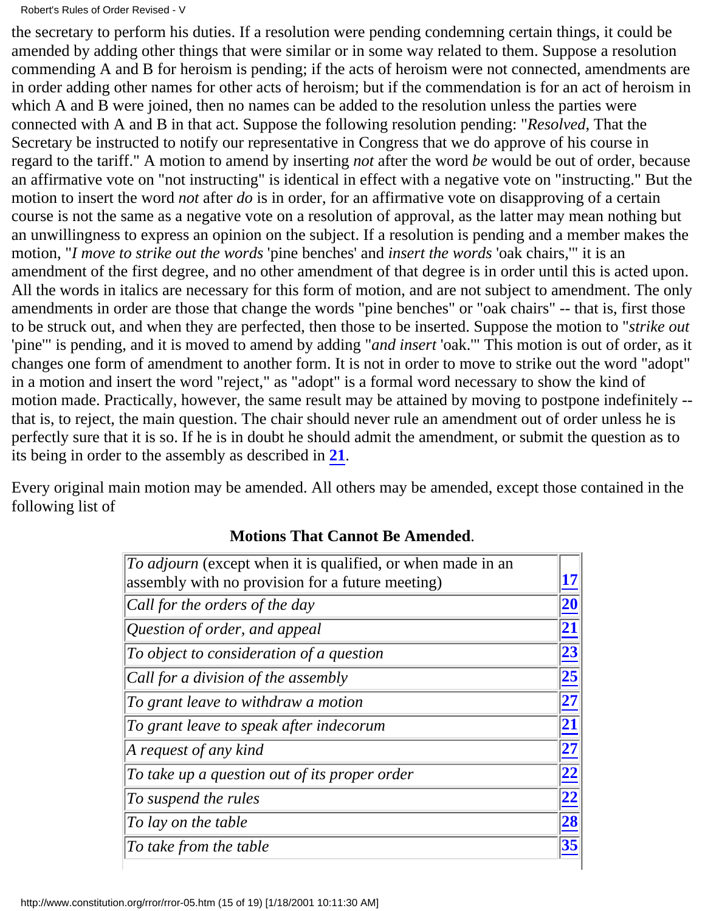the secretary to perform his duties. If a resolution were pending condemning certain things, it could be amended by adding other things that were similar or in some way related to them. Suppose a resolution commending A and B for heroism is pending; if the acts of heroism were not connected, amendments are in order adding other names for other acts of heroism; but if the commendation is for an act of heroism in which A and B were joined, then no names can be added to the resolution unless the parties were connected with A and B in that act. Suppose the following resolution pending: "*Resolved*, That the Secretary be instructed to notify our representative in Congress that we do approve of his course in regard to the tariff." A motion to amend by inserting *not* after the word *be* would be out of order, because an affirmative vote on "not instructing" is identical in effect with a negative vote on "instructing." But the motion to insert the word *not* after *do* is in order, for an affirmative vote on disapproving of a certain course is not the same as a negative vote on a resolution of approval, as the latter may mean nothing but an unwillingness to express an opinion on the subject. If a resolution is pending and a member makes the motion, "*I move to strike out the words* 'pine benches' and *insert the words* 'oak chairs,'" it is an amendment of the first degree, and no other amendment of that degree is in order until this is acted upon. All the words in italics are necessary for this form of motion, and are not subject to amendment. The only amendments in order are those that change the words "pine benches" or "oak chairs" -- that is, first those to be struck out, and when they are perfected, then those to be inserted. Suppose the motion to "*strike out* 'pine'" is pending, and it is moved to amend by adding "*and insert* 'oak.'" This motion is out of order, as it changes one form of amendment to another form. It is not in order to move to strike out the word "adopt" in a motion and insert the word "reject," as "adopt" is a formal word necessary to show the kind of motion made. Practically, however, the same result may be attained by moving to postpone indefinitely -- that is, to reject, the main question. The chair should never rule an amendment out of order unless he is perfectly sure that it is so. If he is in doubt he should admit the amendment, or submit the question as to its being in order to the assembly as described in **21**.

Every original main motion may be amended. All others may be amended, except those contained in the following list of

**Motions That Cannot Be Amended**.

| | |
|---|---|
| *To adjourn* (except when it is qualified, or when made in an assembly with no provision for a future meeting) | **17** |
| *Call for the orders of the day* | **20** |
| *Question of order, and appeal* | **21** |
| *To object to consideration of a question* | **23** |
| *Call for a division of the assembly* | **25** |
| *To grant leave to withdraw a motion* | **27** |
| *To grant leave to speak after indecorum* | **21** |
| *A request of any kind* | **27** |
| *To take up a question out of its proper order* | **22** |
| *To suspend the rules* | **22** |
| *To lay on the table* | **28** |
| *To take from the table* | **35** |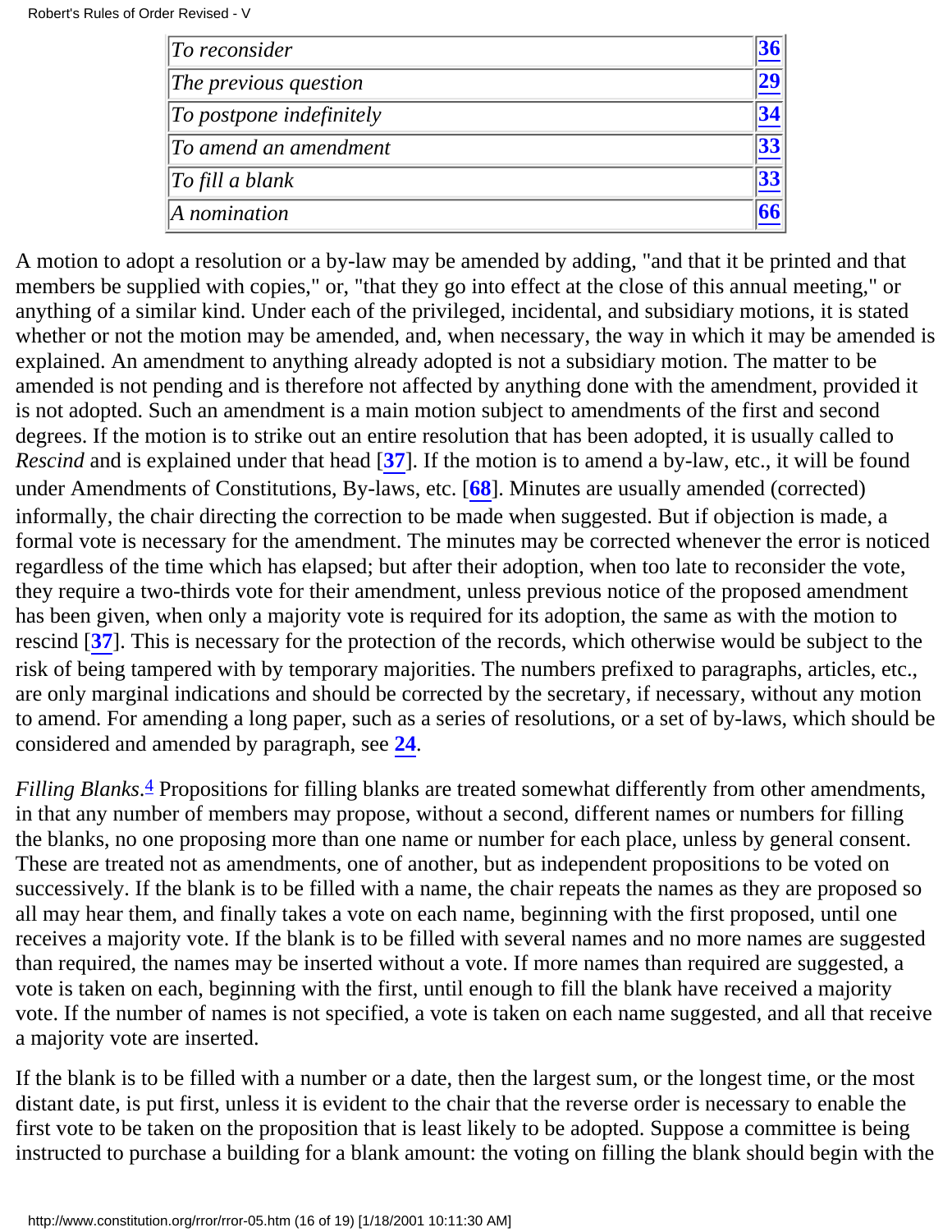| | |
|---|---|
| *To reconsider* | 36 |
| *The previous question* | 29 |
| *To postpone indefinitely* | 34 |
| *To amend an amendment* | 33 |
| *To fill a blank* | 33 |
| *A nomination* | 66 |

A motion to adopt a resolution or a by-law may be amended by adding, "and that it be printed and that members be supplied with copies," or, "that they go into effect at the close of this annual meeting," or anything of a similar kind. Under each of the privileged, incidental, and subsidiary motions, it is stated whether or not the motion may be amended, and, when necessary, the way in which it may be amended is explained. An amendment to anything already adopted is not a subsidiary motion. The matter to be amended is not pending and is therefore not affected by anything done with the amendment, provided it is not adopted. Such an amendment is a main motion subject to amendments of the first and second degrees. If the motion is to strike out an entire resolution that has been adopted, it is usually called to *Rescind* and is explained under that head [37]. If the motion is to amend a by-law, etc., it will be found under Amendments of Constitutions, By-laws, etc. [68]. Minutes are usually amended (corrected) informally, the chair directing the correction to be made when suggested. But if objection is made, a formal vote is necessary for the amendment. The minutes may be corrected whenever the error is noticed regardless of the time which has elapsed; but after their adoption, when too late to reconsider the vote, they require a two-thirds vote for their amendment, unless previous notice of the proposed amendment has been given, when only a majority vote is required for its adoption, the same as with the motion to rescind [37]. This is necessary for the protection of the records, which otherwise would be subject to the risk of being tampered with by temporary majorities. The numbers prefixed to paragraphs, articles, etc., are only marginal indications and should be corrected by the secretary, if necessary, without any motion to amend. For amending a long paper, such as a series of resolutions, or a set of by-laws, which should be considered and amended by paragraph, see 24.

*Filling Blanks*.[4] Propositions for filling blanks are treated somewhat differently from other amendments, in that any number of members may propose, without a second, different names or numbers for filling the blanks, no one proposing more than one name or number for each place, unless by general consent. These are treated not as amendments, one of another, but as independent propositions to be voted on successively. If the blank is to be filled with a name, the chair repeats the names as they are proposed so all may hear them, and finally takes a vote on each name, beginning with the first proposed, until one receives a majority vote. If the blank is to be filled with several names and no more names are suggested than required, the names may be inserted without a vote. If more names than required are suggested, a vote is taken on each, beginning with the first, until enough to fill the blank have received a majority vote. If the number of names is not specified, a vote is taken on each name suggested, and all that receive a majority vote are inserted.

If the blank is to be filled with a number or a date, then the largest sum, or the longest time, or the most distant date, is put first, unless it is evident to the chair that the reverse order is necessary to enable the first vote to be taken on the proposition that is least likely to be adopted. Suppose a committee is being instructed to purchase a building for a blank amount: the voting on filling the blank should begin with the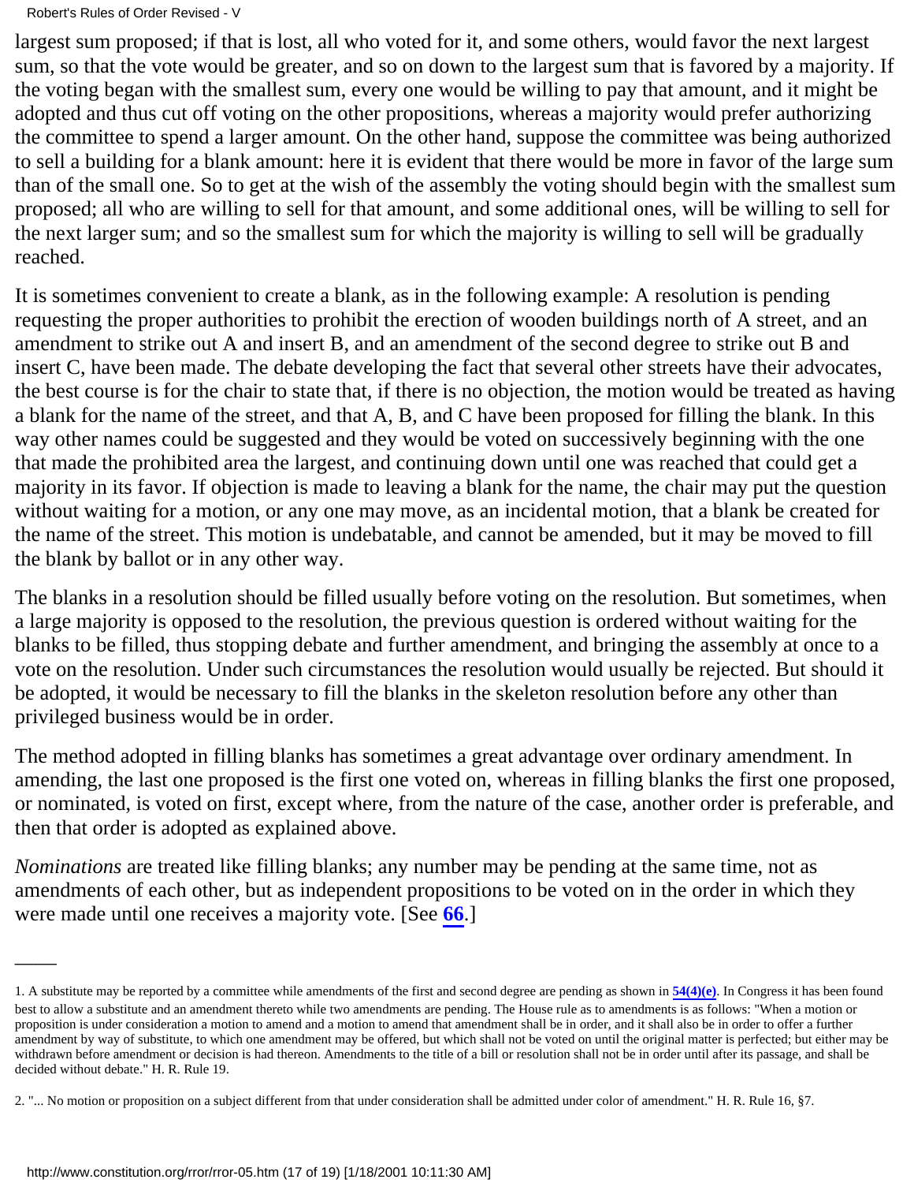largest sum proposed; if that is lost, all who voted for it, and some others, would favor the next largest sum, so that the vote would be greater, and so on down to the largest sum that is favored by a majority. If the voting began with the smallest sum, every one would be willing to pay that amount, and it might be adopted and thus cut off voting on the other propositions, whereas a majority would prefer authorizing the committee to spend a larger amount. On the other hand, suppose the committee was being authorized to sell a building for a blank amount: here it is evident that there would be more in favor of the large sum than of the small one. So to get at the wish of the assembly the voting should begin with the smallest sum proposed; all who are willing to sell for that amount, and some additional ones, will be willing to sell for the next larger sum; and so the smallest sum for which the majority is willing to sell will be gradually reached.

It is sometimes convenient to create a blank, as in the following example: A resolution is pending requesting the proper authorities to prohibit the erection of wooden buildings north of A street, and an amendment to strike out A and insert B, and an amendment of the second degree to strike out B and insert C, have been made. The debate developing the fact that several other streets have their advocates, the best course is for the chair to state that, if there is no objection, the motion would be treated as having a blank for the name of the street, and that A, B, and C have been proposed for filling the blank. In this way other names could be suggested and they would be voted on successively beginning with the one that made the prohibited area the largest, and continuing down until one was reached that could get a majority in its favor. If objection is made to leaving a blank for the name, the chair may put the question without waiting for a motion, or any one may move, as an incidental motion, that a blank be created for the name of the street. This motion is undebatable, and cannot be amended, but it may be moved to fill the blank by ballot or in any other way.

The blanks in a resolution should be filled usually before voting on the resolution. But sometimes, when a large majority is opposed to the resolution, the previous question is ordered without waiting for the blanks to be filled, thus stopping debate and further amendment, and bringing the assembly at once to a vote on the resolution. Under such circumstances the resolution would usually be rejected. But should it be adopted, it would be necessary to fill the blanks in the skeleton resolution before any other than privileged business would be in order.

The method adopted in filling blanks has sometimes a great advantage over ordinary amendment. In amending, the last one proposed is the first one voted on, whereas in filling blanks the first one proposed, or nominated, is voted on first, except where, from the nature of the case, another order is preferable, and then that order is adopted as explained above.

*Nominations* are treated like filling blanks; any number may be pending at the same time, not as amendments of each other, but as independent propositions to be voted on in the order in which they were made until one receives a majority vote. [See **66**.]

---

1. A substitute may be reported by a committee while amendments of the first and second degree are pending as shown in **54(4)(e)**. In Congress it has been found best to allow a substitute and an amendment thereto while two amendments are pending. The House rule as to amendments is as follows: "When a motion or proposition is under consideration a motion to amend and a motion to amend that amendment shall be in order, and it shall also be in order to offer a further amendment by way of substitute, to which one amendment may be offered, but which shall not be voted on until the original matter is perfected; but either may be withdrawn before amendment or decision is had thereon. Amendments to the title of a bill or resolution shall not be in order until after its passage, and shall be decided without debate." H. R. Rule 19.

2. "... No motion or proposition on a subject different from that under consideration shall be admitted under color of amendment." H. R. Rule 16, §7.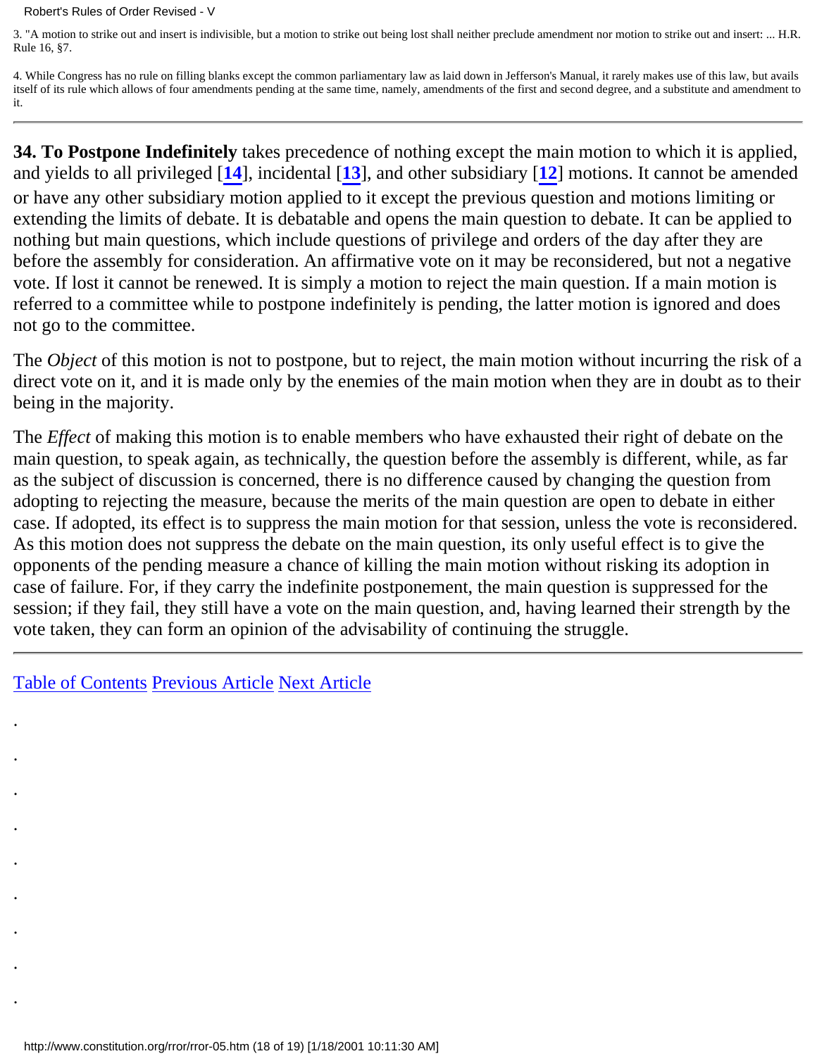3. "A motion to strike out and insert is indivisible, but a motion to strike out being lost shall neither preclude amendment nor motion to strike out and insert: ... H.R. Rule 16, §7.

4. While Congress has no rule on filling blanks except the common parliamentary law as laid down in Jefferson's Manual, it rarely makes use of this law, but avails itself of its rule which allows of four amendments pending at the same time, namely, amendments of the first and second degree, and a substitute and amendment to it.

---

**34. To Postpone Indefinitely** takes precedence of nothing except the main motion to which it is applied, and yields to all privileged [**14**], incidental [**13**], and other subsidiary [**12**] motions. It cannot be amended or have any other subsidiary motion applied to it except the previous question and motions limiting or extending the limits of debate. It is debatable and opens the main question to debate. It can be applied to nothing but main questions, which include questions of privilege and orders of the day after they are before the assembly for consideration. An affirmative vote on it may be reconsidered, but not a negative vote. If lost it cannot be renewed. It is simply a motion to reject the main question. If a main motion is referred to a committee while to postpone indefinitely is pending, the latter motion is ignored and does not go to the committee.

The *Object* of this motion is not to postpone, but to reject, the main motion without incurring the risk of a direct vote on it, and it is made only by the enemies of the main motion when they are in doubt as to their being in the majority.

The *Effect* of making this motion is to enable members who have exhausted their right of debate on the main question, to speak again, as technically, the question before the assembly is different, while, as far as the subject of discussion is concerned, there is no difference caused by changing the question from adopting to rejecting the measure, because the merits of the main question are open to debate in either case. If adopted, its effect is to suppress the main motion for that session, unless the vote is reconsidered. As this motion does not suppress the debate on the main question, its only useful effect is to give the opponents of the pending measure a chance of killing the main motion without risking its adoption in case of failure. For, if they carry the indefinite postponement, the main question is suppressed for the session; if they fail, they still have a vote on the main question, and, having learned their strength by the vote taken, they can form an opinion of the advisability of continuing the struggle.

---

Table of Contents Previous Article Next Article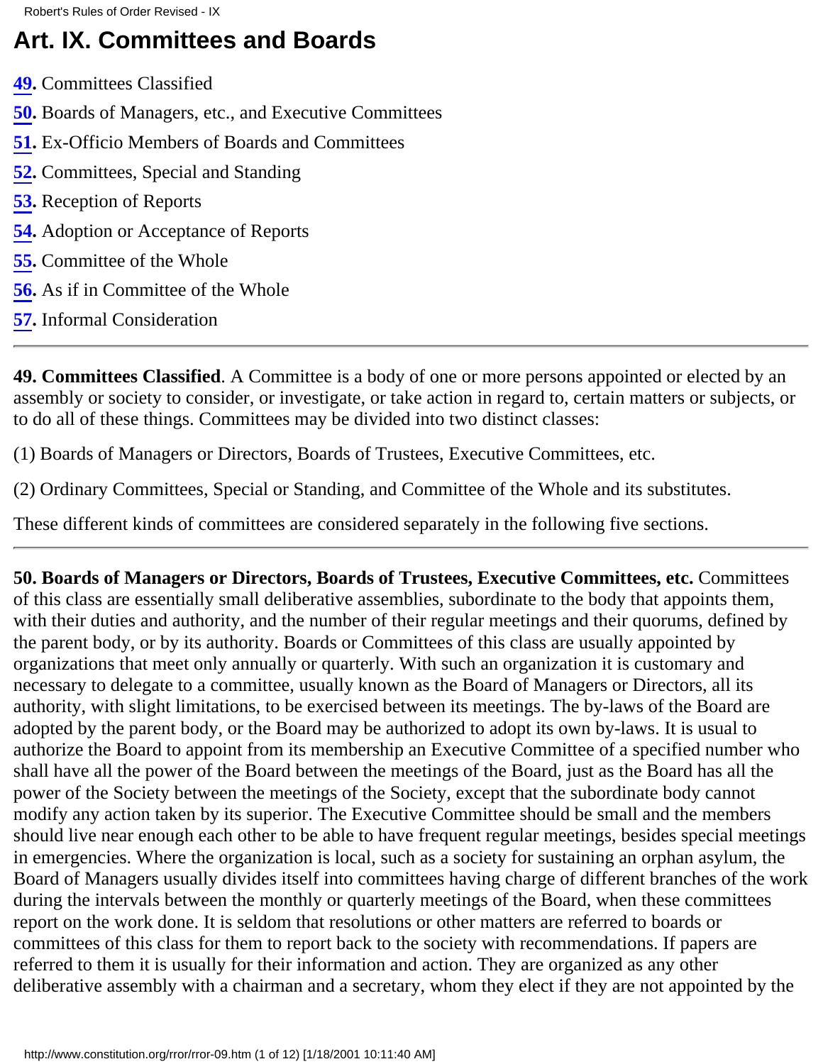# Art. IX. Committees and Boards

**49**. Committees Classified

**50**. Boards of Managers, etc., and Executive Committees

**51**. Ex-Officio Members of Boards and Committees

**52**. Committees, Special and Standing

**53**. Reception of Reports

**54**. Adoption or Acceptance of Reports

**55**. Committee of the Whole

**56**. As if in Committee of the Whole

**57**. Informal Consideration

---

**49. Committees Classified**. A Committee is a body of one or more persons appointed or elected by an assembly or society to consider, or investigate, or take action in regard to, certain matters or subjects, or to do all of these things. Committees may be divided into two distinct classes:

(1) Boards of Managers or Directors, Boards of Trustees, Executive Committees, etc.

(2) Ordinary Committees, Special or Standing, and Committee of the Whole and its substitutes.

These different kinds of committees are considered separately in the following five sections.

---

**50. Boards of Managers or Directors, Boards of Trustees, Executive Committees, etc.** Committees of this class are essentially small deliberative assemblies, subordinate to the body that appoints them, with their duties and authority, and the number of their regular meetings and their quorums, defined by the parent body, or by its authority. Boards or Committees of this class are usually appointed by organizations that meet only annually or quarterly. With such an organization it is customary and necessary to delegate to a committee, usually known as the Board of Managers or Directors, all its authority, with slight limitations, to be exercised between its meetings. The by-laws of the Board are adopted by the parent body, or the Board may be authorized to adopt its own by-laws. It is usual to authorize the Board to appoint from its membership an Executive Committee of a specified number who shall have all the power of the Board between the meetings of the Board, just as the Board has all the power of the Society between the meetings of the Society, except that the subordinate body cannot modify any action taken by its superior. The Executive Committee should be small and the members should live near enough each other to be able to have frequent regular meetings, besides special meetings in emergencies. Where the organization is local, such as a society for sustaining an orphan asylum, the Board of Managers usually divides itself into committees having charge of different branches of the work during the intervals between the monthly or quarterly meetings of the Board, when these committees report on the work done. It is seldom that resolutions or other matters are referred to boards or committees of this class for them to report back to the society with recommendations. If papers are referred to them it is usually for their information and action. They are organized as any other deliberative assembly with a chairman and a secretary, whom they elect if they are not appointed by the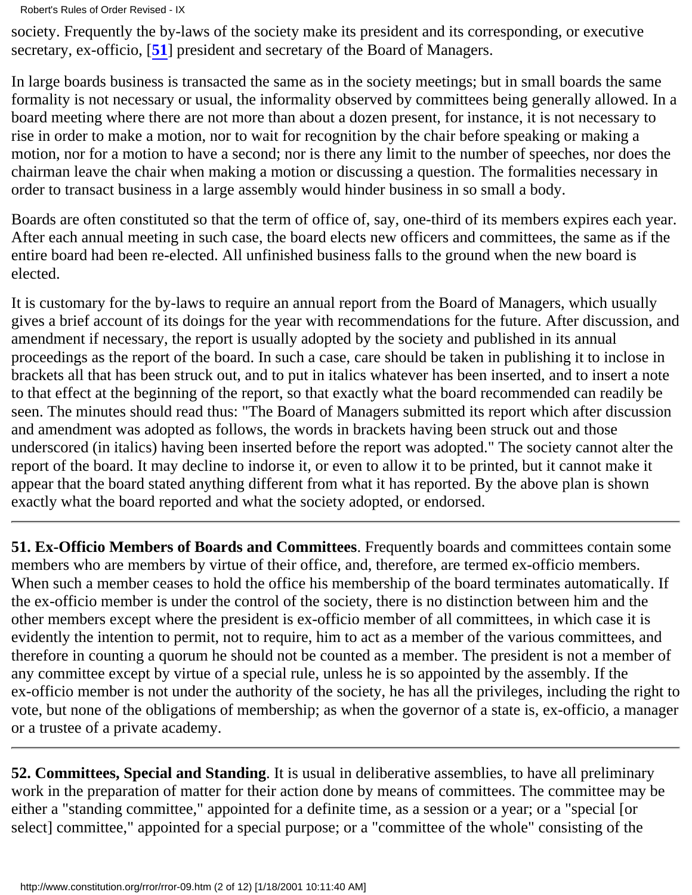society. Frequently the by-laws of the society make its president and its corresponding, or executive secretary, ex-officio, [**51**] president and secretary of the Board of Managers.

In large boards business is transacted the same as in the society meetings; but in small boards the same formality is not necessary or usual, the informality observed by committees being generally allowed. In a board meeting where there are not more than about a dozen present, for instance, it is not necessary to rise in order to make a motion, nor to wait for recognition by the chair before speaking or making a motion, nor for a motion to have a second; nor is there any limit to the number of speeches, nor does the chairman leave the chair when making a motion or discussing a question. The formalities necessary in order to transact business in a large assembly would hinder business in so small a body.

Boards are often constituted so that the term of office of, say, one-third of its members expires each year. After each annual meeting in such case, the board elects new officers and committees, the same as if the entire board had been re-elected. All unfinished business falls to the ground when the new board is elected.

It is customary for the by-laws to require an annual report from the Board of Managers, which usually gives a brief account of its doings for the year with recommendations for the future. After discussion, and amendment if necessary, the report is usually adopted by the society and published in its annual proceedings as the report of the board. In such a case, care should be taken in publishing it to inclose in brackets all that has been struck out, and to put in italics whatever has been inserted, and to insert a note to that effect at the beginning of the report, so that exactly what the board recommended can readily be seen. The minutes should read thus: "The Board of Managers submitted its report which after discussion and amendment was adopted as follows, the words in brackets having been struck out and those underscored (in italics) having been inserted before the report was adopted." The society cannot alter the report of the board. It may decline to indorse it, or even to allow it to be printed, but it cannot make it appear that the board stated anything different from what it has reported. By the above plan is shown exactly what the board reported and what the society adopted, or endorsed.

---

**51. Ex-Officio Members of Boards and Committees**. Frequently boards and committees contain some members who are members by virtue of their office, and, therefore, are termed ex-officio members. When such a member ceases to hold the office his membership of the board terminates automatically. If the ex-officio member is under the control of the society, there is no distinction between him and the other members except where the president is ex-officio member of all committees, in which case it is evidently the intention to permit, not to require, him to act as a member of the various committees, and therefore in counting a quorum he should not be counted as a member. The president is not a member of any committee except by virtue of a special rule, unless he is so appointed by the assembly. If the ex-officio member is not under the authority of the society, he has all the privileges, including the right to vote, but none of the obligations of membership; as when the governor of a state is, ex-officio, a manager or a trustee of a private academy.

---

**52. Committees, Special and Standing**. It is usual in deliberative assemblies, to have all preliminary work in the preparation of matter for their action done by means of committees. The committee may be either a "standing committee," appointed for a definite time, as a session or a year; or a "special [or select] committee," appointed for a special purpose; or a "committee of the whole" consisting of the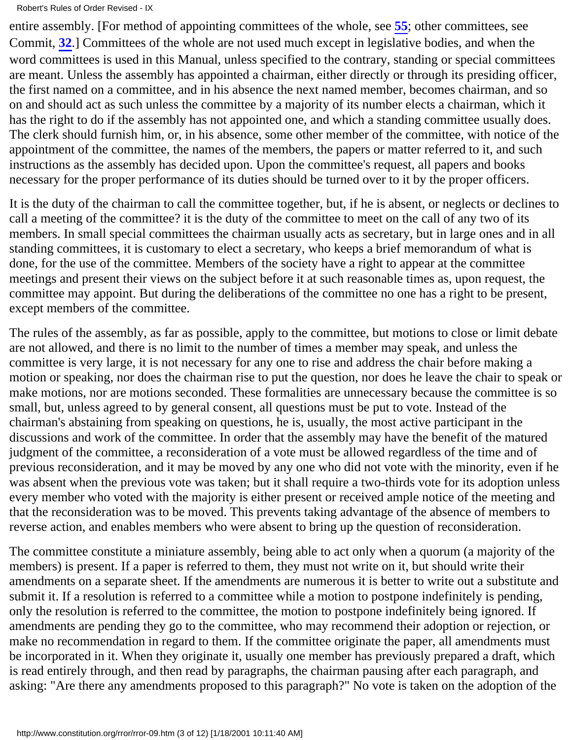entire assembly. [For method of appointing committees of the whole, see **55**; other committees, see Commit, **32**.] Committees of the whole are not used much except in legislative bodies, and when the word committees is used in this Manual, unless specified to the contrary, standing or special committees are meant. Unless the assembly has appointed a chairman, either directly or through its presiding officer, the first named on a committee, and in his absence the next named member, becomes chairman, and so on and should act as such unless the committee by a majority of its number elects a chairman, which it has the right to do if the assembly has not appointed one, and which a standing committee usually does. The clerk should furnish him, or, in his absence, some other member of the committee, with notice of the appointment of the committee, the names of the members, the papers or matter referred to it, and such instructions as the assembly has decided upon. Upon the committee's request, all papers and books necessary for the proper performance of its duties should be turned over to it by the proper officers.

It is the duty of the chairman to call the committee together, but, if he is absent, or neglects or declines to call a meeting of the committee? it is the duty of the committee to meet on the call of any two of its members. In small special committees the chairman usually acts as secretary, but in large ones and in all standing committees, it is customary to elect a secretary, who keeps a brief memorandum of what is done, for the use of the committee. Members of the society have a right to appear at the committee meetings and present their views on the subject before it at such reasonable times as, upon request, the committee may appoint. But during the deliberations of the committee no one has a right to be present, except members of the committee.

The rules of the assembly, as far as possible, apply to the committee, but motions to close or limit debate are not allowed, and there is no limit to the number of times a member may speak, and unless the committee is very large, it is not necessary for any one to rise and address the chair before making a motion or speaking, nor does the chairman rise to put the question, nor does he leave the chair to speak or make motions, nor are motions seconded. These formalities are unnecessary because the committee is so small, but, unless agreed to by general consent, all questions must be put to vote. Instead of the chairman's abstaining from speaking on questions, he is, usually, the most active participant in the discussions and work of the committee. In order that the assembly may have the benefit of the matured judgment of the committee, a reconsideration of a vote must be allowed regardless of the time and of previous reconsideration, and it may be moved by any one who did not vote with the minority, even if he was absent when the previous vote was taken; but it shall require a two-thirds vote for its adoption unless every member who voted with the majority is either present or received ample notice of the meeting and that the reconsideration was to be moved. This prevents taking advantage of the absence of members to reverse action, and enables members who were absent to bring up the question of reconsideration.

The committee constitute a miniature assembly, being able to act only when a quorum (a majority of the members) is present. If a paper is referred to them, they must not write on it, but should write their amendments on a separate sheet. If the amendments are numerous it is better to write out a substitute and submit it. If a resolution is referred to a committee while a motion to postpone indefinitely is pending, only the resolution is referred to the committee, the motion to postpone indefinitely being ignored. If amendments are pending they go to the committee, who may recommend their adoption or rejection, or make no recommendation in regard to them. If the committee originate the paper, all amendments must be incorporated in it. When they originate it, usually one member has previously prepared a draft, which is read entirely through, and then read by paragraphs, the chairman pausing after each paragraph, and asking: "Are there any amendments proposed to this paragraph?" No vote is taken on the adoption of the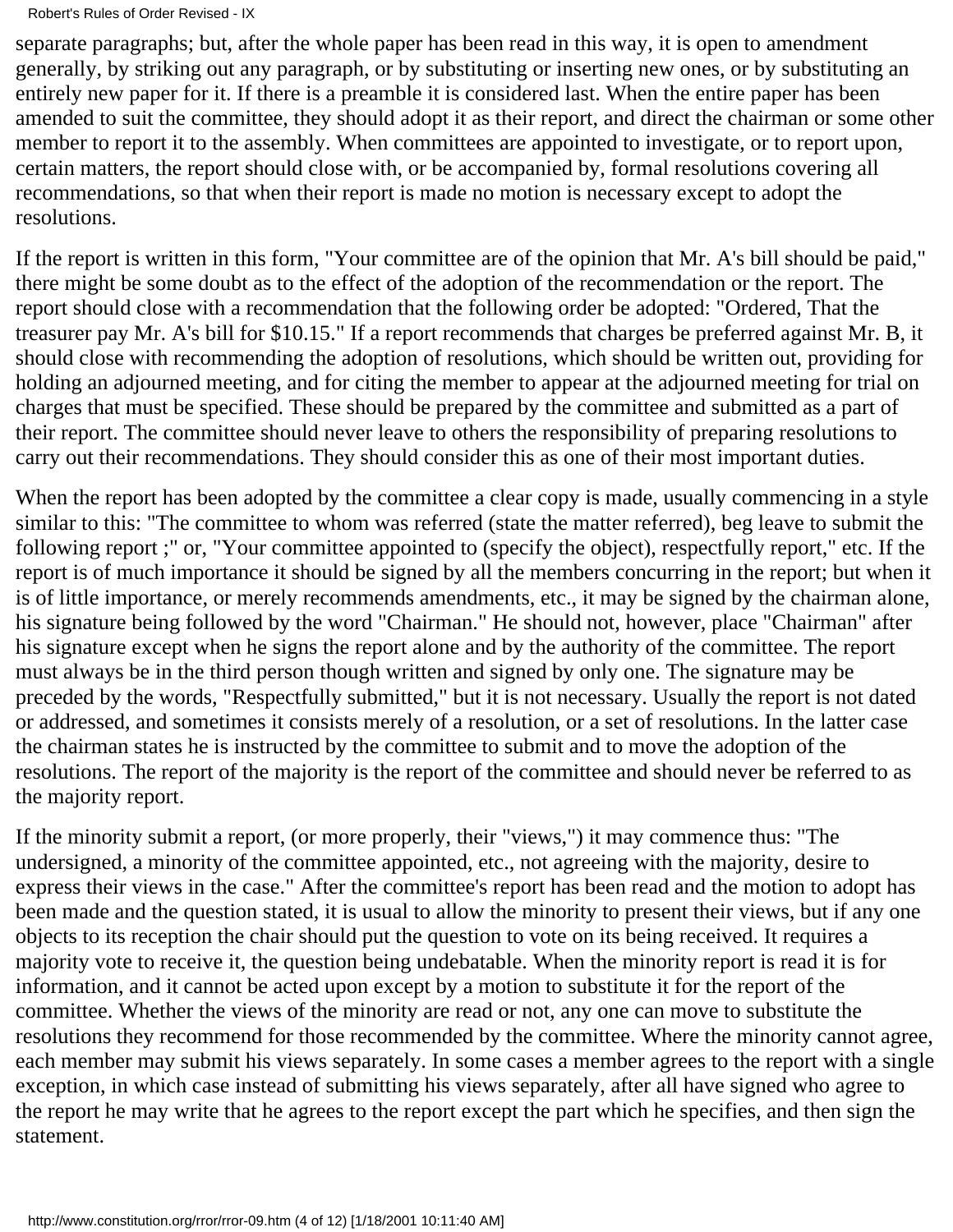separate paragraphs; but, after the whole paper has been read in this way, it is open to amendment generally, by striking out any paragraph, or by substituting or inserting new ones, or by substituting an entirely new paper for it. If there is a preamble it is considered last. When the entire paper has been amended to suit the committee, they should adopt it as their report, and direct the chairman or some other member to report it to the assembly. When committees are appointed to investigate, or to report upon, certain matters, the report should close with, or be accompanied by, formal resolutions covering all recommendations, so that when their report is made no motion is necessary except to adopt the resolutions.

If the report is written in this form, "Your committee are of the opinion that Mr. A's bill should be paid," there might be some doubt as to the effect of the adoption of the recommendation or the report. The report should close with a recommendation that the following order be adopted: "Ordered, That the treasurer pay Mr. A's bill for $10.15." If a report recommends that charges be preferred against Mr. B, it should close with recommending the adoption of resolutions, which should be written out, providing for holding an adjourned meeting, and for citing the member to appear at the adjourned meeting for trial on charges that must be specified. These should be prepared by the committee and submitted as a part of their report. The committee should never leave to others the responsibility of preparing resolutions to carry out their recommendations. They should consider this as one of their most important duties.

When the report has been adopted by the committee a clear copy is made, usually commencing in a style similar to this: "The committee to whom was referred (state the matter referred), beg leave to submit the following report ;" or, "Your committee appointed to (specify the object), respectfully report," etc. If the report is of much importance it should be signed by all the members concurring in the report; but when it is of little importance, or merely recommends amendments, etc., it may be signed by the chairman alone, his signature being followed by the word "Chairman." He should not, however, place "Chairman" after his signature except when he signs the report alone and by the authority of the committee. The report must always be in the third person though written and signed by only one. The signature may be preceded by the words, "Respectfully submitted," but it is not necessary. Usually the report is not dated or addressed, and sometimes it consists merely of a resolution, or a set of resolutions. In the latter case the chairman states he is instructed by the committee to submit and to move the adoption of the resolutions. The report of the majority is the report of the committee and should never be referred to as the majority report.

If the minority submit a report, (or more properly, their "views,") it may commence thus: "The undersigned, a minority of the committee appointed, etc., not agreeing with the majority, desire to express their views in the case." After the committee's report has been read and the motion to adopt has been made and the question stated, it is usual to allow the minority to present their views, but if any one objects to its reception the chair should put the question to vote on its being received. It requires a majority vote to receive it, the question being undebatable. When the minority report is read it is for information, and it cannot be acted upon except by a motion to substitute it for the report of the committee. Whether the views of the minority are read or not, any one can move to substitute the resolutions they recommend for those recommended by the committee. Where the minority cannot agree, each member may submit his views separately. In some cases a member agrees to the report with a single exception, in which case instead of submitting his views separately, after all have signed who agree to the report he may write that he agrees to the report except the part which he specifies, and then sign the statement.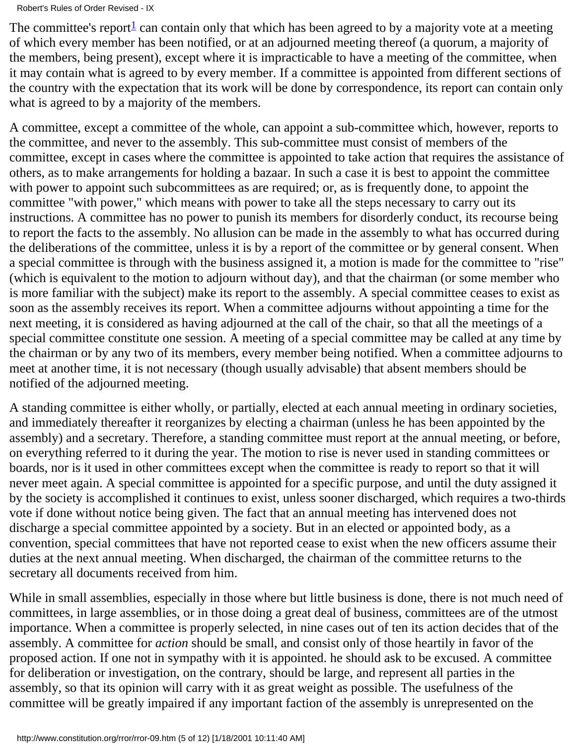The committee's report[1] can contain only that which has been agreed to by a majority vote at a meeting of which every member has been notified, or at an adjourned meeting thereof (a quorum, a majority of the members, being present), except where it is impracticable to have a meeting of the committee, when it may contain what is agreed to by every member. If a committee is appointed from different sections of the country with the expectation that its work will be done by correspondence, its report can contain only what is agreed to by a majority of the members.

A committee, except a committee of the whole, can appoint a sub-committee which, however, reports to the committee, and never to the assembly. This sub-committee must consist of members of the committee, except in cases where the committee is appointed to take action that requires the assistance of others, as to make arrangements for holding a bazaar. In such a case it is best to appoint the committee with power to appoint such subcommittees as are required; or, as is frequently done, to appoint the committee "with power," which means with power to take all the steps necessary to carry out its instructions. A committee has no power to punish its members for disorderly conduct, its recourse being to report the facts to the assembly. No allusion can be made in the assembly to what has occurred during the deliberations of the committee, unless it is by a report of the committee or by general consent. When a special committee is through with the business assigned it, a motion is made for the committee to "rise" (which is equivalent to the motion to adjourn without day), and that the chairman (or some member who is more familiar with the subject) make its report to the assembly. A special committee ceases to exist as soon as the assembly receives its report. When a committee adjourns without appointing a time for the next meeting, it is considered as having adjourned at the call of the chair, so that all the meetings of a special committee constitute one session. A meeting of a special committee may be called at any time by the chairman or by any two of its members, every member being notified. When a committee adjourns to meet at another time, it is not necessary (though usually advisable) that absent members should be notified of the adjourned meeting.

A standing committee is either wholly, or partially, elected at each annual meeting in ordinary societies, and immediately thereafter it reorganizes by electing a chairman (unless he has been appointed by the assembly) and a secretary. Therefore, a standing committee must report at the annual meeting, or before, on everything referred to it during the year. The motion to rise is never used in standing committees or boards, nor is it used in other committees except when the committee is ready to report so that it will never meet again. A special committee is appointed for a specific purpose, and until the duty assigned it by the society is accomplished it continues to exist, unless sooner discharged, which requires a two-thirds vote if done without notice being given. The fact that an annual meeting has intervened does not discharge a special committee appointed by a society. But in an elected or appointed body, as a convention, special committees that have not reported cease to exist when the new officers assume their duties at the next annual meeting. When discharged, the chairman of the committee returns to the secretary all documents received from him.

While in small assemblies, especially in those where but little business is done, there is not much need of committees, in large assemblies, or in those doing a great deal of business, committees are of the utmost importance. When a committee is properly selected, in nine cases out of ten its action decides that of the assembly. A committee for *action* should be small, and consist only of those heartily in favor of the proposed action. If one not in sympathy with it is appointed. he should ask to be excused. A committee for deliberation or investigation, on the contrary, should be large, and represent all parties in the assembly, so that its opinion will carry with it as great weight as possible. The usefulness of the committee will be greatly impaired if any important faction of the assembly is unrepresented on the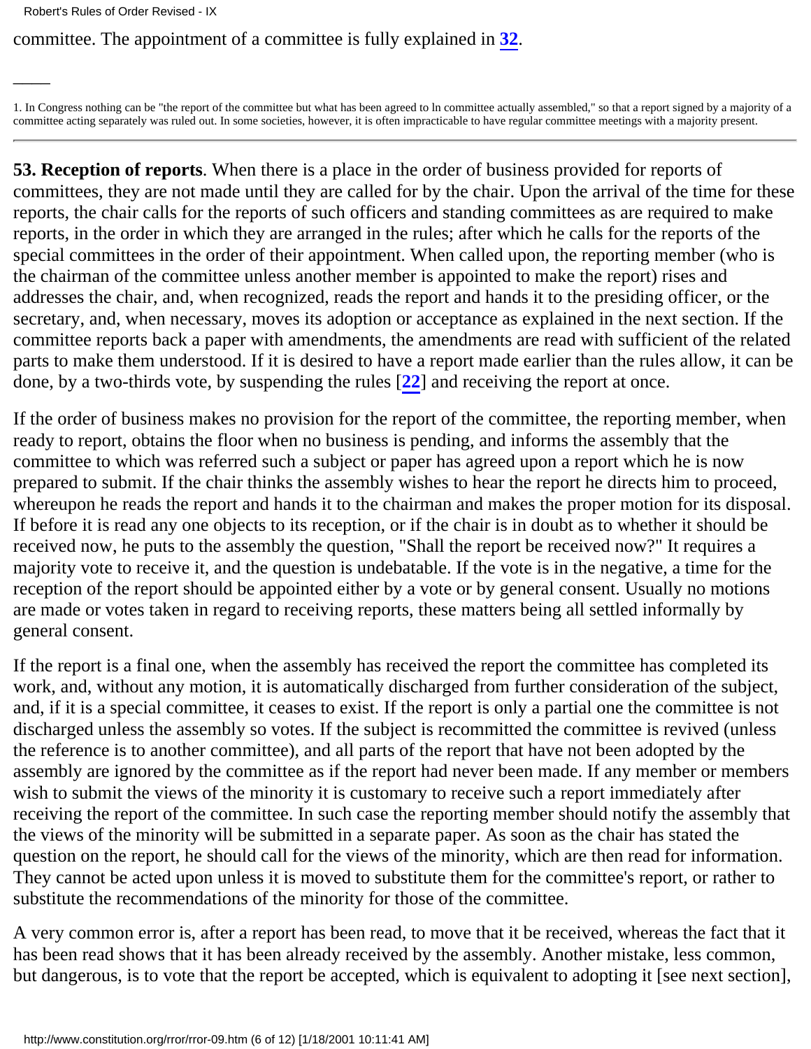committee. The appointment of a committee is fully explained in **32**.

---

1. In Congress nothing can be "the report of the committee but what has been agreed to ln committee actually assembled," so that a report signed by a majority of a committee acting separately was ruled out. In some societies, however, it is often impracticable to have regular committee meetings with a majority present.

---

**53. Reception of reports**. When there is a place in the order of business provided for reports of committees, they are not made until they are called for by the chair. Upon the arrival of the time for these reports, the chair calls for the reports of such officers and standing committees as are required to make reports, in the order in which they are arranged in the rules; after which he calls for the reports of the special committees in the order of their appointment. When called upon, the reporting member (who is the chairman of the committee unless another member is appointed to make the report) rises and addresses the chair, and, when recognized, reads the report and hands it to the presiding officer, or the secretary, and, when necessary, moves its adoption or acceptance as explained in the next section. If the committee reports back a paper with amendments, the amendments are read with sufficient of the related parts to make them understood. If it is desired to have a report made earlier than the rules allow, it can be done, by a two-thirds vote, by suspending the rules [**22**] and receiving the report at once.

If the order of business makes no provision for the report of the committee, the reporting member, when ready to report, obtains the floor when no business is pending, and informs the assembly that the committee to which was referred such a subject or paper has agreed upon a report which he is now prepared to submit. If the chair thinks the assembly wishes to hear the report he directs him to proceed, whereupon he reads the report and hands it to the chairman and makes the proper motion for its disposal. If before it is read any one objects to its reception, or if the chair is in doubt as to whether it should be received now, he puts to the assembly the question, "Shall the report be received now?" It requires a majority vote to receive it, and the question is undebatable. If the vote is in the negative, a time for the reception of the report should be appointed either by a vote or by general consent. Usually no motions are made or votes taken in regard to receiving reports, these matters being all settled informally by general consent.

If the report is a final one, when the assembly has received the report the committee has completed its work, and, without any motion, it is automatically discharged from further consideration of the subject, and, if it is a special committee, it ceases to exist. If the report is only a partial one the committee is not discharged unless the assembly so votes. If the subject is recommitted the committee is revived (unless the reference is to another committee), and all parts of the report that have not been adopted by the assembly are ignored by the committee as if the report had never been made. If any member or members wish to submit the views of the minority it is customary to receive such a report immediately after receiving the report of the committee. In such case the reporting member should notify the assembly that the views of the minority will be submitted in a separate paper. As soon as the chair has stated the question on the report, he should call for the views of the minority, which are then read for information. They cannot be acted upon unless it is moved to substitute them for the committee's report, or rather to substitute the recommendations of the minority for those of the committee.

A very common error is, after a report has been read, to move that it be received, whereas the fact that it has been read shows that it has been already received by the assembly. Another mistake, less common, but dangerous, is to vote that the report be accepted, which is equivalent to adopting it [see next section],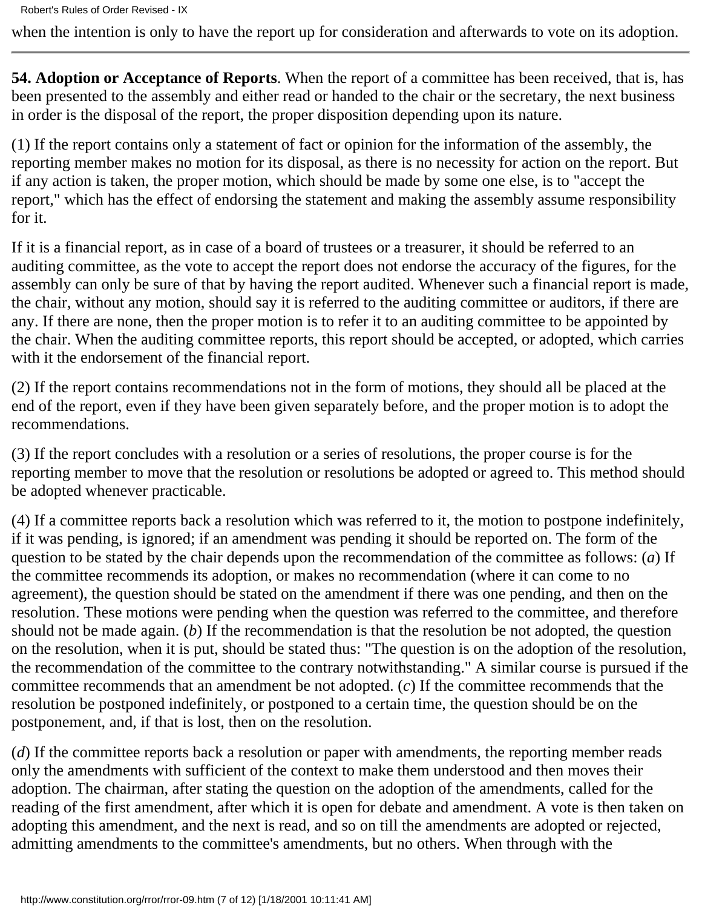when the intention is only to have the report up for consideration and afterwards to vote on its adoption.

---

**54. Adoption or Acceptance of Reports**. When the report of a committee has been received, that is, has been presented to the assembly and either read or handed to the chair or the secretary, the next business in order is the disposal of the report, the proper disposition depending upon its nature.

(1) If the report contains only a statement of fact or opinion for the information of the assembly, the reporting member makes no motion for its disposal, as there is no necessity for action on the report. But if any action is taken, the proper motion, which should be made by some one else, is to "accept the report," which has the effect of endorsing the statement and making the assembly assume responsibility for it.

If it is a financial report, as in case of a board of trustees or a treasurer, it should be referred to an auditing committee, as the vote to accept the report does not endorse the accuracy of the figures, for the assembly can only be sure of that by having the report audited. Whenever such a financial report is made, the chair, without any motion, should say it is referred to the auditing committee or auditors, if there are any. If there are none, then the proper motion is to refer it to an auditing committee to be appointed by the chair. When the auditing committee reports, this report should be accepted, or adopted, which carries with it the endorsement of the financial report.

(2) If the report contains recommendations not in the form of motions, they should all be placed at the end of the report, even if they have been given separately before, and the proper motion is to adopt the recommendations.

(3) If the report concludes with a resolution or a series of resolutions, the proper course is for the reporting member to move that the resolution or resolutions be adopted or agreed to. This method should be adopted whenever practicable.

(4) If a committee reports back a resolution which was referred to it, the motion to postpone indefinitely, if it was pending, is ignored; if an amendment was pending it should be reported on. The form of the question to be stated by the chair depends upon the recommendation of the committee as follows: (*a*) If the committee recommends its adoption, or makes no recommendation (where it can come to no agreement), the question should be stated on the amendment if there was one pending, and then on the resolution. These motions were pending when the question was referred to the committee, and therefore should not be made again. (*b*) If the recommendation is that the resolution be not adopted, the question on the resolution, when it is put, should be stated thus: "The question is on the adoption of the resolution, the recommendation of the committee to the contrary notwithstanding." A similar course is pursued if the committee recommends that an amendment be not adopted. (*c*) If the committee recommends that the resolution be postponed indefinitely, or postponed to a certain time, the question should be on the postponement, and, if that is lost, then on the resolution.

(*d*) If the committee reports back a resolution or paper with amendments, the reporting member reads only the amendments with sufficient of the context to make them understood and then moves their adoption. The chairman, after stating the question on the adoption of the amendments, called for the reading of the first amendment, after which it is open for debate and amendment. A vote is then taken on adopting this amendment, and the next is read, and so on till the amendments are adopted or rejected, admitting amendments to the committee's amendments, but no others. When through with the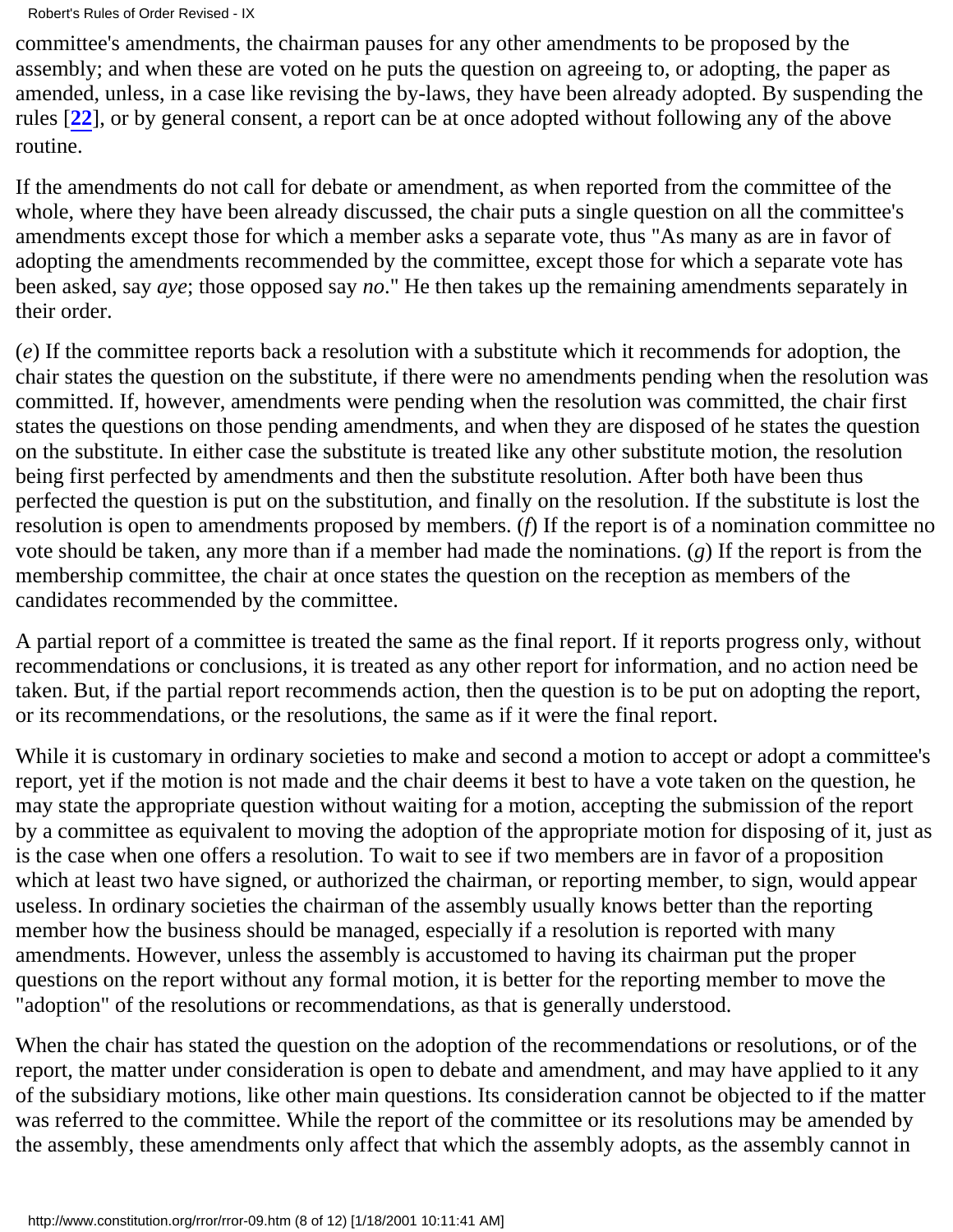committee's amendments, the chairman pauses for any other amendments to be proposed by the assembly; and when these are voted on he puts the question on agreeing to, or adopting, the paper as amended, unless, in a case like revising the by-laws, they have been already adopted. By suspending the rules [**22**], or by general consent, a report can be at once adopted without following any of the above routine.

If the amendments do not call for debate or amendment, as when reported from the committee of the whole, where they have been already discussed, the chair puts a single question on all the committee's amendments except those for which a member asks a separate vote, thus "As many as are in favor of adopting the amendments recommended by the committee, except those for which a separate vote has been asked, say *aye*; those opposed say *no*." He then takes up the remaining amendments separately in their order.

(*e*) If the committee reports back a resolution with a substitute which it recommends for adoption, the chair states the question on the substitute, if there were no amendments pending when the resolution was committed. If, however, amendments were pending when the resolution was committed, the chair first states the questions on those pending amendments, and when they are disposed of he states the question on the substitute. In either case the substitute is treated like any other substitute motion, the resolution being first perfected by amendments and then the substitute resolution. After both have been thus perfected the question is put on the substitution, and finally on the resolution. If the substitute is lost the resolution is open to amendments proposed by members. (*f*) If the report is of a nomination committee no vote should be taken, any more than if a member had made the nominations. (*g*) If the report is from the membership committee, the chair at once states the question on the reception as members of the candidates recommended by the committee.

A partial report of a committee is treated the same as the final report. If it reports progress only, without recommendations or conclusions, it is treated as any other report for information, and no action need be taken. But, if the partial report recommends action, then the question is to be put on adopting the report, or its recommendations, or the resolutions, the same as if it were the final report.

While it is customary in ordinary societies to make and second a motion to accept or adopt a committee's report, yet if the motion is not made and the chair deems it best to have a vote taken on the question, he may state the appropriate question without waiting for a motion, accepting the submission of the report by a committee as equivalent to moving the adoption of the appropriate motion for disposing of it, just as is the case when one offers a resolution. To wait to see if two members are in favor of a proposition which at least two have signed, or authorized the chairman, or reporting member, to sign, would appear useless. In ordinary societies the chairman of the assembly usually knows better than the reporting member how the business should be managed, especially if a resolution is reported with many amendments. However, unless the assembly is accustomed to having its chairman put the proper questions on the report without any formal motion, it is better for the reporting member to move the "adoption" of the resolutions or recommendations, as that is generally understood.

When the chair has stated the question on the adoption of the recommendations or resolutions, or of the report, the matter under consideration is open to debate and amendment, and may have applied to it any of the subsidiary motions, like other main questions. Its consideration cannot be objected to if the matter was referred to the committee. While the report of the committee or its resolutions may be amended by the assembly, these amendments only affect that which the assembly adopts, as the assembly cannot in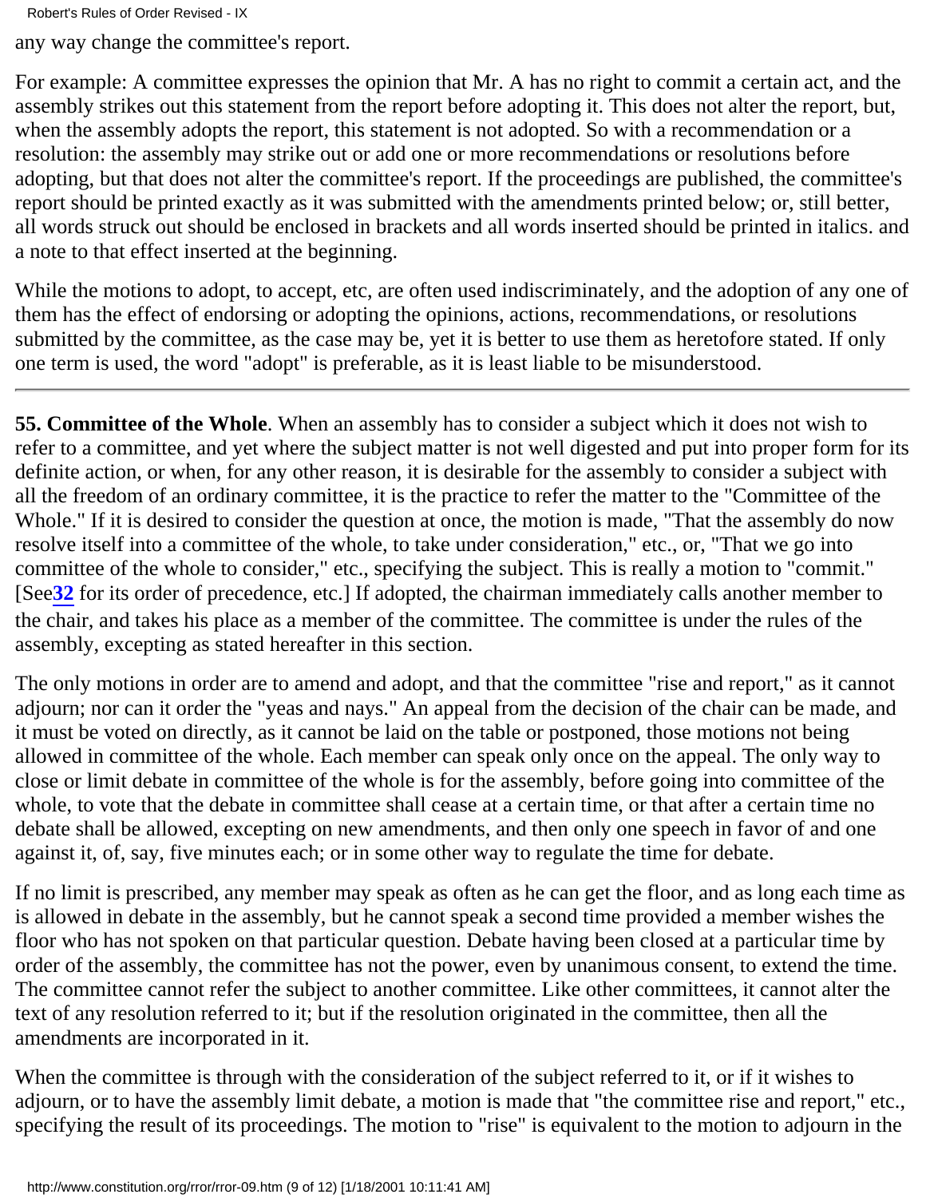any way change the committee's report.

For example: A committee expresses the opinion that Mr. A has no right to commit a certain act, and the assembly strikes out this statement from the report before adopting it. This does not alter the report, but, when the assembly adopts the report, this statement is not adopted. So with a recommendation or a resolution: the assembly may strike out or add one or more recommendations or resolutions before adopting, but that does not alter the committee's report. If the proceedings are published, the committee's report should be printed exactly as it was submitted with the amendments printed below; or, still better, all words struck out should be enclosed in brackets and all words inserted should be printed in italics. and a note to that effect inserted at the beginning.

While the motions to adopt, to accept, etc, are often used indiscriminately, and the adoption of any one of them has the effect of endorsing or adopting the opinions, actions, recommendations, or resolutions submitted by the committee, as the case may be, yet it is better to use them as heretofore stated. If only one term is used, the word "adopt" is preferable, as it is least liable to be misunderstood.

---

**55. Committee of the Whole**. When an assembly has to consider a subject which it does not wish to refer to a committee, and yet where the subject matter is not well digested and put into proper form for its definite action, or when, for any other reason, it is desirable for the assembly to consider a subject with all the freedom of an ordinary committee, it is the practice to refer the matter to the "Committee of the Whole." If it is desired to consider the question at once, the motion is made, "That the assembly do now resolve itself into a committee of the whole, to take under consideration," etc., or, "That we go into committee of the whole to consider," etc., specifying the subject. This is really a motion to "commit." [See **32** for its order of precedence, etc.] If adopted, the chairman immediately calls another member to the chair, and takes his place as a member of the committee. The committee is under the rules of the assembly, excepting as stated hereafter in this section.

The only motions in order are to amend and adopt, and that the committee "rise and report," as it cannot adjourn; nor can it order the "yeas and nays." An appeal from the decision of the chair can be made, and it must be voted on directly, as it cannot be laid on the table or postponed, those motions not being allowed in committee of the whole. Each member can speak only once on the appeal. The only way to close or limit debate in committee of the whole is for the assembly, before going into committee of the whole, to vote that the debate in committee shall cease at a certain time, or that after a certain time no debate shall be allowed, excepting on new amendments, and then only one speech in favor of and one against it, of, say, five minutes each; or in some other way to regulate the time for debate.

If no limit is prescribed, any member may speak as often as he can get the floor, and as long each time as is allowed in debate in the assembly, but he cannot speak a second time provided a member wishes the floor who has not spoken on that particular question. Debate having been closed at a particular time by order of the assembly, the committee has not the power, even by unanimous consent, to extend the time. The committee cannot refer the subject to another committee. Like other committees, it cannot alter the text of any resolution referred to it; but if the resolution originated in the committee, then all the amendments are incorporated in it.

When the committee is through with the consideration of the subject referred to it, or if it wishes to adjourn, or to have the assembly limit debate, a motion is made that "the committee rise and report," etc., specifying the result of its proceedings. The motion to "rise" is equivalent to the motion to adjourn in the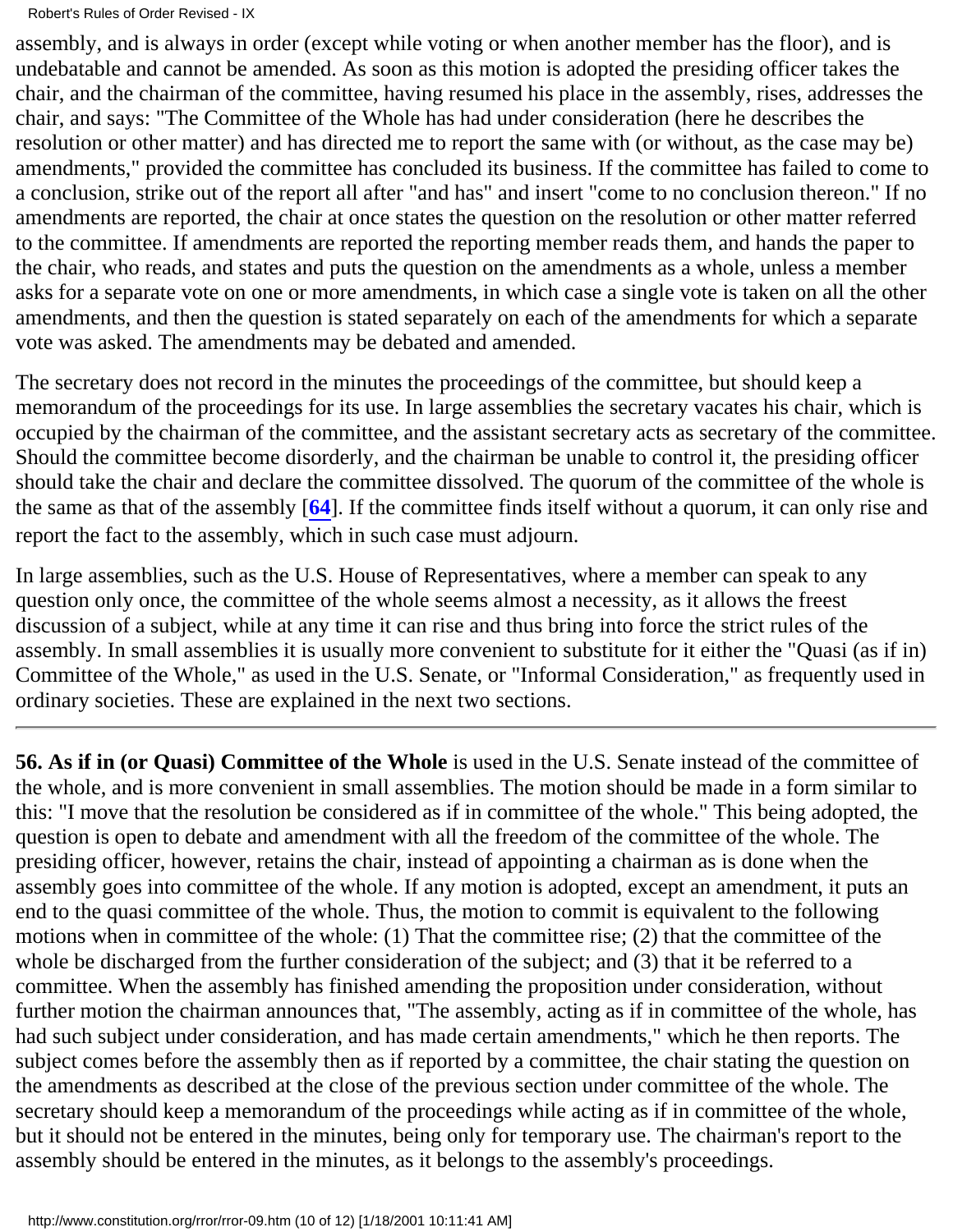assembly, and is always in order (except while voting or when another member has the floor), and is undebatable and cannot be amended. As soon as this motion is adopted the presiding officer takes the chair, and the chairman of the committee, having resumed his place in the assembly, rises, addresses the chair, and says: "The Committee of the Whole has had under consideration (here he describes the resolution or other matter) and has directed me to report the same with (or without, as the case may be) amendments," provided the committee has concluded its business. If the committee has failed to come to a conclusion, strike out of the report all after "and has" and insert "come to no conclusion thereon." If no amendments are reported, the chair at once states the question on the resolution or other matter referred to the committee. If amendments are reported the reporting member reads them, and hands the paper to the chair, who reads, and states and puts the question on the amendments as a whole, unless a member asks for a separate vote on one or more amendments, in which case a single vote is taken on all the other amendments, and then the question is stated separately on each of the amendments for which a separate vote was asked. The amendments may be debated and amended.

The secretary does not record in the minutes the proceedings of the committee, but should keep a memorandum of the proceedings for its use. In large assemblies the secretary vacates his chair, which is occupied by the chairman of the committee, and the assistant secretary acts as secretary of the committee. Should the committee become disorderly, and the chairman be unable to control it, the presiding officer should take the chair and declare the committee dissolved. The quorum of the committee of the whole is the same as that of the assembly [**64**]. If the committee finds itself without a quorum, it can only rise and report the fact to the assembly, which in such case must adjourn.

In large assemblies, such as the U.S. House of Representatives, where a member can speak to any question only once, the committee of the whole seems almost a necessity, as it allows the freest discussion of a subject, while at any time it can rise and thus bring into force the strict rules of the assembly. In small assemblies it is usually more convenient to substitute for it either the "Quasi (as if in) Committee of the Whole," as used in the U.S. Senate, or "Informal Consideration," as frequently used in ordinary societies. These are explained in the next two sections.

---

**56. As if in (or Quasi) Committee of the Whole** is used in the U.S. Senate instead of the committee of the whole, and is more convenient in small assemblies. The motion should be made in a form similar to this: "I move that the resolution be considered as if in committee of the whole." This being adopted, the question is open to debate and amendment with all the freedom of the committee of the whole. The presiding officer, however, retains the chair, instead of appointing a chairman as is done when the assembly goes into committee of the whole. If any motion is adopted, except an amendment, it puts an end to the quasi committee of the whole. Thus, the motion to commit is equivalent to the following motions when in committee of the whole: (1) That the committee rise; (2) that the committee of the whole be discharged from the further consideration of the subject; and (3) that it be referred to a committee. When the assembly has finished amending the proposition under consideration, without further motion the chairman announces that, "The assembly, acting as if in committee of the whole, has had such subject under consideration, and has made certain amendments," which he then reports. The subject comes before the assembly then as if reported by a committee, the chair stating the question on the amendments as described at the close of the previous section under committee of the whole. The secretary should keep a memorandum of the proceedings while acting as if in committee of the whole, but it should not be entered in the minutes, being only for temporary use. The chairman's report to the assembly should be entered in the minutes, as it belongs to the assembly's proceedings.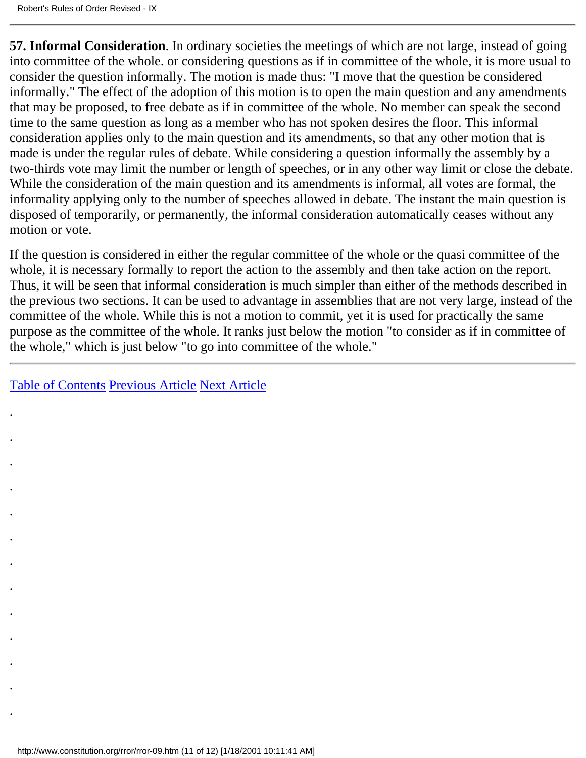**57. Informal Consideration**. In ordinary societies the meetings of which are not large, instead of going into committee of the whole. or considering questions as if in committee of the whole, it is more usual to consider the question informally. The motion is made thus: "I move that the question be considered informally." The effect of the adoption of this motion is to open the main question and any amendments that may be proposed, to free debate as if in committee of the whole. No member can speak the second time to the same question as long as a member who has not spoken desires the floor. This informal consideration applies only to the main question and its amendments, so that any other motion that is made is under the regular rules of debate. While considering a question informally the assembly by a two-thirds vote may limit the number or length of speeches, or in any other way limit or close the debate. While the consideration of the main question and its amendments is informal, all votes are formal, the informality applying only to the number of speeches allowed in debate. The instant the main question is disposed of temporarily, or permanently, the informal consideration automatically ceases without any motion or vote.

If the question is considered in either the regular committee of the whole or the quasi committee of the whole, it is necessary formally to report the action to the assembly and then take action on the report. Thus, it will be seen that informal consideration is much simpler than either of the methods described in the previous two sections. It can be used to advantage in assemblies that are not very large, instead of the committee of the whole. While this is not a motion to commit, yet it is used for practically the same purpose as the committee of the whole. It ranks just below the motion "to consider as if in committee of the whole," which is just below "to go into committee of the whole."

---

Table of Contents Previous Article Next Article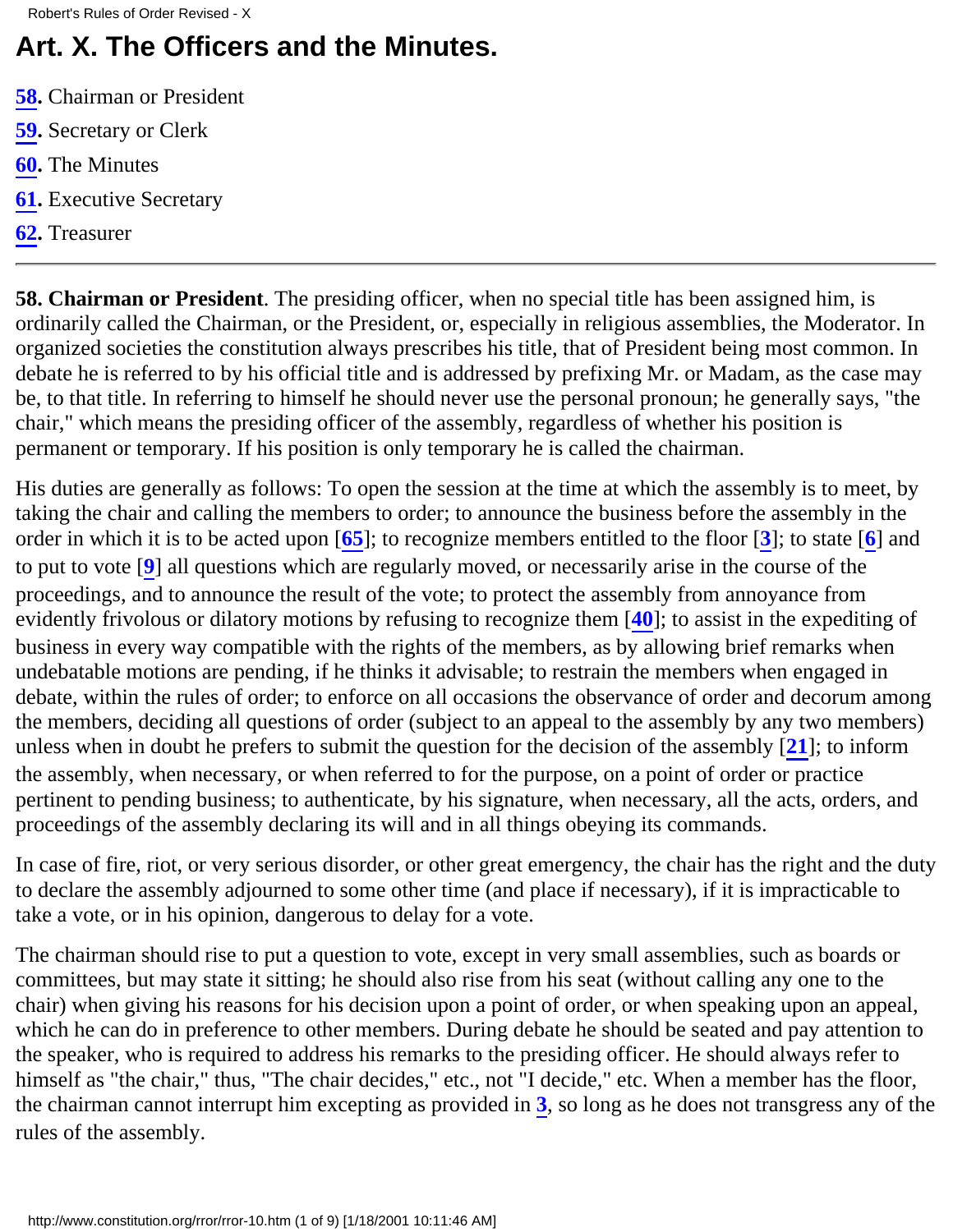# Art. X. The Officers and the Minutes.

**58.** Chairman or President

**59.** Secretary or Clerk

**60.** The Minutes

**61.** Executive Secretary

**62.** Treasurer

---

**58. Chairman or President**. The presiding officer, when no special title has been assigned him, is ordinarily called the Chairman, or the President, or, especially in religious assemblies, the Moderator. In organized societies the constitution always prescribes his title, that of President being most common. In debate he is referred to by his official title and is addressed by prefixing Mr. or Madam, as the case may be, to that title. In referring to himself he should never use the personal pronoun; he generally says, "the chair," which means the presiding officer of the assembly, regardless of whether his position is permanent or temporary. If his position is only temporary he is called the chairman.

His duties are generally as follows: To open the session at the time at which the assembly is to meet, by taking the chair and calling the members to order; to announce the business before the assembly in the order in which it is to be acted upon [**65**]; to recognize members entitled to the floor [**3**]; to state [**6**] and to put to vote [**9**] all questions which are regularly moved, or necessarily arise in the course of the proceedings, and to announce the result of the vote; to protect the assembly from annoyance from evidently frivolous or dilatory motions by refusing to recognize them [**40**]; to assist in the expediting of business in every way compatible with the rights of the members, as by allowing brief remarks when undebatable motions are pending, if he thinks it advisable; to restrain the members when engaged in debate, within the rules of order; to enforce on all occasions the observance of order and decorum among the members, deciding all questions of order (subject to an appeal to the assembly by any two members) unless when in doubt he prefers to submit the question for the decision of the assembly [**21**]; to inform the assembly, when necessary, or when referred to for the purpose, on a point of order or practice pertinent to pending business; to authenticate, by his signature, when necessary, all the acts, orders, and proceedings of the assembly declaring its will and in all things obeying its commands.

In case of fire, riot, or very serious disorder, or other great emergency, the chair has the right and the duty to declare the assembly adjourned to some other time (and place if necessary), if it is impracticable to take a vote, or in his opinion, dangerous to delay for a vote.

The chairman should rise to put a question to vote, except in very small assemblies, such as boards or committees, but may state it sitting; he should also rise from his seat (without calling any one to the chair) when giving his reasons for his decision upon a point of order, or when speaking upon an appeal, which he can do in preference to other members. During debate he should be seated and pay attention to the speaker, who is required to address his remarks to the presiding officer. He should always refer to himself as "the chair," thus, "The chair decides," etc., not "I decide," etc. When a member has the floor, the chairman cannot interrupt him excepting as provided in **3**, so long as he does not transgress any of the rules of the assembly.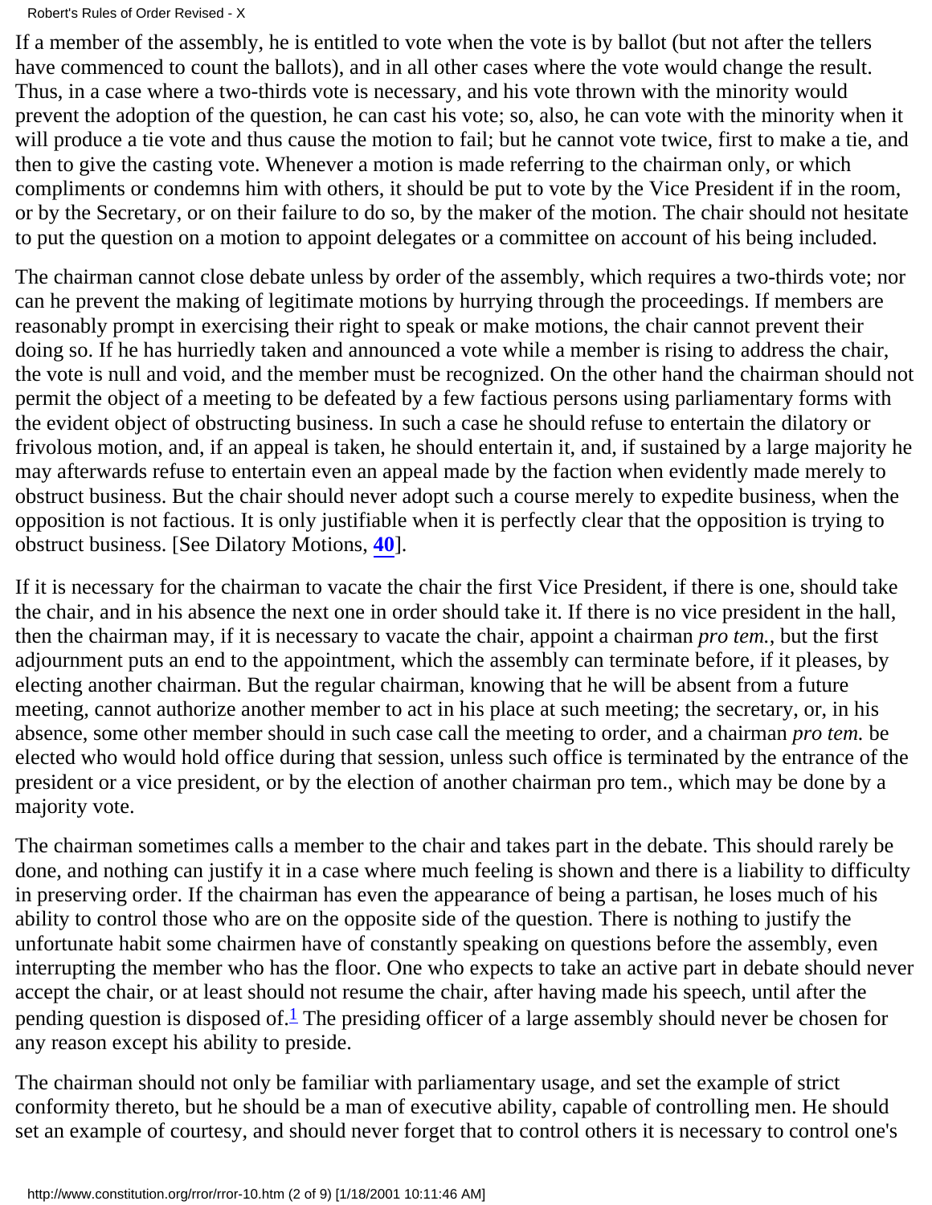If a member of the assembly, he is entitled to vote when the vote is by ballot (but not after the tellers have commenced to count the ballots), and in all other cases where the vote would change the result. Thus, in a case where a two-thirds vote is necessary, and his vote thrown with the minority would prevent the adoption of the question, he can cast his vote; so, also, he can vote with the minority when it will produce a tie vote and thus cause the motion to fail; but he cannot vote twice, first to make a tie, and then to give the casting vote. Whenever a motion is made referring to the chairman only, or which compliments or condemns him with others, it should be put to vote by the Vice President if in the room, or by the Secretary, or on their failure to do so, by the maker of the motion. The chair should not hesitate to put the question on a motion to appoint delegates or a committee on account of his being included.

The chairman cannot close debate unless by order of the assembly, which requires a two-thirds vote; nor can he prevent the making of legitimate motions by hurrying through the proceedings. If members are reasonably prompt in exercising their right to speak or make motions, the chair cannot prevent their doing so. If he has hurriedly taken and announced a vote while a member is rising to address the chair, the vote is null and void, and the member must be recognized. On the other hand the chairman should not permit the object of a meeting to be defeated by a few factious persons using parliamentary forms with the evident object of obstructing business. In such a case he should refuse to entertain the dilatory or frivolous motion, and, if an appeal is taken, he should entertain it, and, if sustained by a large majority he may afterwards refuse to entertain even an appeal made by the faction when evidently made merely to obstruct business. But the chair should never adopt such a course merely to expedite business, when the opposition is not factious. It is only justifiable when it is perfectly clear that the opposition is trying to obstruct business. [See Dilatory Motions, **40**].

If it is necessary for the chairman to vacate the chair the first Vice President, if there is one, should take the chair, and in his absence the next one in order should take it. If there is no vice president in the hall, then the chairman may, if it is necessary to vacate the chair, appoint a chairman *pro tem.*, but the first adjournment puts an end to the appointment, which the assembly can terminate before, if it pleases, by electing another chairman. But the regular chairman, knowing that he will be absent from a future meeting, cannot authorize another member to act in his place at such meeting; the secretary, or, in his absence, some other member should in such case call the meeting to order, and a chairman *pro tem.* be elected who would hold office during that session, unless such office is terminated by the entrance of the president or a vice president, or by the election of another chairman pro tem., which may be done by a majority vote.

The chairman sometimes calls a member to the chair and takes part in the debate. This should rarely be done, and nothing can justify it in a case where much feeling is shown and there is a liability to difficulty in preserving order. If the chairman has even the appearance of being a partisan, he loses much of his ability to control those who are on the opposite side of the question. There is nothing to justify the unfortunate habit some chairmen have of constantly speaking on questions before the assembly, even interrupting the member who has the floor. One who expects to take an active part in debate should never accept the chair, or at least should not resume the chair, after having made his speech, until after the pending question is disposed of.[1] The presiding officer of a large assembly should never be chosen for any reason except his ability to preside.

The chairman should not only be familiar with parliamentary usage, and set the example of strict conformity thereto, but he should be a man of executive ability, capable of controlling men. He should set an example of courtesy, and should never forget that to control others it is necessary to control one's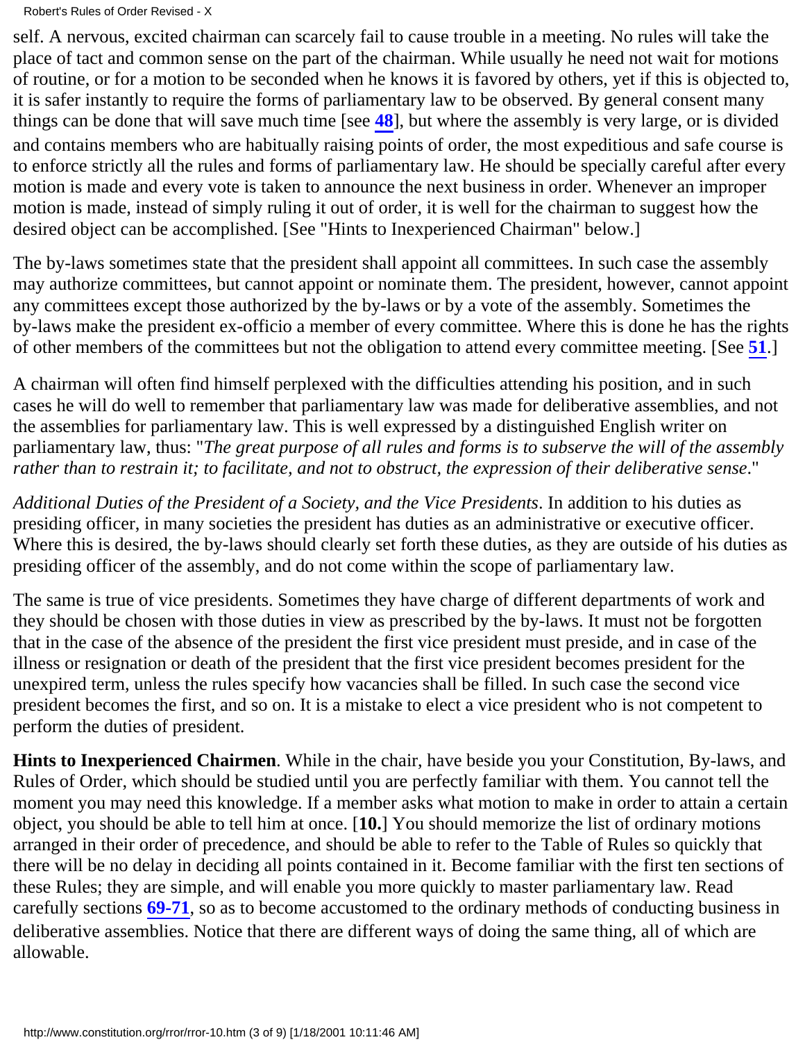self. A nervous, excited chairman can scarcely fail to cause trouble in a meeting. No rules will take the place of tact and common sense on the part of the chairman. While usually he need not wait for motions of routine, or for a motion to be seconded when he knows it is favored by others, yet if this is objected to, it is safer instantly to require the forms of parliamentary law to be observed. By general consent many things can be done that will save much time [see **48**], but where the assembly is very large, or is divided and contains members who are habitually raising points of order, the most expeditious and safe course is to enforce strictly all the rules and forms of parliamentary law. He should be specially careful after every motion is made and every vote is taken to announce the next business in order. Whenever an improper motion is made, instead of simply ruling it out of order, it is well for the chairman to suggest how the desired object can be accomplished. [See "Hints to Inexperienced Chairman" below.]

The by-laws sometimes state that the president shall appoint all committees. In such case the assembly may authorize committees, but cannot appoint or nominate them. The president, however, cannot appoint any committees except those authorized by the by-laws or by a vote of the assembly. Sometimes the by-laws make the president ex-officio a member of every committee. Where this is done he has the rights of other members of the committees but not the obligation to attend every committee meeting. [See **51**.]

A chairman will often find himself perplexed with the difficulties attending his position, and in such cases he will do well to remember that parliamentary law was made for deliberative assemblies, and not the assemblies for parliamentary law. This is well expressed by a distinguished English writer on parliamentary law, thus: "*The great purpose of all rules and forms is to subserve the will of the assembly rather than to restrain it; to facilitate, and not to obstruct, the expression of their deliberative sense*."

*Additional Duties of the President of a Society, and the Vice Presidents*. In addition to his duties as presiding officer, in many societies the president has duties as an administrative or executive officer. Where this is desired, the by-laws should clearly set forth these duties, as they are outside of his duties as presiding officer of the assembly, and do not come within the scope of parliamentary law.

The same is true of vice presidents. Sometimes they have charge of different departments of work and they should be chosen with those duties in view as prescribed by the by-laws. It must not be forgotten that in the case of the absence of the president the first vice president must preside, and in case of the illness or resignation or death of the president that the first vice president becomes president for the unexpired term, unless the rules specify how vacancies shall be filled. In such case the second vice president becomes the first, and so on. It is a mistake to elect a vice president who is not competent to perform the duties of president.

**Hints to Inexperienced Chairmen**. While in the chair, have beside you your Constitution, By-laws, and Rules of Order, which should be studied until you are perfectly familiar with them. You cannot tell the moment you may need this knowledge. If a member asks what motion to make in order to attain a certain object, you should be able to tell him at once. [**10.**] You should memorize the list of ordinary motions arranged in their order of precedence, and should be able to refer to the Table of Rules so quickly that there will be no delay in deciding all points contained in it. Become familiar with the first ten sections of these Rules; they are simple, and will enable you more quickly to master parliamentary law. Read carefully sections **69-71**, so as to become accustomed to the ordinary methods of conducting business in deliberative assemblies. Notice that there are different ways of doing the same thing, all of which are allowable.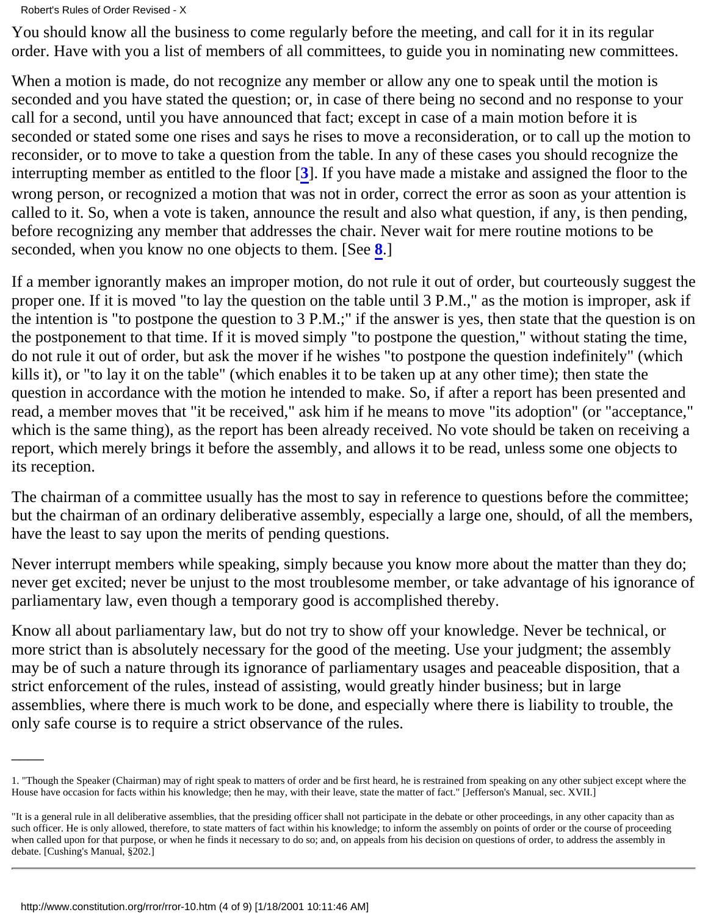You should know all the business to come regularly before the meeting, and call for it in its regular order. Have with you a list of members of all committees, to guide you in nominating new committees.

When a motion is made, do not recognize any member or allow any one to speak until the motion is seconded and you have stated the question; or, in case of there being no second and no response to your call for a second, until you have announced that fact; except in case of a main motion before it is seconded or stated some one rises and says he rises to move a reconsideration, or to call up the motion to reconsider, or to move to take a question from the table. In any of these cases you should recognize the interrupting member as entitled to the floor [**3**]. If you have made a mistake and assigned the floor to the wrong person, or recognized a motion that was not in order, correct the error as soon as your attention is called to it. So, when a vote is taken, announce the result and also what question, if any, is then pending, before recognizing any member that addresses the chair. Never wait for mere routine motions to be seconded, when you know no one objects to them. [See **8**.]

If a member ignorantly makes an improper motion, do not rule it out of order, but courteously suggest the proper one. If it is moved "to lay the question on the table until 3 P.M.," as the motion is improper, ask if the intention is "to postpone the question to 3 P.M.;" if the answer is yes, then state that the question is on the postponement to that time. If it is moved simply "to postpone the question," without stating the time, do not rule it out of order, but ask the mover if he wishes "to postpone the question indefinitely" (which kills it), or "to lay it on the table" (which enables it to be taken up at any other time); then state the question in accordance with the motion he intended to make. So, if after a report has been presented and read, a member moves that "it be received," ask him if he means to move "its adoption" (or "acceptance," which is the same thing), as the report has been already received. No vote should be taken on receiving a report, which merely brings it before the assembly, and allows it to be read, unless some one objects to its reception.

The chairman of a committee usually has the most to say in reference to questions before the committee; but the chairman of an ordinary deliberative assembly, especially a large one, should, of all the members, have the least to say upon the merits of pending questions.

Never interrupt members while speaking, simply because you know more about the matter than they do; never get excited; never be unjust to the most troublesome member, or take advantage of his ignorance of parliamentary law, even though a temporary good is accomplished thereby.

Know all about parliamentary law, but do not try to show off your knowledge. Never be technical, or more strict than is absolutely necessary for the good of the meeting. Use your judgment; the assembly may be of such a nature through its ignorance of parliamentary usages and peaceable disposition, that a strict enforcement of the rules, instead of assisting, would greatly hinder business; but in large assemblies, where there is much work to be done, and especially where there is liability to trouble, the only safe course is to require a strict observance of the rules.

---

1. "Though the Speaker (Chairman) may of right speak to matters of order and be first heard, he is restrained from speaking on any other subject except where the House have occasion for facts within his knowledge; then he may, with their leave, state the matter of fact." [Jefferson's Manual, sec. XVII.]

"It is a general rule in all deliberative assemblies, that the presiding officer shall not participate in the debate or other proceedings, in any other capacity than as such officer. He is only allowed, therefore, to state matters of fact within his knowledge; to inform the assembly on points of order or the course of proceeding when called upon for that purpose, or when he finds it necessary to do so; and, on appeals from his decision on questions of order, to address the assembly in debate. [Cushing's Manual, §202.]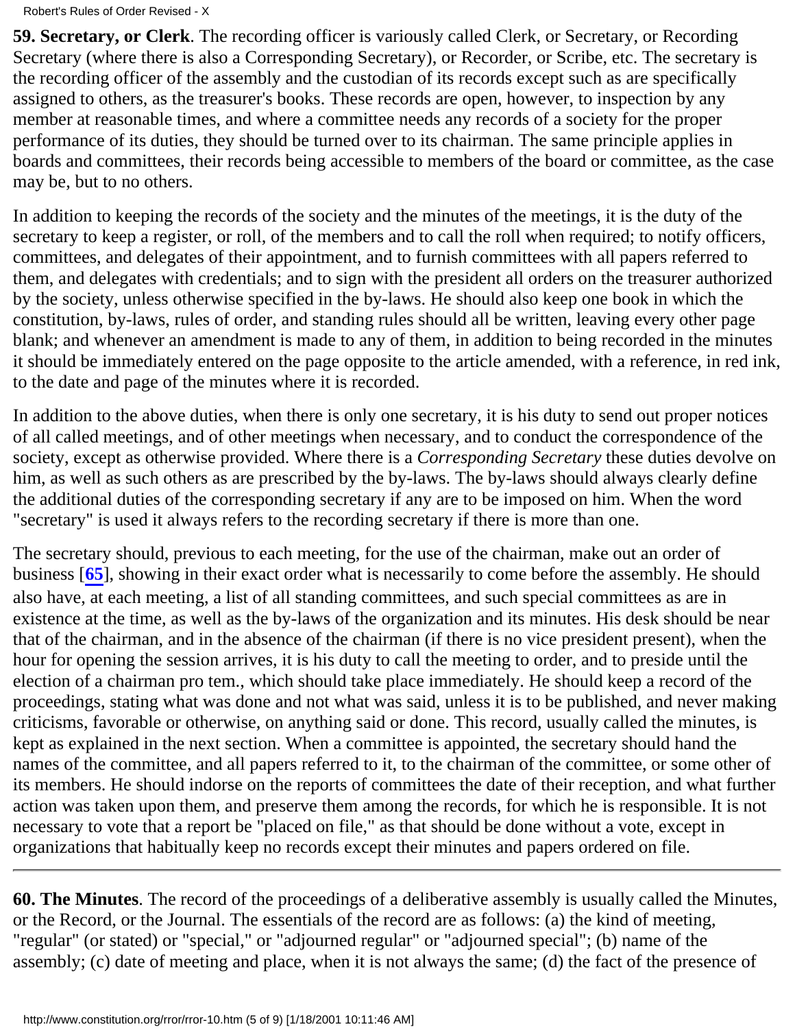**59. Secretary, or Clerk**. The recording officer is variously called Clerk, or Secretary, or Recording Secretary (where there is also a Corresponding Secretary), or Recorder, or Scribe, etc. The secretary is the recording officer of the assembly and the custodian of its records except such as are specifically assigned to others, as the treasurer's books. These records are open, however, to inspection by any member at reasonable times, and where a committee needs any records of a society for the proper performance of its duties, they should be turned over to its chairman. The same principle applies in boards and committees, their records being accessible to members of the board or committee, as the case may be, but to no others.

In addition to keeping the records of the society and the minutes of the meetings, it is the duty of the secretary to keep a register, or roll, of the members and to call the roll when required; to notify officers, committees, and delegates of their appointment, and to furnish committees with all papers referred to them, and delegates with credentials; and to sign with the president all orders on the treasurer authorized by the society, unless otherwise specified in the by-laws. He should also keep one book in which the constitution, by-laws, rules of order, and standing rules should all be written, leaving every other page blank; and whenever an amendment is made to any of them, in addition to being recorded in the minutes it should be immediately entered on the page opposite to the article amended, with a reference, in red ink, to the date and page of the minutes where it is recorded.

In addition to the above duties, when there is only one secretary, it is his duty to send out proper notices of all called meetings, and of other meetings when necessary, and to conduct the correspondence of the society, except as otherwise provided. Where there is a *Corresponding Secretary* these duties devolve on him, as well as such others as are prescribed by the by-laws. The by-laws should always clearly define the additional duties of the corresponding secretary if any are to be imposed on him. When the word "secretary" is used it always refers to the recording secretary if there is more than one.

The secretary should, previous to each meeting, for the use of the chairman, make out an order of business [**65**], showing in their exact order what is necessarily to come before the assembly. He should also have, at each meeting, a list of all standing committees, and such special committees as are in existence at the time, as well as the by-laws of the organization and its minutes. His desk should be near that of the chairman, and in the absence of the chairman (if there is no vice president present), when the hour for opening the session arrives, it is his duty to call the meeting to order, and to preside until the election of a chairman pro tem., which should take place immediately. He should keep a record of the proceedings, stating what was done and not what was said, unless it is to be published, and never making criticisms, favorable or otherwise, on anything said or done. This record, usually called the minutes, is kept as explained in the next section. When a committee is appointed, the secretary should hand the names of the committee, and all papers referred to it, to the chairman of the committee, or some other of its members. He should indorse on the reports of committees the date of their reception, and what further action was taken upon them, and preserve them among the records, for which he is responsible. It is not necessary to vote that a report be "placed on file," as that should be done without a vote, except in organizations that habitually keep no records except their minutes and papers ordered on file.

---

**60. The Minutes**. The record of the proceedings of a deliberative assembly is usually called the Minutes, or the Record, or the Journal. The essentials of the record are as follows: (a) the kind of meeting, "regular" (or stated) or "special," or "adjourned regular" or "adjourned special"; (b) name of the assembly; (c) date of meeting and place, when it is not always the same; (d) the fact of the presence of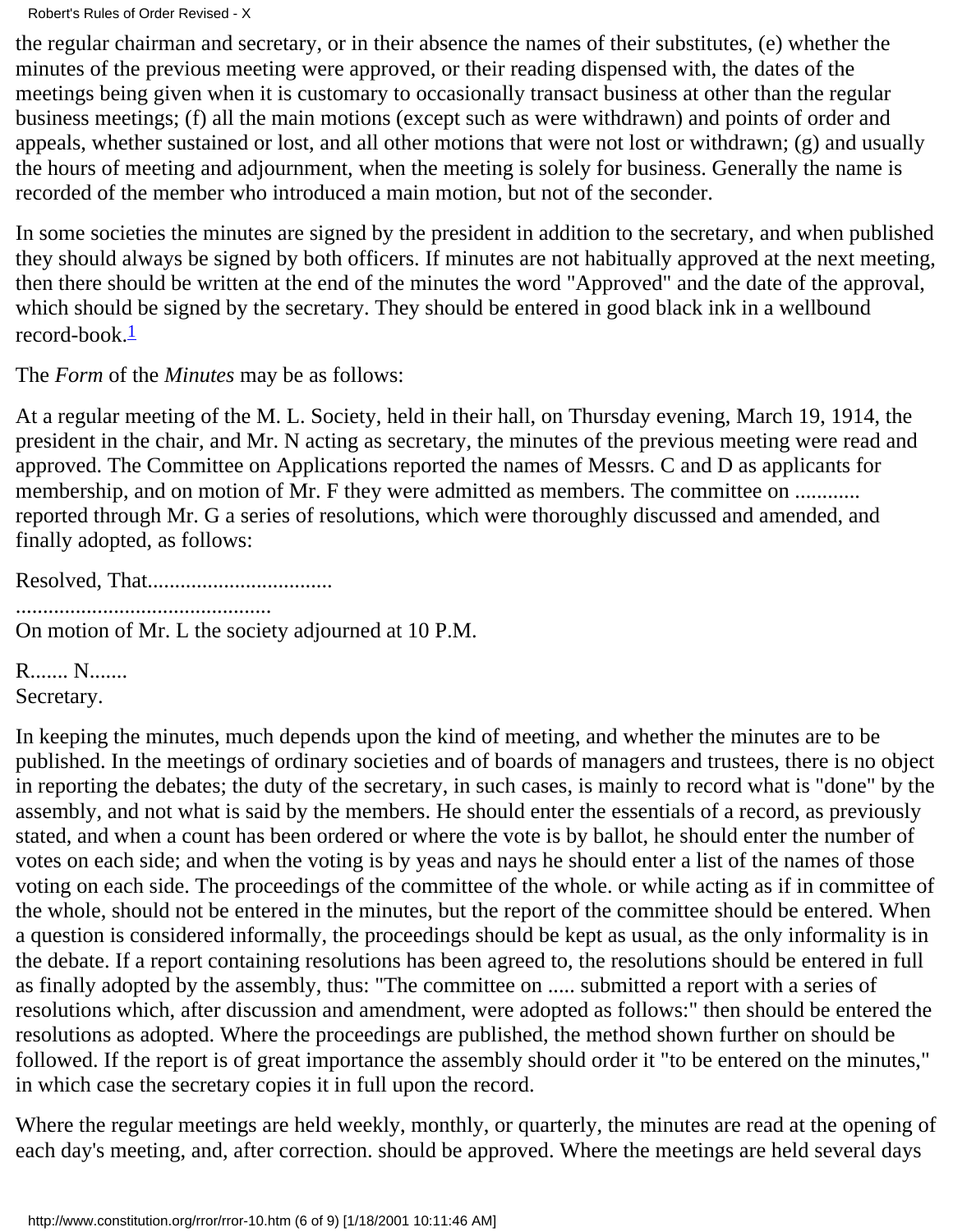the regular chairman and secretary, or in their absence the names of their substitutes, (e) whether the minutes of the previous meeting were approved, or their reading dispensed with, the dates of the meetings being given when it is customary to occasionally transact business at other than the regular business meetings; (f) all the main motions (except such as were withdrawn) and points of order and appeals, whether sustained or lost, and all other motions that were not lost or withdrawn; (g) and usually the hours of meeting and adjournment, when the meeting is solely for business. Generally the name is recorded of the member who introduced a main motion, but not of the seconder.

In some societies the minutes are signed by the president in addition to the secretary, and when published they should always be signed by both officers. If minutes are not habitually approved at the next meeting, then there should be written at the end of the minutes the word "Approved" and the date of the approval, which should be signed by the secretary. They should be entered in good black ink in a wellbound record-book.[1]

The *Form* of the *Minutes* may be as follows:

At a regular meeting of the M. L. Society, held in their hall, on Thursday evening, March 19, 1914, the president in the chair, and Mr. N acting as secretary, the minutes of the previous meeting were read and approved. The Committee on Applications reported the names of Messrs. C and D as applicants for membership, and on motion of Mr. F they were admitted as members. The committee on ............ reported through Mr. G a series of resolutions, which were thoroughly discussed and amended, and finally adopted, as follows:

Resolved, That..................................

...............................................
On motion of Mr. L the society adjourned at 10 P.M.

R....... N.......
Secretary.

In keeping the minutes, much depends upon the kind of meeting, and whether the minutes are to be published. In the meetings of ordinary societies and of boards of managers and trustees, there is no object in reporting the debates; the duty of the secretary, in such cases, is mainly to record what is "done" by the assembly, and not what is said by the members. He should enter the essentials of a record, as previously stated, and when a count has been ordered or where the vote is by ballot, he should enter the number of votes on each side; and when the voting is by yeas and nays he should enter a list of the names of those voting on each side. The proceedings of the committee of the whole. or while acting as if in committee of the whole, should not be entered in the minutes, but the report of the committee should be entered. When a question is considered informally, the proceedings should be kept as usual, as the only informality is in the debate. If a report containing resolutions has been agreed to, the resolutions should be entered in full as finally adopted by the assembly, thus: "The committee on ..... submitted a report with a series of resolutions which, after discussion and amendment, were adopted as follows:" then should be entered the resolutions as adopted. Where the proceedings are published, the method shown further on should be followed. If the report is of great importance the assembly should order it "to be entered on the minutes," in which case the secretary copies it in full upon the record.

Where the regular meetings are held weekly, monthly, or quarterly, the minutes are read at the opening of each day's meeting, and, after correction. should be approved. Where the meetings are held several days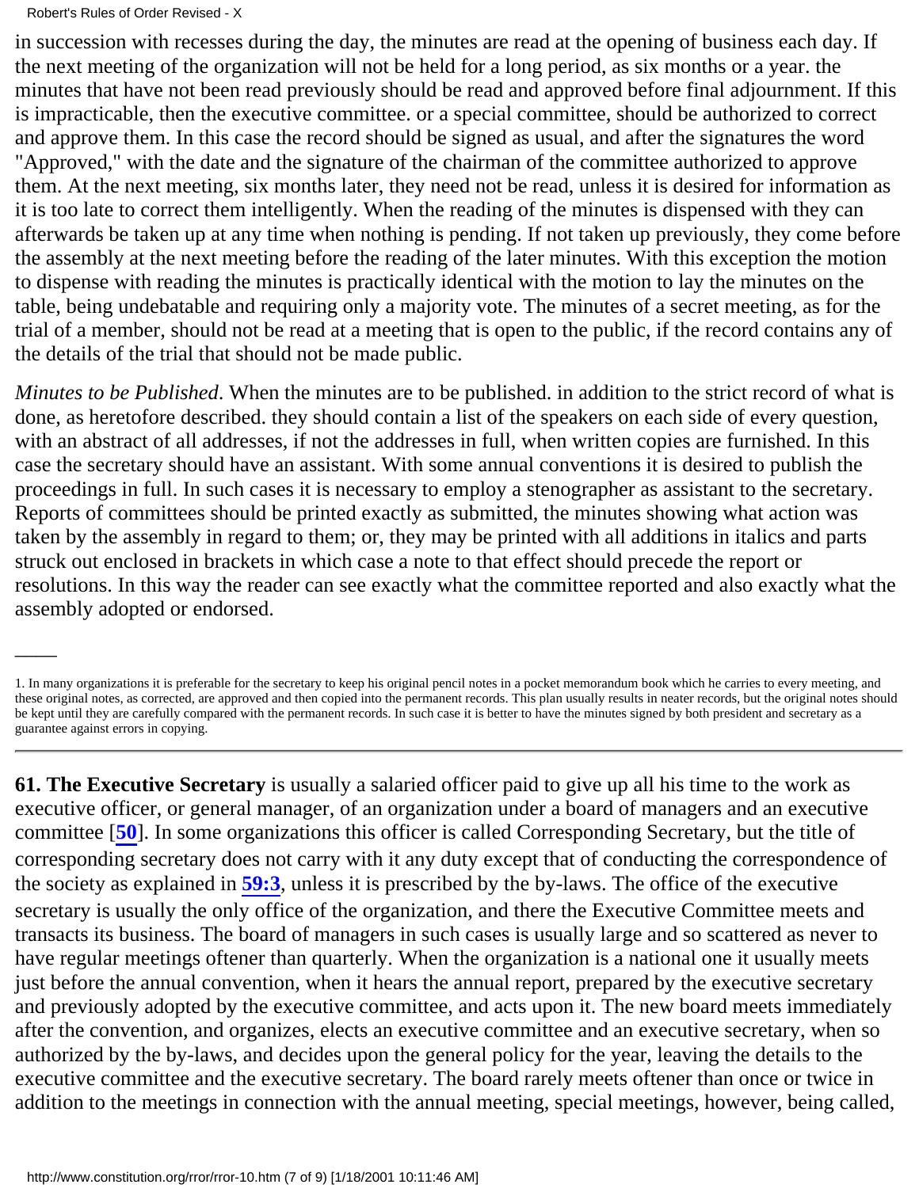in succession with recesses during the day, the minutes are read at the opening of business each day. If the next meeting of the organization will not be held for a long period, as six months or a year. the minutes that have not been read previously should be read and approved before final adjournment. If this is impracticable, then the executive committee. or a special committee, should be authorized to correct and approve them. In this case the record should be signed as usual, and after the signatures the word "Approved," with the date and the signature of the chairman of the committee authorized to approve them. At the next meeting, six months later, they need not be read, unless it is desired for information as it is too late to correct them intelligently. When the reading of the minutes is dispensed with they can afterwards be taken up at any time when nothing is pending. If not taken up previously, they come before the assembly at the next meeting before the reading of the later minutes. With this exception the motion to dispense with reading the minutes is practically identical with the motion to lay the minutes on the table, being undebatable and requiring only a majority vote. The minutes of a secret meeting, as for the trial of a member, should not be read at a meeting that is open to the public, if the record contains any of the details of the trial that should not be made public.

*Minutes to be Published*. When the minutes are to be published. in addition to the strict record of what is done, as heretofore described. they should contain a list of the speakers on each side of every question, with an abstract of all addresses, if not the addresses in full, when written copies are furnished. In this case the secretary should have an assistant. With some annual conventions it is desired to publish the proceedings in full. In such cases it is necessary to employ a stenographer as assistant to the secretary. Reports of committees should be printed exactly as submitted, the minutes showing what action was taken by the assembly in regard to them; or, they may be printed with all additions in italics and parts struck out enclosed in brackets in which case a note to that effect should precede the report or resolutions. In this way the reader can see exactly what the committee reported and also exactly what the assembly adopted or endorsed.

---

1. In many organizations it is preferable for the secretary to keep his original pencil notes in a pocket memorandum book which he carries to every meeting, and these original notes, as corrected, are approved and then copied into the permanent records. This plan usually results in neater records, but the original notes should be kept until they are carefully compared with the permanent records. In such case it is better to have the minutes signed by both president and secretary as a guarantee against errors in copying.

---

**61. The Executive Secretary** is usually a salaried officer paid to give up all his time to the work as executive officer, or general manager, of an organization under a board of managers and an executive committee [**50**]. In some organizations this officer is called Corresponding Secretary, but the title of corresponding secretary does not carry with it any duty except that of conducting the correspondence of the society as explained in **59:3**, unless it is prescribed by the by-laws. The office of the executive secretary is usually the only office of the organization, and there the Executive Committee meets and transacts its business. The board of managers in such cases is usually large and so scattered as never to have regular meetings oftener than quarterly. When the organization is a national one it usually meets just before the annual convention, when it hears the annual report, prepared by the executive secretary and previously adopted by the executive committee, and acts upon it. The new board meets immediately after the convention, and organizes, elects an executive committee and an executive secretary, when so authorized by the by-laws, and decides upon the general policy for the year, leaving the details to the executive committee and the executive secretary. The board rarely meets oftener than once or twice in addition to the meetings in connection with the annual meeting, special meetings, however, being called,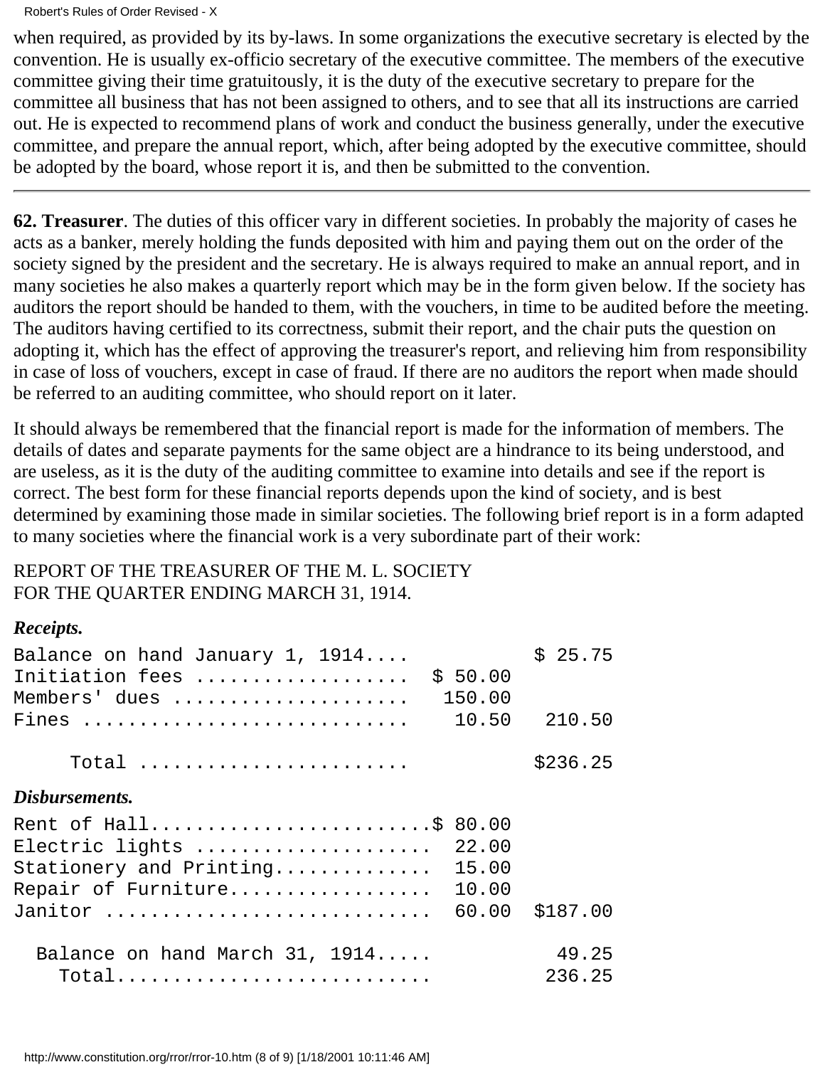when required, as provided by its by-laws. In some organizations the executive secretary is elected by the convention. He is usually ex-officio secretary of the executive committee. The members of the executive committee giving their time gratuitously, it is the duty of the executive secretary to prepare for the committee all business that has not been assigned to others, and to see that all its instructions are carried out. He is expected to recommend plans of work and conduct the business generally, under the executive committee, and prepare the annual report, which, after being adopted by the executive committee, should be adopted by the board, whose report it is, and then be submitted to the convention.

---

**62. Treasurer**. The duties of this officer vary in different societies. In probably the majority of cases he acts as a banker, merely holding the funds deposited with him and paying them out on the order of the society signed by the president and the secretary. He is always required to make an annual report, and in many societies he also makes a quarterly report which may be in the form given below. If the society has auditors the report should be handed to them, with the vouchers, in time to be audited before the meeting. The auditors having certified to its correctness, submit their report, and the chair puts the question on adopting it, which has the effect of approving the treasurer's report, and relieving him from responsibility in case of loss of vouchers, except in case of fraud. If there are no auditors the report when made should be referred to an auditing committee, who should report on it later.

It should always be remembered that the financial report is made for the information of members. The details of dates and separate payments for the same object are a hindrance to its being understood, and are useless, as it is the duty of the auditing committee to examine into details and see if the report is correct. The best form for these financial reports depends upon the kind of society, and is best determined by examining those made in similar societies. The following brief report is in a form adapted to many societies where the financial work is a very subordinate part of their work:

REPORT OF THE TREASURER OF THE M. L. SOCIETY
FOR THE QUARTER ENDING MARCH 31, 1914.

***Receipts.***

```
Balance on hand January 1, 1914....           $ 25.75
Initiation fees ..................  $ 50.00
Members' dues ....................   150.00
Fines ............................    10.50   210.50

     Total .......................            $236.25
```

***Disbursements.***

```
Rent of Hall........................$ 80.00
Electric lights ....................  22.00
Stationery and Printing.............  15.00
Repair of Furniture.................  10.00
Janitor ............................  60.00  $187.00

  Balance on hand March 31, 1914.....          49.25
    Total...........................          236.25
```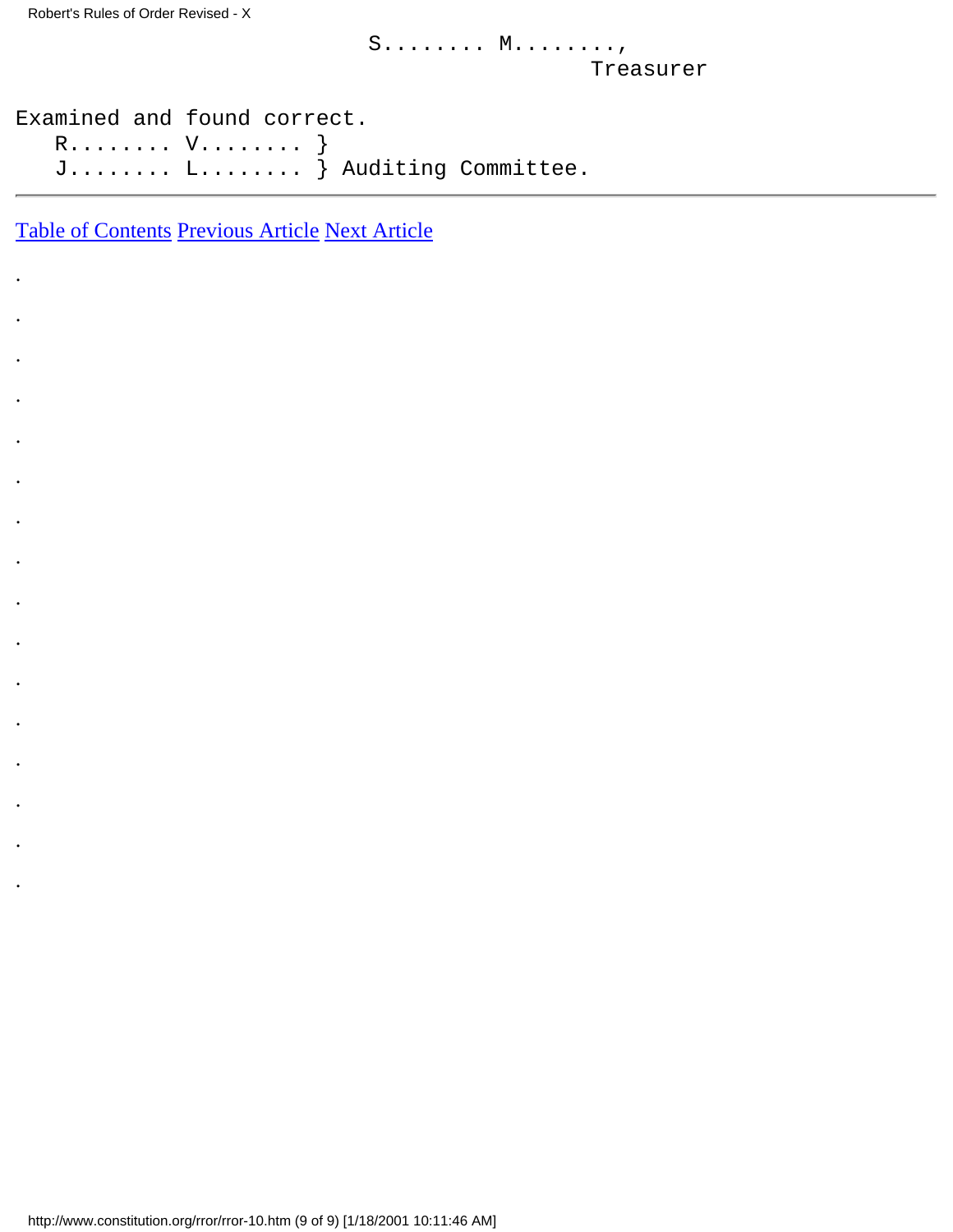```
                                        S........ M........,
                                                          Treasurer

Examined and found correct.
   R........ V........ }
   J........ L........ } Auditing Committee.
```

---

Table of Contents Previous Article Next Article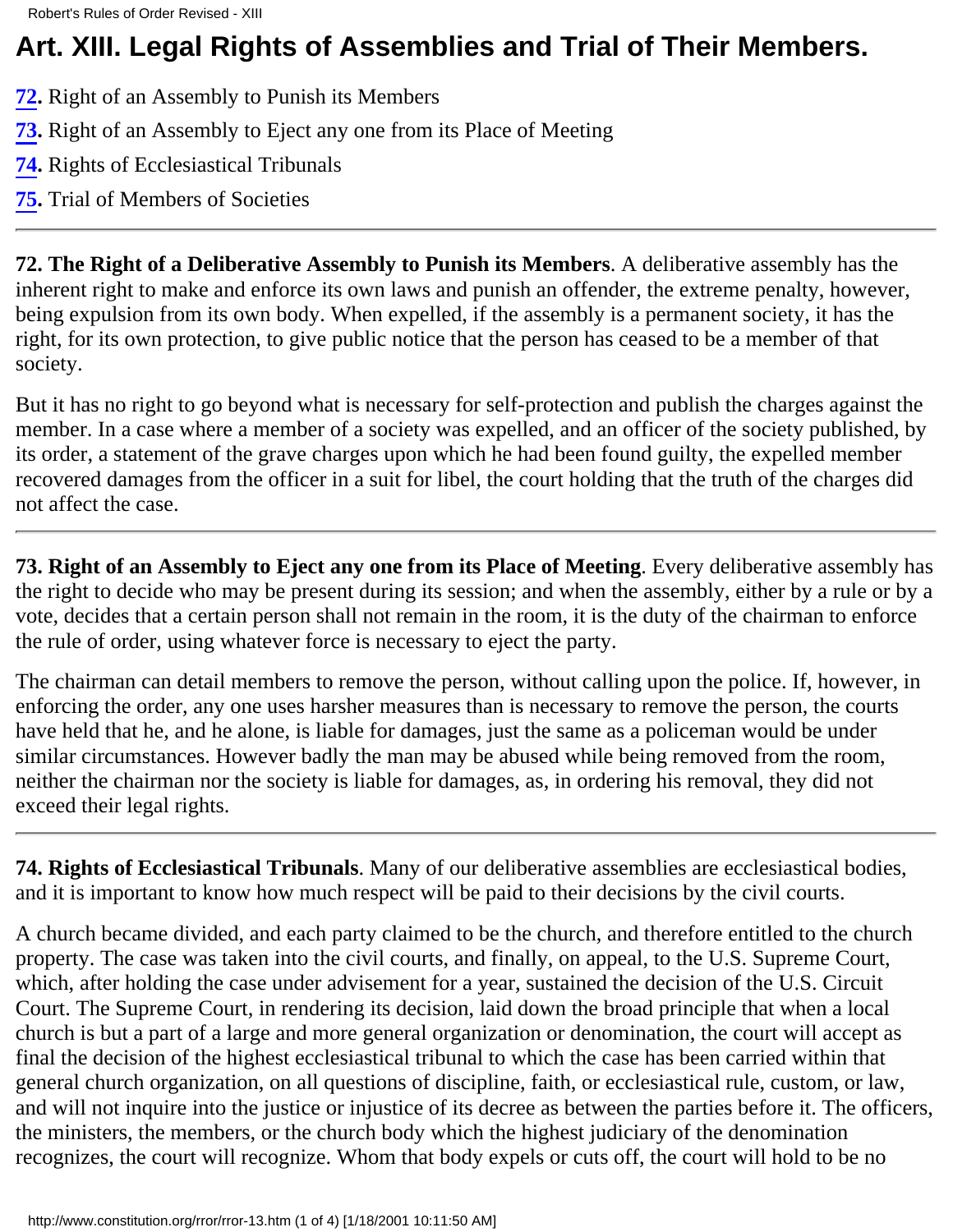# Art. XIII. Legal Rights of Assemblies and Trial of Their Members.

**72.** Right of an Assembly to Punish its Members

**73.** Right of an Assembly to Eject any one from its Place of Meeting

**74.** Rights of Ecclesiastical Tribunals

**75.** Trial of Members of Societies

---

**72. The Right of a Deliberative Assembly to Punish its Members**. A deliberative assembly has the inherent right to make and enforce its own laws and punish an offender, the extreme penalty, however, being expulsion from its own body. When expelled, if the assembly is a permanent society, it has the right, for its own protection, to give public notice that the person has ceased to be a member of that society.

But it has no right to go beyond what is necessary for self-protection and publish the charges against the member. In a case where a member of a society was expelled, and an officer of the society published, by its order, a statement of the grave charges upon which he had been found guilty, the expelled member recovered damages from the officer in a suit for libel, the court holding that the truth of the charges did not affect the case.

---

**73. Right of an Assembly to Eject any one from its Place of Meeting**. Every deliberative assembly has the right to decide who may be present during its session; and when the assembly, either by a rule or by a vote, decides that a certain person shall not remain in the room, it is the duty of the chairman to enforce the rule of order, using whatever force is necessary to eject the party.

The chairman can detail members to remove the person, without calling upon the police. If, however, in enforcing the order, any one uses harsher measures than is necessary to remove the person, the courts have held that he, and he alone, is liable for damages, just the same as a policeman would be under similar circumstances. However badly the man may be abused while being removed from the room, neither the chairman nor the society is liable for damages, as, in ordering his removal, they did not exceed their legal rights.

---

**74. Rights of Ecclesiastical Tribunals**. Many of our deliberative assemblies are ecclesiastical bodies, and it is important to know how much respect will be paid to their decisions by the civil courts.

A church became divided, and each party claimed to be the church, and therefore entitled to the church property. The case was taken into the civil courts, and finally, on appeal, to the U.S. Supreme Court, which, after holding the case under advisement for a year, sustained the decision of the U.S. Circuit Court. The Supreme Court, in rendering its decision, laid down the broad principle that when a local church is but a part of a large and more general organization or denomination, the court will accept as final the decision of the highest ecclesiastical tribunal to which the case has been carried within that general church organization, on all questions of discipline, faith, or ecclesiastical rule, custom, or law, and will not inquire into the justice or injustice of its decree as between the parties before it. The officers, the ministers, the members, or the church body which the highest judiciary of the denomination recognizes, the court will recognize. Whom that body expels or cuts off, the court will hold to be no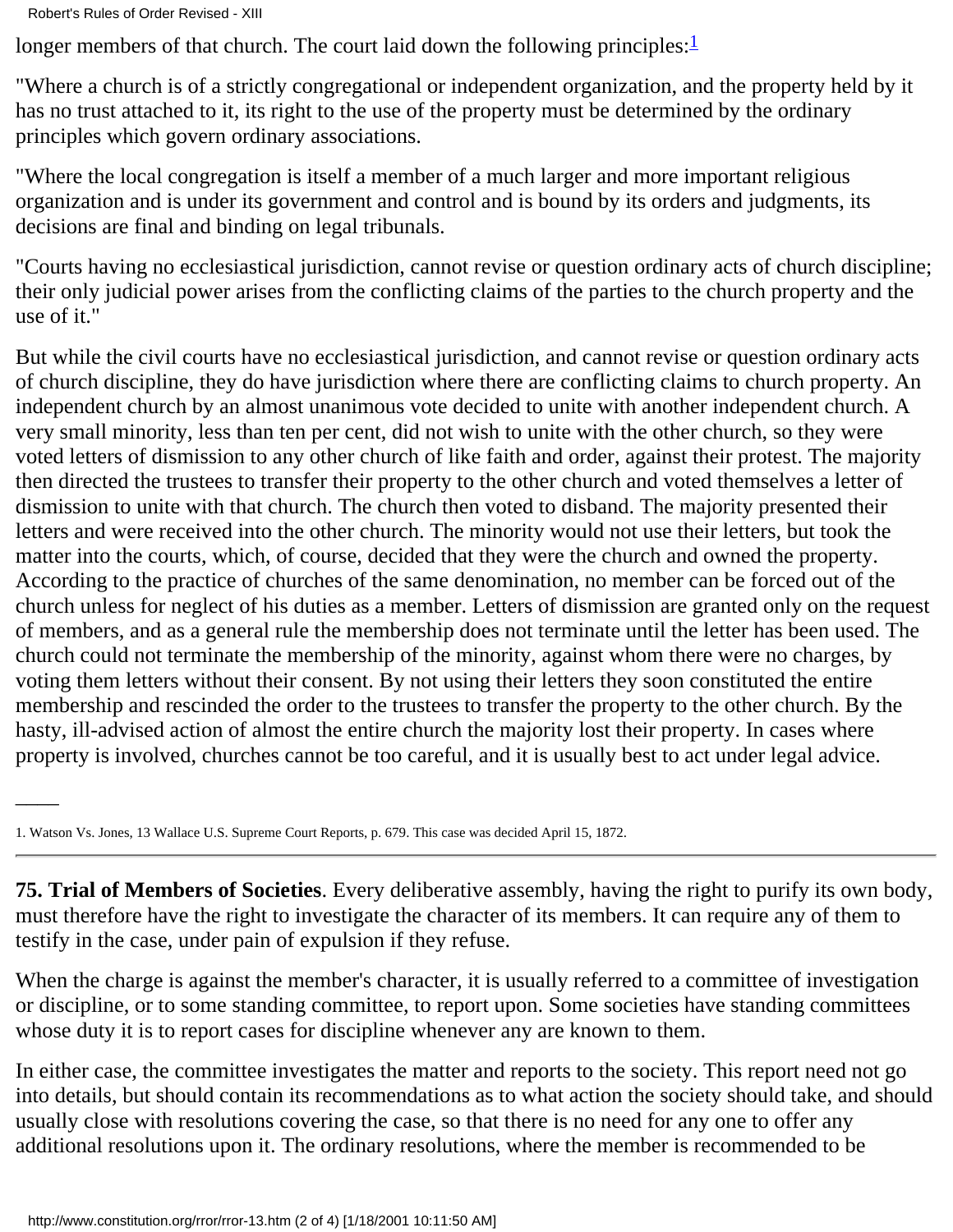longer members of that church. The court laid down the following principles:[1]

"Where a church is of a strictly congregational or independent organization, and the property held by it has no trust attached to it, its right to the use of the property must be determined by the ordinary principles which govern ordinary associations.

"Where the local congregation is itself a member of a much larger and more important religious organization and is under its government and control and is bound by its orders and judgments, its decisions are final and binding on legal tribunals.

"Courts having no ecclesiastical jurisdiction, cannot revise or question ordinary acts of church discipline; their only judicial power arises from the conflicting claims of the parties to the church property and the use of it."

But while the civil courts have no ecclesiastical jurisdiction, and cannot revise or question ordinary acts of church discipline, they do have jurisdiction where there are conflicting claims to church property. An independent church by an almost unanimous vote decided to unite with another independent church. A very small minority, less than ten per cent, did not wish to unite with the other church, so they were voted letters of dismission to any other church of like faith and order, against their protest. The majority then directed the trustees to transfer their property to the other church and voted themselves a letter of dismission to unite with that church. The church then voted to disband. The majority presented their letters and were received into the other church. The minority would not use their letters, but took the matter into the courts, which, of course, decided that they were the church and owned the property. According to the practice of churches of the same denomination, no member can be forced out of the church unless for neglect of his duties as a member. Letters of dismission are granted only on the request of members, and as a general rule the membership does not terminate until the letter has been used. The church could not terminate the membership of the minority, against whom there were no charges, by voting them letters without their consent. By not using their letters they soon constituted the entire membership and rescinded the order to the trustees to transfer the property to the other church. By the hasty, ill-advised action of almost the entire church the majority lost their property. In cases where property is involved, churches cannot be too careful, and it is usually best to act under legal advice.

1. Watson Vs. Jones, 13 Wallace U.S. Supreme Court Reports, p. 679. This case was decided April 15, 1872.

---

**75. Trial of Members of Societies**. Every deliberative assembly, having the right to purify its own body, must therefore have the right to investigate the character of its members. It can require any of them to testify in the case, under pain of expulsion if they refuse.

When the charge is against the member's character, it is usually referred to a committee of investigation or discipline, or to some standing committee, to report upon. Some societies have standing committees whose duty it is to report cases for discipline whenever any are known to them.

In either case, the committee investigates the matter and reports to the society. This report need not go into details, but should contain its recommendations as to what action the society should take, and should usually close with resolutions covering the case, so that there is no need for any one to offer any additional resolutions upon it. The ordinary resolutions, where the member is recommended to be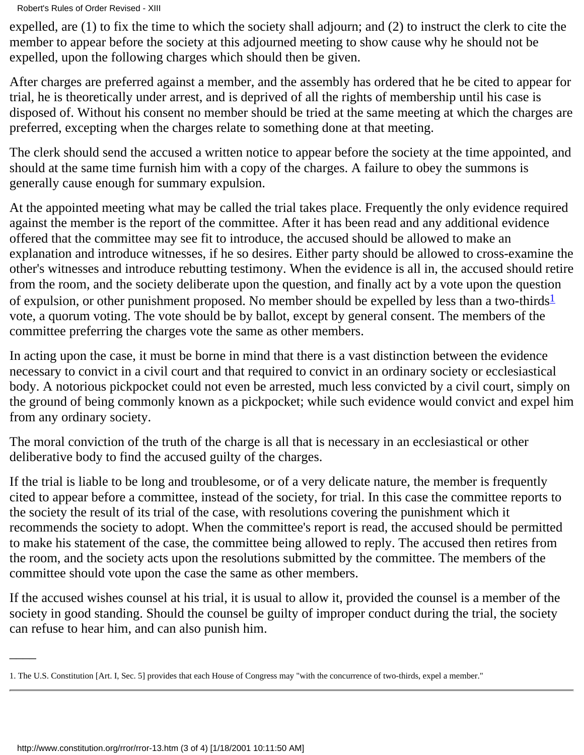expelled, are (1) to fix the time to which the society shall adjourn; and (2) to instruct the clerk to cite the member to appear before the society at this adjourned meeting to show cause why he should not be expelled, upon the following charges which should then be given.

After charges are preferred against a member, and the assembly has ordered that he be cited to appear for trial, he is theoretically under arrest, and is deprived of all the rights of membership until his case is disposed of. Without his consent no member should be tried at the same meeting at which the charges are preferred, excepting when the charges relate to something done at that meeting.

The clerk should send the accused a written notice to appear before the society at the time appointed, and should at the same time furnish him with a copy of the charges. A failure to obey the summons is generally cause enough for summary expulsion.

At the appointed meeting what may be called the trial takes place. Frequently the only evidence required against the member is the report of the committee. After it has been read and any additional evidence offered that the committee may see fit to introduce, the accused should be allowed to make an explanation and introduce witnesses, if he so desires. Either party should be allowed to cross-examine the other's witnesses and introduce rebutting testimony. When the evidence is all in, the accused should retire from the room, and the society deliberate upon the question, and finally act by a vote upon the question of expulsion, or other punishment proposed. No member should be expelled by less than a two-thirds[1] vote, a quorum voting. The vote should be by ballot, except by general consent. The members of the committee preferring the charges vote the same as other members.

In acting upon the case, it must be borne in mind that there is a vast distinction between the evidence necessary to convict in a civil court and that required to convict in an ordinary society or ecclesiastical body. A notorious pickpocket could not even be arrested, much less convicted by a civil court, simply on the ground of being commonly known as a pickpocket; while such evidence would convict and expel him from any ordinary society.

The moral conviction of the truth of the charge is all that is necessary in an ecclesiastical or other deliberative body to find the accused guilty of the charges.

If the trial is liable to be long and troublesome, or of a very delicate nature, the member is frequently cited to appear before a committee, instead of the society, for trial. In this case the committee reports to the society the result of its trial of the case, with resolutions covering the punishment which it recommends the society to adopt. When the committee's report is read, the accused should be permitted to make his statement of the case, the committee being allowed to reply. The accused then retires from the room, and the society acts upon the resolutions submitted by the committee. The members of the committee should vote upon the case the same as other members.

If the accused wishes counsel at his trial, it is usual to allow it, provided the counsel is a member of the society in good standing. Should the counsel be guilty of improper conduct during the trial, the society can refuse to hear him, and can also punish him.

---

1. The U.S. Constitution [Art. I, Sec. 5] provides that each House of Congress may "with the concurrence of two-thirds, expel a member."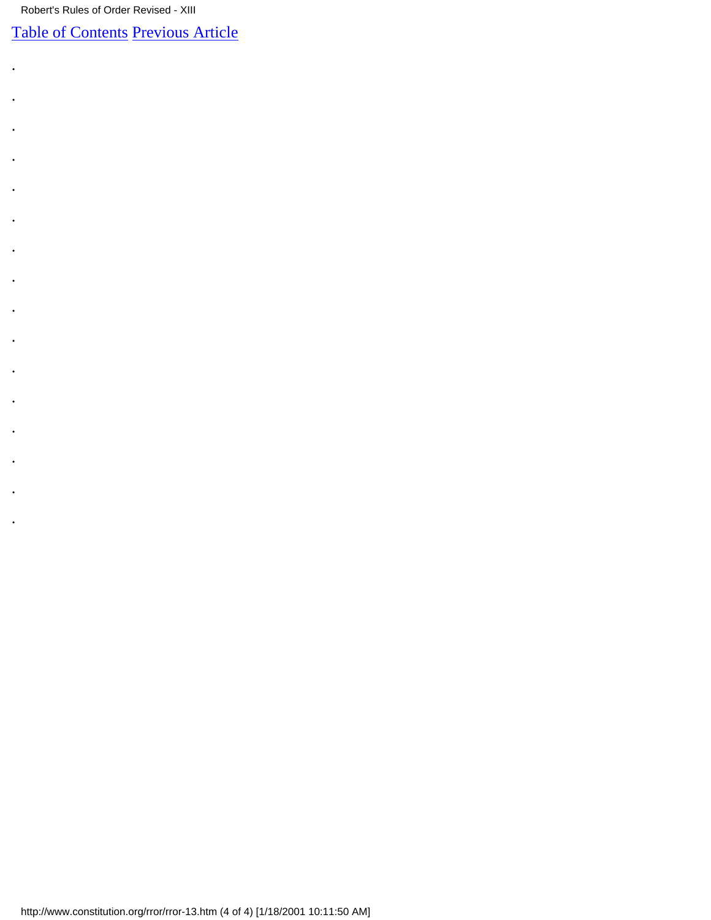[Table of Contents](#) [Previous Article](#)

-
-
-
-
-
-
-
-
-
-
-
-
-
-
-
-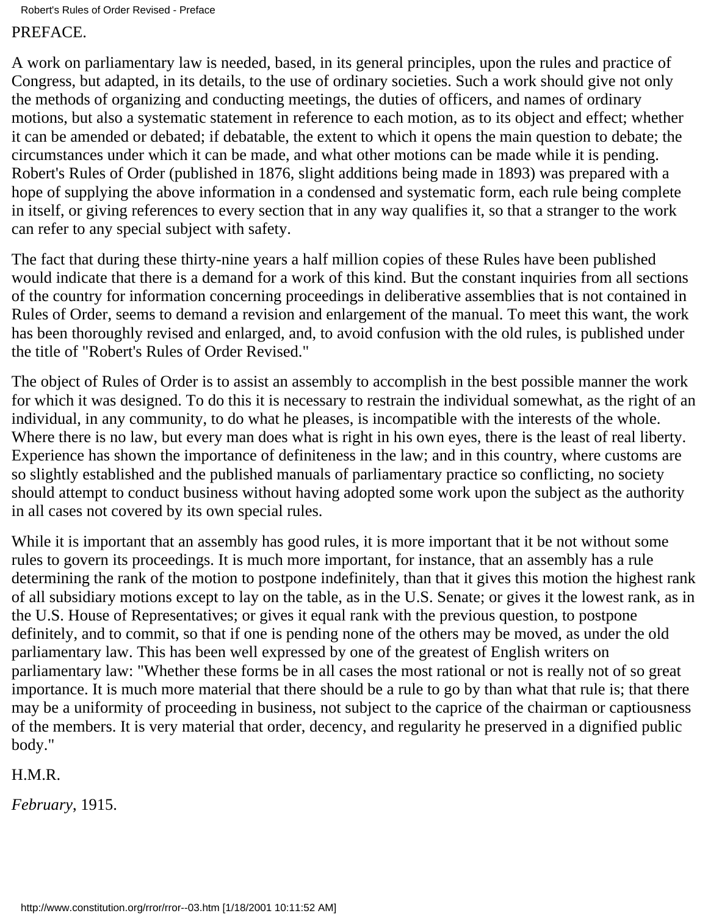# PREFACE.

A work on parliamentary law is needed, based, in its general principles, upon the rules and practice of Congress, but adapted, in its details, to the use of ordinary societies. Such a work should give not only the methods of organizing and conducting meetings, the duties of officers, and names of ordinary motions, but also a systematic statement in reference to each motion, as to its object and effect; whether it can be amended or debated; if debatable, the extent to which it opens the main question to debate; the circumstances under which it can be made, and what other motions can be made while it is pending. Robert's Rules of Order (published in 1876, slight additions being made in 1893) was prepared with a hope of supplying the above information in a condensed and systematic form, each rule being complete in itself, or giving references to every section that in any way qualifies it, so that a stranger to the work can refer to any special subject with safety.

The fact that during these thirty-nine years a half million copies of these Rules have been published would indicate that there is a demand for a work of this kind. But the constant inquiries from all sections of the country for information concerning proceedings in deliberative assemblies that is not contained in Rules of Order, seems to demand a revision and enlargement of the manual. To meet this want, the work has been thoroughly revised and enlarged, and, to avoid confusion with the old rules, is published under the title of "Robert's Rules of Order Revised."

The object of Rules of Order is to assist an assembly to accomplish in the best possible manner the work for which it was designed. To do this it is necessary to restrain the individual somewhat, as the right of an individual, in any community, to do what he pleases, is incompatible with the interests of the whole. Where there is no law, but every man does what is right in his own eyes, there is the least of real liberty. Experience has shown the importance of definiteness in the law; and in this country, where customs are so slightly established and the published manuals of parliamentary practice so conflicting, no society should attempt to conduct business without having adopted some work upon the subject as the authority in all cases not covered by its own special rules.

While it is important that an assembly has good rules, it is more important that it be not without some rules to govern its proceedings. It is much more important, for instance, that an assembly has a rule determining the rank of the motion to postpone indefinitely, than that it gives this motion the highest rank of all subsidiary motions except to lay on the table, as in the U.S. Senate; or gives it the lowest rank, as in the U.S. House of Representatives; or gives it equal rank with the previous question, to postpone definitely, and to commit, so that if one is pending none of the others may be moved, as under the old parliamentary law. This has been well expressed by one of the greatest of English writers on parliamentary law: "Whether these forms be in all cases the most rational or not is really not of so great importance. It is much more material that there should be a rule to go by than what that rule is; that there may be a uniformity of proceeding in business, not subject to the caprice of the chairman or captiousness of the members. It is very material that order, decency, and regularity he preserved in a dignified public body."

H.M.R.

*February*, 1915.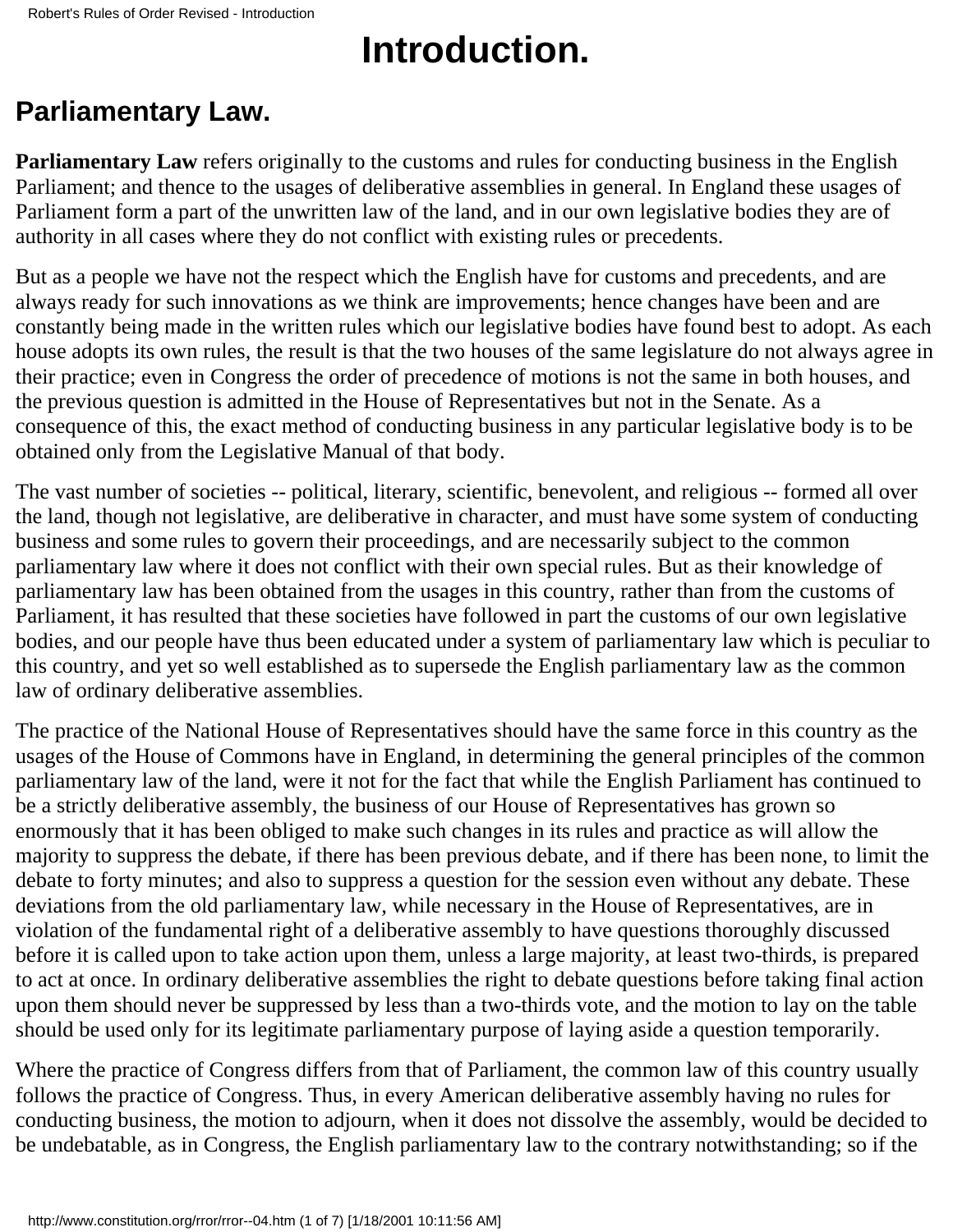# Introduction.

## Parliamentary Law.

**Parliamentary Law** refers originally to the customs and rules for conducting business in the English Parliament; and thence to the usages of deliberative assemblies in general. In England these usages of Parliament form a part of the unwritten law of the land, and in our own legislative bodies they are of authority in all cases where they do not conflict with existing rules or precedents.

But as a people we have not the respect which the English have for customs and precedents, and are always ready for such innovations as we think are improvements; hence changes have been and are constantly being made in the written rules which our legislative bodies have found best to adopt. As each house adopts its own rules, the result is that the two houses of the same legislature do not always agree in their practice; even in Congress the order of precedence of motions is not the same in both houses, and the previous question is admitted in the House of Representatives but not in the Senate. As a consequence of this, the exact method of conducting business in any particular legislative body is to be obtained only from the Legislative Manual of that body.

The vast number of societies -- political, literary, scientific, benevolent, and religious -- formed all over the land, though not legislative, are deliberative in character, and must have some system of conducting business and some rules to govern their proceedings, and are necessarily subject to the common parliamentary law where it does not conflict with their own special rules. But as their knowledge of parliamentary law has been obtained from the usages in this country, rather than from the customs of Parliament, it has resulted that these societies have followed in part the customs of our own legislative bodies, and our people have thus been educated under a system of parliamentary law which is peculiar to this country, and yet so well established as to supersede the English parliamentary law as the common law of ordinary deliberative assemblies.

The practice of the National House of Representatives should have the same force in this country as the usages of the House of Commons have in England, in determining the general principles of the common parliamentary law of the land, were it not for the fact that while the English Parliament has continued to be a strictly deliberative assembly, the business of our House of Representatives has grown so enormously that it has been obliged to make such changes in its rules and practice as will allow the majority to suppress the debate, if there has been previous debate, and if there has been none, to limit the debate to forty minutes; and also to suppress a question for the session even without any debate. These deviations from the old parliamentary law, while necessary in the House of Representatives, are in violation of the fundamental right of a deliberative assembly to have questions thoroughly discussed before it is called upon to take action upon them, unless a large majority, at least two-thirds, is prepared to act at once. In ordinary deliberative assemblies the right to debate questions before taking final action upon them should never be suppressed by less than a two-thirds vote, and the motion to lay on the table should be used only for its legitimate parliamentary purpose of laying aside a question temporarily.

Where the practice of Congress differs from that of Parliament, the common law of this country usually follows the practice of Congress. Thus, in every American deliberative assembly having no rules for conducting business, the motion to adjourn, when it does not dissolve the assembly, would be decided to be undebatable, as in Congress, the English parliamentary law to the contrary notwithstanding; so if the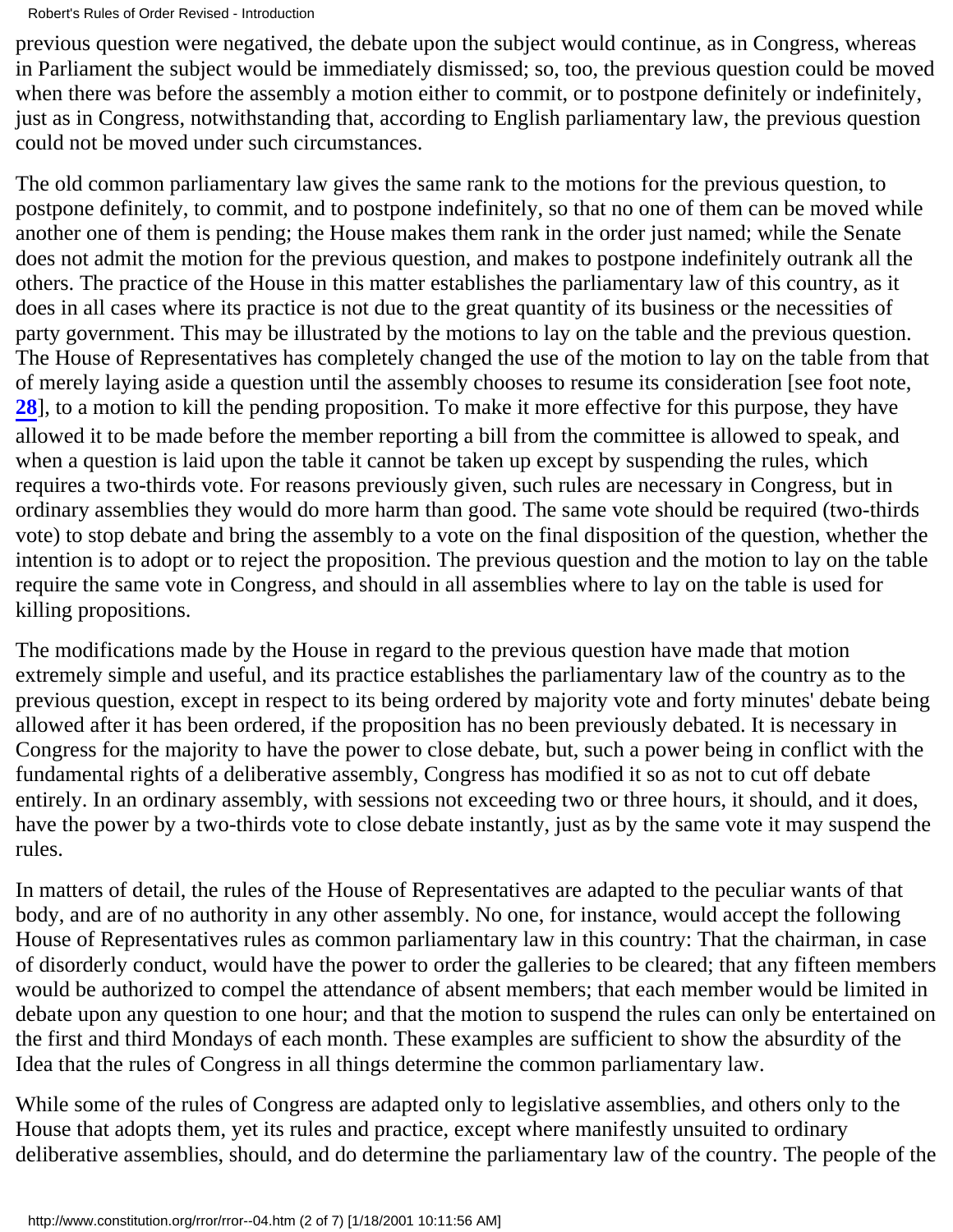previous question were negatived, the debate upon the subject would continue, as in Congress, whereas in Parliament the subject would be immediately dismissed; so, too, the previous question could be moved when there was before the assembly a motion either to commit, or to postpone definitely or indefinitely, just as in Congress, notwithstanding that, according to English parliamentary law, the previous question could not be moved under such circumstances.

The old common parliamentary law gives the same rank to the motions for the previous question, to postpone definitely, to commit, and to postpone indefinitely, so that no one of them can be moved while another one of them is pending; the House makes them rank in the order just named; while the Senate does not admit the motion for the previous question, and makes to postpone indefinitely outrank all the others. The practice of the House in this matter establishes the parliamentary law of this country, as it does in all cases where its practice is not due to the great quantity of its business or the necessities of party government. This may be illustrated by the motions to lay on the table and the previous question. The House of Representatives has completely changed the use of the motion to lay on the table from that of merely laying aside a question until the assembly chooses to resume its consideration [see foot note, **28**], to a motion to kill the pending proposition. To make it more effective for this purpose, they have allowed it to be made before the member reporting a bill from the committee is allowed to speak, and when a question is laid upon the table it cannot be taken up except by suspending the rules, which requires a two-thirds vote. For reasons previously given, such rules are necessary in Congress, but in ordinary assemblies they would do more harm than good. The same vote should be required (two-thirds vote) to stop debate and bring the assembly to a vote on the final disposition of the question, whether the intention is to adopt or to reject the proposition. The previous question and the motion to lay on the table require the same vote in Congress, and should in all assemblies where to lay on the table is used for killing propositions.

The modifications made by the House in regard to the previous question have made that motion extremely simple and useful, and its practice establishes the parliamentary law of the country as to the previous question, except in respect to its being ordered by majority vote and forty minutes' debate being allowed after it has been ordered, if the proposition has no been previously debated. It is necessary in Congress for the majority to have the power to close debate, but, such a power being in conflict with the fundamental rights of a deliberative assembly, Congress has modified it so as not to cut off debate entirely. In an ordinary assembly, with sessions not exceeding two or three hours, it should, and it does, have the power by a two-thirds vote to close debate instantly, just as by the same vote it may suspend the rules.

In matters of detail, the rules of the House of Representatives are adapted to the peculiar wants of that body, and are of no authority in any other assembly. No one, for instance, would accept the following House of Representatives rules as common parliamentary law in this country: That the chairman, in case of disorderly conduct, would have the power to order the galleries to be cleared; that any fifteen members would be authorized to compel the attendance of absent members; that each member would be limited in debate upon any question to one hour; and that the motion to suspend the rules can only be entertained on the first and third Mondays of each month. These examples are sufficient to show the absurdity of the Idea that the rules of Congress in all things determine the common parliamentary law.

While some of the rules of Congress are adapted only to legislative assemblies, and others only to the House that adopts them, yet its rules and practice, except where manifestly unsuited to ordinary deliberative assemblies, should, and do determine the parliamentary law of the country. The people of the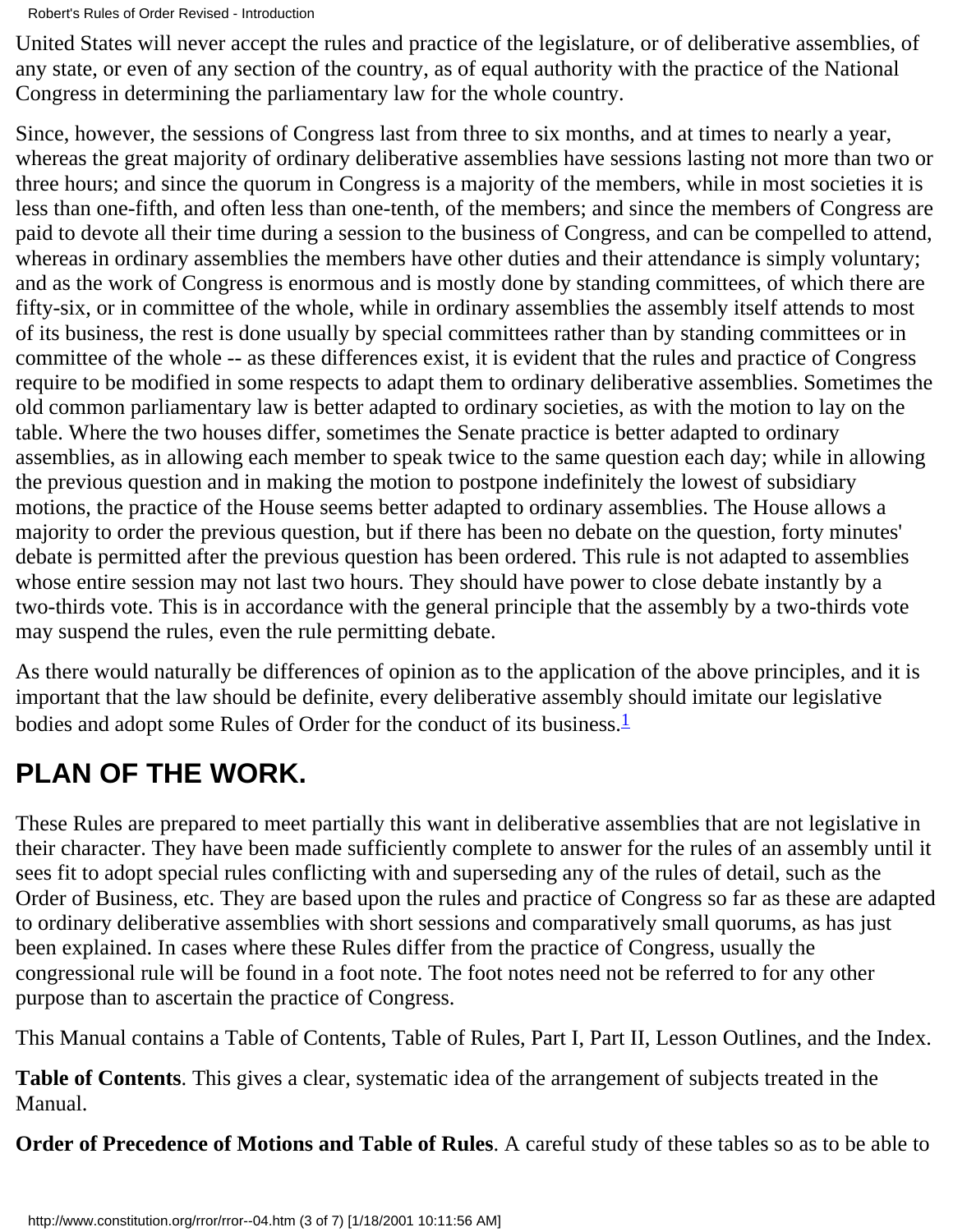United States will never accept the rules and practice of the legislature, or of deliberative assemblies, of any state, or even of any section of the country, as of equal authority with the practice of the National Congress in determining the parliamentary law for the whole country.

Since, however, the sessions of Congress last from three to six months, and at times to nearly a year, whereas the great majority of ordinary deliberative assemblies have sessions lasting not more than two or three hours; and since the quorum in Congress is a majority of the members, while in most societies it is less than one-fifth, and often less than one-tenth, of the members; and since the members of Congress are paid to devote all their time during a session to the business of Congress, and can be compelled to attend, whereas in ordinary assemblies the members have other duties and their attendance is simply voluntary; and as the work of Congress is enormous and is mostly done by standing committees, of which there are fifty-six, or in committee of the whole, while in ordinary assemblies the assembly itself attends to most of its business, the rest is done usually by special committees rather than by standing committees or in committee of the whole -- as these differences exist, it is evident that the rules and practice of Congress require to be modified in some respects to adapt them to ordinary deliberative assemblies. Sometimes the old common parliamentary law is better adapted to ordinary societies, as with the motion to lay on the table. Where the two houses differ, sometimes the Senate practice is better adapted to ordinary assemblies, as in allowing each member to speak twice to the same question each day; while in allowing the previous question and in making the motion to postpone indefinitely the lowest of subsidiary motions, the practice of the House seems better adapted to ordinary assemblies. The House allows a majority to order the previous question, but if there has been no debate on the question, forty minutes' debate is permitted after the previous question has been ordered. This rule is not adapted to assemblies whose entire session may not last two hours. They should have power to close debate instantly by a two-thirds vote. This is in accordance with the general principle that the assembly by a two-thirds vote may suspend the rules, even the rule permitting debate.

As there would naturally be differences of opinion as to the application of the above principles, and it is important that the law should be definite, every deliberative assembly should imitate our legislative bodies and adopt some Rules of Order for the conduct of its business.[1]

## PLAN OF THE WORK.

These Rules are prepared to meet partially this want in deliberative assemblies that are not legislative in their character. They have been made sufficiently complete to answer for the rules of an assembly until it sees fit to adopt special rules conflicting with and superseding any of the rules of detail, such as the Order of Business, etc. They are based upon the rules and practice of Congress so far as these are adapted to ordinary deliberative assemblies with short sessions and comparatively small quorums, as has just been explained. In cases where these Rules differ from the practice of Congress, usually the congressional rule will be found in a foot note. The foot notes need not be referred to for any other purpose than to ascertain the practice of Congress.

This Manual contains a Table of Contents, Table of Rules, Part I, Part II, Lesson Outlines, and the Index.

**Table of Contents**. This gives a clear, systematic idea of the arrangement of subjects treated in the Manual.

**Order of Precedence of Motions and Table of Rules**. A careful study of these tables so as to be able to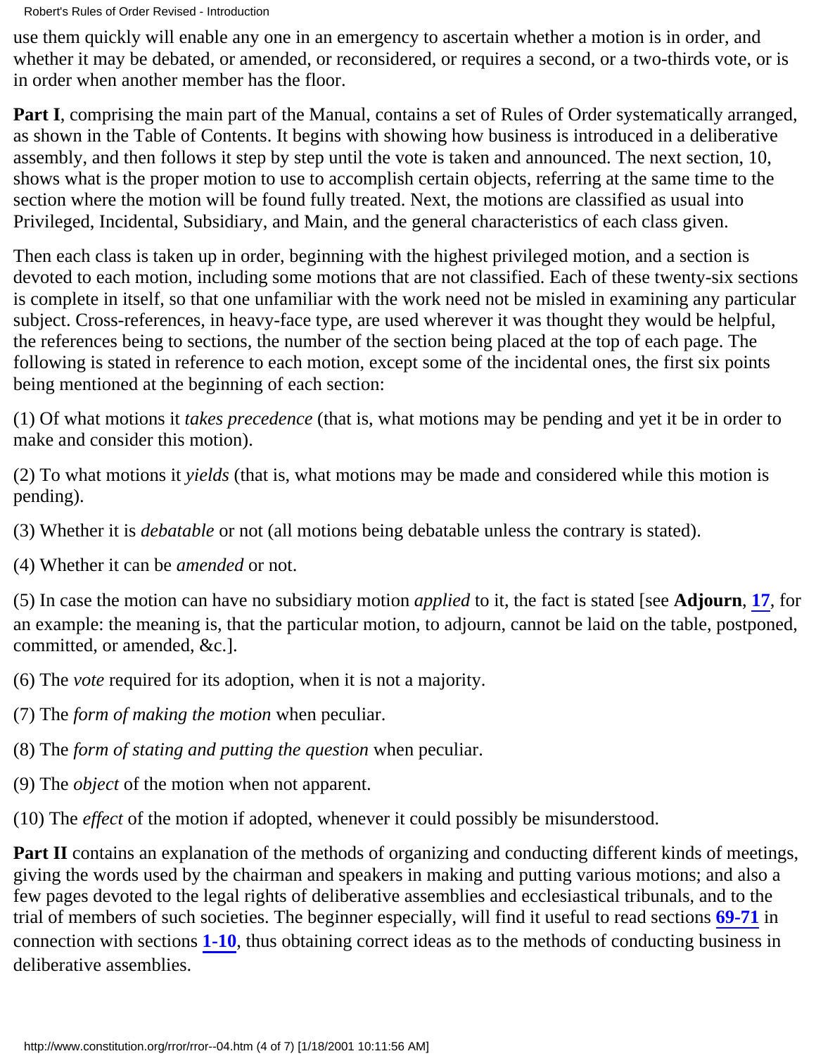use them quickly will enable any one in an emergency to ascertain whether a motion is in order, and whether it may be debated, or amended, or reconsidered, or requires a second, or a two-thirds vote, or is in order when another member has the floor.

**Part I**, comprising the main part of the Manual, contains a set of Rules of Order systematically arranged, as shown in the Table of Contents. It begins with showing how business is introduced in a deliberative assembly, and then follows it step by step until the vote is taken and announced. The next section, 10, shows what is the proper motion to use to accomplish certain objects, referring at the same time to the section where the motion will be found fully treated. Next, the motions are classified as usual into Privileged, Incidental, Subsidiary, and Main, and the general characteristics of each class given.

Then each class is taken up in order, beginning with the highest privileged motion, and a section is devoted to each motion, including some motions that are not classified. Each of these twenty-six sections is complete in itself, so that one unfamiliar with the work need not be misled in examining any particular subject. Cross-references, in heavy-face type, are used wherever it was thought they would be helpful, the references being to sections, the number of the section being placed at the top of each page. The following is stated in reference to each motion, except some of the incidental ones, the first six points being mentioned at the beginning of each section:

(1) Of what motions it *takes precedence* (that is, what motions may be pending and yet it be in order to make and consider this motion).

(2) To what motions it *yields* (that is, what motions may be made and considered while this motion is pending).

(3) Whether it is *debatable* or not (all motions being debatable unless the contrary is stated).

(4) Whether it can be *amended* or not.

(5) In case the motion can have no subsidiary motion *applied* to it, the fact is stated [see **Adjourn**, **17**, for an example: the meaning is, that the particular motion, to adjourn, cannot be laid on the table, postponed, committed, or amended, &c.].

(6) The *vote* required for its adoption, when it is not a majority.

(7) The *form of making the motion* when peculiar.

(8) The *form of stating and putting the question* when peculiar.

(9) The *object* of the motion when not apparent.

(10) The *effect* of the motion if adopted, whenever it could possibly be misunderstood.

**Part II** contains an explanation of the methods of organizing and conducting different kinds of meetings, giving the words used by the chairman and speakers in making and putting various motions; and also a few pages devoted to the legal rights of deliberative assemblies and ecclesiastical tribunals, and to the trial of members of such societies. The beginner especially, will find it useful to read sections **69-71** in connection with sections **1-10**, thus obtaining correct ideas as to the methods of conducting business in deliberative assemblies.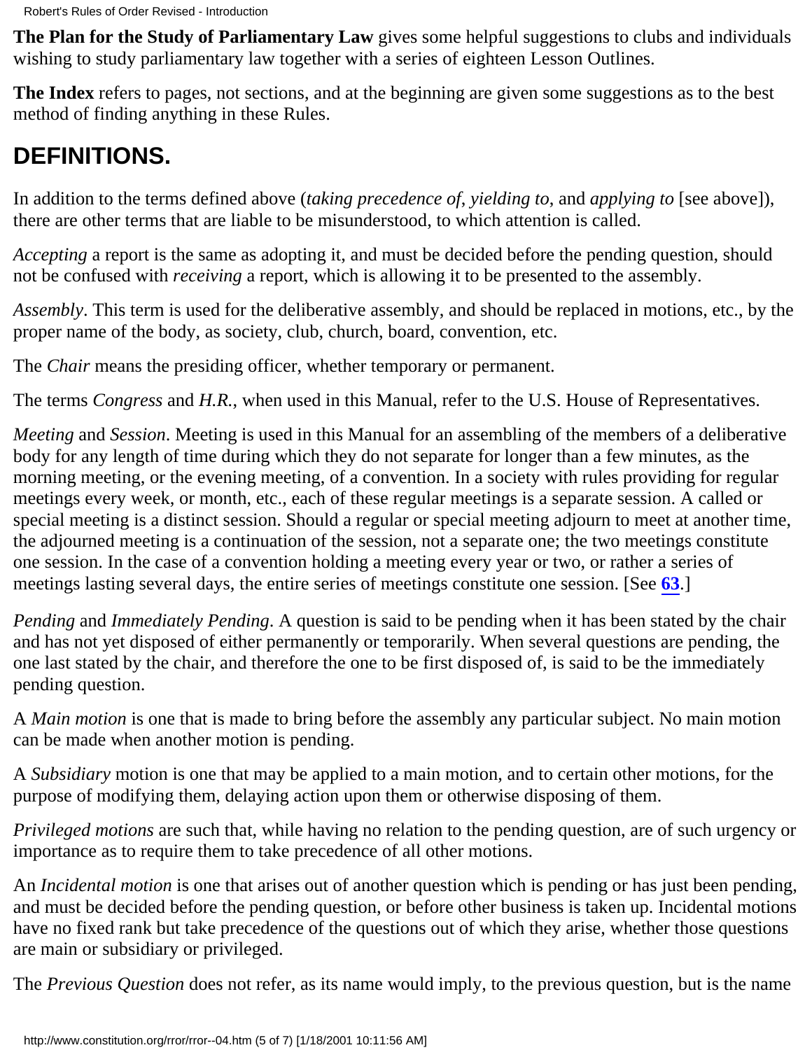**The Plan for the Study of Parliamentary Law** gives some helpful suggestions to clubs and individuals wishing to study parliamentary law together with a series of eighteen Lesson Outlines.

**The Index** refers to pages, not sections, and at the beginning are given some suggestions as to the best method of finding anything in these Rules.

## DEFINITIONS.

In addition to the terms defined above (*taking precedence of*, *yielding to*, and *applying to* [see above]), there are other terms that are liable to be misunderstood, to which attention is called.

*Accepting* a report is the same as adopting it, and must be decided before the pending question, should not be confused with *receiving* a report, which is allowing it to be presented to the assembly.

*Assembly*. This term is used for the deliberative assembly, and should be replaced in motions, etc., by the proper name of the body, as society, club, church, board, convention, etc.

The *Chair* means the presiding officer, whether temporary or permanent.

The terms *Congress* and *H.R.*, when used in this Manual, refer to the U.S. House of Representatives.

*Meeting* and *Session*. Meeting is used in this Manual for an assembling of the members of a deliberative body for any length of time during which they do not separate for longer than a few minutes, as the morning meeting, or the evening meeting, of a convention. In a society with rules providing for regular meetings every week, or month, etc., each of these regular meetings is a separate session. A called or special meeting is a distinct session. Should a regular or special meeting adjourn to meet at another time, the adjourned meeting is a continuation of the session, not a separate one; the two meetings constitute one session. In the case of a convention holding a meeting every year or two, or rather a series of meetings lasting several days, the entire series of meetings constitute one session. [See **63**.]

*Pending* and *Immediately Pending*. A question is said to be pending when it has been stated by the chair and has not yet disposed of either permanently or temporarily. When several questions are pending, the one last stated by the chair, and therefore the one to be first disposed of, is said to be the immediately pending question.

A *Main motion* is one that is made to bring before the assembly any particular subject. No main motion can be made when another motion is pending.

A *Subsidiary* motion is one that may be applied to a main motion, and to certain other motions, for the purpose of modifying them, delaying action upon them or otherwise disposing of them.

*Privileged motions* are such that, while having no relation to the pending question, are of such urgency or importance as to require them to take precedence of all other motions.

An *Incidental motion* is one that arises out of another question which is pending or has just been pending, and must be decided before the pending question, or before other business is taken up. Incidental motions have no fixed rank but take precedence of the questions out of which they arise, whether those questions are main or subsidiary or privileged.

The *Previous Question* does not refer, as its name would imply, to the previous question, but is the name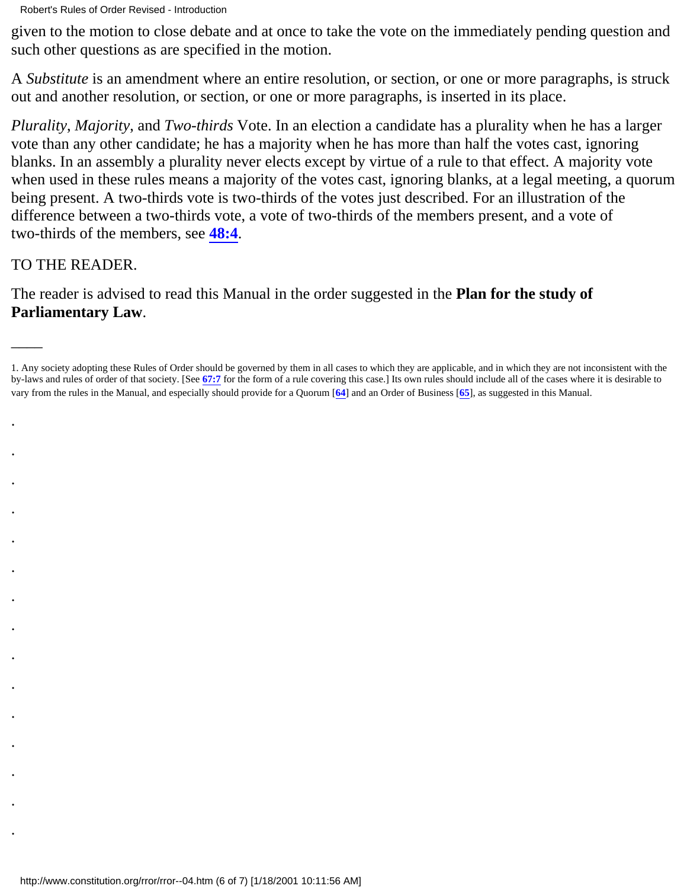given to the motion to close debate and at once to take the vote on the immediately pending question and such other questions as are specified in the motion.

A *Substitute* is an amendment where an entire resolution, or section, or one or more paragraphs, is struck out and another resolution, or section, or one or more paragraphs, is inserted in its place.

*Plurality*, *Majority*, and *Two-thirds* Vote. In an election a candidate has a plurality when he has a larger vote than any other candidate; he has a majority when he has more than half the votes cast, ignoring blanks. In an assembly a plurality never elects except by virtue of a rule to that effect. A majority vote when used in these rules means a majority of the votes cast, ignoring blanks, at a legal meeting, a quorum being present. A two-thirds vote is two-thirds of the votes just described. For an illustration of the difference between a two-thirds vote, a vote of two-thirds of the members present, and a vote of two-thirds of the members, see **48:4**.

TO THE READER.

The reader is advised to read this Manual in the order suggested in the **Plan for the study of Parliamentary Law**.

---

1. Any society adopting these Rules of Order should be governed by them in all cases to which they are applicable, and in which they are not inconsistent with the by-laws and rules of order of that society. [See **67:7** for the form of a rule covering this case.] Its own rules should include all of the cases where it is desirable to vary from the rules in the Manual, and especially should provide for a Quorum [**64**] and an Order of Business [**65**], as suggested in this Manual.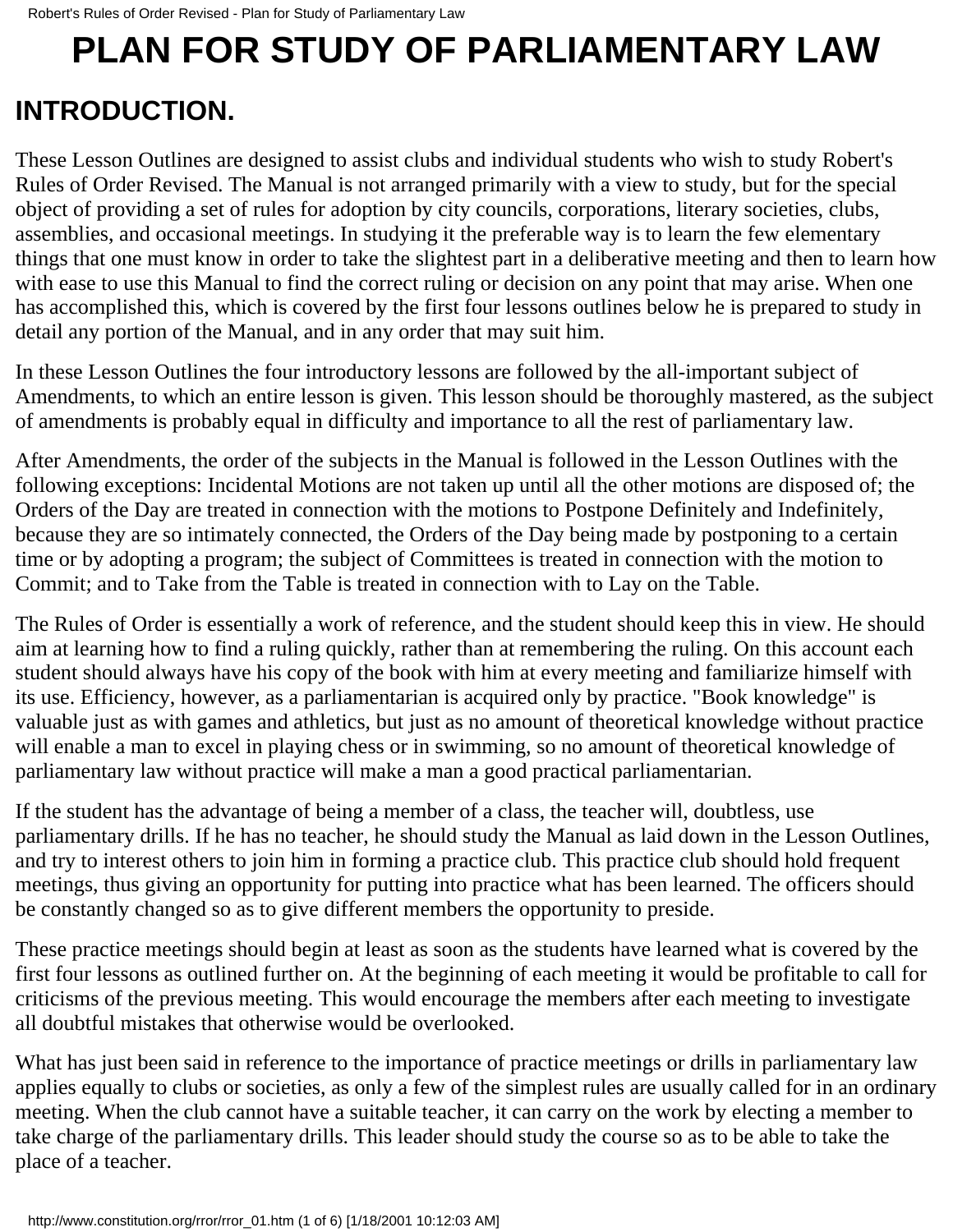# PLAN FOR STUDY OF PARLIAMENTARY LAW

## INTRODUCTION.

These Lesson Outlines are designed to assist clubs and individual students who wish to study Robert's Rules of Order Revised. The Manual is not arranged primarily with a view to study, but for the special object of providing a set of rules for adoption by city councils, corporations, literary societies, clubs, assemblies, and occasional meetings. In studying it the preferable way is to learn the few elementary things that one must know in order to take the slightest part in a deliberative meeting and then to learn how with ease to use this Manual to find the correct ruling or decision on any point that may arise. When one has accomplished this, which is covered by the first four lessons outlines below he is prepared to study in detail any portion of the Manual, and in any order that may suit him.

In these Lesson Outlines the four introductory lessons are followed by the all-important subject of Amendments, to which an entire lesson is given. This lesson should be thoroughly mastered, as the subject of amendments is probably equal in difficulty and importance to all the rest of parliamentary law.

After Amendments, the order of the subjects in the Manual is followed in the Lesson Outlines with the following exceptions: Incidental Motions are not taken up until all the other motions are disposed of; the Orders of the Day are treated in connection with the motions to Postpone Definitely and Indefinitely, because they are so intimately connected, the Orders of the Day being made by postponing to a certain time or by adopting a program; the subject of Committees is treated in connection with the motion to Commit; and to Take from the Table is treated in connection with to Lay on the Table.

The Rules of Order is essentially a work of reference, and the student should keep this in view. He should aim at learning how to find a ruling quickly, rather than at remembering the ruling. On this account each student should always have his copy of the book with him at every meeting and familiarize himself with its use. Efficiency, however, as a parliamentarian is acquired only by practice. "Book knowledge" is valuable just as with games and athletics, but just as no amount of theoretical knowledge without practice will enable a man to excel in playing chess or in swimming, so no amount of theoretical knowledge of parliamentary law without practice will make a man a good practical parliamentarian.

If the student has the advantage of being a member of a class, the teacher will, doubtless, use parliamentary drills. If he has no teacher, he should study the Manual as laid down in the Lesson Outlines, and try to interest others to join him in forming a practice club. This practice club should hold frequent meetings, thus giving an opportunity for putting into practice what has been learned. The officers should be constantly changed so as to give different members the opportunity to preside.

These practice meetings should begin at least as soon as the students have learned what is covered by the first four lessons as outlined further on. At the beginning of each meeting it would be profitable to call for criticisms of the previous meeting. This would encourage the members after each meeting to investigate all doubtful mistakes that otherwise would be overlooked.

What has just been said in reference to the importance of practice meetings or drills in parliamentary law applies equally to clubs or societies, as only a few of the simplest rules are usually called for in an ordinary meeting. When the club cannot have a suitable teacher, it can carry on the work by electing a member to take charge of the parliamentary drills. This leader should study the course so as to be able to take the place of a teacher.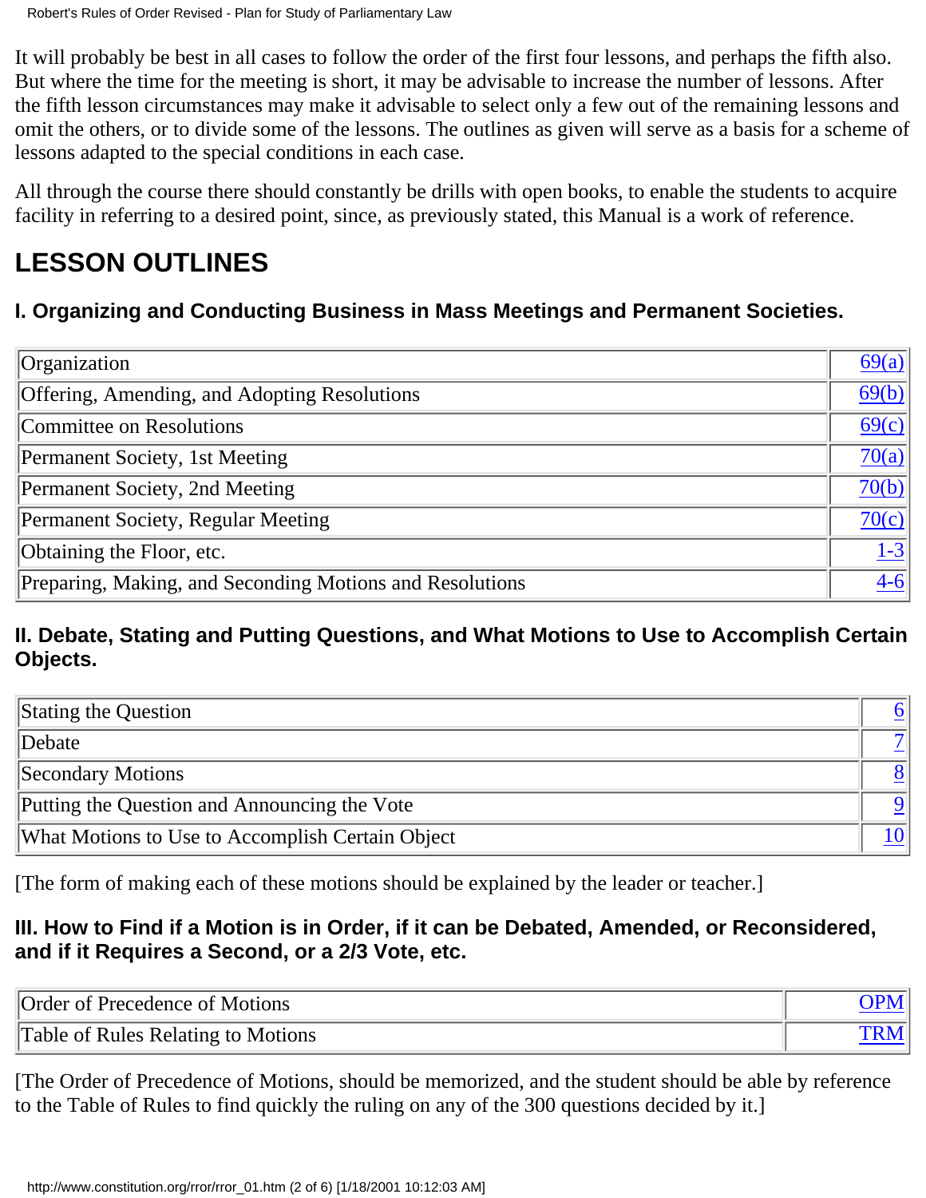It will probably be best in all cases to follow the order of the first four lessons, and perhaps the fifth also. But where the time for the meeting is short, it may be advisable to increase the number of lessons. After the fifth lesson circumstances may make it advisable to select only a few out of the remaining lessons and omit the others, or to divide some of the lessons. The outlines as given will serve as a basis for a scheme of lessons adapted to the special conditions in each case.

All through the course there should constantly be drills with open books, to enable the students to acquire facility in referring to a desired point, since, as previously stated, this Manual is a work of reference.

## LESSON OUTLINES

### I. Organizing and Conducting Business in Mass Meetings and Permanent Societies.

| | |
|---|---|
| Organization | 69(a) |
| Offering, Amending, and Adopting Resolutions | 69(b) |
| Committee on Resolutions | 69(c) |
| Permanent Society, 1st Meeting | 70(a) |
| Permanent Society, 2nd Meeting | 70(b) |
| Permanent Society, Regular Meeting | 70(c) |
| Obtaining the Floor, etc. | 1-3 |
| Preparing, Making, and Seconding Motions and Resolutions | 4-6 |

### II. Debate, Stating and Putting Questions, and What Motions to Use to Accomplish Certain Objects.

| | |
|---|---|
| Stating the Question | 6 |
| Debate | 7 |
| Secondary Motions | 8 |
| Putting the Question and Announcing the Vote | 9 |
| What Motions to Use to Accomplish Certain Object | 10 |

[The form of making each of these motions should be explained by the leader or teacher.]

### III. How to Find if a Motion is in Order, if it can be Debated, Amended, or Reconsidered, and if it Requires a Second, or a 2/3 Vote, etc.

| | |
|---|---|
| Order of Precedence of Motions | OPM |
| Table of Rules Relating to Motions | TRM |

[The Order of Precedence of Motions, should be memorized, and the student should be able by reference to the Table of Rules to find quickly the ruling on any of the 300 questions decided by it.]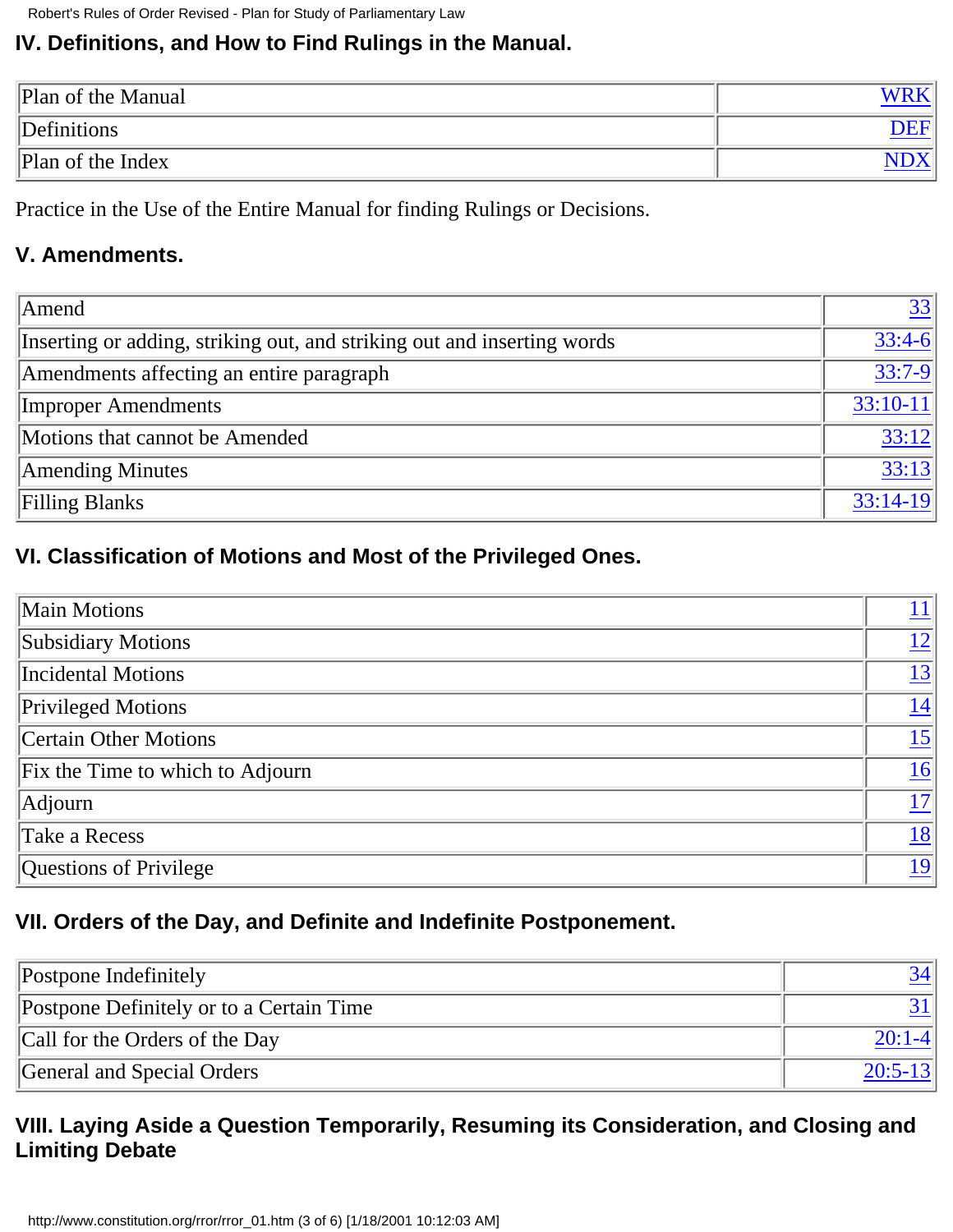### IV. Definitions, and How to Find Rulings in the Manual.

| | |
|---|---|
| Plan of the Manual | WRK |
| Definitions | DEF |
| Plan of the Index | NDX |

Practice in the Use of the Entire Manual for finding Rulings or Decisions.

### V. Amendments.

| | |
|---|---|
| Amend | 33 |
| Inserting or adding, striking out, and striking out and inserting words | 33:4-6 |
| Amendments affecting an entire paragraph | 33:7-9 |
| Improper Amendments | 33:10-11 |
| Motions that cannot be Amended | 33:12 |
| Amending Minutes | 33:13 |
| Filling Blanks | 33:14-19 |

### VI. Classification of Motions and Most of the Privileged Ones.

| | |
|---|---|
| Main Motions | 11 |
| Subsidiary Motions | 12 |
| Incidental Motions | 13 |
| Privileged Motions | 14 |
| Certain Other Motions | 15 |
| Fix the Time to which to Adjourn | 16 |
| Adjourn | 17 |
| Take a Recess | 18 |
| Questions of Privilege | 19 |

### VII. Orders of the Day, and Definite and Indefinite Postponement.

| | |
|---|---|
| Postpone Indefinitely | 34 |
| Postpone Definitely or to a Certain Time | 31 |
| Call for the Orders of the Day | 20:1-4 |
| General and Special Orders | 20:5-13 |

### VIII. Laying Aside a Question Temporarily, Resuming its Consideration, and Closing and Limiting Debate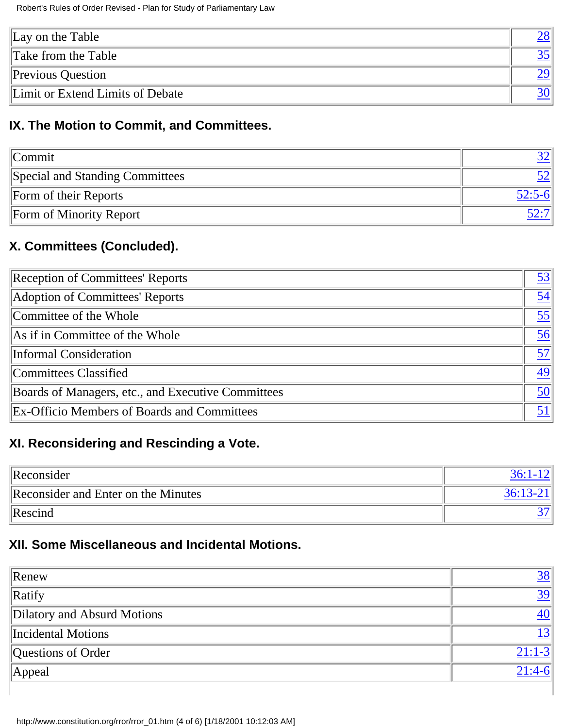| Lay on the Table | 28 |
|---|---|
| Take from the Table | 35 |
| Previous Question | 29 |
| Limit or Extend Limits of Debate | 30 |

### IX. The Motion to Commit, and Committees.

| Commit | 32 |
|---|---|
| Special and Standing Committees | 52 |
| Form of their Reports | 52:5-6 |
| Form of Minority Report | 52:7 |

### X. Committees (Concluded).

| Reception of Committees' Reports | 53 |
|---|---|
| Adoption of Committees' Reports | 54 |
| Committee of the Whole | 55 |
| As if in Committee of the Whole | 56 |
| Informal Consideration | 57 |
| Committees Classified | 49 |
| Boards of Managers, etc., and Executive Committees | 50 |
| Ex-Officio Members of Boards and Committees | 51 |

### XI. Reconsidering and Rescinding a Vote.

| Reconsider | 36:1-12 |
|---|---|
| Reconsider and Enter on the Minutes | 36:13-21 |
| Rescind | 37 |

### XII. Some Miscellaneous and Incidental Motions.

| Renew | 38 |
|---|---|
| Ratify | 39 |
| Dilatory and Absurd Motions | 40 |
| Incidental Motions | 13 |
| Questions of Order | 21:1-3 |
| Appeal | 21:4-6 |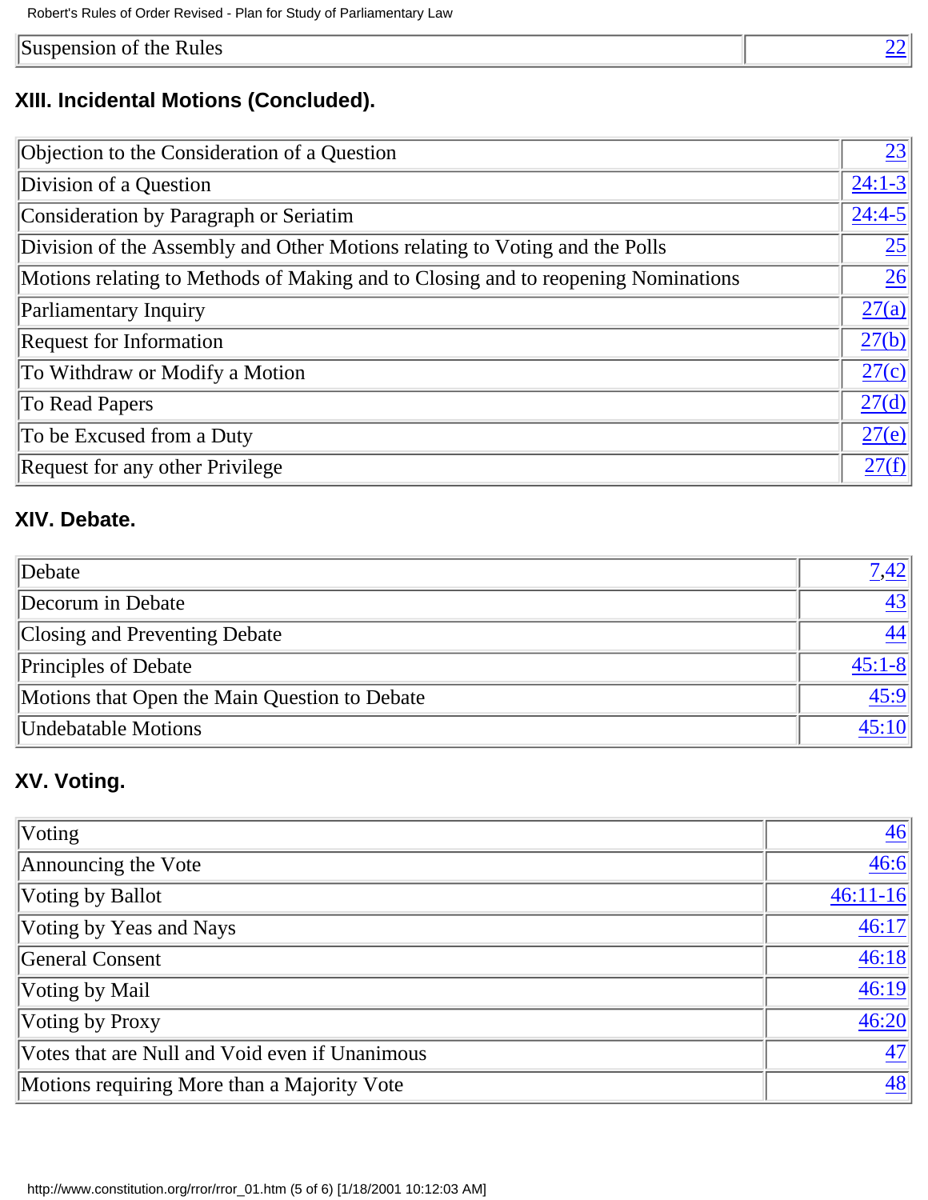| Suspension of the Rules | 22 |
|---|---|

### XIII. Incidental Motions (Concluded).

| Objection to the Consideration of a Question | 23 |
|---|---|
| Division of a Question | 24:1-3 |
| Consideration by Paragraph or Seriatim | 24:4-5 |
| Division of the Assembly and Other Motions relating to Voting and the Polls | 25 |
| Motions relating to Methods of Making and to Closing and to reopening Nominations | 26 |
| Parliamentary Inquiry | 27(a) |
| Request for Information | 27(b) |
| To Withdraw or Modify a Motion | 27(c) |
| To Read Papers | 27(d) |
| To be Excused from a Duty | 27(e) |
| Request for any other Privilege | 27(f) |

### XIV. Debate.

| Debate | 7,42 |
|---|---|
| Decorum in Debate | 43 |
| Closing and Preventing Debate | 44 |
| Principles of Debate | 45:1-8 |
| Motions that Open the Main Question to Debate | 45:9 |
| Undebatable Motions | 45:10 |

### XV. Voting.

| Voting | 46 |
|---|---|
| Announcing the Vote | 46:6 |
| Voting by Ballot | 46:11-16 |
| Voting by Yeas and Nays | 46:17 |
| General Consent | 46:18 |
| Voting by Mail | 46:19 |
| Voting by Proxy | 46:20 |
| Votes that are Null and Void even if Unanimous | 47 |
| Motions requiring More than a Majority Vote | 48 |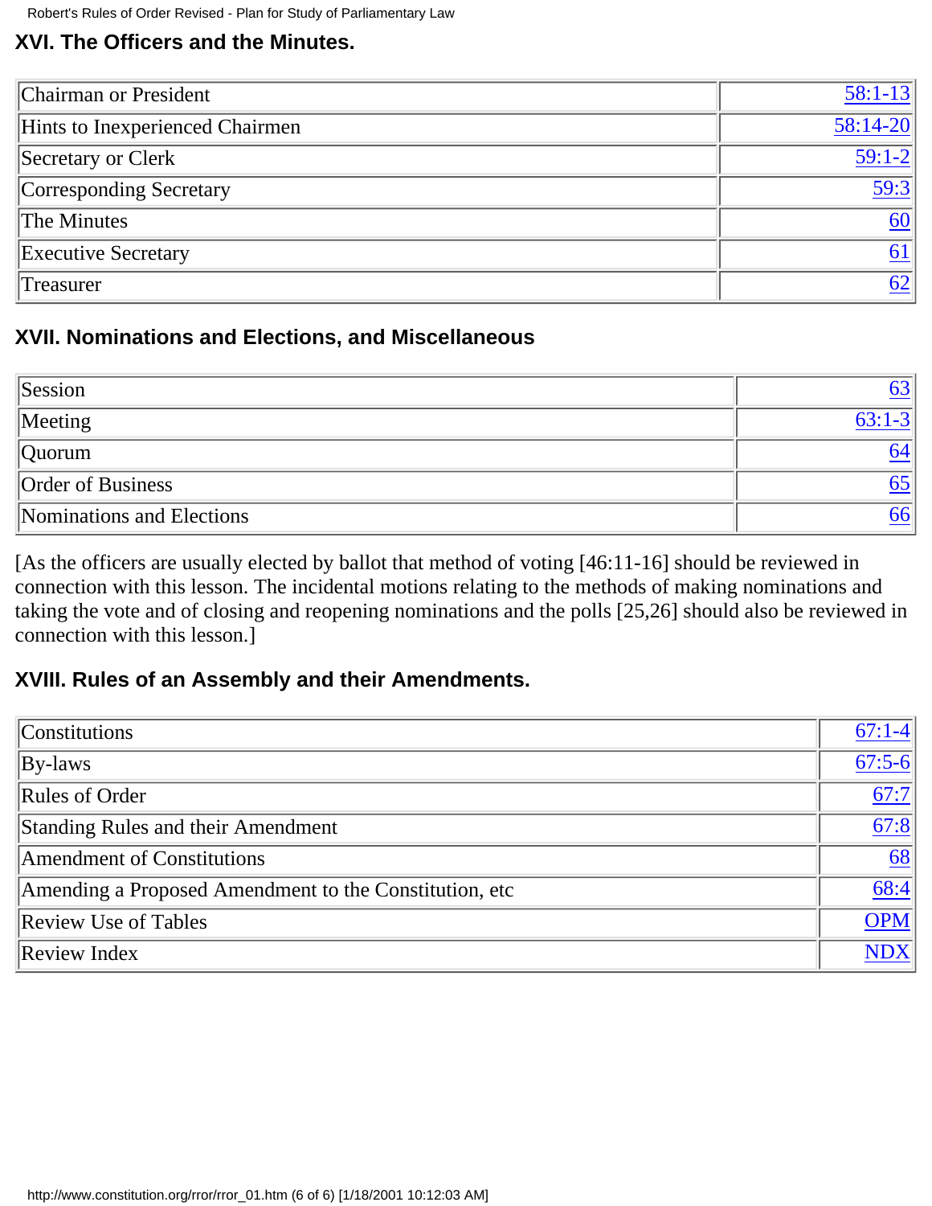## XVI. The Officers and the Minutes.

| | |
|---|---|
| Chairman or President | 58:1-13 |
| Hints to Inexperienced Chairmen | 58:14-20 |
| Secretary or Clerk | 59:1-2 |
| Corresponding Secretary | 59:3 |
| The Minutes | 60 |
| Executive Secretary | 61 |
| Treasurer | 62 |

## XVII. Nominations and Elections, and Miscellaneous

| | |
|---|---|
| Session | 63 |
| Meeting | 63:1-3 |
| Quorum | 64 |
| Order of Business | 65 |
| Nominations and Elections | 66 |

[As the officers are usually elected by ballot that method of voting [46:11-16] should be reviewed in connection with this lesson. The incidental motions relating to the methods of making nominations and taking the vote and of closing and reopening nominations and the polls [25,26] should also be reviewed in connection with this lesson.]

## XVIII. Rules of an Assembly and their Amendments.

| | |
|---|---|
| Constitutions | 67:1-4 |
| By-laws | 67:5-6 |
| Rules of Order | 67:7 |
| Standing Rules and their Amendment | 67:8 |
| Amendment of Constitutions | 68 |
| Amending a Proposed Amendment to the Constitution, etc | 68:4 |
| Review Use of Tables | OPM |
| Review Index | NDX |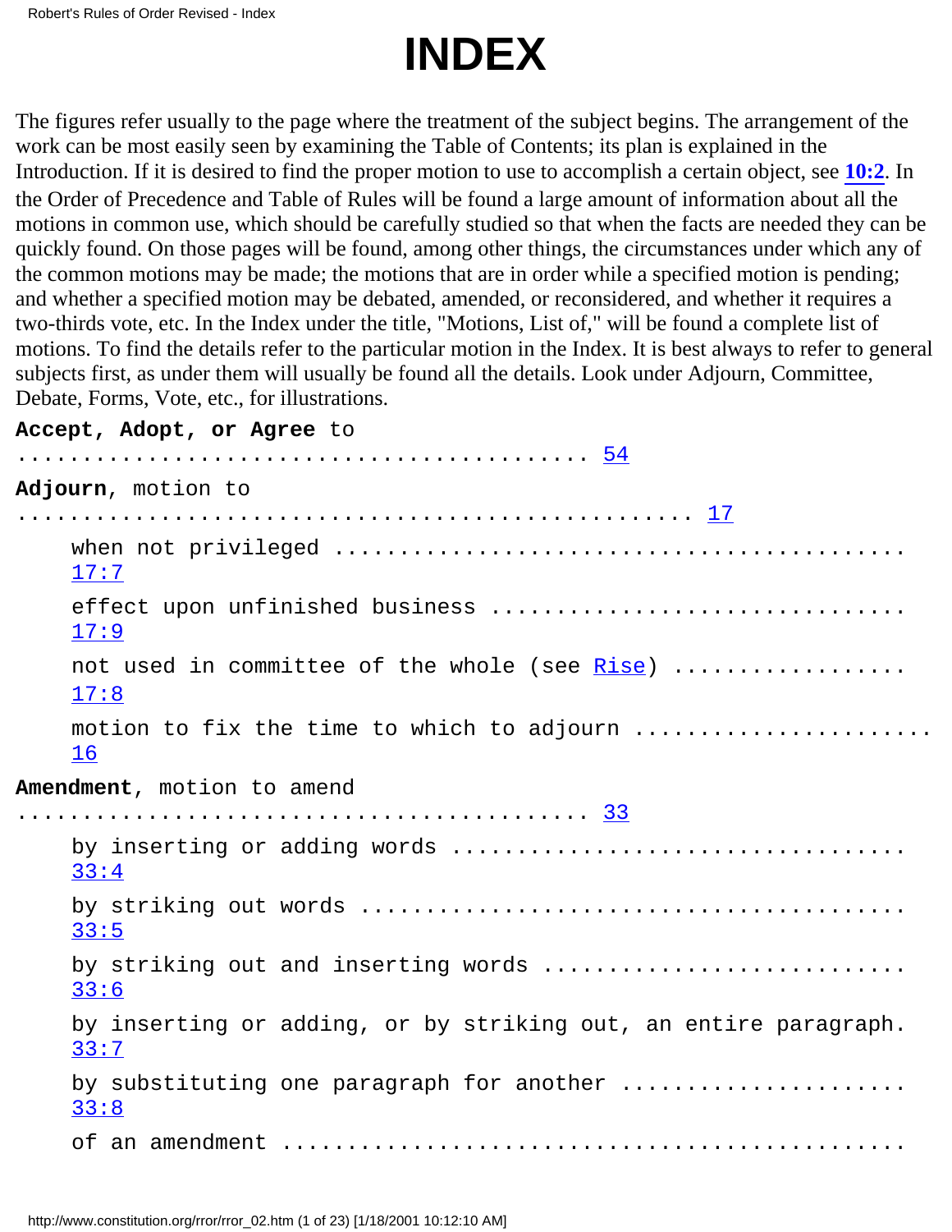# INDEX

The figures refer usually to the page where the treatment of the subject begins. The arrangement of the work can be most easily seen by examining the Table of Contents; its plan is explained in the Introduction. If it is desired to find the proper motion to use to accomplish a certain object, see **10:2**. In the Order of Precedence and Table of Rules will be found a large amount of information about all the motions in common use, which should be carefully studied so that when the facts are needed they can be quickly found. On those pages will be found, among other things, the circumstances under which any of the common motions may be made; the motions that are in order while a specified motion is pending; and whether a specified motion may be debated, amended, or reconsidered, and whether it requires a two-thirds vote, etc. In the Index under the title, "Motions, List of," will be found a complete list of motions. To find the details refer to the particular motion in the Index. It is best always to refer to general subjects first, as under them will usually be found all the details. Look under Adjourn, Committee, Debate, Forms, Vote, etc., for illustrations.

**Accept, Adopt, or Agree** to ............................................ 54

**Adjourn**, motion to ................................................ 17

- when not privileged ............................................ 17:7
- effect upon unfinished business ................................ 17:9
- not used in committee of the whole (see Rise) ................. 17:8
- motion to fix the time to which to adjourn ..................... 16

**Amendment**, motion to amend ............................................ 33

- by inserting or adding words ................................... 33:4
- by striking out words .......................................... 33:5
- by striking out and inserting words ............................ 33:6
- by inserting or adding, or by striking out, an entire paragraph. 33:7
- by substituting one paragraph for another ...................... 33:8
- of an amendment ................................................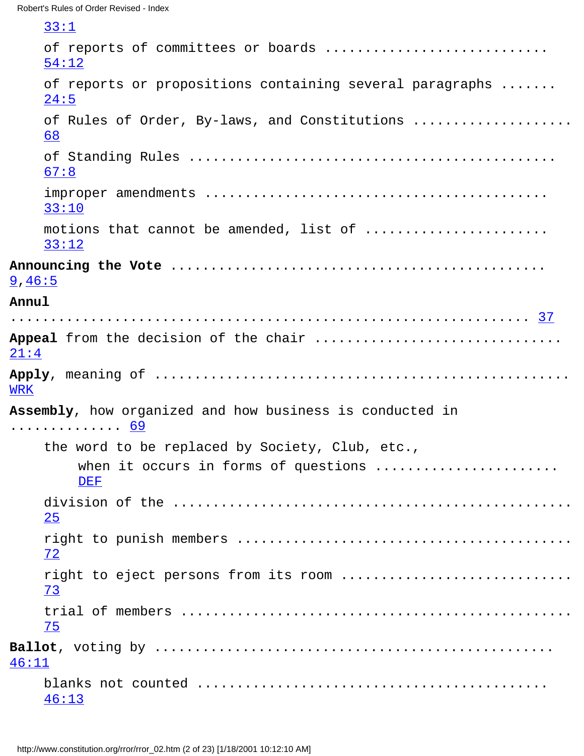33:1

of reports of committees or boards ........................... 54:12

of reports or propositions containing several paragraphs ....... 24:5

of Rules of Order, By-laws, and Constitutions .................... 68

of Standing Rules ............................................. 67:8

improper amendments ........................................... 33:10

motions that cannot be amended, list of ....................... 33:12

**Announcing the Vote** ............................................. 9, 46:5

**Annul** ............................................................ 37

**Appeal** from the decision of the chair ............................ 21:4

**Apply**, meaning of ................................................ WRK

**Assembly**, how organized and how business is conducted in .............. 69

the word to be replaced by Society, Club, etc.,

when it occurs in forms of questions ...................... DEF

division of the ............................................... 25

right to punish members ....................................... 72

right to eject persons from its room .......................... 73

trial of members .............................................. 75

**Ballot**, voting by ................................................ 46:11

blanks not counted ............................................ 46:13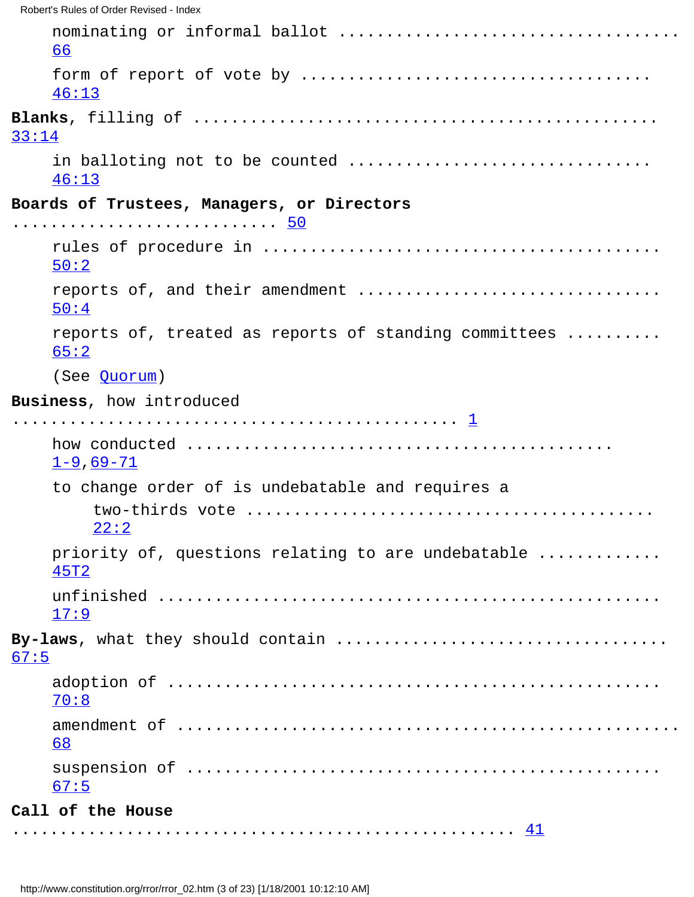nominating or informal ballot .................................... 66

form of report of vote by ................................ 46:13

**Blanks**, filling of .............................................. 33:14

in balloting not to be counted ............................. 46:13

**Boards of Trustees, Managers, or Directors** ............................ 50

rules of procedure in ........................................ 50:2

reports of, and their amendment ............................... 50:4

reports of, treated as reports of standing committees .......... 65:2

(See Quorum)

**Business**, how introduced ............................................... 1

how conducted ........................................... 1-9, 69-71

to change order of is undebatable and requires a two-thirds vote ........................................ 22:2

priority of, questions relating to are undebatable ............ 45T2

unfinished ................................................ 17:9

**By-laws**, what they should contain ................................ 67:5

adoption of ............................................... 70:8

amendment of ................................................ 68

suspension of .............................................. 67:5

**Call of the House** ...................................................... 41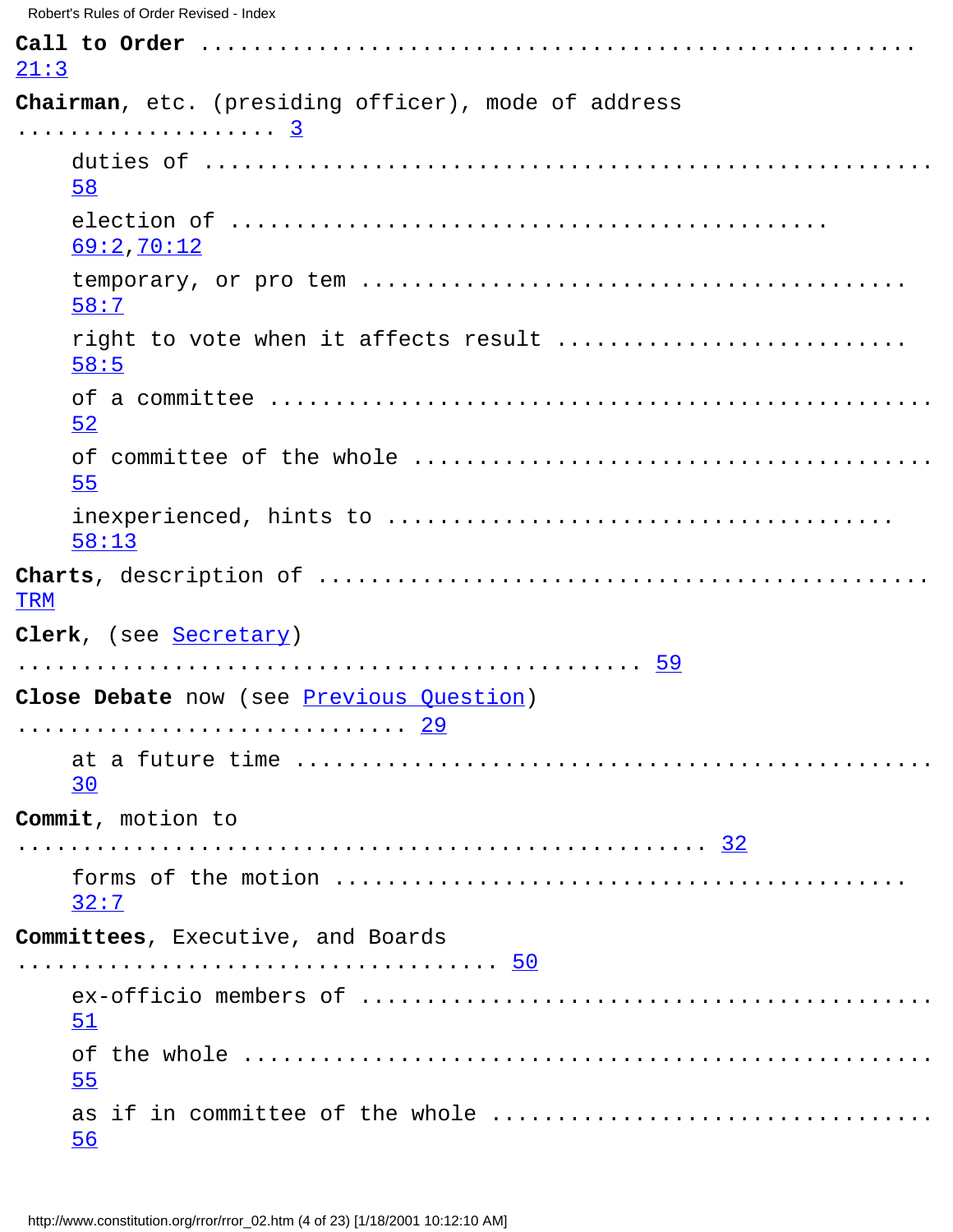**Call to Order** ........................................................ 21:3

**Chairman**, etc. (presiding officer), mode of address .................... 3

- duties of ........................................................ 58
- election of ............................................... 69:2,70:12
- temporary, or pro tem .......................................... 58:7
- right to vote when it affects result ........................... 58:5
- of a committee ................................................... 52
- of committee of the whole ........................................ 55
- inexperienced, hints to ....................................... 58:13

**Charts**, description of ............................................ TRM

**Clerk**, (see Secretary) .............................................. 59

**Close Debate** now (see Previous Question) ............................. 29

- at a future time ................................................. 30

**Commit**, motion to ................................................... 32

- forms of the motion ........................................... 32:7

**Committees**, Executive, and Boards ................................... 50

- ex-officio members of ............................................ 51
- of the whole ..................................................... 55
- as if in committee of the whole .................................. 56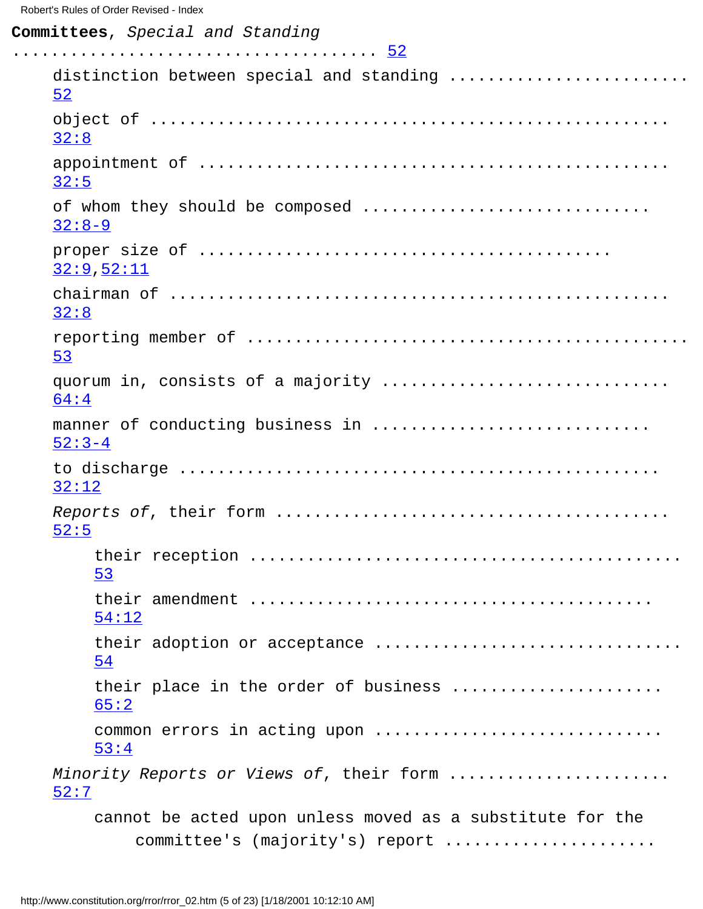**Committees**, *Special and Standing* ..................................... 52

- distinction between special and standing ........................ 52
- object of ..................................................... 32:8
- appointment of ................................................ 32:5
- of whom they should be composed ............................ 32:8-9
- proper size of ........................................ 32:9, 52:11
- chairman of ................................................... 32:8
- reporting member of ........................................... 53
- quorum in, consists of a majority ........................... 64:4
- manner of conducting business in ........................... 52:3-4
- to discharge .................................................. 32:12
- *Reports of*, their form ...................................... 52:5
  - their reception .............................................. 53
  - their amendment ............................................ 54:12
  - their adoption or acceptance ................................ 54
  - their place in the order of business ..................... 65:2
  - common errors in acting upon ............................... 53:4
- *Minority Reports or Views of*, their form ..................... 52:7
  - cannot be acted upon unless moved as a substitute for the committee's (majority's) report .....................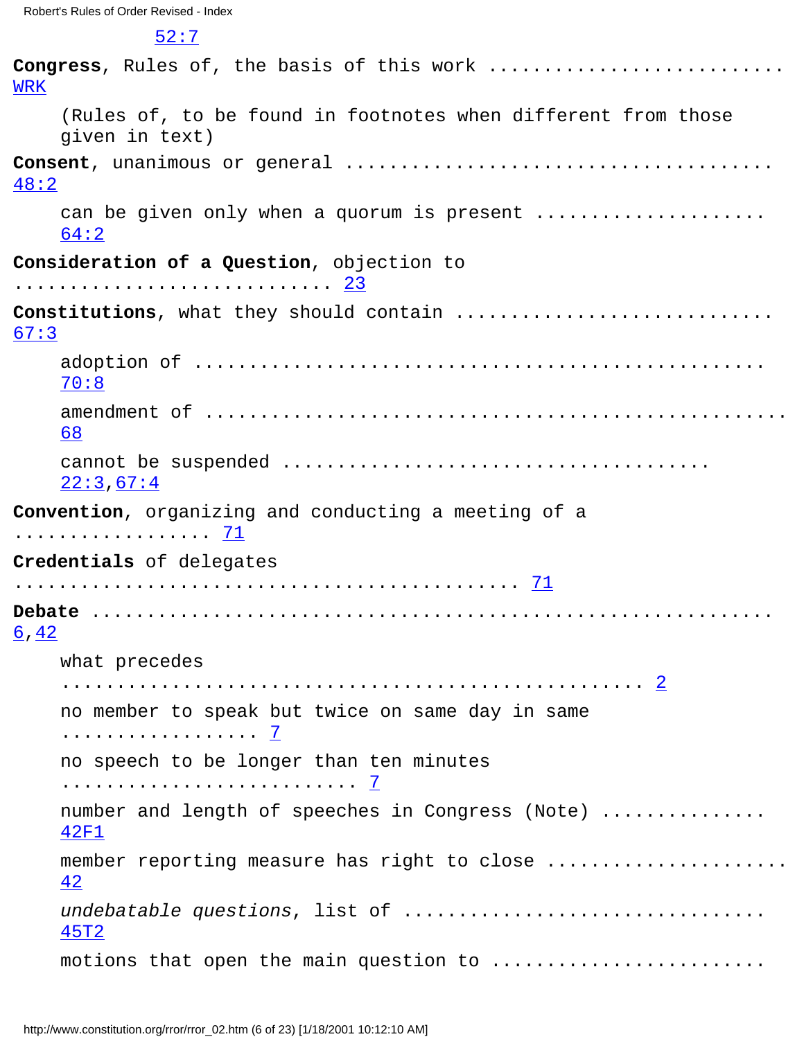52:7

**Congress**, Rules of, the basis of this work .......................... WRK

(Rules of, to be found in footnotes when different from those given in text)

**Consent**, unanimous or general ...................................... 48:2

can be given only when a quorum is present .................... 64:2

**Consideration of a Question**, objection to ............................ 23

**Constitutions**, what they should contain ............................ 67:3

adoption of ........................................... 70:8

amendment of ............................................ 68

cannot be suspended ................................... 22:3, 67:4

**Convention**, organizing and conducting a meeting of a .................. 71

**Credentials** of delegates .............................................. 71

**Debate** ........................................................ 6, 42

what precedes ...................................................... 2

no member to speak but twice on same day in same .................. 7

no speech to be longer than ten minutes .......................... 7

number and length of speeches in Congress (Note) .............. 42F1

member reporting measure has right to close ..................... 42

*undebatable questions*, list of ................................ 45T2

motions that open the main question to ........................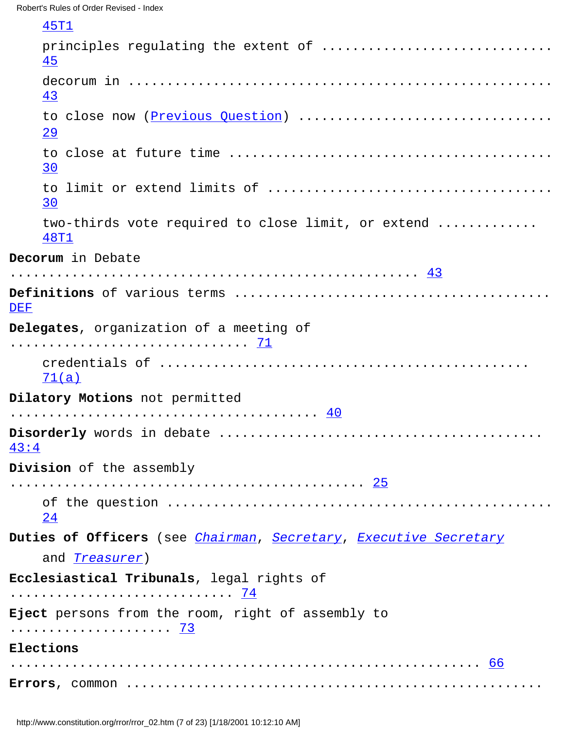45T1

principles regulating the extent of ............................... 45

decorum in ........................................................ 43

to close now (Previous Question) ................................ 29

to close at future time ......................................... 30

to limit or extend limits of .................................... 30

two-thirds vote required to close limit, or extend ............ 48T1

**Decorum** in Debate ..................................................... 43

**Definitions** of various terms .......................................... DEF

**Delegates**, organization of a meeting of ............................... 71

credentials of ................................................ 71(a)

**Dilatory Motions** not permitted ........................................ 40

**Disorderly** words in debate ............................................ 43:4

**Division** of the assembly ............................................... 25

of the question ................................................... 24

**Duties of Officers** (see *Chairman*, *Secretary*, *Executive Secretary* and *Treasurer*)

**Ecclesiastical Tribunals**, legal rights of ............................. 74

**Eject** persons from the room, right of assembly to ..................... 73

**Elections** ............................................................. 66

**Errors**, common .........................................................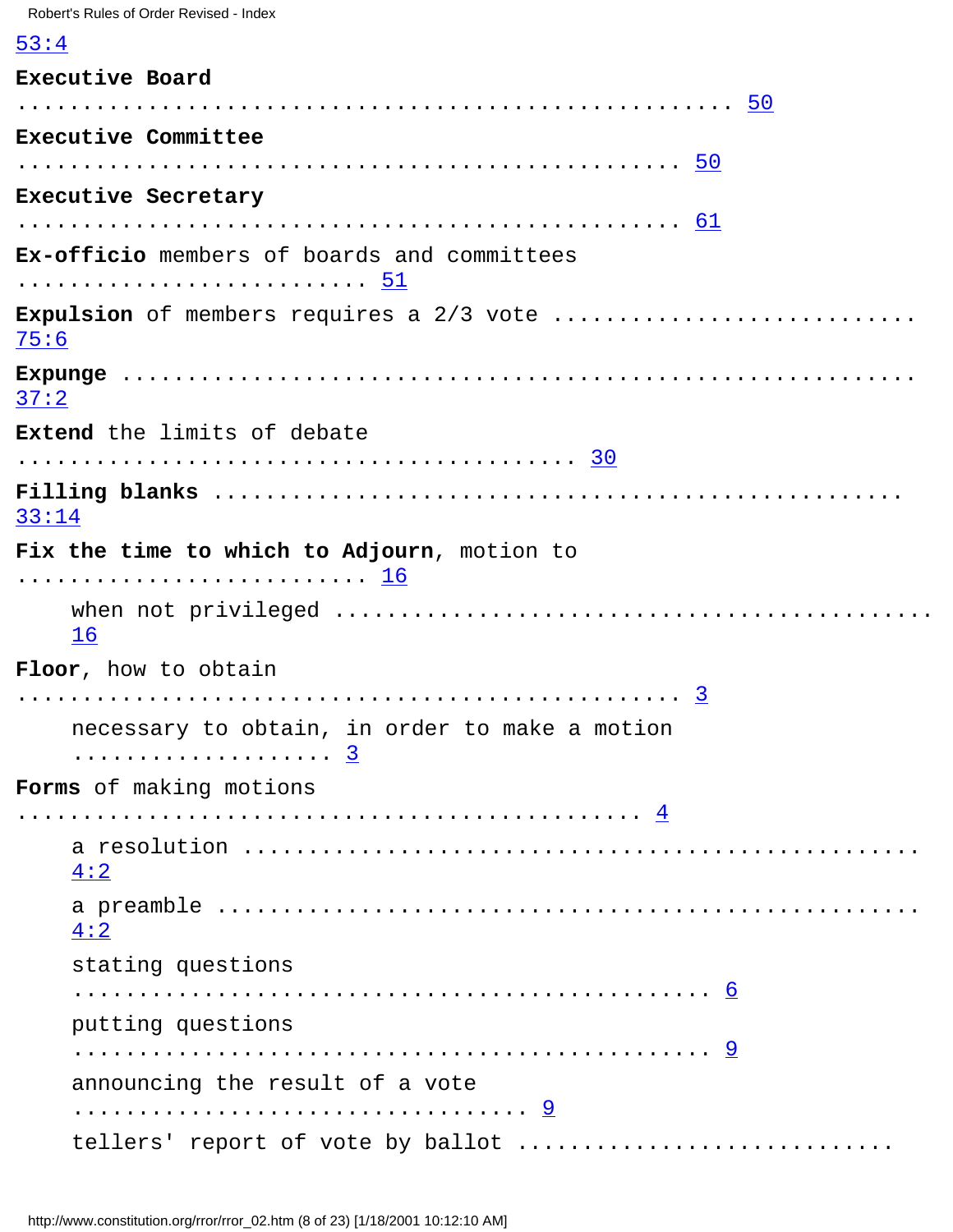53:4

**Executive Board** ....................................................... 50

**Executive Committee** ................................................... 50

**Executive Secretary** ................................................... 61

**Ex-officio** members of boards and committees ........................... 51

**Expulsion** of members requires a 2/3 vote ............................ 75:6

**Expunge** ............................................................ 37:2

**Extend** the limits of debate ........................................ 30

**Filling blanks** .................................................... 33:14

**Fix the time to which to Adjourn**, motion to ......................... 16

- when not privileged .................................................. 16

**Floor**, how to obtain ................................................. 3

- necessary to obtain, in order to make a motion .................... 3

**Forms** of making motions ............................................... 4

- a resolution ......................................................... 4:2
- a preamble ........................................................... 4:2
- stating questions ..................................................... 6
- putting questions ..................................................... 9
- announcing the result of a vote ...................................... 9
- tellers' report of vote by ballot ............................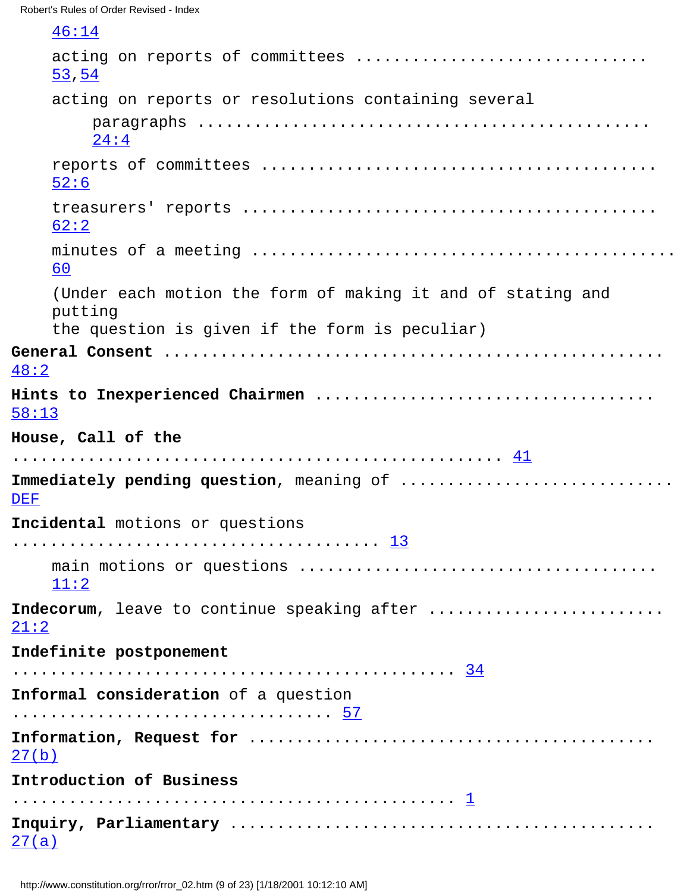46:14

acting on reports of committees .............................. 53,54

acting on reports or resolutions containing several paragraphs ............................................ 24:4

reports of committees .......................................... 52:6

treasurers' reports ............................................ 62:2

minutes of a meeting ............................................ 60

(Under each motion the form of making it and of stating and putting
the question is given if the form is peculiar)

**General Consent** ................................................. 48:2

**Hints to Inexperienced Chairmen** ................................. 58:13

**House, Call of the** ................................................. 41

**Immediately pending question**, meaning of ............................ DEF

**Incidental** motions or questions ...................................... 13

main motions or questions ....................................... 11:2

**Indecorum**, leave to continue speaking after ........................ 21:2

**Indefinite postponement** ............................................... 34

**Informal consideration** of a question ................................. 57

**Information, Request for** ........................................... 27(b)

**Introduction of Business** ............................................... 1

**Inquiry, Parliamentary** ............................................. 27(a)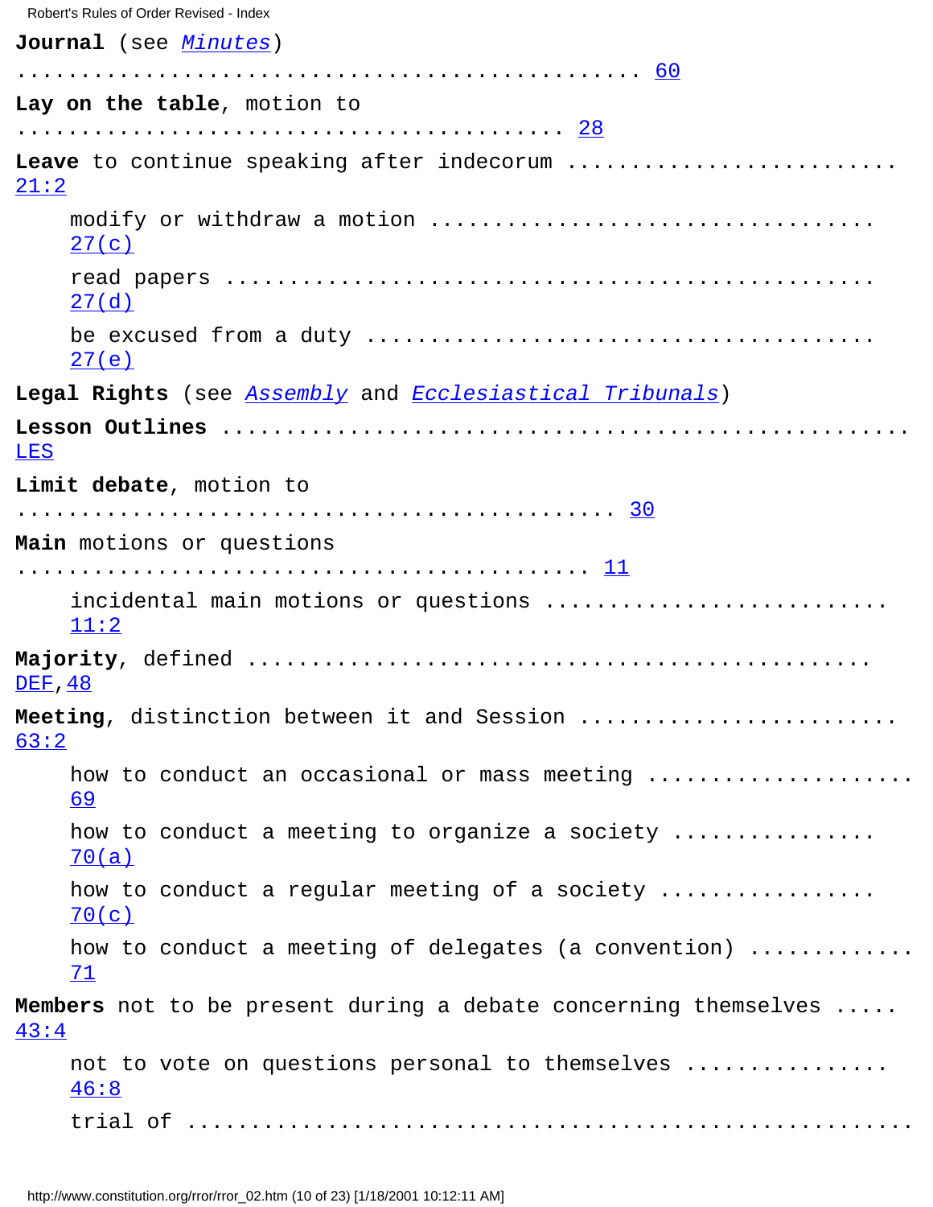**Journal** (see *Minutes*) .................................................. 60

**Lay on the table**, motion to .......................................... 28

**Leave** to continue speaking after indecorum ......................... 21:2

- modify or withdraw a motion .................................. 27(c)
- read papers .................................................. 27(d)
- be excused from a duty ....................................... 27(e)

**Legal Rights** (see *Assembly* and *Ecclesiastical Tribunals*)

**Lesson Outlines** ..................................................... LES

**Limit debate**, motion to ............................................... 30

**Main** motions or questions ............................................. 11

- incidental main motions or questions ........................... 11:2

**Majority**, defined ................................................ DEF, 48

**Meeting**, distinction between it and Session ......................... 63:2

- how to conduct an occasional or mass meeting .................... 69
- how to conduct a meeting to organize a society ................ 70(a)
- how to conduct a regular meeting of a society ................. 70(c)
- how to conduct a meeting of delegates (a convention) ............ 71

**Members** not to be present during a debate concerning themselves ..... 43:4

- not to vote on questions personal to themselves ................ 46:8
- trial of ..........................................................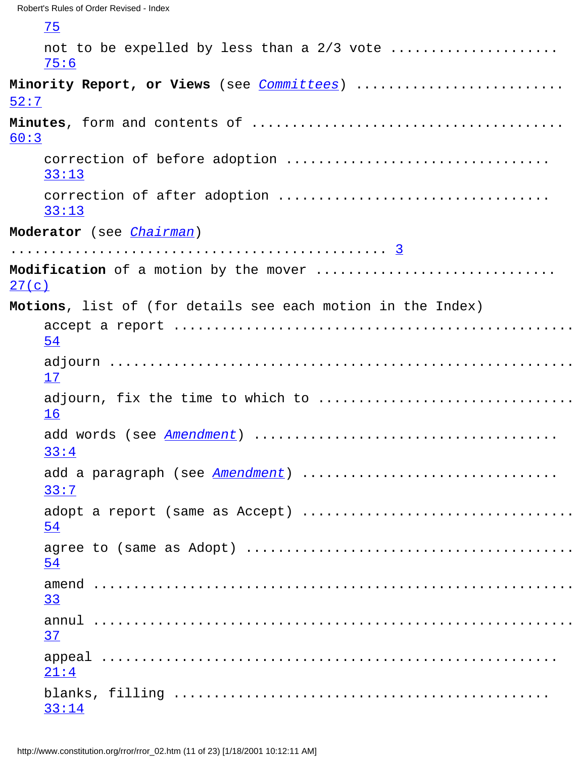[75](#)

not to be expelled by less than a 2/3 vote ..................... [75:6](#)

**Minority Report, or Views** (see *[Committees](#)*) .......................... [52:7](#)

**Minutes**, form and contents of .................................... [60:3](#)

correction of before adoption ................................. [33:13](#)

correction of after adoption .................................. [33:13](#)

**Moderator** (see *[Chairman](#)*) ............................................. [3](#)

**Modification** of a motion by the mover ............................ [27(c)](#)

**Motions**, list of (for details see each motion in the Index)

accept a report ................................................ [54](#)

adjourn ........................................................ [17](#)

adjourn, fix the time to which to ............................... [16](#)

add words (see *[Amendment](#)*) ................................... [33:4](#)

add a paragraph (see *[Amendment](#)*) .............................. [33:7](#)

adopt a report (same as Accept) ................................. [54](#)

agree to (same as Adopt) ........................................ [54](#)

amend ........................................................... [33](#)

annul ........................................................... [37](#)

appeal .......................................................... [21:4](#)

blanks, filling ................................................. [33:14](#)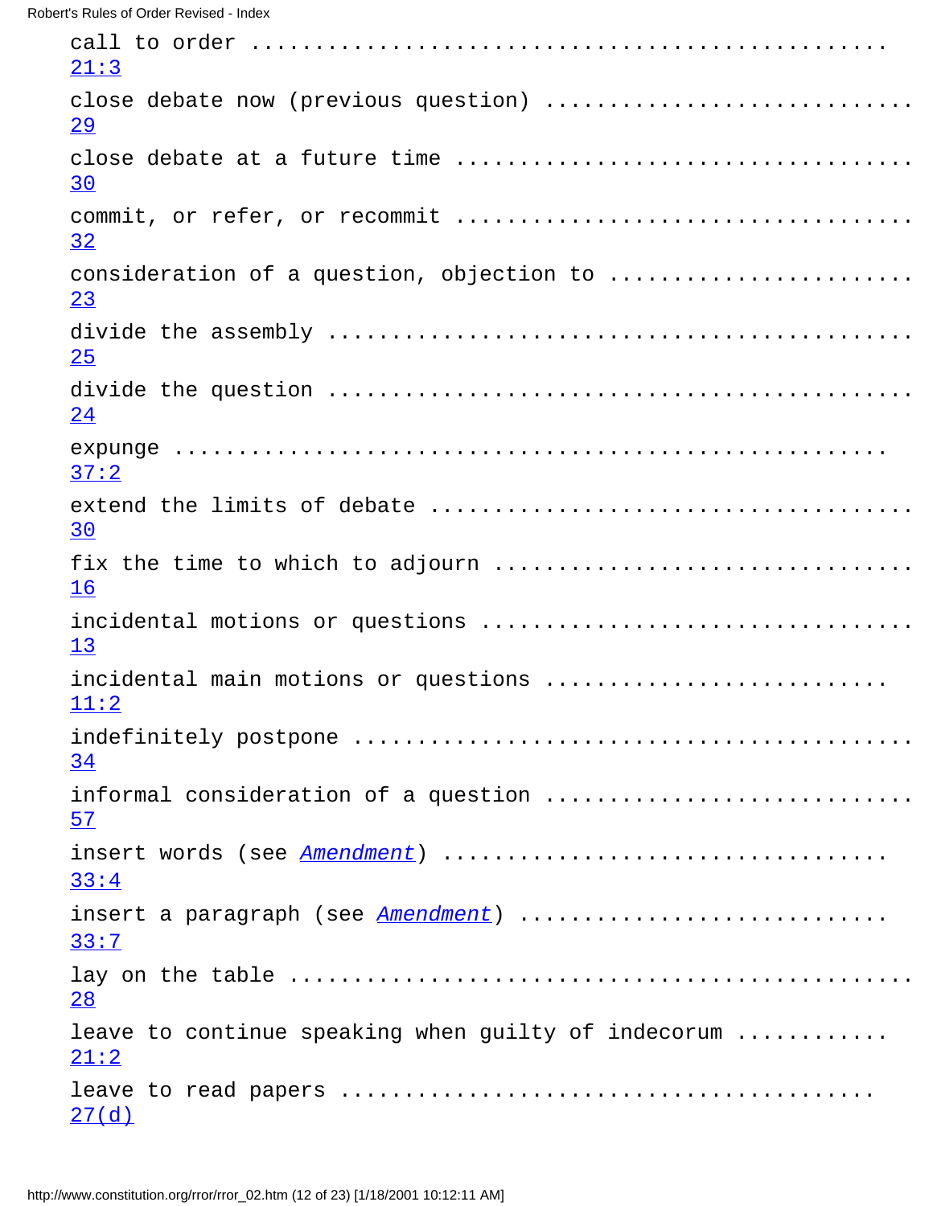call to order ................................................ 21:3

close debate now (previous question) ......................... 29

close debate at a future time ................................ 30

commit, or refer, or recommit ................................ 32

consideration of a question, objection to .................... 23

divide the assembly .......................................... 25

divide the question .......................................... 24

expunge ...................................................... 37:2

extend the limits of debate .................................. 30

fix the time to which to adjourn ............................. 16

incidental motions or questions .............................. 13

incidental main motions or questions ......................... 11:2

indefinitely postpone ........................................ 34

informal consideration of a question ......................... 57

insert words (see *Amendment*) ............................... 33:4

insert a paragraph (see *Amendment*) ......................... 33:7

lay on the table ............................................. 28

leave to continue speaking when guilty of indecorum .......... 21:2

leave to read papers ......................................... 27(d)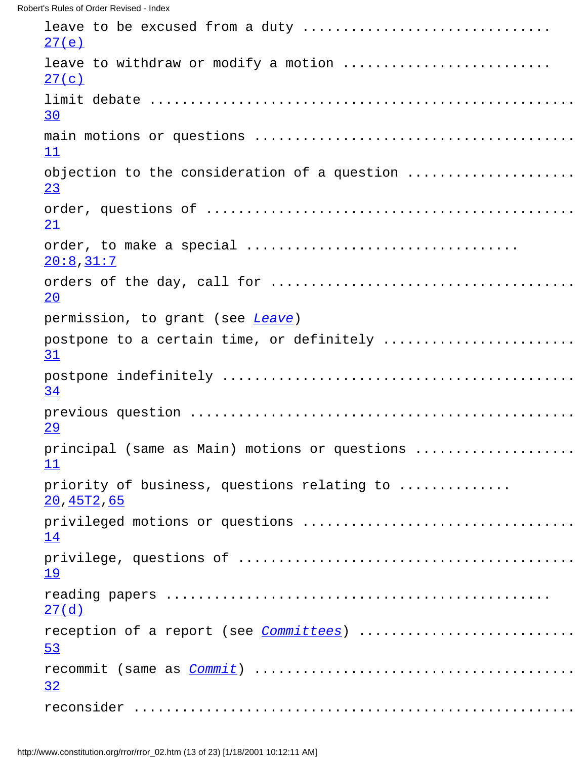leave to be excused from a duty .............................. 27(e)

leave to withdraw or modify a motion ......................... 27(c)

limit debate .................................................. 30

main motions or questions ..................................... 11

objection to the consideration of a question .................. 23

order, questions of ........................................... 21

order, to make a special ...................................... 20:8, 31:7

orders of the day, call for ................................... 20

permission, to grant (see *Leave*)

postpone to a certain time, or definitely ..................... 31

postpone indefinitely ......................................... 34

previous question ............................................. 29

principal (same as Main) motions or questions ................. 11

priority of business, questions relating to ................... 20, 45T2, 65

privileged motions or questions ............................... 14

privilege, questions of ....................................... 19

reading papers ................................................ 27(d)

reception of a report (see *Committees*) ...................... 53

recommit (same as *Commit*) ................................... 32

reconsider ....................................................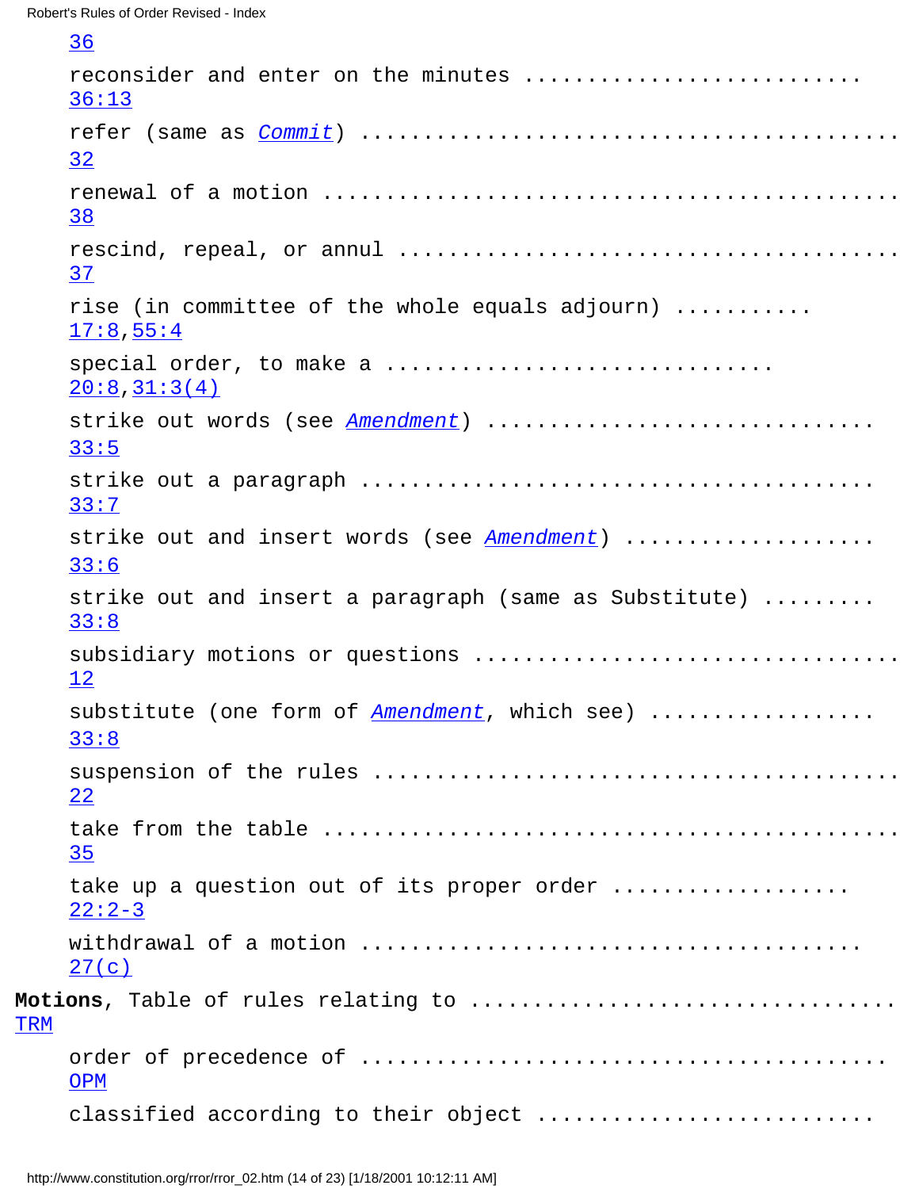36

reconsider and enter on the minutes .......................... 36:13

refer (same as *Commit*) ............................................ 32

renewal of a motion .................................................. 38

rescind, repeal, or annul .......................................... 37

rise (in committee of the whole equals adjourn) ........... 17:8, 55:4

special order, to make a .............................. 20:8, 31:3(4)

strike out words (see *Amendment*) ............................... 33:5

strike out a paragraph ............................................. 33:7

strike out and insert words (see *Amendment*) .................... 33:6

strike out and insert a paragraph (same as Substitute) ......... 33:8

subsidiary motions or questions .................................. 12

substitute (one form of *Amendment*, which see) ................. 33:8

suspension of the rules ............................................ 22

take from the table .................................................. 35

take up a question out of its proper order ................... 22:2-3

withdrawal of a motion .............................................. 27(c)

**Motions**, Table of rules relating to ................................. TRM

order of precedence of ............................................ OPM

classified according to their object ...........................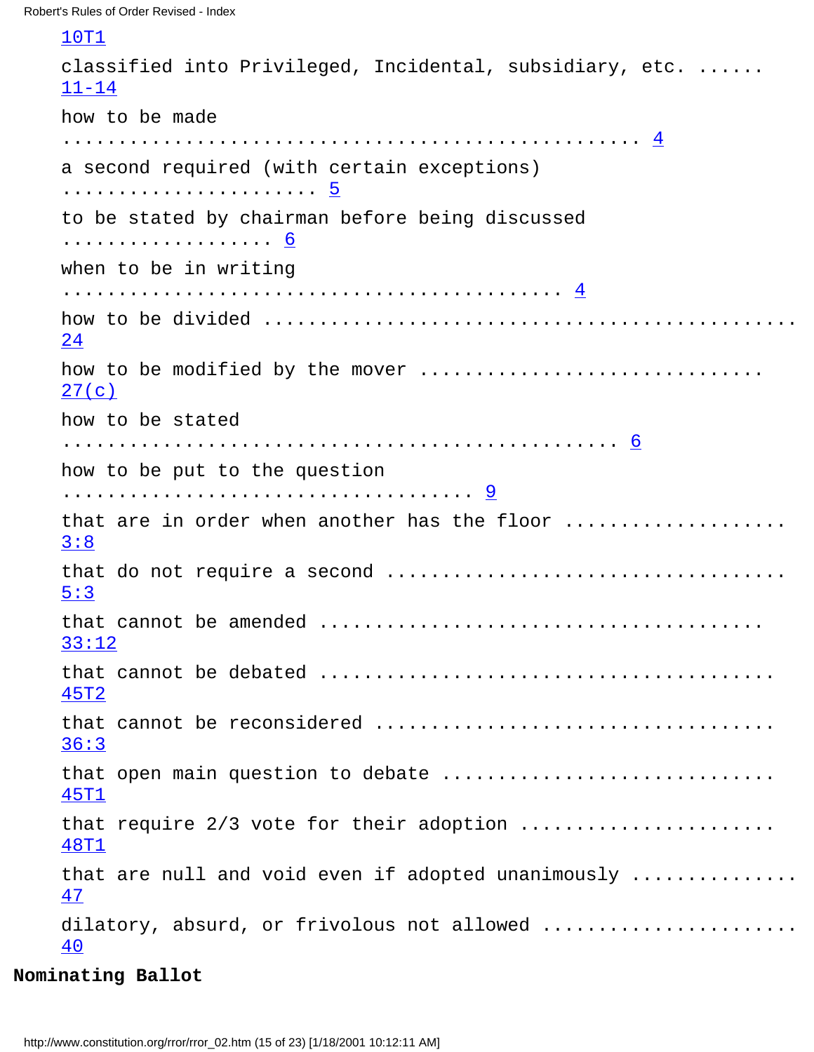10T1

classified into Privileged, Incidental, subsidiary, etc. ...... 11-14

how to be made .................................................... 4

a second required (with certain exceptions) ....................... 5

to be stated by chairman before being discussed ................... 6

when to be in writing ............................................. 4

how to be divided ................................................. 24

how to be modified by the mover ................................... 27(c)

how to be stated .................................................. 6

how to be put to the question ..................................... 9

that are in order when another has the floor ...................... 3:8

that do not require a second ...................................... 5:3

that cannot be amended ............................................ 33:12

that cannot be debated ............................................ 45T2

that cannot be reconsidered ....................................... 36:3

that open main question to debate ................................. 45T1

that require 2/3 vote for their adoption .......................... 48T1

that are null and void even if adopted unanimously ................ 47

dilatory, absurd, or frivolous not allowed ........................ 40

**Nominating Ballot**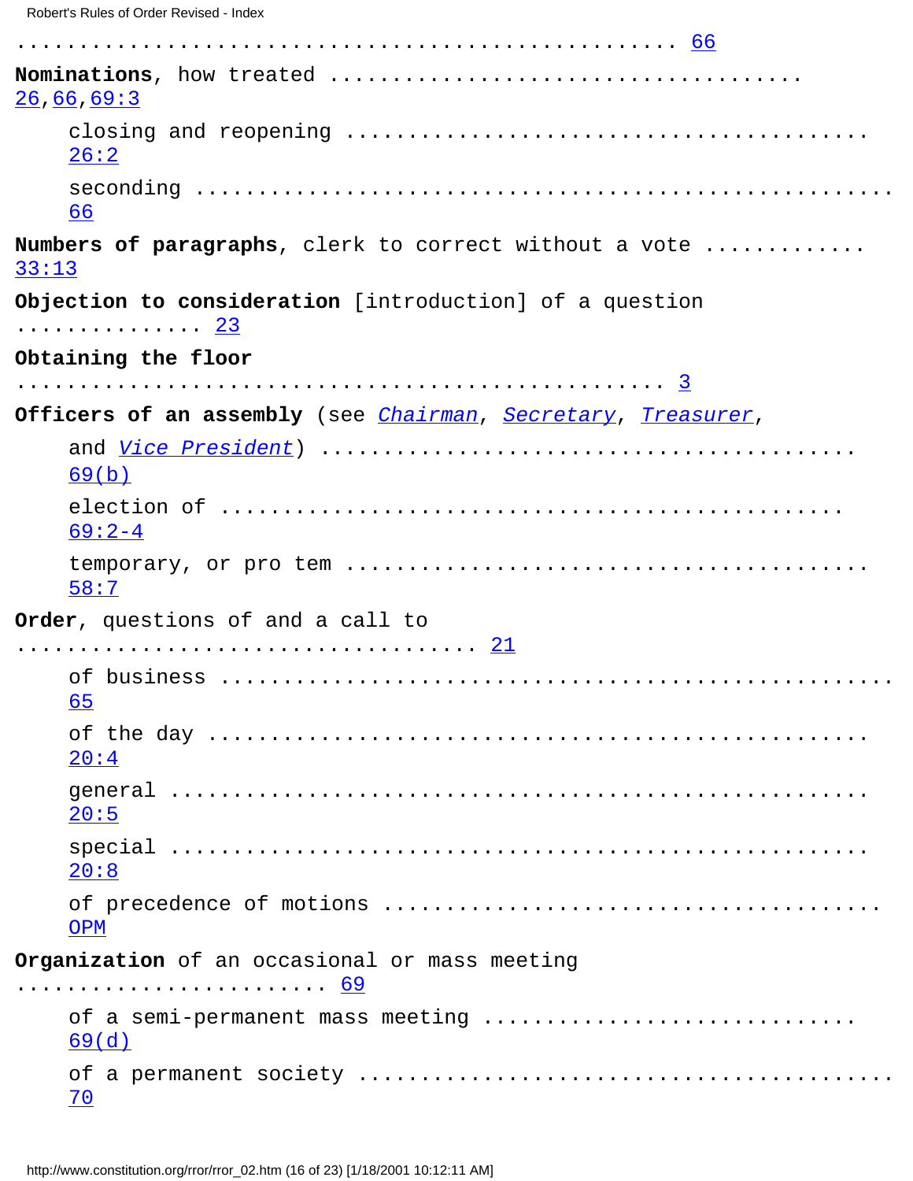.................................................... 66

**Nominations**, how treated ................................ 26, 66, 69:3

- closing and reopening ......................................... 26:2
- seconding ......................................................... 66

**Numbers of paragraphs**, clerk to correct without a vote ............ 33:13

**Objection to consideration** [introduction] of a question ............... 23

**Obtaining the floor** .................................................... 3

**Officers of an assembly** (see *Chairman*, *Secretary*, *Treasurer*,

- and *Vice President*) ........................................ 69(b)
- election of ............................................... 69:2-4
- temporary, or pro tem ........................................ 58:7

**Order**, questions of and a call to .................................... 21

- of business ...................................................... 65
- of the day ..................................................... 20:4
- general ........................................................ 20:5
- special ........................................................ 20:8
- of precedence of motions ........................................ OPM

**Organization** of an occasional or mass meeting ........................ 69

- of a semi-permanent mass meeting ............................. 69(d)
- of a permanent society ........................................... 70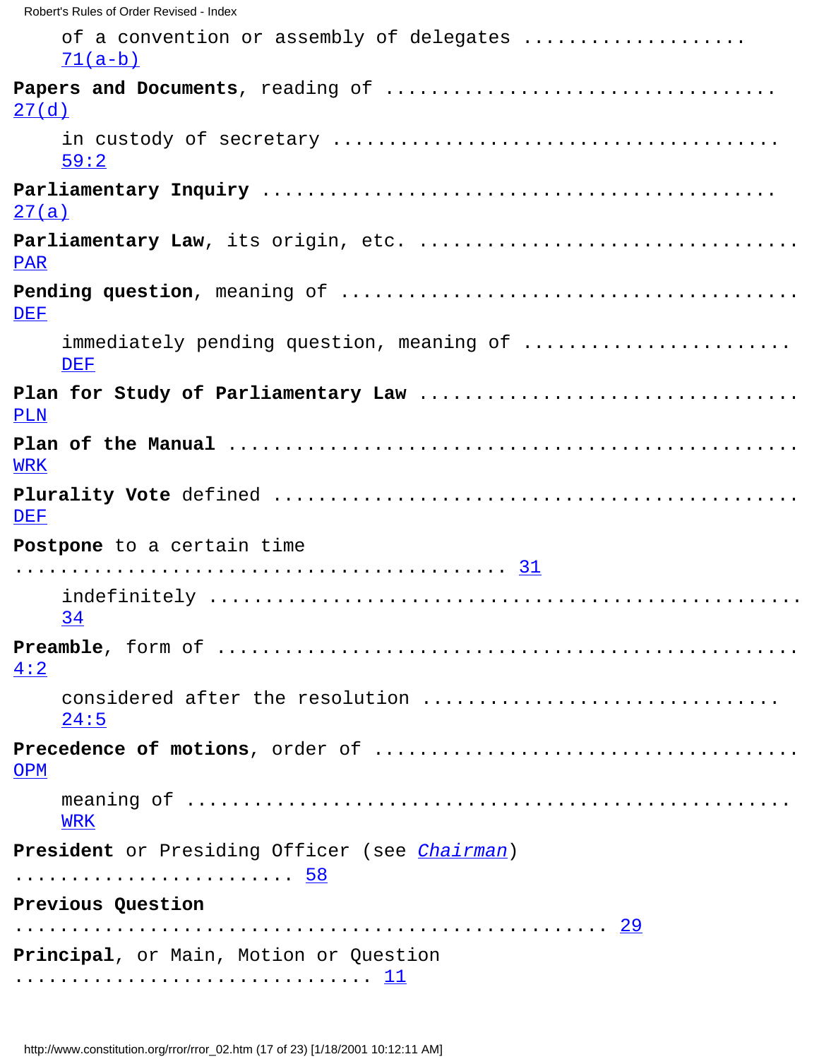of a convention or assembly of delegates .................. 71(a-b)

**Papers and Documents**, reading of .................................. 27(d)

in custody of secretary ......................................... 59:2

**Parliamentary Inquiry** ......................................... 27(a)

**Parliamentary Law**, its origin, etc. ................................. PAR

**Pending question**, meaning of ...................................... DEF

immediately pending question, meaning of ........................ DEF

**Plan for Study of Parliamentary Law** ............................. PLN

**Plan of the Manual** ............................................. WRK

**Plurality Vote** defined ............................................ DEF

**Postpone** to a certain time ............................................ 31

indefinitely ....................................................... 34

**Preamble**, form of ................................................. 4:2

considered after the resolution ............................... 24:5

**Precedence of motions**, order of .................................... OPM

meaning of ........................................................ WRK

**President** or Presiding Officer (see *Chairman*) ......................... 58

**Previous Question** ..................................................... 29

**Principal**, or Main, Motion or Question ............................... 11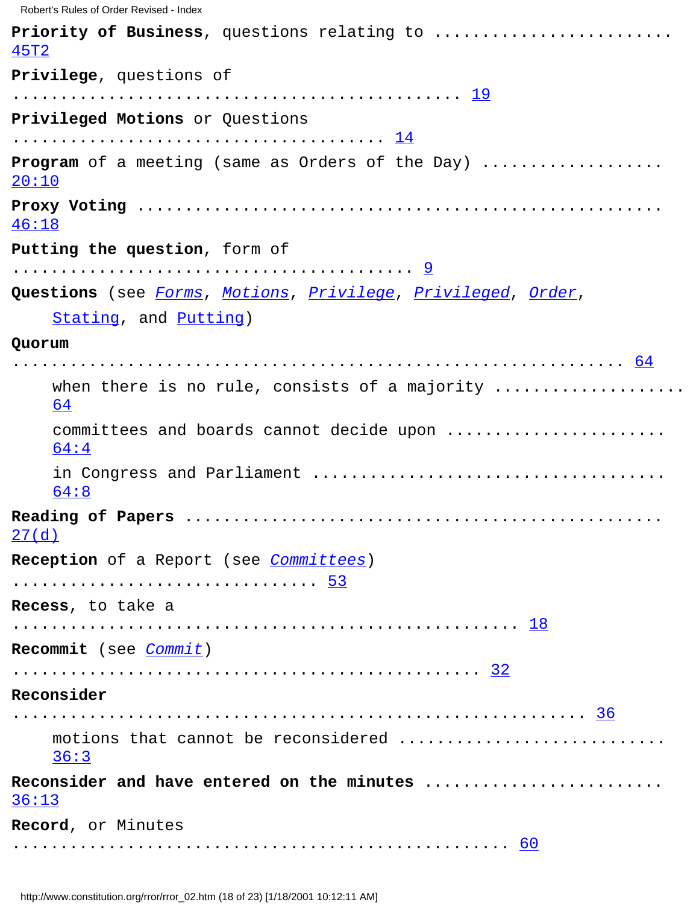**Priority of Business**, questions relating to ........................ 45T2

**Privilege**, questions of ............................................... 19

**Privileged Motions** or Questions ....................................... 14

**Program** of a meeting (same as Orders of the Day) .................. 20:10

**Proxy Voting** ............................................................ 46:18

**Putting the question**, form of .......................................... 9

**Questions** (see *Forms*, *Motions*, *Privilege*, *Privileged*, *Order*, *Stating*, and *Putting*)

**Quorum** ............................................................... 64

- when there is no rule, consists of a majority .................... 64
- committees and boards cannot decide upon ....................... 64:4
- in Congress and Parliament ....................................... 64:8

**Reading of Papers** ....................................................... 27(d)

**Reception** of a Report (see *Committees*) ............................... 53

**Recess**, to take a ....................................................... 18

**Recommit** (see *Commit*) .................................................. 32

**Reconsider** ............................................................... 36

- motions that cannot be reconsidered ............................ 36:3

**Reconsider and have entered on the minutes** ........................ 36:13

**Record**, or Minutes ...................................................... 60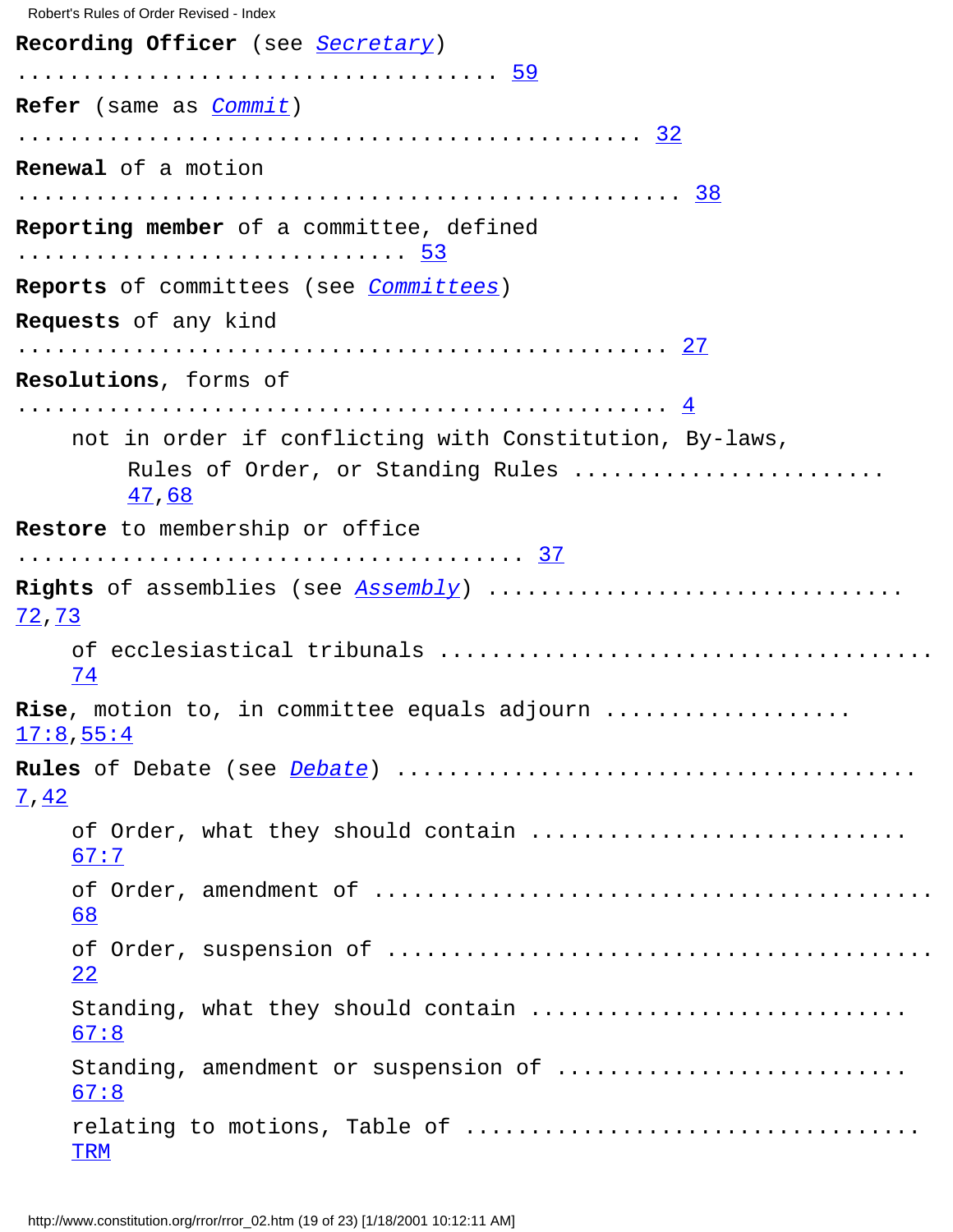**Recording Officer** (see *Secretary*) .................................... 59

**Refer** (same as *Commit*) ................................................ 32

**Renewal** of a motion ................................................ 38

**Reporting member** of a committee, defined ............................ 53

**Reports** of committees (see *Committees*)

**Requests** of any kind ................................................ 27

**Resolutions**, forms of ................................................ 4

- not in order if conflicting with Constitution, By-laws, Rules of Order, or Standing Rules ...................... 47, 68

**Restore** to membership or office ...................................... 37

**Rights** of assemblies (see *Assembly*) ............................... 72, 73

- of ecclesiastical tribunals ...................................... 74

**Rise**, motion to, in committee equals adjourn .................. 17:8, 55:4

**Rules** of Debate (see *Debate*) ....................................... 7, 42

- of Order, what they should contain ............................ 67:7
- of Order, amendment of ........................................ 68
- of Order, suspension of ........................................ 22
- Standing, what they should contain ............................ 67:8
- Standing, amendment or suspension of .......................... 67:8
- relating to motions, Table of .................................. TRM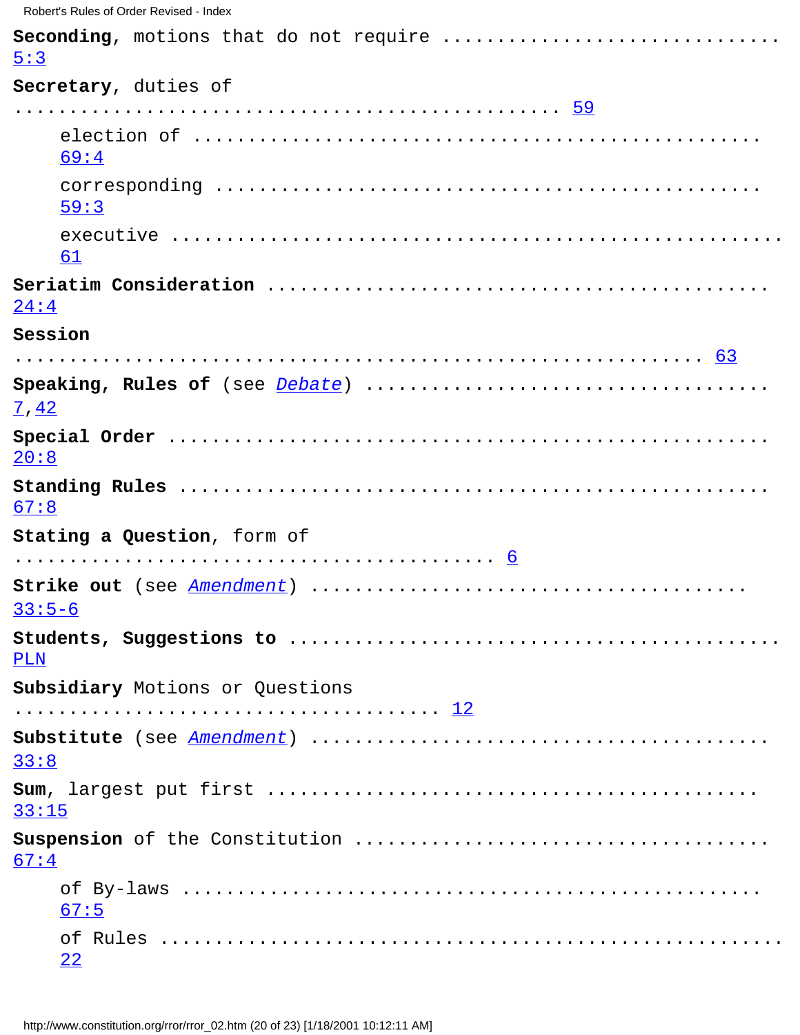**Seconding**, motions that do not require ................................ 5:3

**Secretary**, duties of ................................................ 59

- election of ................................................ 69:4
- corresponding ................................................ 59:3
- executive ................................................ 61

**Seriatim Consideration** ................................ 24:4

**Session** ................................................................ 63

**Speaking, Rules of** (see *Debate*) ................................ 7, 42

**Special Order** ................................................ 20:8

**Standing Rules** ................................................ 67:8

**Stating a Question**, form of ........................................... 6

**Strike out** (see *Amendment*) ................................ 33:5-6

**Students, Suggestions to** ................................ PLN

**Subsidiary** Motions or Questions ........................................ 12

**Substitute** (see *Amendment*) ................................ 33:8

**Sum**, largest put first ................................ 33:15

**Suspension** of the Constitution ................................ 67:4

- of By-laws ................................................ 67:5
- of Rules ................................................ 22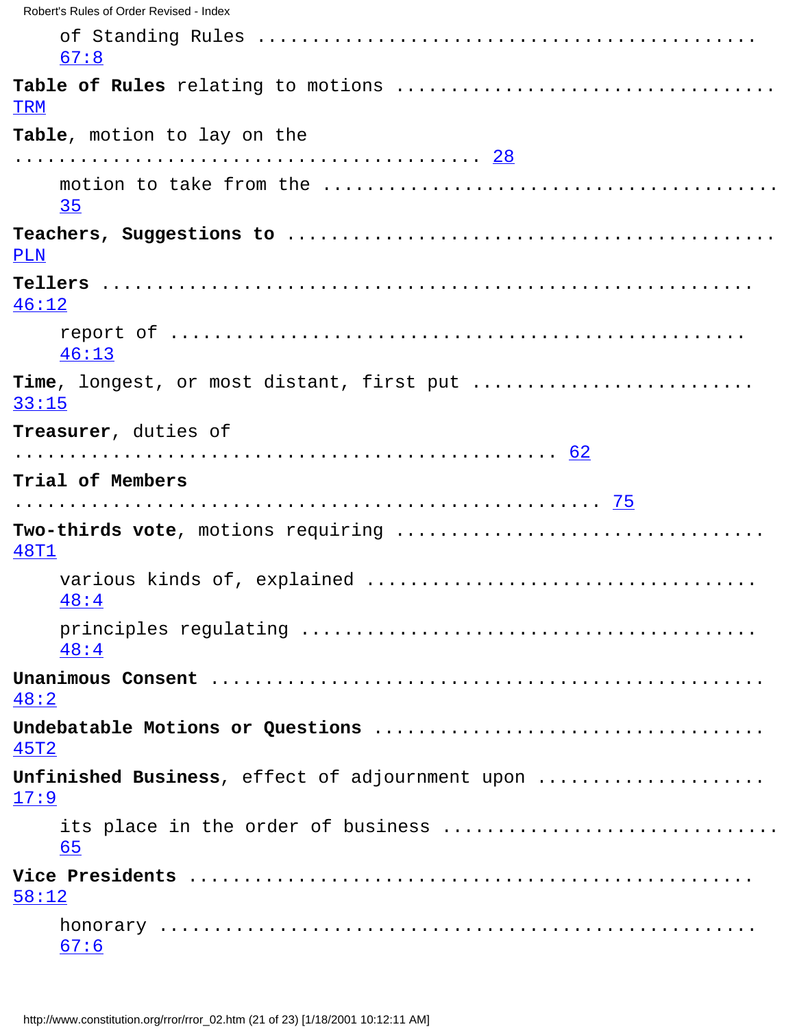of Standing Rules .................................. 67:8

**Table of Rules** relating to motions .................................. TRM

**Table**, motion to lay on the ........................................... 28

motion to take from the .................................. 35

**Teachers, Suggestions to** .................................. PLN

**Tellers** .................................................................. 46:12

report of .................................................. 46:13

**Time**, longest, or most distant, first put .......................... 33:15

**Treasurer**, duties of ................................................ 62

**Trial of Members** ...................................................... 75

**Two-thirds vote**, motions requiring .................................. 48T1

various kinds of, explained .................................. 48:4

principles regulating .................................. 48:4

**Unanimous Consent** .................................................. 48:2

**Undebatable Motions or Questions** .................................. 45T2

**Unfinished Business**, effect of adjournment upon .................... 17:9

its place in the order of business .......................... 65

**Vice Presidents** ...................................................... 58:12

honorary .................................................. 67:6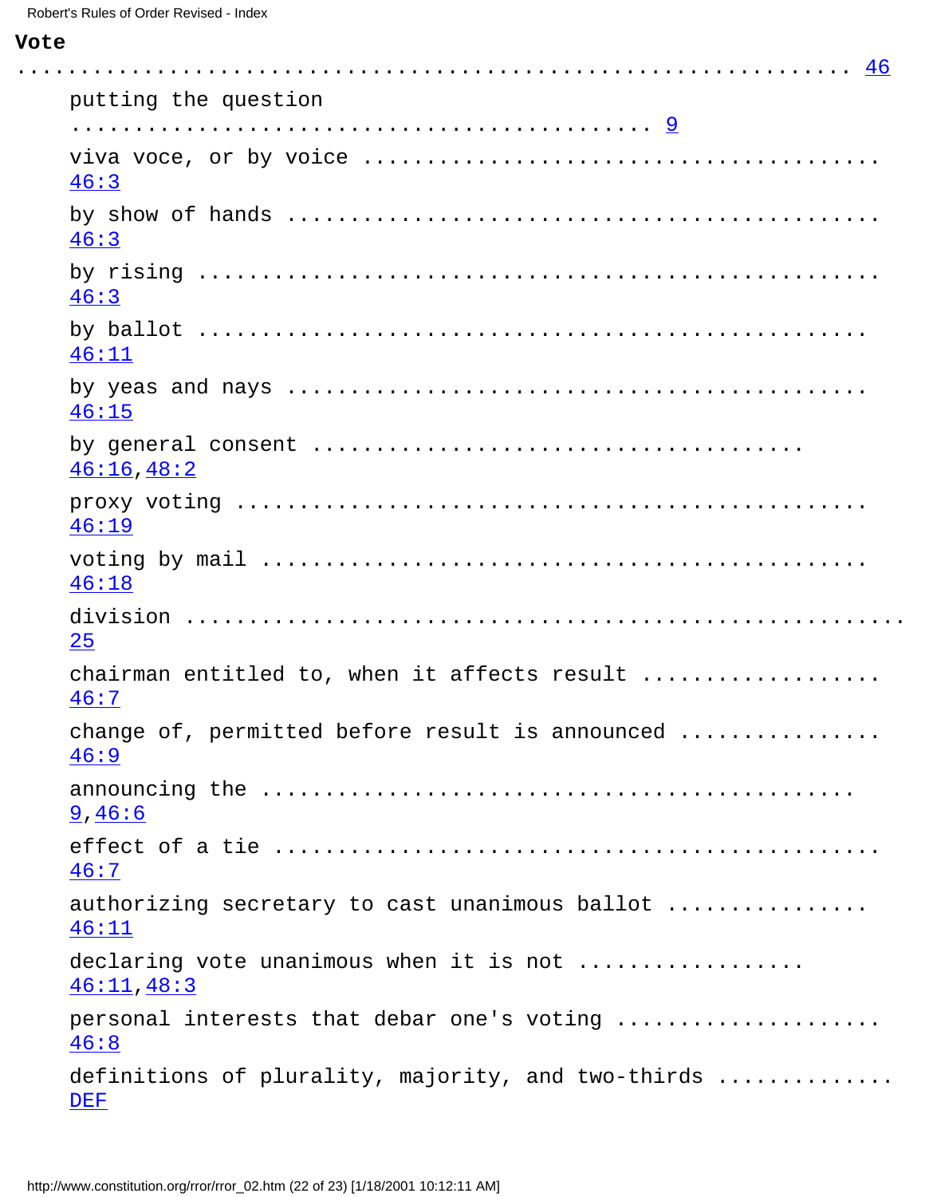**Vote** ........................................................................ 46

- putting the question ............................................. 9
- viva voce, or by voice ........................................ 46:3
- by show of hands ............................................... 46:3
- by rising ............................................................ 46:3
- by ballot ............................................................ 46:11
- by yeas and nays ................................................ 46:15
- by general consent ........................................ 46:16, 48:2
- proxy voting ....................................................... 46:19
- voting by mail ..................................................... 46:18
- division ............................................................... 25
- chairman entitled to, when it affects result .................. 46:7
- change of, permitted before result is announced ................ 46:9
- announcing the ............................................... 9, 46:6
- effect of a tie ..................................................... 46:7
- authorizing secretary to cast unanimous ballot ............... 46:11
- declaring vote unanimous when it is not ................. 46:11, 48:3
- personal interests that debar one's voting .................... 46:8
- definitions of plurality, majority, and two-thirds .............. DEF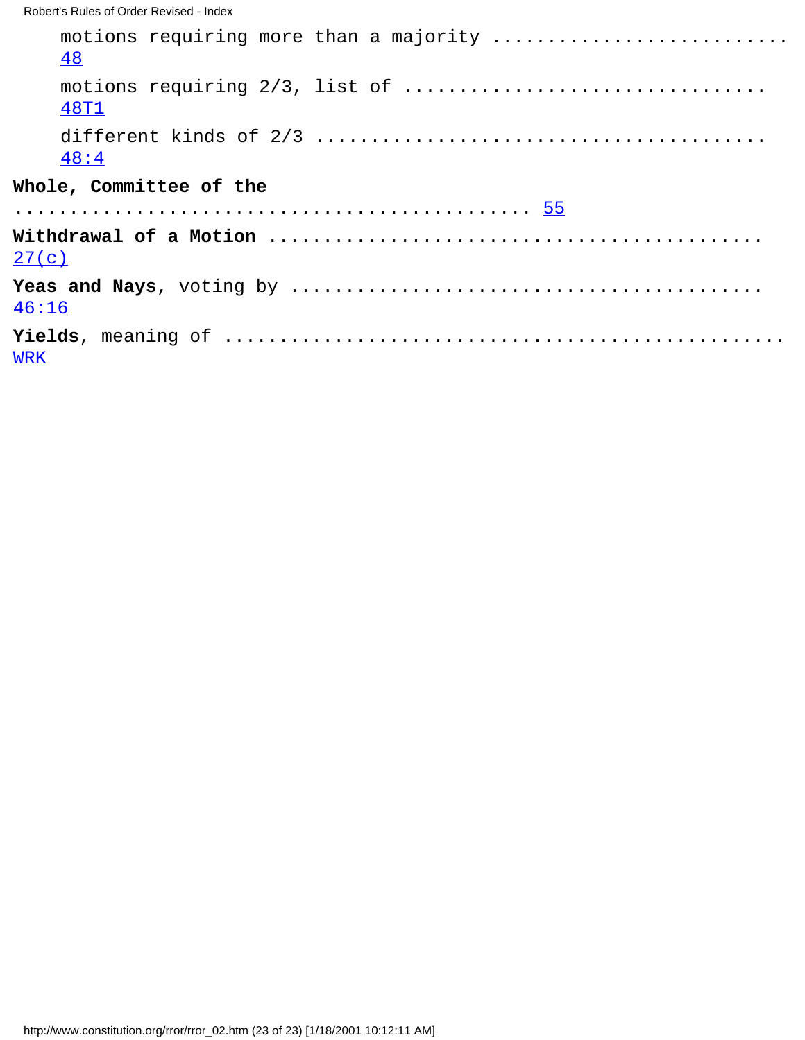motions requiring more than a majority ........................... 48

motions requiring 2/3, list of ................................ 48T1

different kinds of 2/3 ........................................ 48:4

**Whole, Committee of the** ............................................. 55

**Withdrawal of a Motion** ............................................. 27(c)

**Yeas and Nays**, voting by ........................................ 46:16

**Yields**, meaning of ............................................... WRK